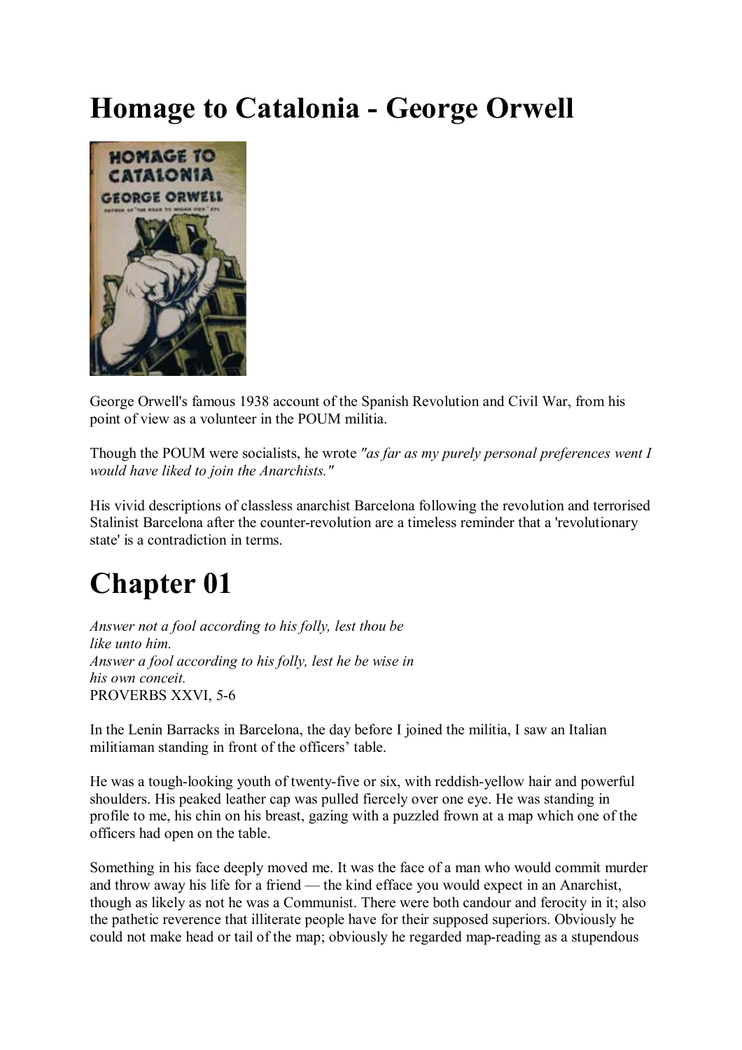# Homage to Catalonia - George Orwell

George Orwell's famous 1938 account of the Spanish Revolution and Civil War, from his point of view as a volunteer in the POUM militia.

Though the POUM were socialists, he wrote *"as far as my purely personal preferences went I would have liked to join the Anarchists."*

His vivid descriptions of classless anarchist Barcelona following the revolution and terrorised Stalinist Barcelona after the counter-revolution are a timeless reminder that a 'revolutionary state' is a contradiction in terms.

# Chapter 01

*Answer not a fool according to his folly, lest thou be like unto him.*
*Answer a fool according to his folly, lest he be wise in his own conceit.*
PROVERBS XXVI, 5-6

In the Lenin Barracks in Barcelona, the day before I joined the militia, I saw an Italian militiaman standing in front of the officers' table.

He was a tough-looking youth of twenty-five or six, with reddish-yellow hair and powerful shoulders. His peaked leather cap was pulled fiercely over one eye. He was standing in profile to me, his chin on his breast, gazing with a puzzled frown at a map which one of the officers had open on the table.

Something in his face deeply moved me. It was the face of a man who would commit murder and throw away his life for a friend — the kind efface you would expect in an Anarchist, though as likely as not he was a Communist. There were both candour and ferocity in it; also the pathetic reverence that illiterate people have for their supposed superiors. Obviously he could not make head or tail of the map; obviously he regarded map-reading as a stupendous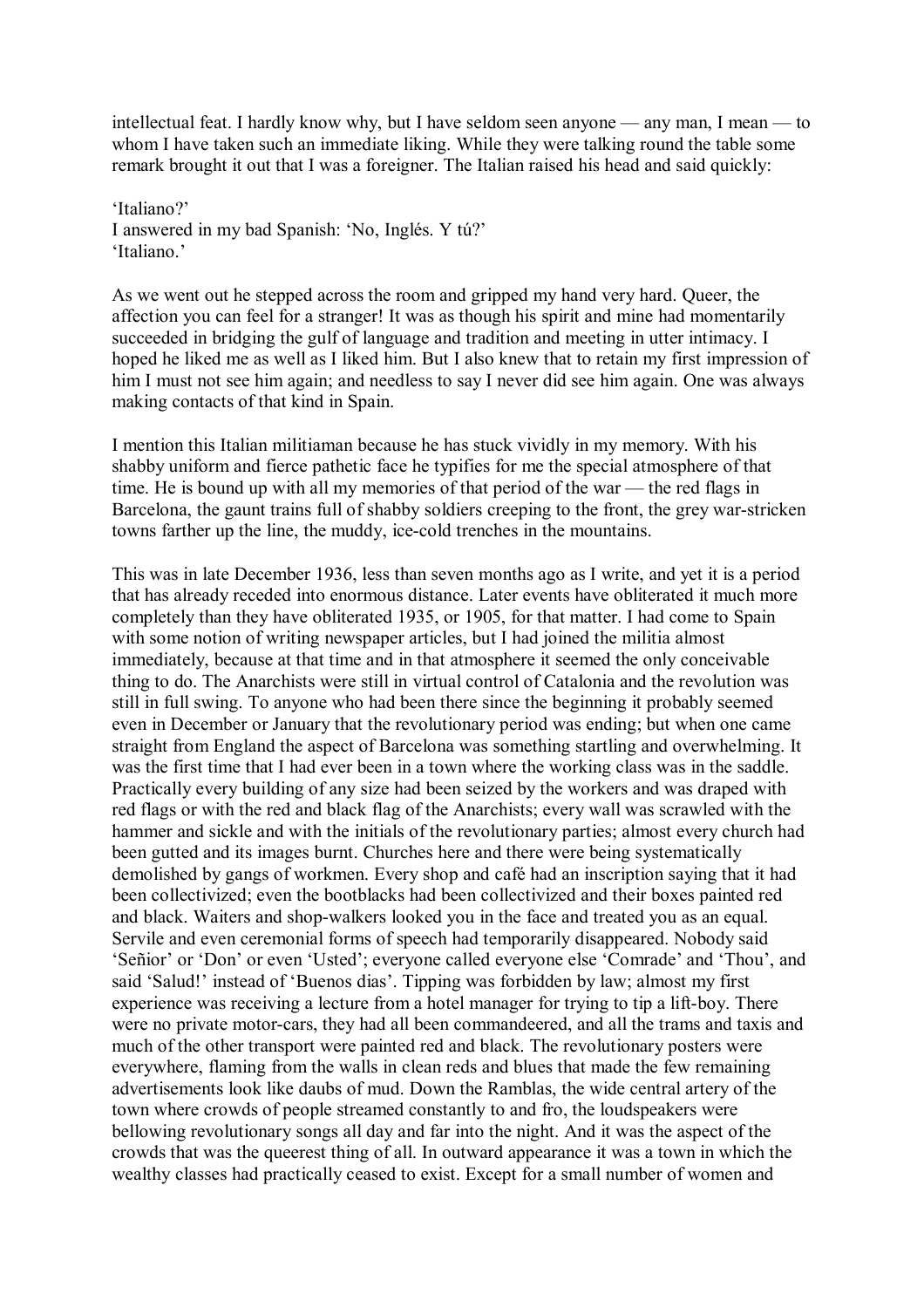intellectual feat. I hardly know why, but I have seldom seen anyone — any man, I mean — to whom I have taken such an immediate liking. While they were talking round the table some remark brought it out that I was a foreigner. The Italian raised his head and said quickly:

'Italiano?'
I answered in my bad Spanish: 'No, Inglés. Y tú?'
'Italiano.'

As we went out he stepped across the room and gripped my hand very hard. Queer, the affection you can feel for a stranger! It was as though his spirit and mine had momentarily succeeded in bridging the gulf of language and tradition and meeting in utter intimacy. I hoped he liked me as well as I liked him. But I also knew that to retain my first impression of him I must not see him again; and needless to say I never did see him again. One was always making contacts of that kind in Spain.

I mention this Italian militiaman because he has stuck vividly in my memory. With his shabby uniform and fierce pathetic face he typifies for me the special atmosphere of that time. He is bound up with all my memories of that period of the war — the red flags in Barcelona, the gaunt trains full of shabby soldiers creeping to the front, the grey war-stricken towns farther up the line, the muddy, ice-cold trenches in the mountains.

This was in late December 1936, less than seven months ago as I write, and yet it is a period that has already receded into enormous distance. Later events have obliterated it much more completely than they have obliterated 1935, or 1905, for that matter. I had come to Spain with some notion of writing newspaper articles, but I had joined the militia almost immediately, because at that time and in that atmosphere it seemed the only conceivable thing to do. The Anarchists were still in virtual control of Catalonia and the revolution was still in full swing. To anyone who had been there since the beginning it probably seemed even in December or January that the revolutionary period was ending; but when one came straight from England the aspect of Barcelona was something startling and overwhelming. It was the first time that I had ever been in a town where the working class was in the saddle. Practically every building of any size had been seized by the workers and was draped with red flags or with the red and black flag of the Anarchists; every wall was scrawled with the hammer and sickle and with the initials of the revolutionary parties; almost every church had been gutted and its images burnt. Churches here and there were being systematically demolished by gangs of workmen. Every shop and café had an inscription saying that it had been collectivized; even the bootblacks had been collectivized and their boxes painted red and black. Waiters and shop-walkers looked you in the face and treated you as an equal. Servile and even ceremonial forms of speech had temporarily disappeared. Nobody said 'Señor' or 'Don' or even 'Usted'; everyone called everyone else 'Comrade' and 'Thou', and said 'Salud!' instead of 'Buenos dias'. Tipping was forbidden by law; almost my first experience was receiving a lecture from a hotel manager for trying to tip a lift-boy. There were no private motor-cars, they had all been commandeered, and all the trams and taxis and much of the other transport were painted red and black. The revolutionary posters were everywhere, flaming from the walls in clean reds and blues that made the few remaining advertisements look like daubs of mud. Down the Ramblas, the wide central artery of the town where crowds of people streamed constantly to and fro, the loudspeakers were bellowing revolutionary songs all day and far into the night. And it was the aspect of the crowds that was the queerest thing of all. In outward appearance it was a town in which the wealthy classes had practically ceased to exist. Except for a small number of women and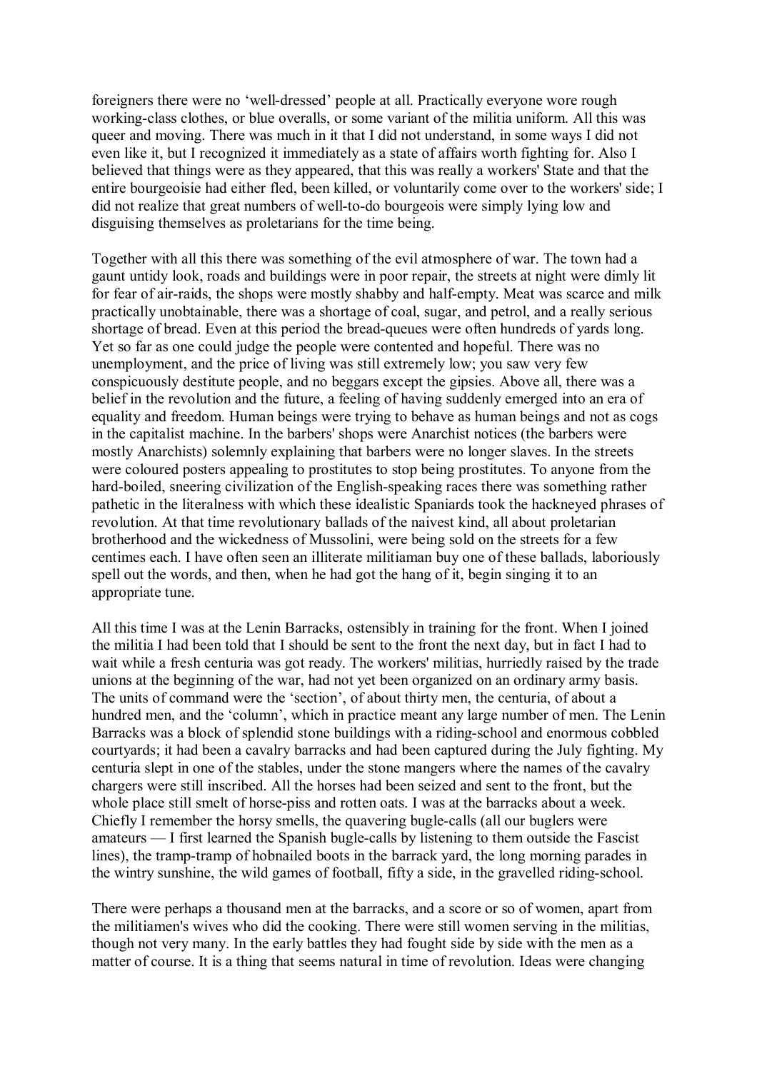foreigners there were no 'well-dressed' people at all. Practically everyone wore rough working-class clothes, or blue overalls, or some variant of the militia uniform. All this was queer and moving. There was much in it that I did not understand, in some ways I did not even like it, but I recognized it immediately as a state of affairs worth fighting for. Also I believed that things were as they appeared, that this was really a workers' State and that the entire bourgeoisie had either fled, been killed, or voluntarily come over to the workers' side; I did not realize that great numbers of well-to-do bourgeois were simply lying low and disguising themselves as proletarians for the time being.

Together with all this there was something of the evil atmosphere of war. The town had a gaunt untidy look, roads and buildings were in poor repair, the streets at night were dimly lit for fear of air-raids, the shops were mostly shabby and half-empty. Meat was scarce and milk practically unobtainable, there was a shortage of coal, sugar, and petrol, and a really serious shortage of bread. Even at this period the bread-queues were often hundreds of yards long. Yet so far as one could judge the people were contented and hopeful. There was no unemployment, and the price of living was still extremely low; you saw very few conspicuously destitute people, and no beggars except the gipsies. Above all, there was a belief in the revolution and the future, a feeling of having suddenly emerged into an era of equality and freedom. Human beings were trying to behave as human beings and not as cogs in the capitalist machine. In the barbers' shops were Anarchist notices (the barbers were mostly Anarchists) solemnly explaining that barbers were no longer slaves. In the streets were coloured posters appealing to prostitutes to stop being prostitutes. To anyone from the hard-boiled, sneering civilization of the English-speaking races there was something rather pathetic in the literalness with which these idealistic Spaniards took the hackneyed phrases of revolution. At that time revolutionary ballads of the naivest kind, all about proletarian brotherhood and the wickedness of Mussolini, were being sold on the streets for a few centimes each. I have often seen an illiterate militiaman buy one of these ballads, laboriously spell out the words, and then, when he had got the hang of it, begin singing it to an appropriate tune.

All this time I was at the Lenin Barracks, ostensibly in training for the front. When I joined the militia I had been told that I should be sent to the front the next day, but in fact I had to wait while a fresh centuria was got ready. The workers' militias, hurriedly raised by the trade unions at the beginning of the war, had not yet been organized on an ordinary army basis. The units of command were the 'section', of about thirty men, the centuria, of about a hundred men, and the 'column', which in practice meant any large number of men. The Lenin Barracks was a block of splendid stone buildings with a riding-school and enormous cobbled courtyards; it had been a cavalry barracks and had been captured during the July fighting. My centuria slept in one of the stables, under the stone mangers where the names of the cavalry chargers were still inscribed. All the horses had been seized and sent to the front, but the whole place still smelt of horse-piss and rotten oats. I was at the barracks about a week. Chiefly I remember the horsy smells, the quavering bugle-calls (all our buglers were amateurs — I first learned the Spanish bugle-calls by listening to them outside the Fascist lines), the tramp-tramp of hobnailed boots in the barrack yard, the long morning parades in the wintry sunshine, the wild games of football, fifty a side, in the gravelled riding-school.

There were perhaps a thousand men at the barracks, and a score or so of women, apart from the militiamen's wives who did the cooking. There were still women serving in the militias, though not very many. In the early battles they had fought side by side with the men as a matter of course. It is a thing that seems natural in time of revolution. Ideas were changing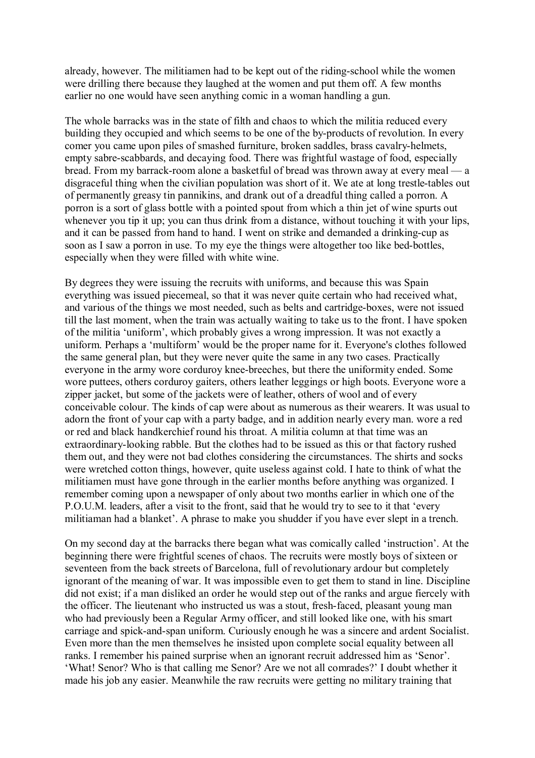already, however. The militiamen had to be kept out of the riding-school while the women were drilling there because they laughed at the women and put them off. A few months earlier no one would have seen anything comic in a woman handling a gun.

The whole barracks was in the state of filth and chaos to which the militia reduced every building they occupied and which seems to be one of the by-products of revolution. In every comer you came upon piles of smashed furniture, broken saddles, brass cavalry-helmets, empty sabre-scabbards, and decaying food. There was frightful wastage of food, especially bread. From my barrack-room alone a basketful of bread was thrown away at every meal — a disgraceful thing when the civilian population was short of it. We ate at long trestle-tables out of permanently greasy tin pannikins, and drank out of a dreadful thing called a porron. A porron is a sort of glass bottle with a pointed spout from which a thin jet of wine spurts out whenever you tip it up; you can thus drink from a distance, without touching it with your lips, and it can be passed from hand to hand. I went on strike and demanded a drinking-cup as soon as I saw a porron in use. To my eye the things were altogether too like bed-bottles, especially when they were filled with white wine.

By degrees they were issuing the recruits with uniforms, and because this was Spain everything was issued piecemeal, so that it was never quite certain who had received what, and various of the things we most needed, such as belts and cartridge-boxes, were not issued till the last moment, when the train was actually waiting to take us to the front. I have spoken of the militia 'uniform', which probably gives a wrong impression. It was not exactly a uniform. Perhaps a 'multiform' would be the proper name for it. Everyone's clothes followed the same general plan, but they were never quite the same in any two cases. Practically everyone in the army wore corduroy knee-breeches, but there the uniformity ended. Some wore puttees, others corduroy gaiters, others leather leggings or high boots. Everyone wore a zipper jacket, but some of the jackets were of leather, others of wool and of every conceivable colour. The kinds of cap were about as numerous as their wearers. It was usual to adorn the front of your cap with a party badge, and in addition nearly every man. wore a red or red and black handkerchief round his throat. A militia column at that time was an extraordinary-looking rabble. But the clothes had to be issued as this or that factory rushed them out, and they were not bad clothes considering the circumstances. The shirts and socks were wretched cotton things, however, quite useless against cold. I hate to think of what the militiamen must have gone through in the earlier months before anything was organized. I remember coming upon a newspaper of only about two months earlier in which one of the P.O.U.M. leaders, after a visit to the front, said that he would try to see to it that 'every militiaman had a blanket'. A phrase to make you shudder if you have ever slept in a trench.

On my second day at the barracks there began what was comically called 'instruction'. At the beginning there were frightful scenes of chaos. The recruits were mostly boys of sixteen or seventeen from the back streets of Barcelona, full of revolutionary ardour but completely ignorant of the meaning of war. It was impossible even to get them to stand in line. Discipline did not exist; if a man disliked an order he would step out of the ranks and argue fiercely with the officer. The lieutenant who instructed us was a stout, fresh-faced, pleasant young man who had previously been a Regular Army officer, and still looked like one, with his smart carriage and spick-and-span uniform. Curiously enough he was a sincere and ardent Socialist. Even more than the men themselves he insisted upon complete social equality between all ranks. I remember his pained surprise when an ignorant recruit addressed him as 'Senor'. 'What! Senor? Who is that calling me Senor? Are we not all comrades?' I doubt whether it made his job any easier. Meanwhile the raw recruits were getting no military training that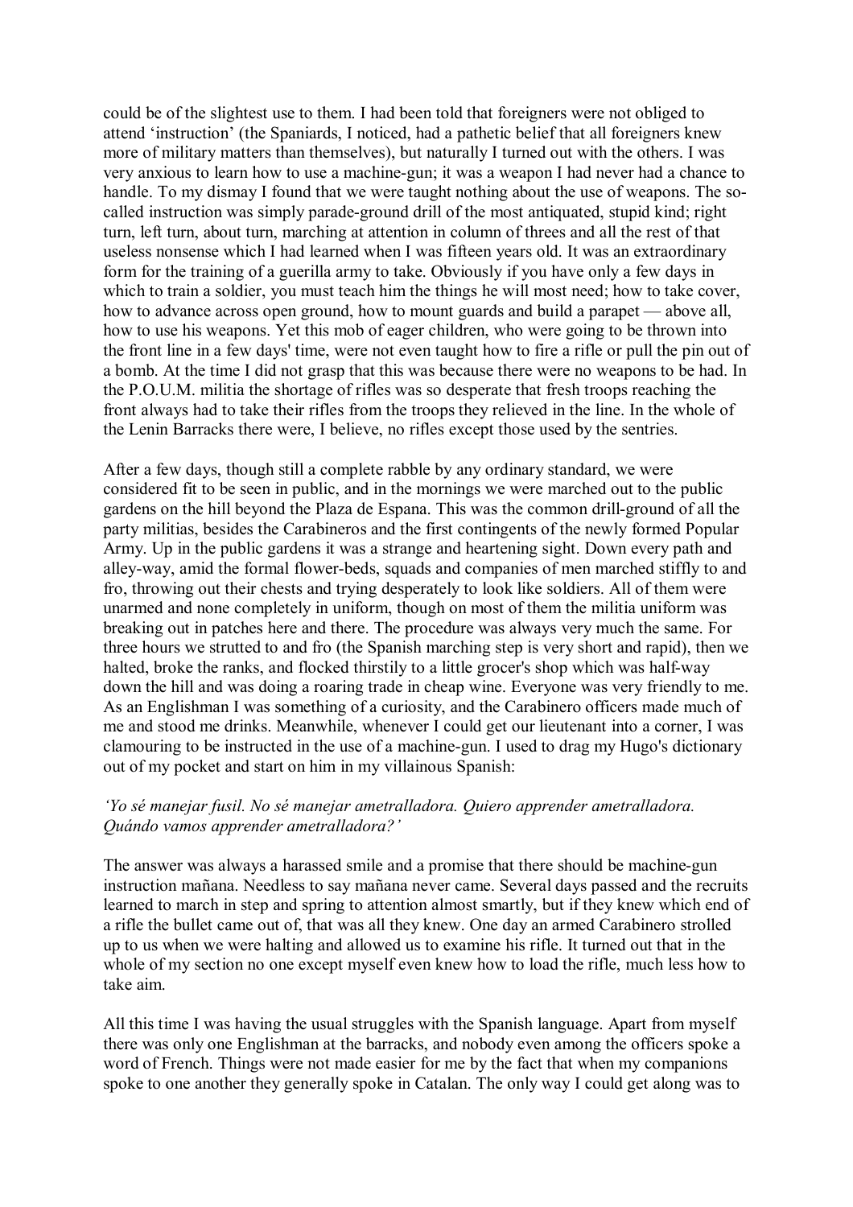could be of the slightest use to them. I had been told that foreigners were not obliged to attend 'instruction' (the Spaniards, I noticed, had a pathetic belief that all foreigners knew more of military matters than themselves), but naturally I turned out with the others. I was very anxious to learn how to use a machine-gun; it was a weapon I had never had a chance to handle. To my dismay I found that we were taught nothing about the use of weapons. The so-called instruction was simply parade-ground drill of the most antiquated, stupid kind; right turn, left turn, about turn, marching at attention in column of threes and all the rest of that useless nonsense which I had learned when I was fifteen years old. It was an extraordinary form for the training of a guerilla army to take. Obviously if you have only a few days in which to train a soldier, you must teach him the things he will most need; how to take cover, how to advance across open ground, how to mount guards and build a parapet — above all, how to use his weapons. Yet this mob of eager children, who were going to be thrown into the front line in a few days' time, were not even taught how to fire a rifle or pull the pin out of a bomb. At the time I did not grasp that this was because there were no weapons to be had. In the P.O.U.M. militia the shortage of rifles was so desperate that fresh troops reaching the front always had to take their rifles from the troops they relieved in the line. In the whole of the Lenin Barracks there were, I believe, no rifles except those used by the sentries.

After a few days, though still a complete rabble by any ordinary standard, we were considered fit to be seen in public, and in the mornings we were marched out to the public gardens on the hill beyond the Plaza de Espana. This was the common drill-ground of all the party militias, besides the Carabineros and the first contingents of the newly formed Popular Army. Up in the public gardens it was a strange and heartening sight. Down every path and alley-way, amid the formal flower-beds, squads and companies of men marched stiffly to and fro, throwing out their chests and trying desperately to look like soldiers. All of them were unarmed and none completely in uniform, though on most of them the militia uniform was breaking out in patches here and there. The procedure was always very much the same. For three hours we strutted to and fro (the Spanish marching step is very short and rapid), then we halted, broke the ranks, and flocked thirstily to a little grocer's shop which was half-way down the hill and was doing a roaring trade in cheap wine. Everyone was very friendly to me. As an Englishman I was something of a curiosity, and the Carabinero officers made much of me and stood me drinks. Meanwhile, whenever I could get our lieutenant into a corner, I was clamouring to be instructed in the use of a machine-gun. I used to drag my Hugo's dictionary out of my pocket and start on him in my villainous Spanish:

*'Yo sé manejar fusil. No sé manejar ametralladora. Quiero apprender ametralladora. Quándo vamos apprender ametralladora?'*

The answer was always a harassed smile and a promise that there should be machine-gun instruction mañana. Needless to say mañana never came. Several days passed and the recruits learned to march in step and spring to attention almost smartly, but if they knew which end of a rifle the bullet came out of, that was all they knew. One day an armed Carabinero strolled up to us when we were halting and allowed us to examine his rifle. It turned out that in the whole of my section no one except myself even knew how to load the rifle, much less how to take aim.

All this time I was having the usual struggles with the Spanish language. Apart from myself there was only one Englishman at the barracks, and nobody even among the officers spoke a word of French. Things were not made easier for me by the fact that when my companions spoke to one another they generally spoke in Catalan. The only way I could get along was to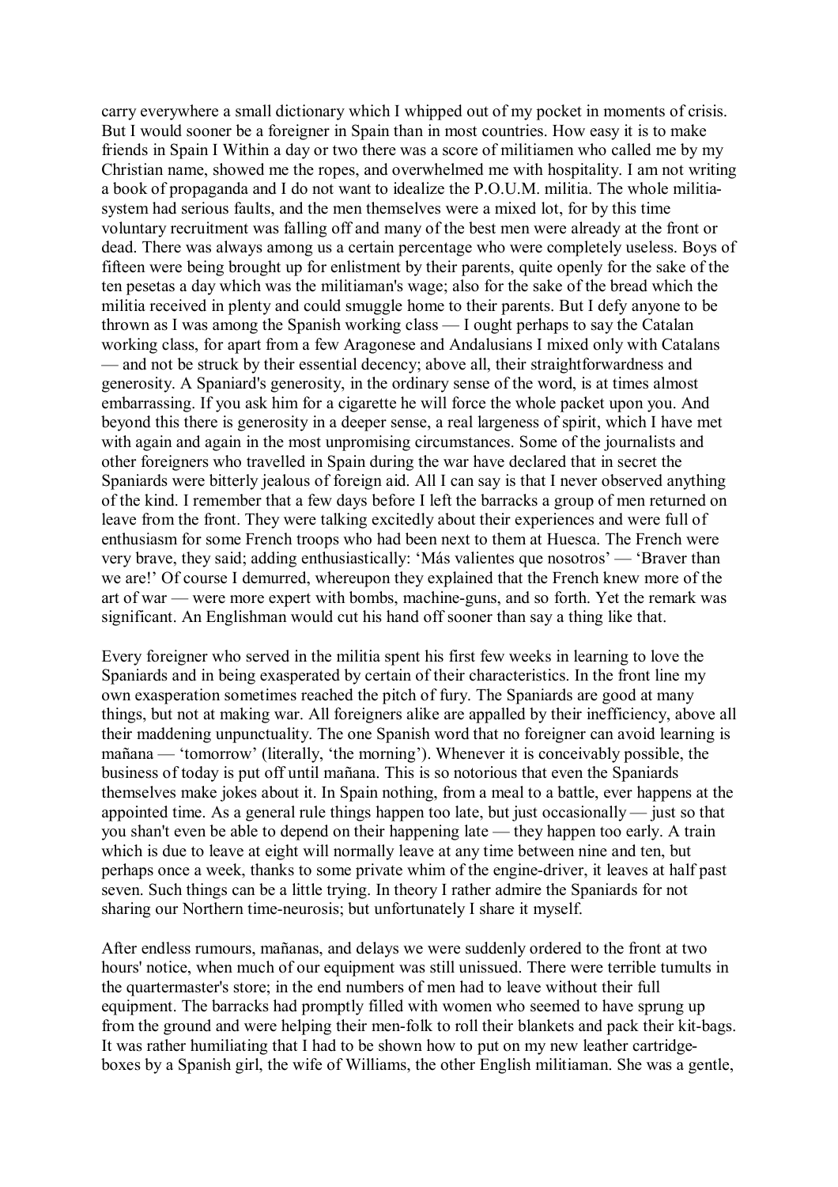carry everywhere a small dictionary which I whipped out of my pocket in moments of crisis. But I would sooner be a foreigner in Spain than in most countries. How easy it is to make friends in Spain I Within a day or two there was a score of militiamen who called me by my Christian name, showed me the ropes, and overwhelmed me with hospitality. I am not writing a book of propaganda and I do not want to idealize the P.O.U.M. militia. The whole militia-system had serious faults, and the men themselves were a mixed lot, for by this time voluntary recruitment was falling off and many of the best men were already at the front or dead. There was always among us a certain percentage who were completely useless. Boys of fifteen were being brought up for enlistment by their parents, quite openly for the sake of the ten pesetas a day which was the militiaman's wage; also for the sake of the bread which the militia received in plenty and could smuggle home to their parents. But I defy anyone to be thrown as I was among the Spanish working class — I ought perhaps to say the Catalan working class, for apart from a few Aragonese and Andalusians I mixed only with Catalans — and not be struck by their essential decency; above all, their straightforwardness and generosity. A Spaniard's generosity, in the ordinary sense of the word, is at times almost embarrassing. If you ask him for a cigarette he will force the whole packet upon you. And beyond this there is generosity in a deeper sense, a real largeness of spirit, which I have met with again and again in the most unpromising circumstances. Some of the journalists and other foreigners who travelled in Spain during the war have declared that in secret the Spaniards were bitterly jealous of foreign aid. All I can say is that I never observed anything of the kind. I remember that a few days before I left the barracks a group of men returned on leave from the front. They were talking excitedly about their experiences and were full of enthusiasm for some French troops who had been next to them at Huesca. The French were very brave, they said; adding enthusiastically: 'Más valientes que nosotros' — 'Braver than we are!' Of course I demurred, whereupon they explained that the French knew more of the art of war — were more expert with bombs, machine-guns, and so forth. Yet the remark was significant. An Englishman would cut his hand off sooner than say a thing like that.

Every foreigner who served in the militia spent his first few weeks in learning to love the Spaniards and in being exasperated by certain of their characteristics. In the front line my own exasperation sometimes reached the pitch of fury. The Spaniards are good at many things, but not at making war. All foreigners alike are appalled by their inefficiency, above all their maddening unpunctuality. The one Spanish word that no foreigner can avoid learning is mañana — 'tomorrow' (literally, 'the morning'). Whenever it is conceivably possible, the business of today is put off until mañana. This is so notorious that even the Spaniards themselves make jokes about it. In Spain nothing, from a meal to a battle, ever happens at the appointed time. As a general rule things happen too late, but just occasionally — just so that you shan't even be able to depend on their happening late — they happen too early. A train which is due to leave at eight will normally leave at any time between nine and ten, but perhaps once a week, thanks to some private whim of the engine-driver, it leaves at half past seven. Such things can be a little trying. In theory I rather admire the Spaniards for not sharing our Northern time-neurosis; but unfortunately I share it myself.

After endless rumours, mañanas, and delays we were suddenly ordered to the front at two hours' notice, when much of our equipment was still unissued. There were terrible tumults in the quartermaster's store; in the end numbers of men had to leave without their full equipment. The barracks had promptly filled with women who seemed to have sprung up from the ground and were helping their men-folk to roll their blankets and pack their kit-bags. It was rather humiliating that I had to be shown how to put on my new leather cartridge-boxes by a Spanish girl, the wife of Williams, the other English militiaman. She was a gentle,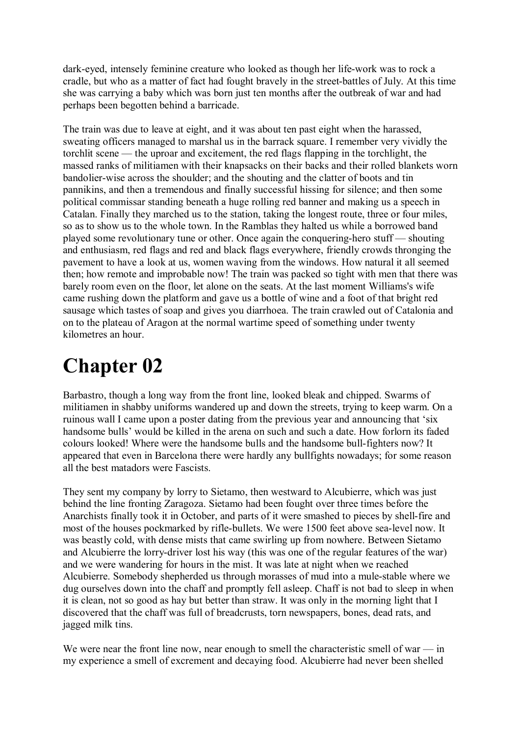dark-eyed, intensely feminine creature who looked as though her life-work was to rock a cradle, but who as a matter of fact had fought bravely in the street-battles of July. At this time she was carrying a baby which was born just ten months after the outbreak of war and had perhaps been begotten behind a barricade.

The train was due to leave at eight, and it was about ten past eight when the harassed, sweating officers managed to marshal us in the barrack square. I remember very vividly the torchlit scene — the uproar and excitement, the red flags flapping in the torchlight, the massed ranks of militiamen with their knapsacks on their backs and their rolled blankets worn bandolier-wise across the shoulder; and the shouting and the clatter of boots and tin pannikins, and then a tremendous and finally successful hissing for silence; and then some political commissar standing beneath a huge rolling red banner and making us a speech in Catalan. Finally they marched us to the station, taking the longest route, three or four miles, so as to show us to the whole town. In the Ramblas they halted us while a borrowed band played some revolutionary tune or other. Once again the conquering-hero stuff — shouting and enthusiasm, red flags and red and black flags everywhere, friendly crowds thronging the pavement to have a look at us, women waving from the windows. How natural it all seemed then; how remote and improbable now! The train was packed so tight with men that there was barely room even on the floor, let alone on the seats. At the last moment Williams's wife came rushing down the platform and gave us a bottle of wine and a foot of that bright red sausage which tastes of soap and gives you diarrhoea. The train crawled out of Catalonia and on to the plateau of Aragon at the normal wartime speed of something under twenty kilometres an hour.

# Chapter 02

Barbastro, though a long way from the front line, looked bleak and chipped. Swarms of militiamen in shabby uniforms wandered up and down the streets, trying to keep warm. On a ruinous wall I came upon a poster dating from the previous year and announcing that 'six handsome bulls' would be killed in the arena on such and such a date. How forlorn its faded colours looked! Where were the handsome bulls and the handsome bull-fighters now? It appeared that even in Barcelona there were hardly any bullfights nowadays; for some reason all the best matadors were Fascists.

They sent my company by lorry to Sietamo, then westward to Alcubierre, which was just behind the line fronting Zaragoza. Sietamo had been fought over three times before the Anarchists finally took it in October, and parts of it were smashed to pieces by shell-fire and most of the houses pockmarked by rifle-bullets. We were 1500 feet above sea-level now. It was beastly cold, with dense mists that came swirling up from nowhere. Between Sietamo and Alcubierre the lorry-driver lost his way (this was one of the regular features of the war) and we were wandering for hours in the mist. It was late at night when we reached Alcubierre. Somebody shepherded us through morasses of mud into a mule-stable where we dug ourselves down into the chaff and promptly fell asleep. Chaff is not bad to sleep in when it is clean, not so good as hay but better than straw. It was only in the morning light that I discovered that the chaff was full of breadcrusts, torn newspapers, bones, dead rats, and jagged milk tins.

We were near the front line now, near enough to smell the characteristic smell of war — in my experience a smell of excrement and decaying food. Alcubierre had never been shelled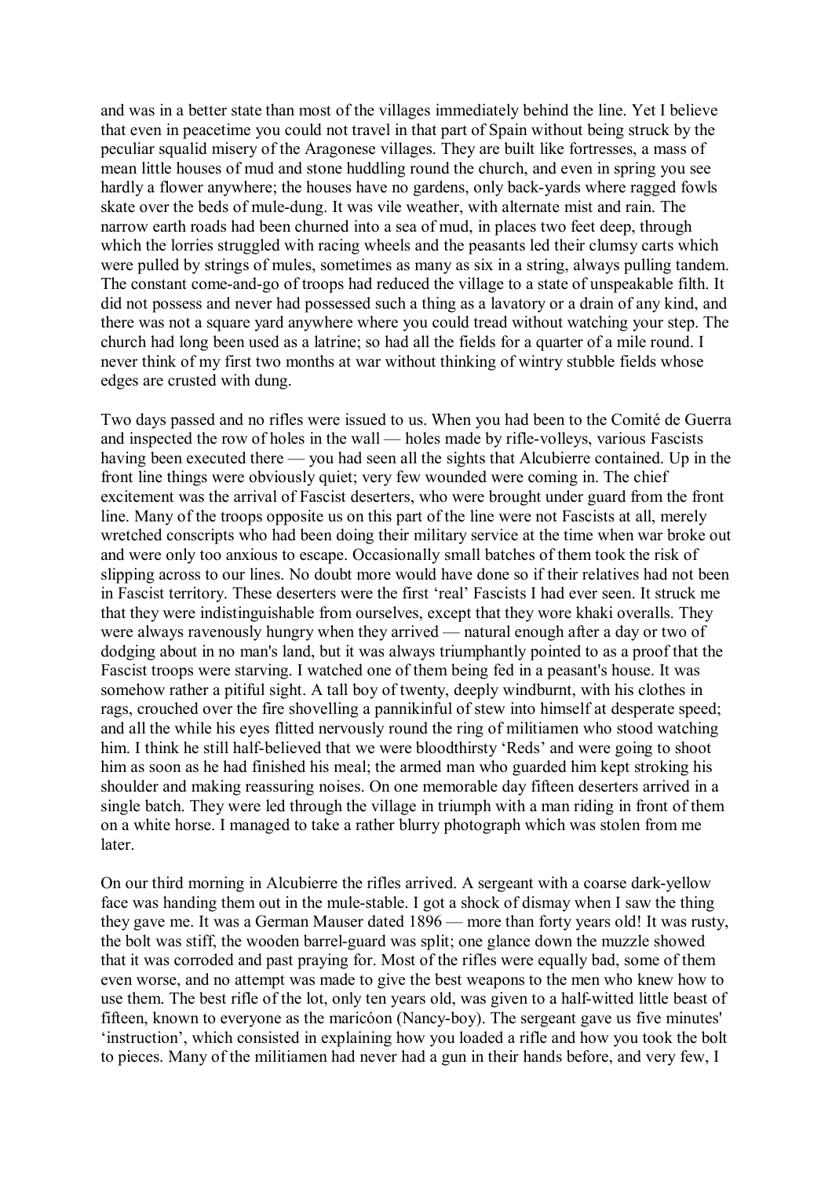and was in a better state than most of the villages immediately behind the line. Yet I believe that even in peacetime you could not travel in that part of Spain without being struck by the peculiar squalid misery of the Aragonese villages. They are built like fortresses, a mass of mean little houses of mud and stone huddling round the church, and even in spring you see hardly a flower anywhere; the houses have no gardens, only back-yards where ragged fowls skate over the beds of mule-dung. It was vile weather, with alternate mist and rain. The narrow earth roads had been churned into a sea of mud, in places two feet deep, through which the lorries struggled with racing wheels and the peasants led their clumsy carts which were pulled by strings of mules, sometimes as many as six in a string, always pulling tandem. The constant come-and-go of troops had reduced the village to a state of unspeakable filth. It did not possess and never had possessed such a thing as a lavatory or a drain of any kind, and there was not a square yard anywhere where you could tread without watching your step. The church had long been used as a latrine; so had all the fields for a quarter of a mile round. I never think of my first two months at war without thinking of wintry stubble fields whose edges are crusted with dung.

Two days passed and no rifles were issued to us. When you had been to the Comité de Guerra and inspected the row of holes in the wall — holes made by rifle-volleys, various Fascists having been executed there — you had seen all the sights that Alcubierre contained. Up in the front line things were obviously quiet; very few wounded were coming in. The chief excitement was the arrival of Fascist deserters, who were brought under guard from the front line. Many of the troops opposite us on this part of the line were not Fascists at all, merely wretched conscripts who had been doing their military service at the time when war broke out and were only too anxious to escape. Occasionally small batches of them took the risk of slipping across to our lines. No doubt more would have done so if their relatives had not been in Fascist territory. These deserters were the first 'real' Fascists I had ever seen. It struck me that they were indistinguishable from ourselves, except that they wore khaki overalls. They were always ravenously hungry when they arrived — natural enough after a day or two of dodging about in no man's land, but it was always triumphantly pointed to as a proof that the Fascist troops were starving. I watched one of them being fed in a peasant's house. It was somehow rather a pitiful sight. A tall boy of twenty, deeply windburnt, with his clothes in rags, crouched over the fire shovelling a pannikinful of stew into himself at desperate speed; and all the while his eyes flitted nervously round the ring of militiamen who stood watching him. I think he still half-believed that we were bloodthirsty 'Reds' and were going to shoot him as soon as he had finished his meal; the armed man who guarded him kept stroking his shoulder and making reassuring noises. On one memorable day fifteen deserters arrived in a single batch. They were led through the village in triumph with a man riding in front of them on a white horse. I managed to take a rather blurry photograph which was stolen from me later.

On our third morning in Alcubierre the rifles arrived. A sergeant with a coarse dark-yellow face was handing them out in the mule-stable. I got a shock of dismay when I saw the thing they gave me. It was a German Mauser dated 1896 — more than forty years old! It was rusty, the bolt was stiff, the wooden barrel-guard was split; one glance down the muzzle showed that it was corroded and past praying for. Most of the rifles were equally bad, some of them even worse, and no attempt was made to give the best weapons to the men who knew how to use them. The best rifle of the lot, only ten years old, was given to a half-witted little beast of fifteen, known to everyone as the maricóon (Nancy-boy). The sergeant gave us five minutes' 'instruction', which consisted in explaining how you loaded a rifle and how you took the bolt to pieces. Many of the militiamen had never had a gun in their hands before, and very few, I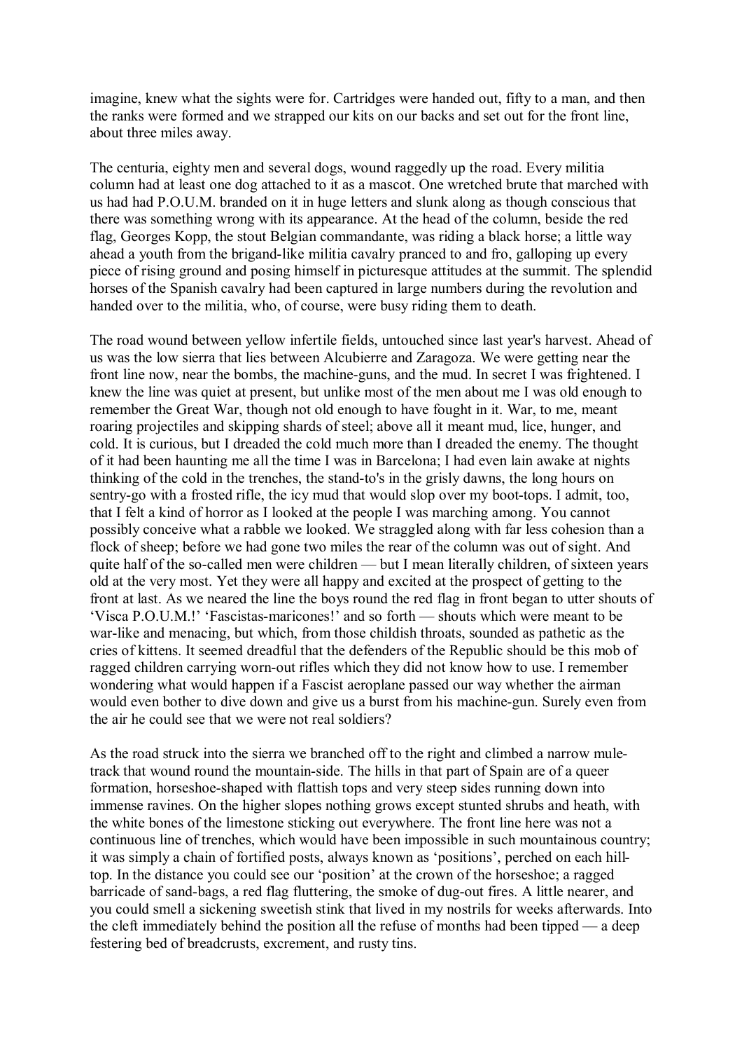imagine, knew what the sights were for. Cartridges were handed out, fifty to a man, and then the ranks were formed and we strapped our kits on our backs and set out for the front line, about three miles away.

The centuria, eighty men and several dogs, wound raggedly up the road. Every militia column had at least one dog attached to it as a mascot. One wretched brute that marched with us had had P.O.U.M. branded on it in huge letters and slunk along as though conscious that there was something wrong with its appearance. At the head of the column, beside the red flag, Georges Kopp, the stout Belgian commandante, was riding a black horse; a little way ahead a youth from the brigand-like militia cavalry pranced to and fro, galloping up every piece of rising ground and posing himself in picturesque attitudes at the summit. The splendid horses of the Spanish cavalry had been captured in large numbers during the revolution and handed over to the militia, who, of course, were busy riding them to death.

The road wound between yellow infertile fields, untouched since last year's harvest. Ahead of us was the low sierra that lies between Alcubierre and Zaragoza. We were getting near the front line now, near the bombs, the machine-guns, and the mud. In secret I was frightened. I knew the line was quiet at present, but unlike most of the men about me I was old enough to remember the Great War, though not old enough to have fought in it. War, to me, meant roaring projectiles and skipping shards of steel; above all it meant mud, lice, hunger, and cold. It is curious, but I dreaded the cold much more than I dreaded the enemy. The thought of it had been haunting me all the time I was in Barcelona; I had even lain awake at nights thinking of the cold in the trenches, the stand-to's in the grisly dawns, the long hours on sentry-go with a frosted rifle, the icy mud that would slop over my boot-tops. I admit, too, that I felt a kind of horror as I looked at the people I was marching among. You cannot possibly conceive what a rabble we looked. We straggled along with far less cohesion than a flock of sheep; before we had gone two miles the rear of the column was out of sight. And quite half of the so-called men were children — but I mean literally children, of sixteen years old at the very most. Yet they were all happy and excited at the prospect of getting to the front at last. As we neared the line the boys round the red flag in front began to utter shouts of 'Visca P.O.U.M.!' 'Fascistas-maricones!' and so forth — shouts which were meant to be war-like and menacing, but which, from those childish throats, sounded as pathetic as the cries of kittens. It seemed dreadful that the defenders of the Republic should be this mob of ragged children carrying worn-out rifles which they did not know how to use. I remember wondering what would happen if a Fascist aeroplane passed our way whether the airman would even bother to dive down and give us a burst from his machine-gun. Surely even from the air he could see that we were not real soldiers?

As the road struck into the sierra we branched off to the right and climbed a narrow mule-track that wound round the mountain-side. The hills in that part of Spain are of a queer formation, horseshoe-shaped with flattish tops and very steep sides running down into immense ravines. On the higher slopes nothing grows except stunted shrubs and heath, with the white bones of the limestone sticking out everywhere. The front line here was not a continuous line of trenches, which would have been impossible in such mountainous country; it was simply a chain of fortified posts, always known as 'positions', perched on each hill-top. In the distance you could see our 'position' at the crown of the horseshoe; a ragged barricade of sand-bags, a red flag fluttering, the smoke of dug-out fires. A little nearer, and you could smell a sickening sweetish stink that lived in my nostrils for weeks afterwards. Into the cleft immediately behind the position all the refuse of months had been tipped — a deep festering bed of breadcrusts, excrement, and rusty tins.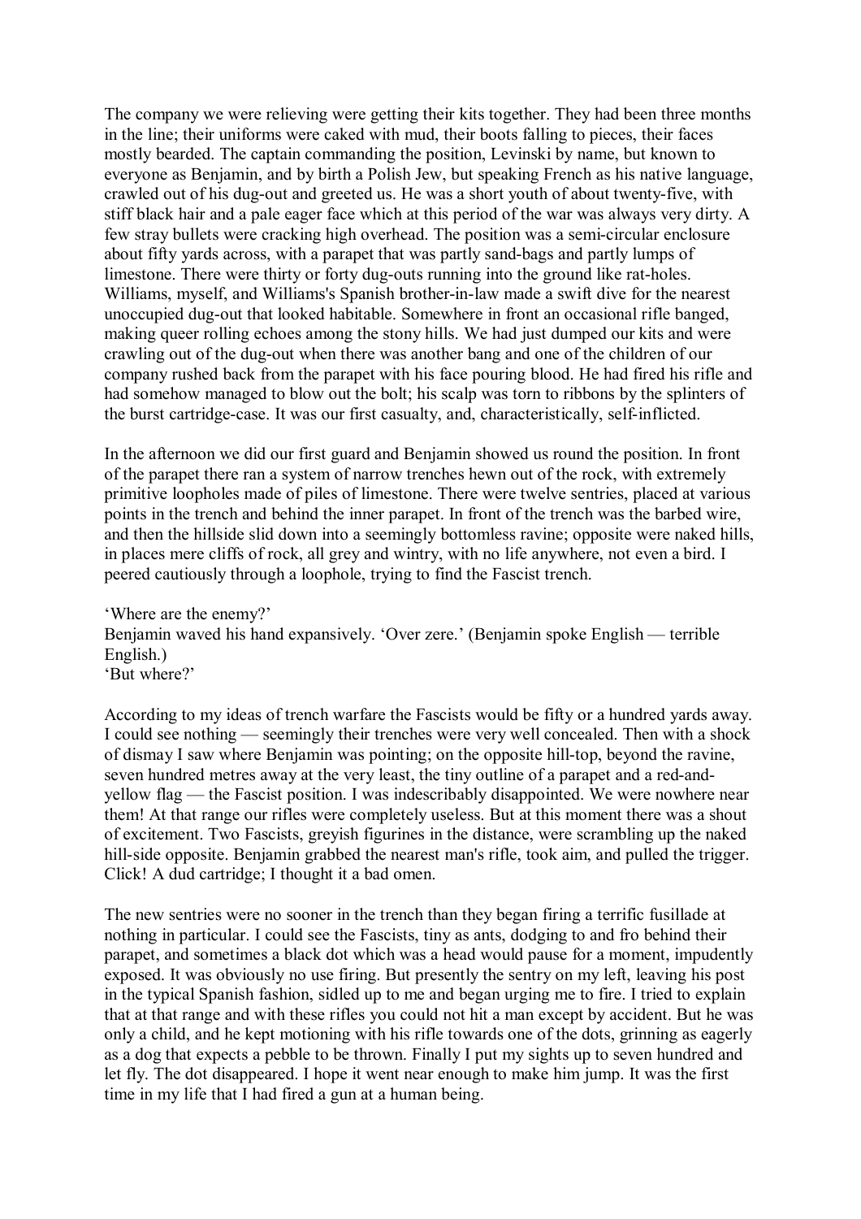The company we were relieving were getting their kits together. They had been three months in the line; their uniforms were caked with mud, their boots falling to pieces, their faces mostly bearded. The captain commanding the position, Levinski by name, but known to everyone as Benjamin, and by birth a Polish Jew, but speaking French as his native language, crawled out of his dug-out and greeted us. He was a short youth of about twenty-five, with stiff black hair and a pale eager face which at this period of the war was always very dirty. A few stray bullets were cracking high overhead. The position was a semi-circular enclosure about fifty yards across, with a parapet that was partly sand-bags and partly lumps of limestone. There were thirty or forty dug-outs running into the ground like rat-holes. Williams, myself, and Williams's Spanish brother-in-law made a swift dive for the nearest unoccupied dug-out that looked habitable. Somewhere in front an occasional rifle banged, making queer rolling echoes among the stony hills. We had just dumped our kits and were crawling out of the dug-out when there was another bang and one of the children of our company rushed back from the parapet with his face pouring blood. He had fired his rifle and had somehow managed to blow out the bolt; his scalp was torn to ribbons by the splinters of the burst cartridge-case. It was our first casualty, and, characteristically, self-inflicted.

In the afternoon we did our first guard and Benjamin showed us round the position. In front of the parapet there ran a system of narrow trenches hewn out of the rock, with extremely primitive loopholes made of piles of limestone. There were twelve sentries, placed at various points in the trench and behind the inner parapet. In front of the trench was the barbed wire, and then the hillside slid down into a seemingly bottomless ravine; opposite were naked hills, in places mere cliffs of rock, all grey and wintry, with no life anywhere, not even a bird. I peered cautiously through a loophole, trying to find the Fascist trench.

'Where are the enemy?'
Benjamin waved his hand expansively. 'Over zere.' (Benjamin spoke English — terrible English.)
'But where?'

According to my ideas of trench warfare the Fascists would be fifty or a hundred yards away. I could see nothing — seemingly their trenches were very well concealed. Then with a shock of dismay I saw where Benjamin was pointing; on the opposite hill-top, beyond the ravine, seven hundred metres away at the very least, the tiny outline of a parapet and a red-and-yellow flag — the Fascist position. I was indescribably disappointed. We were nowhere near them! At that range our rifles were completely useless. But at this moment there was a shout of excitement. Two Fascists, greyish figurines in the distance, were scrambling up the naked hill-side opposite. Benjamin grabbed the nearest man's rifle, took aim, and pulled the trigger. Click! A dud cartridge; I thought it a bad omen.

The new sentries were no sooner in the trench than they began firing a terrific fusillade at nothing in particular. I could see the Fascists, tiny as ants, dodging to and fro behind their parapet, and sometimes a black dot which was a head would pause for a moment, impudently exposed. It was obviously no use firing. But presently the sentry on my left, leaving his post in the typical Spanish fashion, sidled up to me and began urging me to fire. I tried to explain that at that range and with these rifles you could not hit a man except by accident. But he was only a child, and he kept motioning with his rifle towards one of the dots, grinning as eagerly as a dog that expects a pebble to be thrown. Finally I put my sights up to seven hundred and let fly. The dot disappeared. I hope it went near enough to make him jump. It was the first time in my life that I had fired a gun at a human being.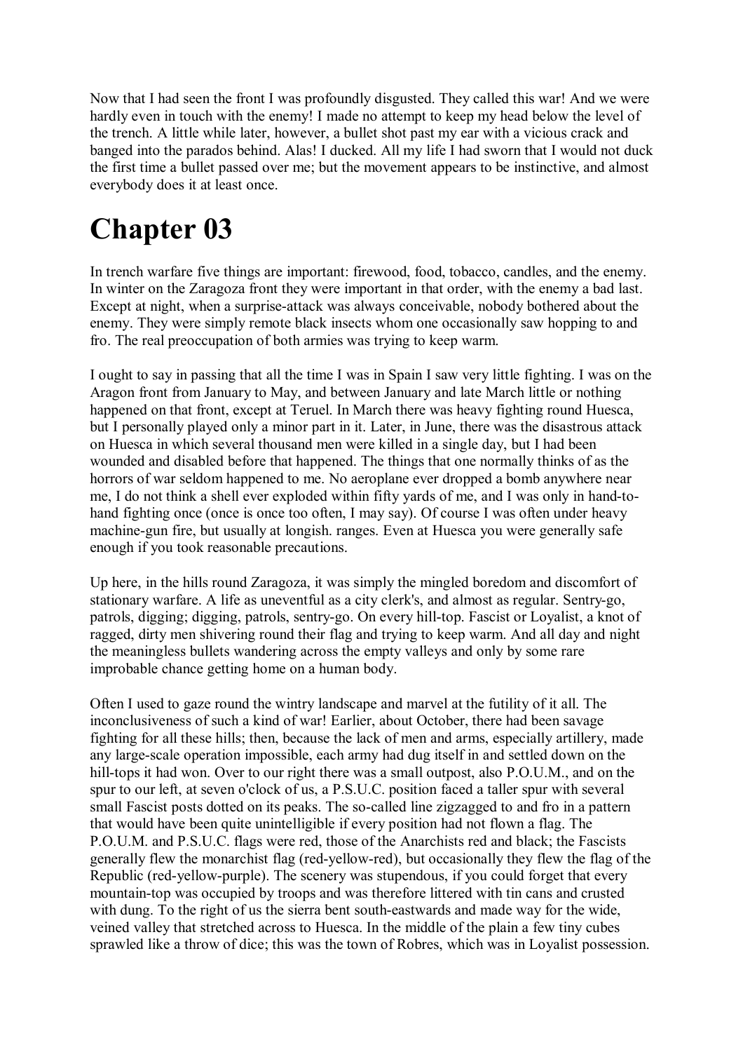Now that I had seen the front I was profoundly disgusted. They called this war! And we were hardly even in touch with the enemy! I made no attempt to keep my head below the level of the trench. A little while later, however, a bullet shot past my ear with a vicious crack and banged into the parados behind. Alas! I ducked. All my life I had sworn that I would not duck the first time a bullet passed over me; but the movement appears to be instinctive, and almost everybody does it at least once.

# Chapter 03

In trench warfare five things are important: firewood, food, tobacco, candles, and the enemy. In winter on the Zaragoza front they were important in that order, with the enemy a bad last. Except at night, when a surprise-attack was always conceivable, nobody bothered about the enemy. They were simply remote black insects whom one occasionally saw hopping to and fro. The real preoccupation of both armies was trying to keep warm.

I ought to say in passing that all the time I was in Spain I saw very little fighting. I was on the Aragon front from January to May, and between January and late March little or nothing happened on that front, except at Teruel. In March there was heavy fighting round Huesca, but I personally played only a minor part in it. Later, in June, there was the disastrous attack on Huesca in which several thousand men were killed in a single day, but I had been wounded and disabled before that happened. The things that one normally thinks of as the horrors of war seldom happened to me. No aeroplane ever dropped a bomb anywhere near me, I do not think a shell ever exploded within fifty yards of me, and I was only in hand-to-hand fighting once (once is once too often, I may say). Of course I was often under heavy machine-gun fire, but usually at longish. ranges. Even at Huesca you were generally safe enough if you took reasonable precautions.

Up here, in the hills round Zaragoza, it was simply the mingled boredom and discomfort of stationary warfare. A life as uneventful as a city clerk's, and almost as regular. Sentry-go, patrols, digging; digging, patrols, sentry-go. On every hill-top. Fascist or Loyalist, a knot of ragged, dirty men shivering round their flag and trying to keep warm. And all day and night the meaningless bullets wandering across the empty valleys and only by some rare improbable chance getting home on a human body.

Often I used to gaze round the wintry landscape and marvel at the futility of it all. The inconclusiveness of such a kind of war! Earlier, about October, there had been savage fighting for all these hills; then, because the lack of men and arms, especially artillery, made any large-scale operation impossible, each army had dug itself in and settled down on the hill-tops it had won. Over to our right there was a small outpost, also P.O.U.M., and on the spur to our left, at seven o'clock of us, a P.S.U.C. position faced a taller spur with several small Fascist posts dotted on its peaks. The so-called line zigzagged to and fro in a pattern that would have been quite unintelligible if every position had not flown a flag. The P.O.U.M. and P.S.U.C. flags were red, those of the Anarchists red and black; the Fascists generally flew the monarchist flag (red-yellow-red), but occasionally they flew the flag of the Republic (red-yellow-purple). The scenery was stupendous, if you could forget that every mountain-top was occupied by troops and was therefore littered with tin cans and crusted with dung. To the right of us the sierra bent south-eastwards and made way for the wide, veined valley that stretched across to Huesca. In the middle of the plain a few tiny cubes sprawled like a throw of dice; this was the town of Robres, which was in Loyalist possession.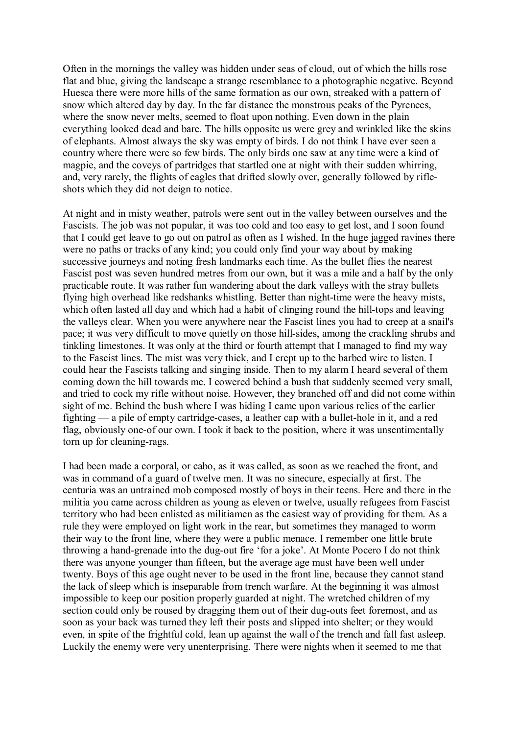Often in the mornings the valley was hidden under seas of cloud, out of which the hills rose flat and blue, giving the landscape a strange resemblance to a photographic negative. Beyond Huesca there were more hills of the same formation as our own, streaked with a pattern of snow which altered day by day. In the far distance the monstrous peaks of the Pyrenees, where the snow never melts, seemed to float upon nothing. Even down in the plain everything looked dead and bare. The hills opposite us were grey and wrinkled like the skins of elephants. Almost always the sky was empty of birds. I do not think I have ever seen a country where there were so few birds. The only birds one saw at any time were a kind of magpie, and the coveys of partridges that startled one at night with their sudden whirring, and, very rarely, the flights of eagles that drifted slowly over, generally followed by rifle-shots which they did not deign to notice.

At night and in misty weather, patrols were sent out in the valley between ourselves and the Fascists. The job was not popular, it was too cold and too easy to get lost, and I soon found that I could get leave to go out on patrol as often as I wished. In the huge jagged ravines there were no paths or tracks of any kind; you could only find your way about by making successive journeys and noting fresh landmarks each time. As the bullet flies the nearest Fascist post was seven hundred metres from our own, but it was a mile and a half by the only practicable route. It was rather fun wandering about the dark valleys with the stray bullets flying high overhead like redshanks whistling. Better than night-time were the heavy mists, which often lasted all day and which had a habit of clinging round the hill-tops and leaving the valleys clear. When you were anywhere near the Fascist lines you had to creep at a snail's pace; it was very difficult to move quietly on those hill-sides, among the crackling shrubs and tinkling limestones. It was only at the third or fourth attempt that I managed to find my way to the Fascist lines. The mist was very thick, and I crept up to the barbed wire to listen. I could hear the Fascists talking and singing inside. Then to my alarm I heard several of them coming down the hill towards me. I cowered behind a bush that suddenly seemed very small, and tried to cock my rifle without noise. However, they branched off and did not come within sight of me. Behind the bush where I was hiding I came upon various relics of the earlier fighting — a pile of empty cartridge-cases, a leather cap with a bullet-hole in it, and a red flag, obviously one-of our own. I took it back to the position, where it was unsentimentally torn up for cleaning-rags.

I had been made a corporal, or cabo, as it was called, as soon as we reached the front, and was in command of a guard of twelve men. It was no sinecure, especially at first. The centuria was an untrained mob composed mostly of boys in their teens. Here and there in the militia you came across children as young as eleven or twelve, usually refugees from Fascist territory who had been enlisted as militiamen as the easiest way of providing for them. As a rule they were employed on light work in the rear, but sometimes they managed to worm their way to the front line, where they were a public menace. I remember one little brute throwing a hand-grenade into the dug-out fire 'for a joke'. At Monte Pocero I do not think there was anyone younger than fifteen, but the average age must have been well under twenty. Boys of this age ought never to be used in the front line, because they cannot stand the lack of sleep which is inseparable from trench warfare. At the beginning it was almost impossible to keep our position properly guarded at night. The wretched children of my section could only be roused by dragging them out of their dug-outs feet foremost, and as soon as your back was turned they left their posts and slipped into shelter; or they would even, in spite of the frightful cold, lean up against the wall of the trench and fall fast asleep. Luckily the enemy were very unenterprising. There were nights when it seemed to me that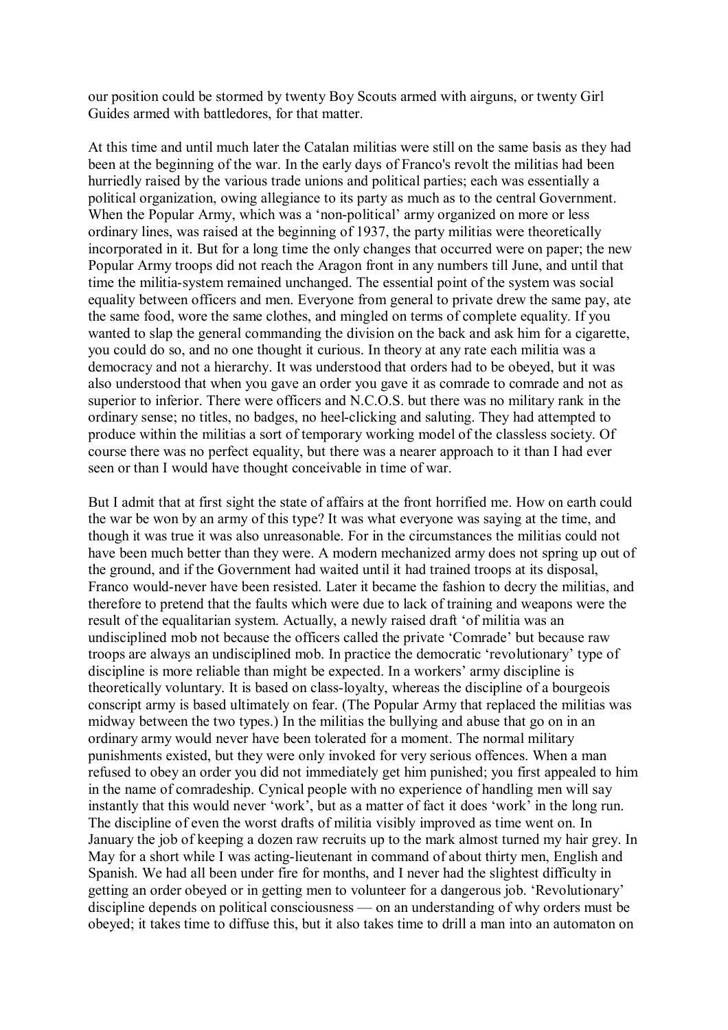our position could be stormed by twenty Boy Scouts armed with airguns, or twenty Girl Guides armed with battledores, for that matter.

At this time and until much later the Catalan militias were still on the same basis as they had been at the beginning of the war. In the early days of Franco's revolt the militias had been hurriedly raised by the various trade unions and political parties; each was essentially a political organization, owing allegiance to its party as much as to the central Government. When the Popular Army, which was a 'non-political' army organized on more or less ordinary lines, was raised at the beginning of 1937, the party militias were theoretically incorporated in it. But for a long time the only changes that occurred were on paper; the new Popular Army troops did not reach the Aragon front in any numbers till June, and until that time the militia-system remained unchanged. The essential point of the system was social equality between officers and men. Everyone from general to private drew the same pay, ate the same food, wore the same clothes, and mingled on terms of complete equality. If you wanted to slap the general commanding the division on the back and ask him for a cigarette, you could do so, and no one thought it curious. In theory at any rate each militia was a democracy and not a hierarchy. It was understood that orders had to be obeyed, but it was also understood that when you gave an order you gave it as comrade to comrade and not as superior to inferior. There were officers and N.C.O.S. but there was no military rank in the ordinary sense; no titles, no badges, no heel-clicking and saluting. They had attempted to produce within the militias a sort of temporary working model of the classless society. Of course there was no perfect equality, but there was a nearer approach to it than I had ever seen or than I would have thought conceivable in time of war.

But I admit that at first sight the state of affairs at the front horrified me. How on earth could the war be won by an army of this type? It was what everyone was saying at the time, and though it was true it was also unreasonable. For in the circumstances the militias could not have been much better than they were. A modern mechanized army does not spring up out of the ground, and if the Government had waited until it had trained troops at its disposal, Franco would-never have been resisted. Later it became the fashion to decry the militias, and therefore to pretend that the faults which were due to lack of training and weapons were the result of the equalitarian system. Actually, a newly raised draft 'of militia was an undisciplined mob not because the officers called the private 'Comrade' but because raw troops are always an undisciplined mob. In practice the democratic 'revolutionary' type of discipline is more reliable than might be expected. In a workers' army discipline is theoretically voluntary. It is based on class-loyalty, whereas the discipline of a bourgeois conscript army is based ultimately on fear. (The Popular Army that replaced the militias was midway between the two types.) In the militias the bullying and abuse that go on in an ordinary army would never have been tolerated for a moment. The normal military punishments existed, but they were only invoked for very serious offences. When a man refused to obey an order you did not immediately get him punished; you first appealed to him in the name of comradeship. Cynical people with no experience of handling men will say instantly that this would never 'work', but as a matter of fact it does 'work' in the long run. The discipline of even the worst drafts of militia visibly improved as time went on. In January the job of keeping a dozen raw recruits up to the mark almost turned my hair grey. In May for a short while I was acting-lieutenant in command of about thirty men, English and Spanish. We had all been under fire for months, and I never had the slightest difficulty in getting an order obeyed or in getting men to volunteer for a dangerous job. 'Revolutionary' discipline depends on political consciousness — on an understanding of why orders must be obeyed; it takes time to diffuse this, but it also takes time to drill a man into an automaton on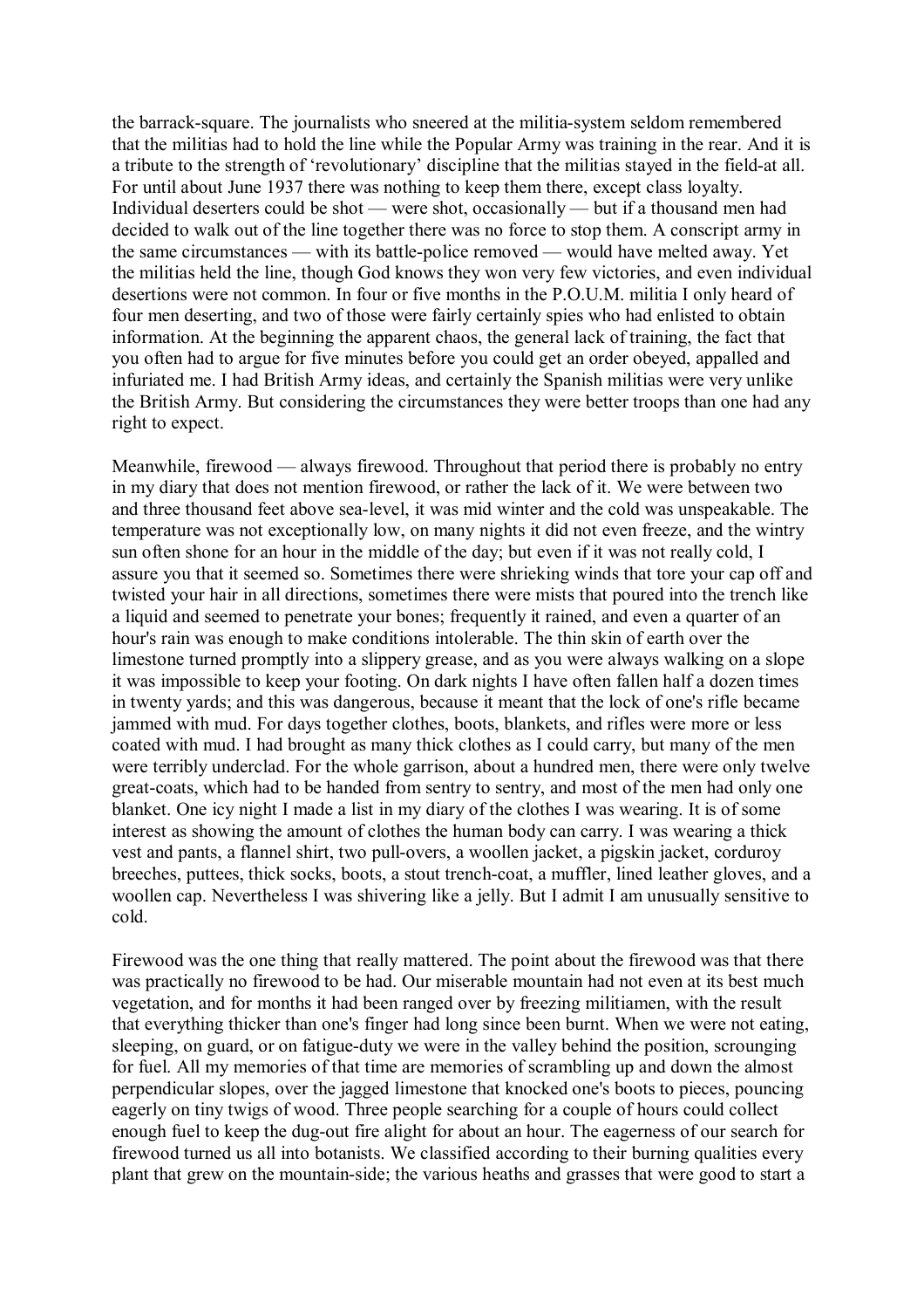the barrack-square. The journalists who sneered at the militia-system seldom remembered that the militias had to hold the line while the Popular Army was training in the rear. And it is a tribute to the strength of 'revolutionary' discipline that the militias stayed in the field-at all. For until about June 1937 there was nothing to keep them there, except class loyalty. Individual deserters could be shot — were shot, occasionally — but if a thousand men had decided to walk out of the line together there was no force to stop them. A conscript army in the same circumstances — with its battle-police removed — would have melted away. Yet the militias held the line, though God knows they won very few victories, and even individual desertions were not common. In four or five months in the P.O.U.M. militia I only heard of four men deserting, and two of those were fairly certainly spies who had enlisted to obtain information. At the beginning the apparent chaos, the general lack of training, the fact that you often had to argue for five minutes before you could get an order obeyed, appalled and infuriated me. I had British Army ideas, and certainly the Spanish militias were very unlike the British Army. But considering the circumstances they were better troops than one had any right to expect.

Meanwhile, firewood — always firewood. Throughout that period there is probably no entry in my diary that does not mention firewood, or rather the lack of it. We were between two and three thousand feet above sea-level, it was mid winter and the cold was unspeakable. The temperature was not exceptionally low, on many nights it did not even freeze, and the wintry sun often shone for an hour in the middle of the day; but even if it was not really cold, I assure you that it seemed so. Sometimes there were shrieking winds that tore your cap off and twisted your hair in all directions, sometimes there were mists that poured into the trench like a liquid and seemed to penetrate your bones; frequently it rained, and even a quarter of an hour's rain was enough to make conditions intolerable. The thin skin of earth over the limestone turned promptly into a slippery grease, and as you were always walking on a slope it was impossible to keep your footing. On dark nights I have often fallen half a dozen times in twenty yards; and this was dangerous, because it meant that the lock of one's rifle became jammed with mud. For days together clothes, boots, blankets, and rifles were more or less coated with mud. I had brought as many thick clothes as I could carry, but many of the men were terribly underclad. For the whole garrison, about a hundred men, there were only twelve great-coats, which had to be handed from sentry to sentry, and most of the men had only one blanket. One icy night I made a list in my diary of the clothes I was wearing. It is of some interest as showing the amount of clothes the human body can carry. I was wearing a thick vest and pants, a flannel shirt, two pull-overs, a woollen jacket, a pigskin jacket, corduroy breeches, puttees, thick socks, boots, a stout trench-coat, a muffler, lined leather gloves, and a woollen cap. Nevertheless I was shivering like a jelly. But I admit I am unusually sensitive to cold.

Firewood was the one thing that really mattered. The point about the firewood was that there was practically no firewood to be had. Our miserable mountain had not even at its best much vegetation, and for months it had been ranged over by freezing militiamen, with the result that everything thicker than one's finger had long since been burnt. When we were not eating, sleeping, on guard, or on fatigue-duty we were in the valley behind the position, scrounging for fuel. All my memories of that time are memories of scrambling up and down the almost perpendicular slopes, over the jagged limestone that knocked one's boots to pieces, pouncing eagerly on tiny twigs of wood. Three people searching for a couple of hours could collect enough fuel to keep the dug-out fire alight for about an hour. The eagerness of our search for firewood turned us all into botanists. We classified according to their burning qualities every plant that grew on the mountain-side; the various heaths and grasses that were good to start a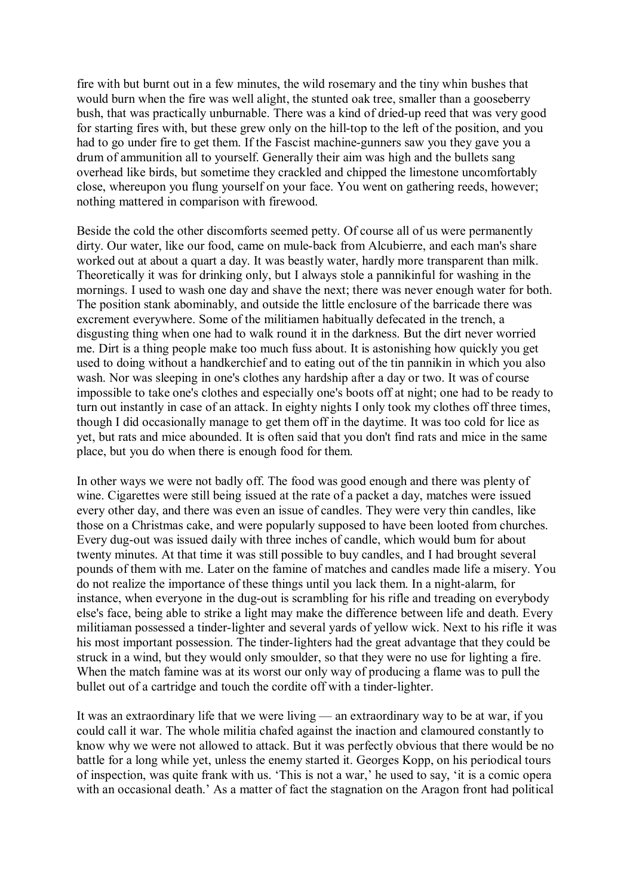fire with but burnt out in a few minutes, the wild rosemary and the tiny whin bushes that would burn when the fire was well alight, the stunted oak tree, smaller than a gooseberry bush, that was practically unburnable. There was a kind of dried-up reed that was very good for starting fires with, but these grew only on the hill-top to the left of the position, and you had to go under fire to get them. If the Fascist machine-gunners saw you they gave you a drum of ammunition all to yourself. Generally their aim was high and the bullets sang overhead like birds, but sometime they crackled and chipped the limestone uncomfortably close, whereupon you flung yourself on your face. You went on gathering reeds, however; nothing mattered in comparison with firewood.

Beside the cold the other discomforts seemed petty. Of course all of us were permanently dirty. Our water, like our food, came on mule-back from Alcubierre, and each man's share worked out at about a quart a day. It was beastly water, hardly more transparent than milk. Theoretically it was for drinking only, but I always stole a pannikinful for washing in the mornings. I used to wash one day and shave the next; there was never enough water for both. The position stank abominably, and outside the little enclosure of the barricade there was excrement everywhere. Some of the militiamen habitually defecated in the trench, a disgusting thing when one had to walk round it in the darkness. But the dirt never worried me. Dirt is a thing people make too much fuss about. It is astonishing how quickly you get used to doing without a handkerchief and to eating out of the tin pannikin in which you also wash. Nor was sleeping in one's clothes any hardship after a day or two. It was of course impossible to take one's clothes and especially one's boots off at night; one had to be ready to turn out instantly in case of an attack. In eighty nights I only took my clothes off three times, though I did occasionally manage to get them off in the daytime. It was too cold for lice as yet, but rats and mice abounded. It is often said that you don't find rats and mice in the same place, but you do when there is enough food for them.

In other ways we were not badly off. The food was good enough and there was plenty of wine. Cigarettes were still being issued at the rate of a packet a day, matches were issued every other day, and there was even an issue of candles. They were very thin candles, like those on a Christmas cake, and were popularly supposed to have been looted from churches. Every dug-out was issued daily with three inches of candle, which would bum for about twenty minutes. At that time it was still possible to buy candles, and I had brought several pounds of them with me. Later on the famine of matches and candles made life a misery. You do not realize the importance of these things until you lack them. In a night-alarm, for instance, when everyone in the dug-out is scrambling for his rifle and treading on everybody else's face, being able to strike a light may make the difference between life and death. Every militiaman possessed a tinder-lighter and several yards of yellow wick. Next to his rifle it was his most important possession. The tinder-lighters had the great advantage that they could be struck in a wind, but they would only smoulder, so that they were no use for lighting a fire. When the match famine was at its worst our only way of producing a flame was to pull the bullet out of a cartridge and touch the cordite off with a tinder-lighter.

It was an extraordinary life that we were living — an extraordinary way to be at war, if you could call it war. The whole militia chafed against the inaction and clamoured constantly to know why we were not allowed to attack. But it was perfectly obvious that there would be no battle for a long while yet, unless the enemy started it. Georges Kopp, on his periodical tours of inspection, was quite frank with us. 'This is not a war,' he used to say, 'it is a comic opera with an occasional death.' As a matter of fact the stagnation on the Aragon front had political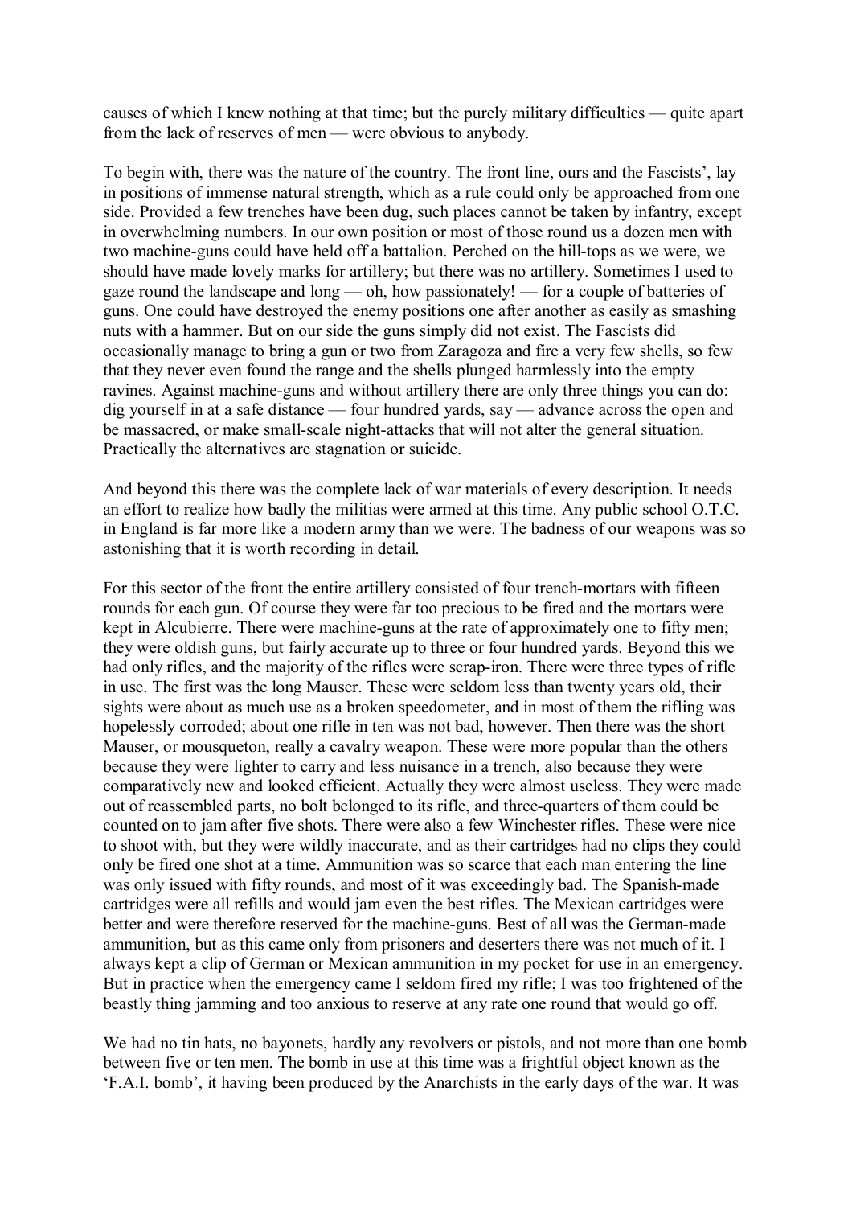causes of which I knew nothing at that time; but the purely military difficulties — quite apart from the lack of reserves of men — were obvious to anybody.

To begin with, there was the nature of the country. The front line, ours and the Fascists', lay in positions of immense natural strength, which as a rule could only be approached from one side. Provided a few trenches have been dug, such places cannot be taken by infantry, except in overwhelming numbers. In our own position or most of those round us a dozen men with two machine-guns could have held off a battalion. Perched on the hill-tops as we were, we should have made lovely marks for artillery; but there was no artillery. Sometimes I used to gaze round the landscape and long — oh, how passionately! — for a couple of batteries of guns. One could have destroyed the enemy positions one after another as easily as smashing nuts with a hammer. But on our side the guns simply did not exist. The Fascists did occasionally manage to bring a gun or two from Zaragoza and fire a very few shells, so few that they never even found the range and the shells plunged harmlessly into the empty ravines. Against machine-guns and without artillery there are only three things you can do: dig yourself in at a safe distance — four hundred yards, say — advance across the open and be massacred, or make small-scale night-attacks that will not alter the general situation. Practically the alternatives are stagnation or suicide.

And beyond this there was the complete lack of war materials of every description. It needs an effort to realize how badly the militias were armed at this time. Any public school O.T.C. in England is far more like a modern army than we were. The badness of our weapons was so astonishing that it is worth recording in detail.

For this sector of the front the entire artillery consisted of four trench-mortars with fifteen rounds for each gun. Of course they were far too precious to be fired and the mortars were kept in Alcubierre. There were machine-guns at the rate of approximately one to fifty men; they were oldish guns, but fairly accurate up to three or four hundred yards. Beyond this we had only rifles, and the majority of the rifles were scrap-iron. There were three types of rifle in use. The first was the long Mauser. These were seldom less than twenty years old, their sights were about as much use as a broken speedometer, and in most of them the rifling was hopelessly corroded; about one rifle in ten was not bad, however. Then there was the short Mauser, or mousqueton, really a cavalry weapon. These were more popular than the others because they were lighter to carry and less nuisance in a trench, also because they were comparatively new and looked efficient. Actually they were almost useless. They were made out of reassembled parts, no bolt belonged to its rifle, and three-quarters of them could be counted on to jam after five shots. There were also a few Winchester rifles. These were nice to shoot with, but they were wildly inaccurate, and as their cartridges had no clips they could only be fired one shot at a time. Ammunition was so scarce that each man entering the line was only issued with fifty rounds, and most of it was exceedingly bad. The Spanish-made cartridges were all refills and would jam even the best rifles. The Mexican cartridges were better and were therefore reserved for the machine-guns. Best of all was the German-made ammunition, but as this came only from prisoners and deserters there was not much of it. I always kept a clip of German or Mexican ammunition in my pocket for use in an emergency. But in practice when the emergency came I seldom fired my rifle; I was too frightened of the beastly thing jamming and too anxious to reserve at any rate one round that would go off.

We had no tin hats, no bayonets, hardly any revolvers or pistols, and not more than one bomb between five or ten men. The bomb in use at this time was a frightful object known as the 'F.A.I. bomb', it having been produced by the Anarchists in the early days of the war. It was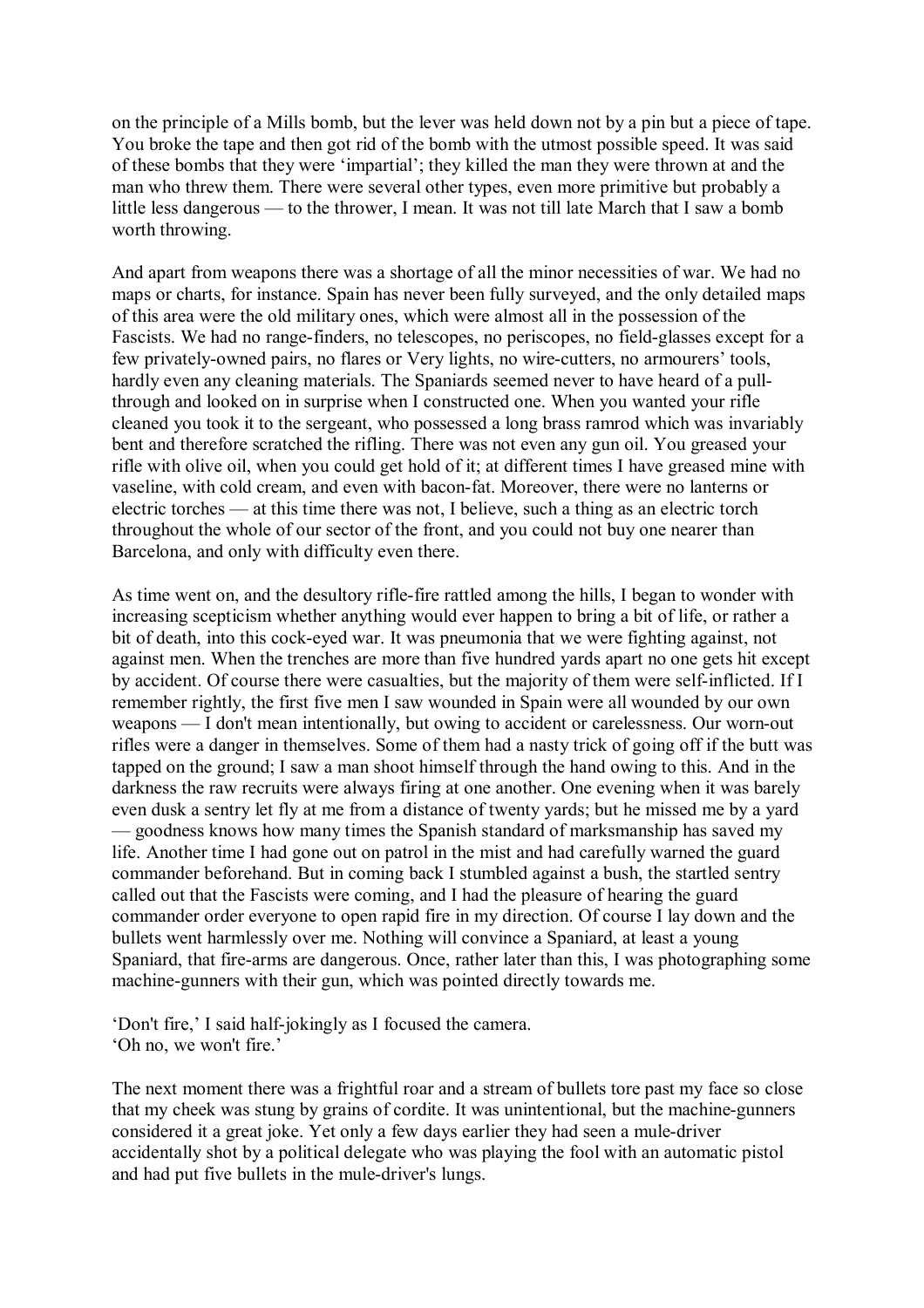on the principle of a Mills bomb, but the lever was held down not by a pin but a piece of tape. You broke the tape and then got rid of the bomb with the utmost possible speed. It was said of these bombs that they were 'impartial'; they killed the man they were thrown at and the man who threw them. There were several other types, even more primitive but probably a little less dangerous — to the thrower, I mean. It was not till late March that I saw a bomb worth throwing.

And apart from weapons there was a shortage of all the minor necessities of war. We had no maps or charts, for instance. Spain has never been fully surveyed, and the only detailed maps of this area were the old military ones, which were almost all in the possession of the Fascists. We had no range-finders, no telescopes, no periscopes, no field-glasses except for a few privately-owned pairs, no flares or Very lights, no wire-cutters, no armourers' tools, hardly even any cleaning materials. The Spaniards seemed never to have heard of a pull-through and looked on in surprise when I constructed one. When you wanted your rifle cleaned you took it to the sergeant, who possessed a long brass ramrod which was invariably bent and therefore scratched the rifling. There was not even any gun oil. You greased your rifle with olive oil, when you could get hold of it; at different times I have greased mine with vaseline, with cold cream, and even with bacon-fat. Moreover, there were no lanterns or electric torches — at this time there was not, I believe, such a thing as an electric torch throughout the whole of our sector of the front, and you could not buy one nearer than Barcelona, and only with difficulty even there.

As time went on, and the desultory rifle-fire rattled among the hills, I began to wonder with increasing scepticism whether anything would ever happen to bring a bit of life, or rather a bit of death, into this cock-eyed war. It was pneumonia that we were fighting against, not against men. When the trenches are more than five hundred yards apart no one gets hit except by accident. Of course there were casualties, but the majority of them were self-inflicted. If I remember rightly, the first five men I saw wounded in Spain were all wounded by our own weapons — I don't mean intentionally, but owing to accident or carelessness. Our worn-out rifles were a danger in themselves. Some of them had a nasty trick of going off if the butt was tapped on the ground; I saw a man shoot himself through the hand owing to this. And in the darkness the raw recruits were always firing at one another. One evening when it was barely even dusk a sentry let fly at me from a distance of twenty yards; but he missed me by a yard — goodness knows how many times the Spanish standard of marksmanship has saved my life. Another time I had gone out on patrol in the mist and had carefully warned the guard commander beforehand. But in coming back I stumbled against a bush, the startled sentry called out that the Fascists were coming, and I had the pleasure of hearing the guard commander order everyone to open rapid fire in my direction. Of course I lay down and the bullets went harmlessly over me. Nothing will convince a Spaniard, at least a young Spaniard, that fire-arms are dangerous. Once, rather later than this, I was photographing some machine-gunners with their gun, which was pointed directly towards me.

'Don't fire,' I said half-jokingly as I focused the camera.
'Oh no, we won't fire.'

The next moment there was a frightful roar and a stream of bullets tore past my face so close that my cheek was stung by grains of cordite. It was unintentional, but the machine-gunners considered it a great joke. Yet only a few days earlier they had seen a mule-driver accidentally shot by a political delegate who was playing the fool with an automatic pistol and had put five bullets in the mule-driver's lungs.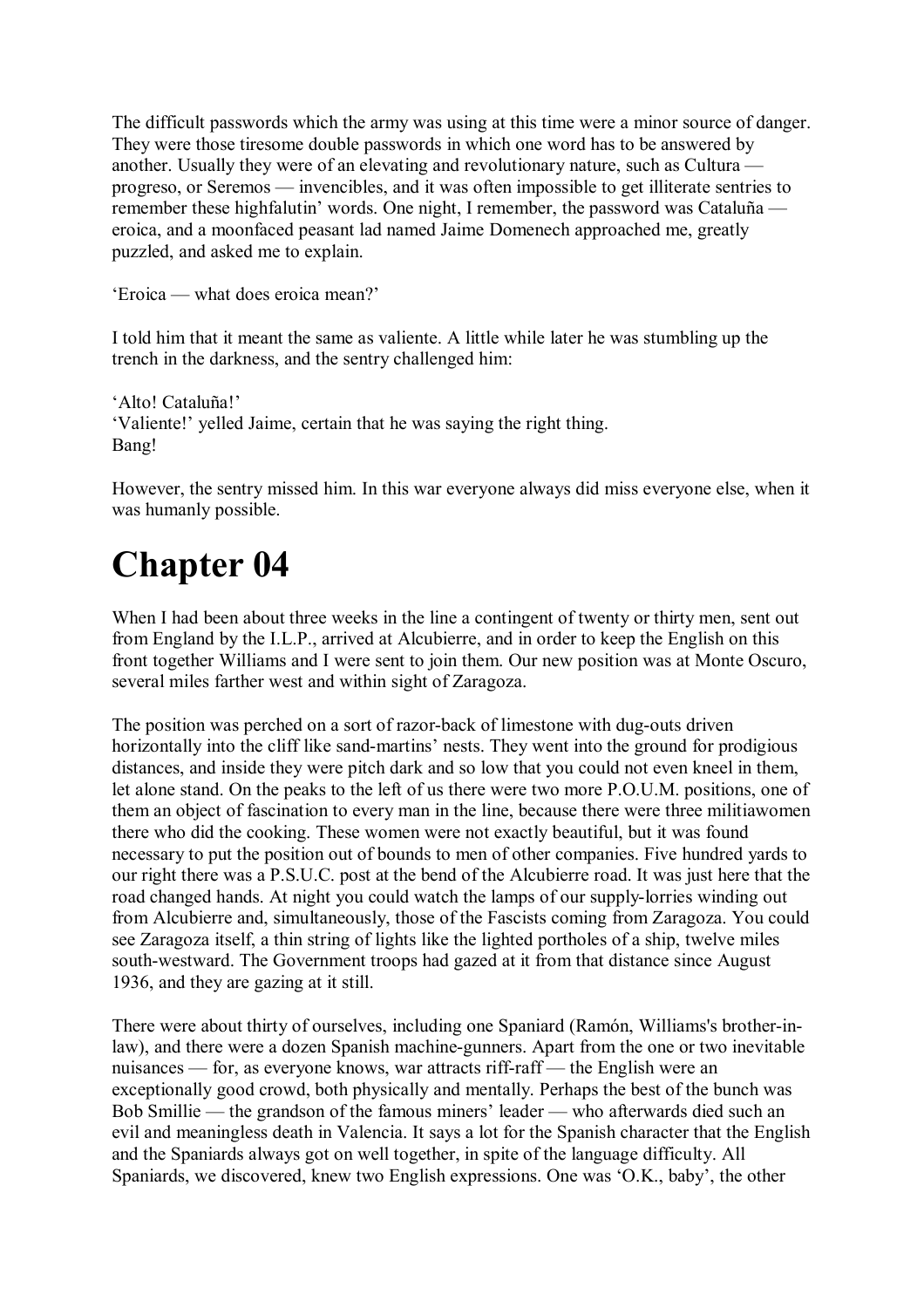The difficult passwords which the army was using at this time were a minor source of danger. They were those tiresome double passwords in which one word has to be answered by another. Usually they were of an elevating and revolutionary nature, such as Cultura — progreso, or Seremos — invencibles, and it was often impossible to get illiterate sentries to remember these highfalutin' words. One night, I remember, the password was Cataluña — eroica, and a moonfaced peasant lad named Jaime Domenech approached me, greatly puzzled, and asked me to explain.

'Eroica — what does eroica mean?'

I told him that it meant the same as valiente. A little while later he was stumbling up the trench in the darkness, and the sentry challenged him:

'Alto! Cataluña!'
'Valiente!' yelled Jaime, certain that he was saying the right thing.
Bang!

However, the sentry missed him. In this war everyone always did miss everyone else, when it was humanly possible.

# Chapter 04

When I had been about three weeks in the line a contingent of twenty or thirty men, sent out from England by the I.L.P., arrived at Alcubierre, and in order to keep the English on this front together Williams and I were sent to join them. Our new position was at Monte Oscuro, several miles farther west and within sight of Zaragoza.

The position was perched on a sort of razor-back of limestone with dug-outs driven horizontally into the cliff like sand-martins' nests. They went into the ground for prodigious distances, and inside they were pitch dark and so low that you could not even kneel in them, let alone stand. On the peaks to the left of us there were two more P.O.U.M. positions, one of them an object of fascination to every man in the line, because there were three militiawomen there who did the cooking. These women were not exactly beautiful, but it was found necessary to put the position out of bounds to men of other companies. Five hundred yards to our right there was a P.S.U.C. post at the bend of the Alcubierre road. It was just here that the road changed hands. At night you could watch the lamps of our supply-lorries winding out from Alcubierre and, simultaneously, those of the Fascists coming from Zaragoza. You could see Zaragoza itself, a thin string of lights like the lighted portholes of a ship, twelve miles south-westward. The Government troops had gazed at it from that distance since August 1936, and they are gazing at it still.

There were about thirty of ourselves, including one Spaniard (Ramón, Williams's brother-in-law), and there were a dozen Spanish machine-gunners. Apart from the one or two inevitable nuisances — for, as everyone knows, war attracts riff-raff — the English were an exceptionally good crowd, both physically and mentally. Perhaps the best of the bunch was Bob Smillie — the grandson of the famous miners' leader — who afterwards died such an evil and meaningless death in Valencia. It says a lot for the Spanish character that the English and the Spaniards always got on well together, in spite of the language difficulty. All Spaniards, we discovered, knew two English expressions. One was 'O.K., baby', the other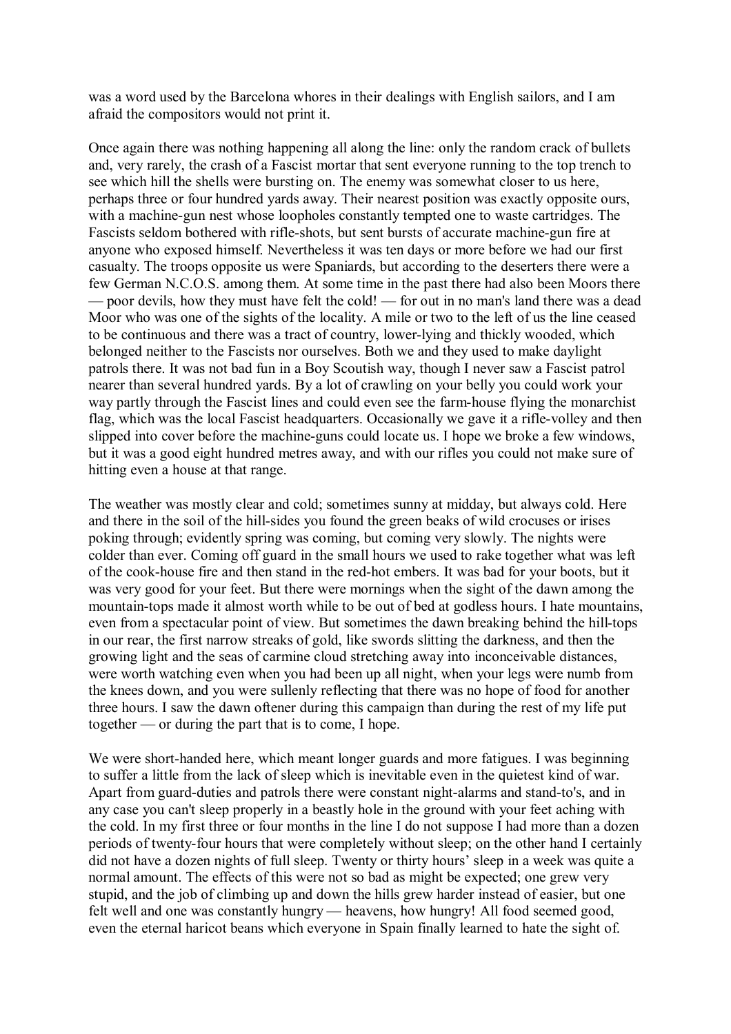was a word used by the Barcelona whores in their dealings with English sailors, and I am afraid the compositors would not print it.

Once again there was nothing happening all along the line: only the random crack of bullets and, very rarely, the crash of a Fascist mortar that sent everyone running to the top trench to see which hill the shells were bursting on. The enemy was somewhat closer to us here, perhaps three or four hundred yards away. Their nearest position was exactly opposite ours, with a machine-gun nest whose loopholes constantly tempted one to waste cartridges. The Fascists seldom bothered with rifle-shots, but sent bursts of accurate machine-gun fire at anyone who exposed himself. Nevertheless it was ten days or more before we had our first casualty. The troops opposite us were Spaniards, but according to the deserters there were a few German N.C.O.S. among them. At some time in the past there had also been Moors there — poor devils, how they must have felt the cold! — for out in no man's land there was a dead Moor who was one of the sights of the locality. A mile or two to the left of us the line ceased to be continuous and there was a tract of country, lower-lying and thickly wooded, which belonged neither to the Fascists nor ourselves. Both we and they used to make daylight patrols there. It was not bad fun in a Boy Scoutish way, though I never saw a Fascist patrol nearer than several hundred yards. By a lot of crawling on your belly you could work your way partly through the Fascist lines and could even see the farm-house flying the monarchist flag, which was the local Fascist headquarters. Occasionally we gave it a rifle-volley and then slipped into cover before the machine-guns could locate us. I hope we broke a few windows, but it was a good eight hundred metres away, and with our rifles you could not make sure of hitting even a house at that range.

The weather was mostly clear and cold; sometimes sunny at midday, but always cold. Here and there in the soil of the hill-sides you found the green beaks of wild crocuses or irises poking through; evidently spring was coming, but coming very slowly. The nights were colder than ever. Coming off guard in the small hours we used to rake together what was left of the cook-house fire and then stand in the red-hot embers. It was bad for your boots, but it was very good for your feet. But there were mornings when the sight of the dawn among the mountain-tops made it almost worth while to be out of bed at godless hours. I hate mountains, even from a spectacular point of view. But sometimes the dawn breaking behind the hill-tops in our rear, the first narrow streaks of gold, like swords slitting the darkness, and then the growing light and the seas of carmine cloud stretching away into inconceivable distances, were worth watching even when you had been up all night, when your legs were numb from the knees down, and you were sullenly reflecting that there was no hope of food for another three hours. I saw the dawn oftener during this campaign than during the rest of my life put together — or during the part that is to come, I hope.

We were short-handed here, which meant longer guards and more fatigues. I was beginning to suffer a little from the lack of sleep which is inevitable even in the quietest kind of war. Apart from guard-duties and patrols there were constant night-alarms and stand-to's, and in any case you can't sleep properly in a beastly hole in the ground with your feet aching with the cold. In my first three or four months in the line I do not suppose I had more than a dozen periods of twenty-four hours that were completely without sleep; on the other hand I certainly did not have a dozen nights of full sleep. Twenty or thirty hours' sleep in a week was quite a normal amount. The effects of this were not so bad as might be expected; one grew very stupid, and the job of climbing up and down the hills grew harder instead of easier, but one felt well and one was constantly hungry — heavens, how hungry! All food seemed good, even the eternal haricot beans which everyone in Spain finally learned to hate the sight of.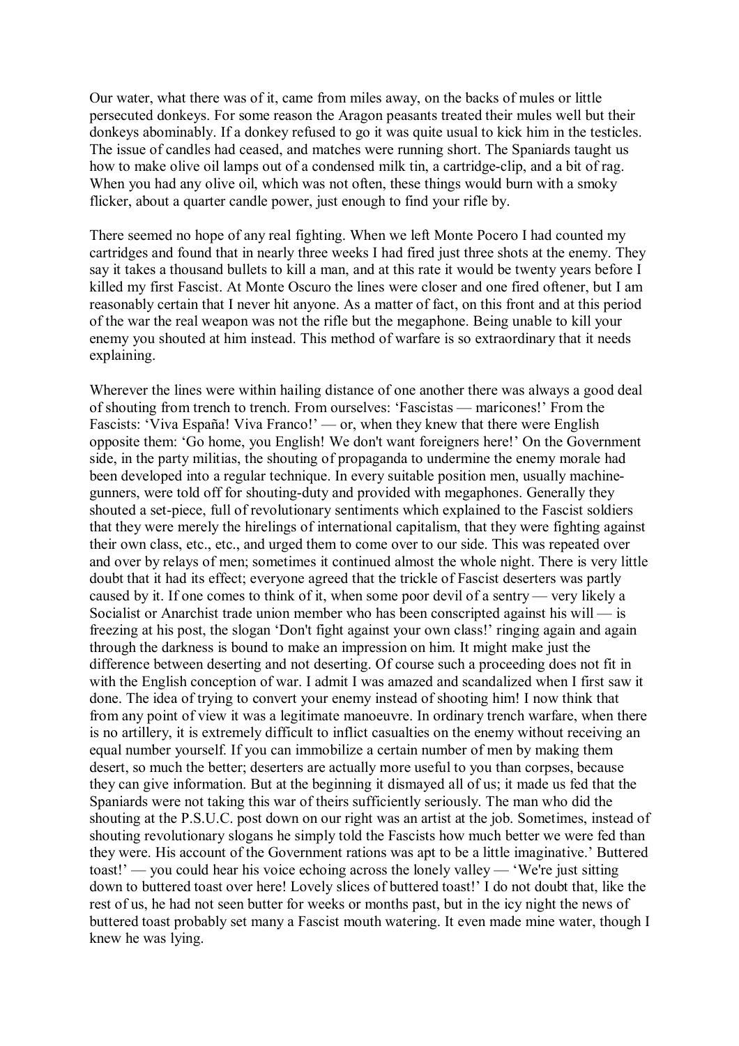Our water, what there was of it, came from miles away, on the backs of mules or little persecuted donkeys. For some reason the Aragon peasants treated their mules well but their donkeys abominably. If a donkey refused to go it was quite usual to kick him in the testicles. The issue of candles had ceased, and matches were running short. The Spaniards taught us how to make olive oil lamps out of a condensed milk tin, a cartridge-clip, and a bit of rag. When you had any olive oil, which was not often, these things would burn with a smoky flicker, about a quarter candle power, just enough to find your rifle by.

There seemed no hope of any real fighting. When we left Monte Pocero I had counted my cartridges and found that in nearly three weeks I had fired just three shots at the enemy. They say it takes a thousand bullets to kill a man, and at this rate it would be twenty years before I killed my first Fascist. At Monte Oscuro the lines were closer and one fired oftener, but I am reasonably certain that I never hit anyone. As a matter of fact, on this front and at this period of the war the real weapon was not the rifle but the megaphone. Being unable to kill your enemy you shouted at him instead. This method of warfare is so extraordinary that it needs explaining.

Wherever the lines were within hailing distance of one another there was always a good deal of shouting from trench to trench. From ourselves: 'Fascistas — maricones!' From the Fascists: 'Viva España! Viva Franco!' — or, when they knew that there were English opposite them: 'Go home, you English! We don't want foreigners here!' On the Government side, in the party militias, the shouting of propaganda to undermine the enemy morale had been developed into a regular technique. In every suitable position men, usually machine-gunners, were told off for shouting-duty and provided with megaphones. Generally they shouted a set-piece, full of revolutionary sentiments which explained to the Fascist soldiers that they were merely the hirelings of international capitalism, that they were fighting against their own class, etc., etc., and urged them to come over to our side. This was repeated over and over by relays of men; sometimes it continued almost the whole night. There is very little doubt that it had its effect; everyone agreed that the trickle of Fascist deserters was partly caused by it. If one comes to think of it, when some poor devil of a sentry — very likely a Socialist or Anarchist trade union member who has been conscripted against his will — is freezing at his post, the slogan 'Don't fight against your own class!' ringing again and again through the darkness is bound to make an impression on him. It might make just the difference between deserting and not deserting. Of course such a proceeding does not fit in with the English conception of war. I admit I was amazed and scandalized when I first saw it done. The idea of trying to convert your enemy instead of shooting him! I now think that from any point of view it was a legitimate manoeuvre. In ordinary trench warfare, when there is no artillery, it is extremely difficult to inflict casualties on the enemy without receiving an equal number yourself. If you can immobilize a certain number of men by making them desert, so much the better; deserters are actually more useful to you than corpses, because they can give information. But at the beginning it dismayed all of us; it made us fed that the Spaniards were not taking this war of theirs sufficiently seriously. The man who did the shouting at the P.S.U.C. post down on our right was an artist at the job. Sometimes, instead of shouting revolutionary slogans he simply told the Fascists how much better we were fed than they were. His account of the Government rations was apt to be a little imaginative.' Buttered toast!' — you could hear his voice echoing across the lonely valley — 'We're just sitting down to buttered toast over here! Lovely slices of buttered toast!' I do not doubt that, like the rest of us, he had not seen butter for weeks or months past, but in the icy night the news of buttered toast probably set many a Fascist mouth watering. It even made mine water, though I knew he was lying.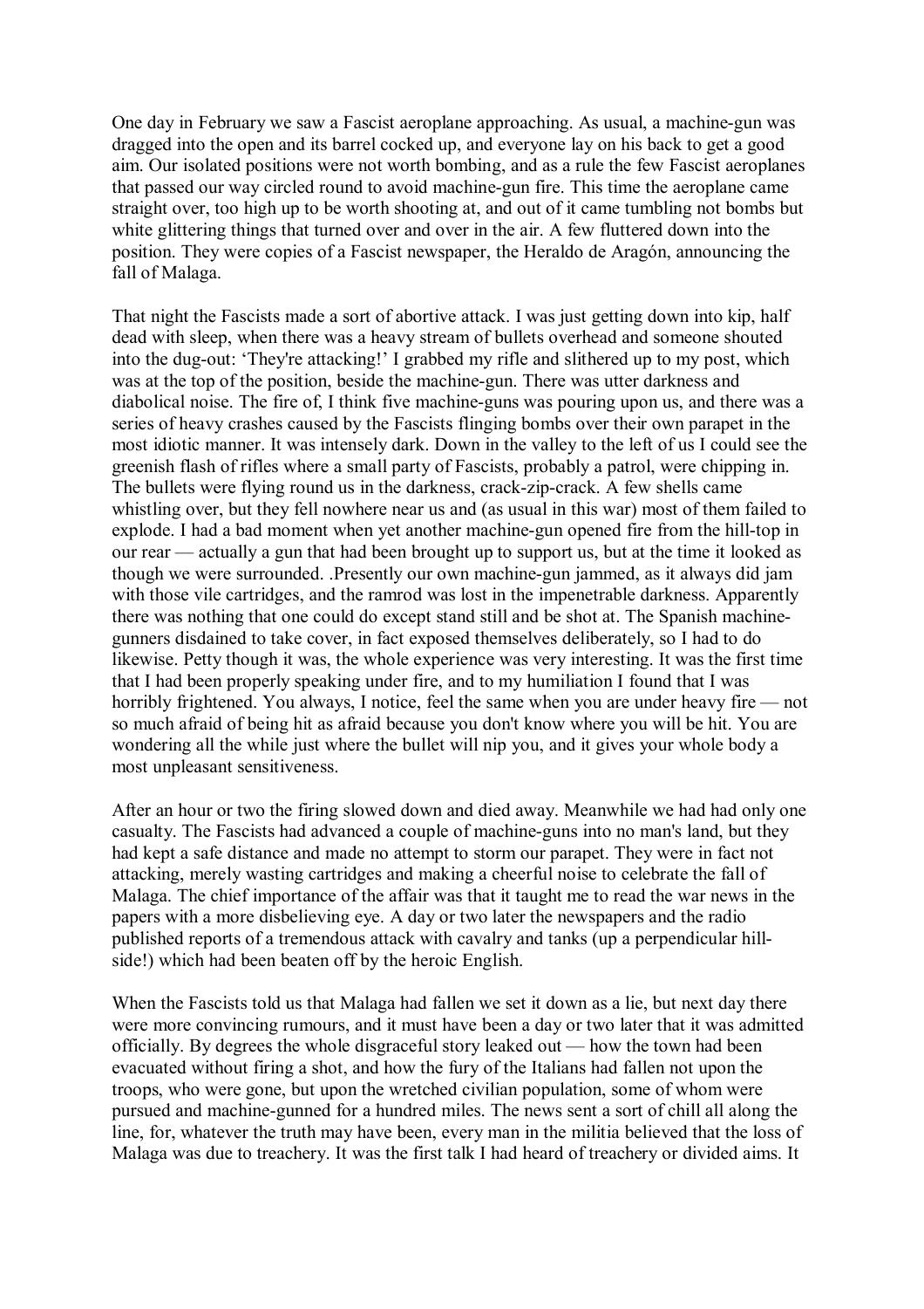One day in February we saw a Fascist aeroplane approaching. As usual, a machine-gun was dragged into the open and its barrel cocked up, and everyone lay on his back to get a good aim. Our isolated positions were not worth bombing, and as a rule the few Fascist aeroplanes that passed our way circled round to avoid machine-gun fire. This time the aeroplane came straight over, too high up to be worth shooting at, and out of it came tumbling not bombs but white glittering things that turned over and over in the air. A few fluttered down into the position. They were copies of a Fascist newspaper, the Heraldo de Aragón, announcing the fall of Malaga.

That night the Fascists made a sort of abortive attack. I was just getting down into kip, half dead with sleep, when there was a heavy stream of bullets overhead and someone shouted into the dug-out: 'They're attacking!' I grabbed my rifle and slithered up to my post, which was at the top of the position, beside the machine-gun. There was utter darkness and diabolical noise. The fire of, I think five machine-guns was pouring upon us, and there was a series of heavy crashes caused by the Fascists flinging bombs over their own parapet in the most idiotic manner. It was intensely dark. Down in the valley to the left of us I could see the greenish flash of rifles where a small party of Fascists, probably a patrol, were chipping in. The bullets were flying round us in the darkness, crack-zip-crack. A few shells came whistling over, but they fell nowhere near us and (as usual in this war) most of them failed to explode. I had a bad moment when yet another machine-gun opened fire from the hill-top in our rear — actually a gun that had been brought up to support us, but at the time it looked as though we were surrounded. .Presently our own machine-gun jammed, as it always did jam with those vile cartridges, and the ramrod was lost in the impenetrable darkness. Apparently there was nothing that one could do except stand still and be shot at. The Spanish machine-gunners disdained to take cover, in fact exposed themselves deliberately, so I had to do likewise. Petty though it was, the whole experience was very interesting. It was the first time that I had been properly speaking under fire, and to my humiliation I found that I was horribly frightened. You always, I notice, feel the same when you are under heavy fire — not so much afraid of being hit as afraid because you don't know where you will be hit. You are wondering all the while just where the bullet will nip you, and it gives your whole body a most unpleasant sensitiveness.

After an hour or two the firing slowed down and died away. Meanwhile we had had only one casualty. The Fascists had advanced a couple of machine-guns into no man's land, but they had kept a safe distance and made no attempt to storm our parapet. They were in fact not attacking, merely wasting cartridges and making a cheerful noise to celebrate the fall of Malaga. The chief importance of the affair was that it taught me to read the war news in the papers with a more disbelieving eye. A day or two later the newspapers and the radio published reports of a tremendous attack with cavalry and tanks (up a perpendicular hill-side!) which had been beaten off by the heroic English.

When the Fascists told us that Malaga had fallen we set it down as a lie, but next day there were more convincing rumours, and it must have been a day or two later that it was admitted officially. By degrees the whole disgraceful story leaked out — how the town had been evacuated without firing a shot, and how the fury of the Italians had fallen not upon the troops, who were gone, but upon the wretched civilian population, some of whom were pursued and machine-gunned for a hundred miles. The news sent a sort of chill all along the line, for, whatever the truth may have been, every man in the militia believed that the loss of Malaga was due to treachery. It was the first talk I had heard of treachery or divided aims. It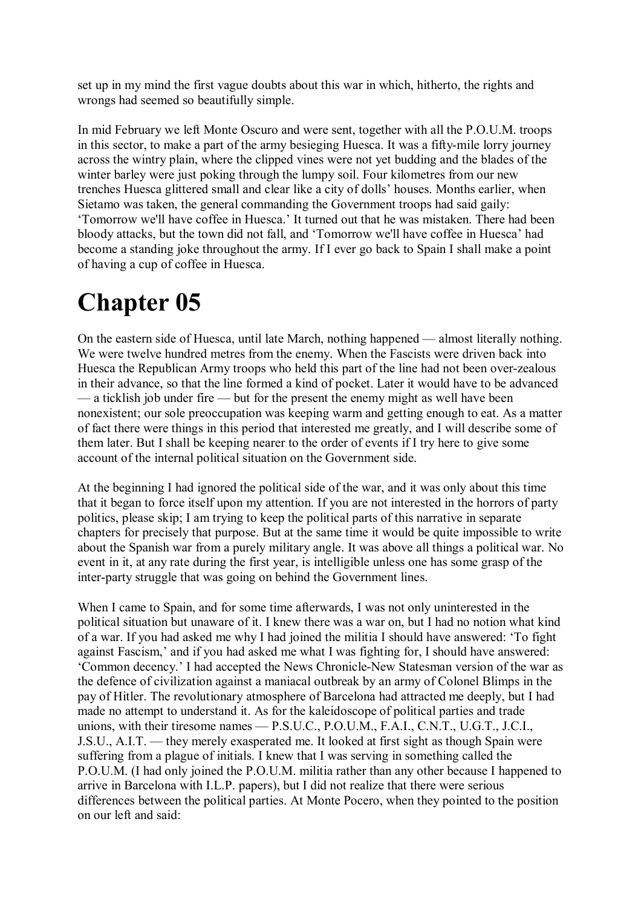set up in my mind the first vague doubts about this war in which, hitherto, the rights and wrongs had seemed so beautifully simple.

In mid February we left Monte Oscuro and were sent, together with all the P.O.U.M. troops in this sector, to make a part of the army besieging Huesca. It was a fifty-mile lorry journey across the wintry plain, where the clipped vines were not yet budding and the blades of the winter barley were just poking through the lumpy soil. Four kilometres from our new trenches Huesca glittered small and clear like a city of dolls' houses. Months earlier, when Sietamo was taken, the general commanding the Government troops had said gaily: 'Tomorrow we'll have coffee in Huesca.' It turned out that he was mistaken. There had been bloody attacks, but the town did not fall, and 'Tomorrow we'll have coffee in Huesca' had become a standing joke throughout the army. If I ever go back to Spain I shall make a point of having a cup of coffee in Huesca.

# Chapter 05

On the eastern side of Huesca, until late March, nothing happened — almost literally nothing. We were twelve hundred metres from the enemy. When the Fascists were driven back into Huesca the Republican Army troops who held this part of the line had not been over-zealous in their advance, so that the line formed a kind of pocket. Later it would have to be advanced — a ticklish job under fire — but for the present the enemy might as well have been nonexistent; our sole preoccupation was keeping warm and getting enough to eat. As a matter of fact there were things in this period that interested me greatly, and I will describe some of them later. But I shall be keeping nearer to the order of events if I try here to give some account of the internal political situation on the Government side.

At the beginning I had ignored the political side of the war, and it was only about this time that it began to force itself upon my attention. If you are not interested in the horrors of party politics, please skip; I am trying to keep the political parts of this narrative in separate chapters for precisely that purpose. But at the same time it would be quite impossible to write about the Spanish war from a purely military angle. It was above all things a political war. No event in it, at any rate during the first year, is intelligible unless one has some grasp of the inter-party struggle that was going on behind the Government lines.

When I came to Spain, and for some time afterwards, I was not only uninterested in the political situation but unaware of it. I knew there was a war on, but I had no notion what kind of a war. If you had asked me why I had joined the militia I should have answered: 'To fight against Fascism,' and if you had asked me what I was fighting for, I should have answered: 'Common decency.' I had accepted the News Chronicle-New Statesman version of the war as the defence of civilization against a maniacal outbreak by an army of Colonel Blimps in the pay of Hitler. The revolutionary atmosphere of Barcelona had attracted me deeply, but I had made no attempt to understand it. As for the kaleidoscope of political parties and trade unions, with their tiresome names — P.S.U.C., P.O.U.M., F.A.I., C.N.T., U.G.T., J.C.I., J.S.U., A.I.T. — they merely exasperated me. It looked at first sight as though Spain were suffering from a plague of initials. I knew that I was serving in something called the P.O.U.M. (I had only joined the P.O.U.M. militia rather than any other because I happened to arrive in Barcelona with I.L.P. papers), but I did not realize that there were serious differences between the political parties. At Monte Pocero, when they pointed to the position on our left and said: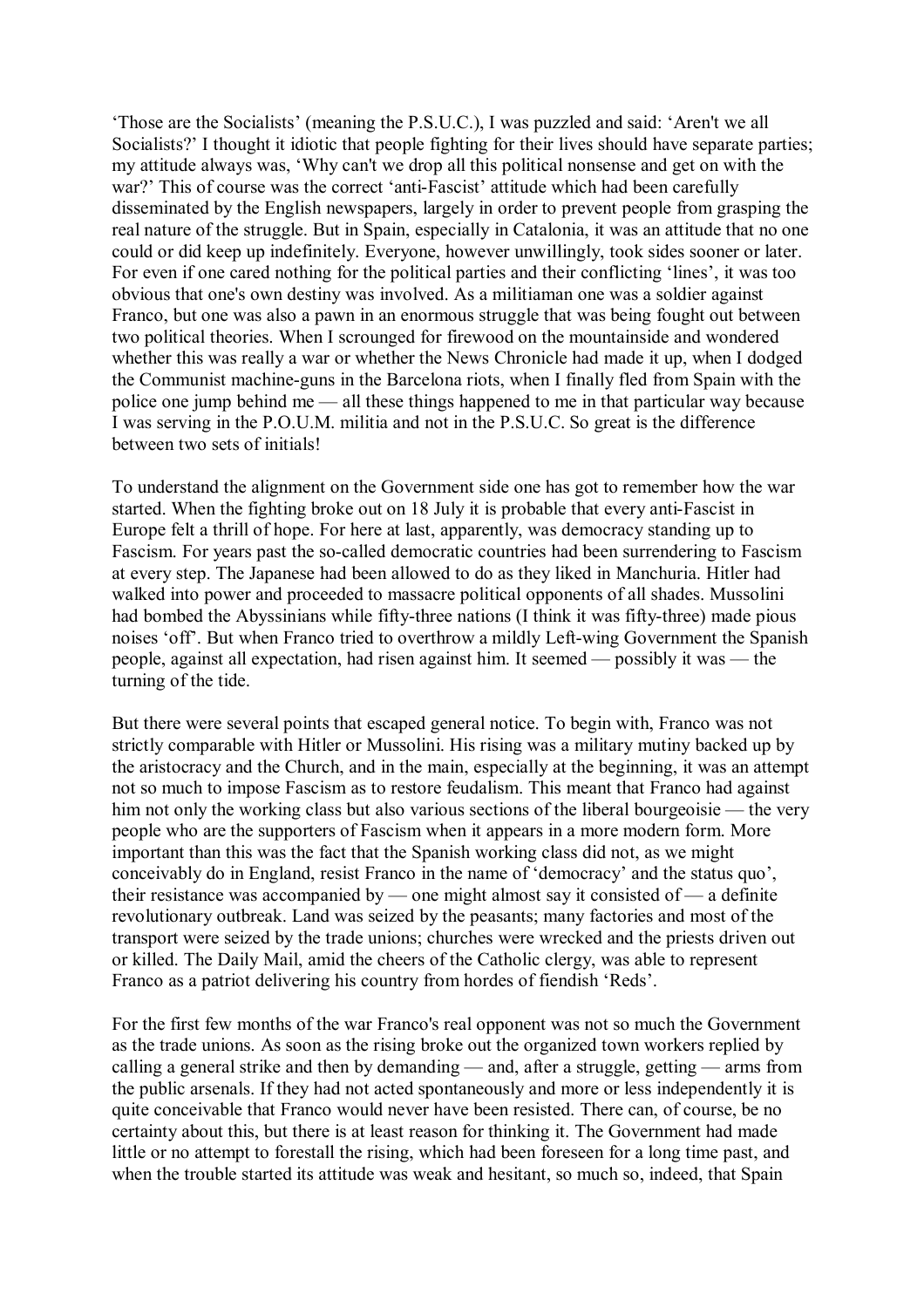'Those are the Socialists' (meaning the P.S.U.C.), I was puzzled and said: 'Aren't we all Socialists?' I thought it idiotic that people fighting for their lives should have separate parties; my attitude always was, 'Why can't we drop all this political nonsense and get on with the war?' This of course was the correct 'anti-Fascist' attitude which had been carefully disseminated by the English newspapers, largely in order to prevent people from grasping the real nature of the struggle. But in Spain, especially in Catalonia, it was an attitude that no one could or did keep up indefinitely. Everyone, however unwillingly, took sides sooner or later. For even if one cared nothing for the political parties and their conflicting 'lines', it was too obvious that one's own destiny was involved. As a militiaman one was a soldier against Franco, but one was also a pawn in an enormous struggle that was being fought out between two political theories. When I scrounged for firewood on the mountainside and wondered whether this was really a war or whether the News Chronicle had made it up, when I dodged the Communist machine-guns in the Barcelona riots, when I finally fled from Spain with the police one jump behind me — all these things happened to me in that particular way because I was serving in the P.O.U.M. militia and not in the P.S.U.C. So great is the difference between two sets of initials!

To understand the alignment on the Government side one has got to remember how the war started. When the fighting broke out on 18 July it is probable that every anti-Fascist in Europe felt a thrill of hope. For here at last, apparently, was democracy standing up to Fascism. For years past the so-called democratic countries had been surrendering to Fascism at every step. The Japanese had been allowed to do as they liked in Manchuria. Hitler had walked into power and proceeded to massacre political opponents of all shades. Mussolini had bombed the Abyssinians while fifty-three nations (I think it was fifty-three) made pious noises 'off'. But when Franco tried to overthrow a mildly Left-wing Government the Spanish people, against all expectation, had risen against him. It seemed — possibly it was — the turning of the tide.

But there were several points that escaped general notice. To begin with, Franco was not strictly comparable with Hitler or Mussolini. His rising was a military mutiny backed up by the aristocracy and the Church, and in the main, especially at the beginning, it was an attempt not so much to impose Fascism as to restore feudalism. This meant that Franco had against him not only the working class but also various sections of the liberal bourgeoisie — the very people who are the supporters of Fascism when it appears in a more modern form. More important than this was the fact that the Spanish working class did not, as we might conceivably do in England, resist Franco in the name of 'democracy' and the status quo', their resistance was accompanied by — one might almost say it consisted of — a definite revolutionary outbreak. Land was seized by the peasants; many factories and most of the transport were seized by the trade unions; churches were wrecked and the priests driven out or killed. The Daily Mail, amid the cheers of the Catholic clergy, was able to represent Franco as a patriot delivering his country from hordes of fiendish 'Reds'.

For the first few months of the war Franco's real opponent was not so much the Government as the trade unions. As soon as the rising broke out the organized town workers replied by calling a general strike and then by demanding — and, after a struggle, getting — arms from the public arsenals. If they had not acted spontaneously and more or less independently it is quite conceivable that Franco would never have been resisted. There can, of course, be no certainty about this, but there is at least reason for thinking it. The Government had made little or no attempt to forestall the rising, which had been foreseen for a long time past, and when the trouble started its attitude was weak and hesitant, so much so, indeed, that Spain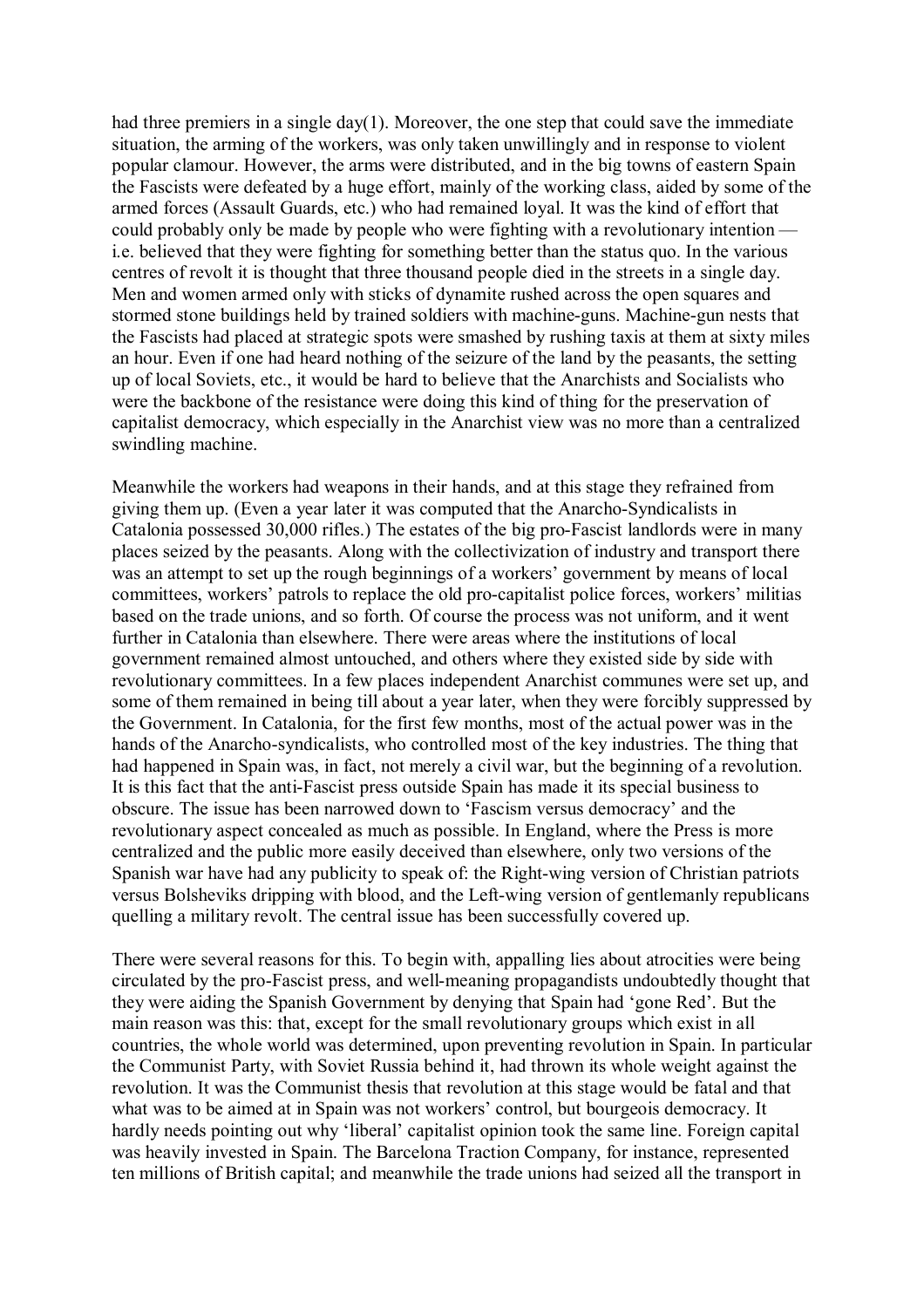had three premiers in a single day(1). Moreover, the one step that could save the immediate situation, the arming of the workers, was only taken unwillingly and in response to violent popular clamour. However, the arms were distributed, and in the big towns of eastern Spain the Fascists were defeated by a huge effort, mainly of the working class, aided by some of the armed forces (Assault Guards, etc.) who had remained loyal. It was the kind of effort that could probably only be made by people who were fighting with a revolutionary intention — i.e. believed that they were fighting for something better than the status quo. In the various centres of revolt it is thought that three thousand people died in the streets in a single day. Men and women armed only with sticks of dynamite rushed across the open squares and stormed stone buildings held by trained soldiers with machine-guns. Machine-gun nests that the Fascists had placed at strategic spots were smashed by rushing taxis at them at sixty miles an hour. Even if one had heard nothing of the seizure of the land by the peasants, the setting up of local Soviets, etc., it would be hard to believe that the Anarchists and Socialists who were the backbone of the resistance were doing this kind of thing for the preservation of capitalist democracy, which especially in the Anarchist view was no more than a centralized swindling machine.

Meanwhile the workers had weapons in their hands, and at this stage they refrained from giving them up. (Even a year later it was computed that the Anarcho-Syndicalists in Catalonia possessed 30,000 rifles.) The estates of the big pro-Fascist landlords were in many places seized by the peasants. Along with the collectivization of industry and transport there was an attempt to set up the rough beginnings of a workers' government by means of local committees, workers' patrols to replace the old pro-capitalist police forces, workers' militias based on the trade unions, and so forth. Of course the process was not uniform, and it went further in Catalonia than elsewhere. There were areas where the institutions of local government remained almost untouched, and others where they existed side by side with revolutionary committees. In a few places independent Anarchist communes were set up, and some of them remained in being till about a year later, when they were forcibly suppressed by the Government. In Catalonia, for the first few months, most of the actual power was in the hands of the Anarcho-syndicalists, who controlled most of the key industries. The thing that had happened in Spain was, in fact, not merely a civil war, but the beginning of a revolution. It is this fact that the anti-Fascist press outside Spain has made it its special business to obscure. The issue has been narrowed down to 'Fascism versus democracy' and the revolutionary aspect concealed as much as possible. In England, where the Press is more centralized and the public more easily deceived than elsewhere, only two versions of the Spanish war have had any publicity to speak of: the Right-wing version of Christian patriots versus Bolsheviks dripping with blood, and the Left-wing version of gentlemanly republicans quelling a military revolt. The central issue has been successfully covered up.

There were several reasons for this. To begin with, appalling lies about atrocities were being circulated by the pro-Fascist press, and well-meaning propagandists undoubtedly thought that they were aiding the Spanish Government by denying that Spain had 'gone Red'. But the main reason was this: that, except for the small revolutionary groups which exist in all countries, the whole world was determined, upon preventing revolution in Spain. In particular the Communist Party, with Soviet Russia behind it, had thrown its whole weight against the revolution. It was the Communist thesis that revolution at this stage would be fatal and that what was to be aimed at in Spain was not workers' control, but bourgeois democracy. It hardly needs pointing out why 'liberal' capitalist opinion took the same line. Foreign capital was heavily invested in Spain. The Barcelona Traction Company, for instance, represented ten millions of British capital; and meanwhile the trade unions had seized all the transport in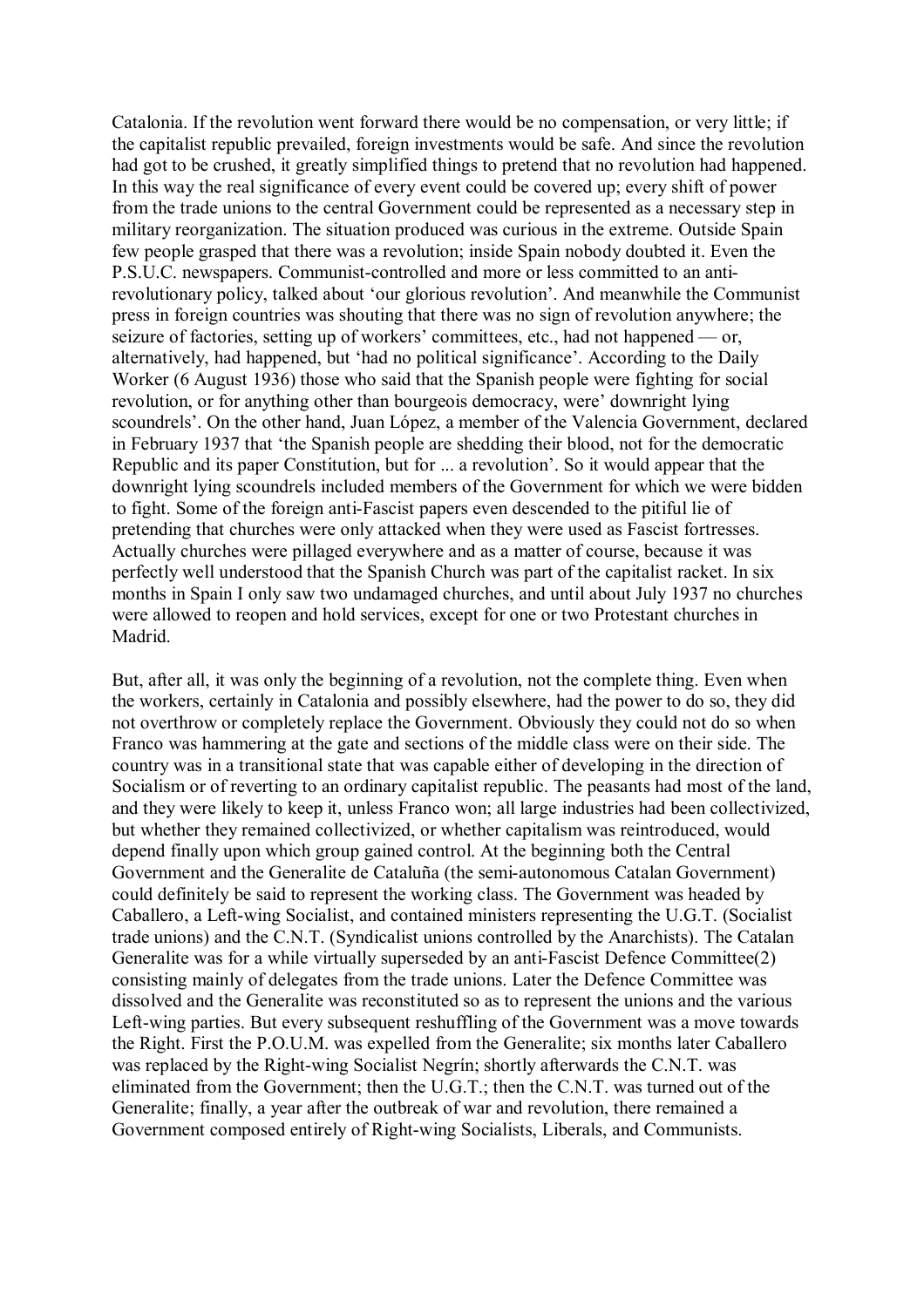Catalonia. If the revolution went forward there would be no compensation, or very little; if the capitalist republic prevailed, foreign investments would be safe. And since the revolution had got to be crushed, it greatly simplified things to pretend that no revolution had happened. In this way the real significance of every event could be covered up; every shift of power from the trade unions to the central Government could be represented as a necessary step in military reorganization. The situation produced was curious in the extreme. Outside Spain few people grasped that there was a revolution; inside Spain nobody doubted it. Even the P.S.U.C. newspapers. Communist-controlled and more or less committed to an anti-revolutionary policy, talked about 'our glorious revolution'. And meanwhile the Communist press in foreign countries was shouting that there was no sign of revolution anywhere; the seizure of factories, setting up of workers' committees, etc., had not happened — or, alternatively, had happened, but 'had no political significance'. According to the Daily Worker (6 August 1936) those who said that the Spanish people were fighting for social revolution, or for anything other than bourgeois democracy, were' downright lying scoundrels'. On the other hand, Juan López, a member of the Valencia Government, declared in February 1937 that 'the Spanish people are shedding their blood, not for the democratic Republic and its paper Constitution, but for ... a revolution'. So it would appear that the downright lying scoundrels included members of the Government for which we were bidden to fight. Some of the foreign anti-Fascist papers even descended to the pitiful lie of pretending that churches were only attacked when they were used as Fascist fortresses. Actually churches were pillaged everywhere and as a matter of course, because it was perfectly well understood that the Spanish Church was part of the capitalist racket. In six months in Spain I only saw two undamaged churches, and until about July 1937 no churches were allowed to reopen and hold services, except for one or two Protestant churches in Madrid.

But, after all, it was only the beginning of a revolution, not the complete thing. Even when the workers, certainly in Catalonia and possibly elsewhere, had the power to do so, they did not overthrow or completely replace the Government. Obviously they could not do so when Franco was hammering at the gate and sections of the middle class were on their side. The country was in a transitional state that was capable either of developing in the direction of Socialism or of reverting to an ordinary capitalist republic. The peasants had most of the land, and they were likely to keep it, unless Franco won; all large industries had been collectivized, but whether they remained collectivized, or whether capitalism was reintroduced, would depend finally upon which group gained control. At the beginning both the Central Government and the Generalite de Cataluña (the semi-autonomous Catalan Government) could definitely be said to represent the working class. The Government was headed by Caballero, a Left-wing Socialist, and contained ministers representing the U.G.T. (Socialist trade unions) and the C.N.T. (Syndicalist unions controlled by the Anarchists). The Catalan Generalite was for a while virtually superseded by an anti-Fascist Defence Committee(2) consisting mainly of delegates from the trade unions. Later the Defence Committee was dissolved and the Generalite was reconstituted so as to represent the unions and the various Left-wing parties. But every subsequent reshuffling of the Government was a move towards the Right. First the P.O.U.M. was expelled from the Generalite; six months later Caballero was replaced by the Right-wing Socialist Negrín; shortly afterwards the C.N.T. was eliminated from the Government; then the U.G.T.; then the C.N.T. was turned out of the Generalite; finally, a year after the outbreak of war and revolution, there remained a Government composed entirely of Right-wing Socialists, Liberals, and Communists.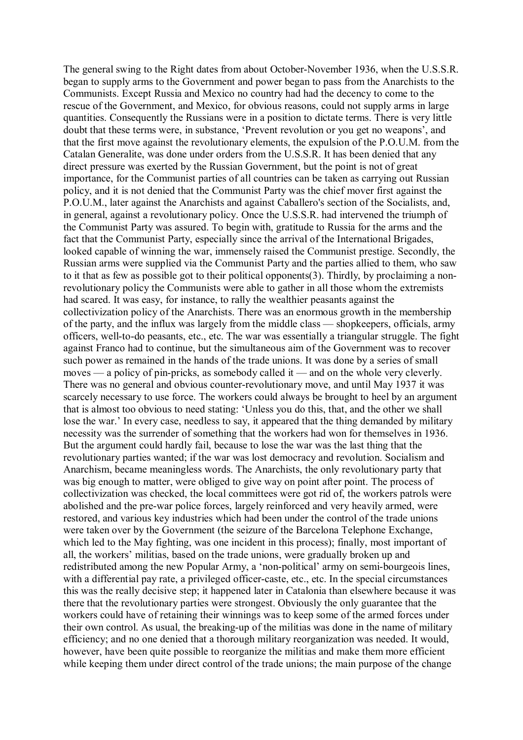The general swing to the Right dates from about October-November 1936, when the U.S.S.R. began to supply arms to the Government and power began to pass from the Anarchists to the Communists. Except Russia and Mexico no country had had the decency to come to the rescue of the Government, and Mexico, for obvious reasons, could not supply arms in large quantities. Consequently the Russians were in a position to dictate terms. There is very little doubt that these terms were, in substance, 'Prevent revolution or you get no weapons', and that the first move against the revolutionary elements, the expulsion of the P.O.U.M. from the Catalan Generalite, was done under orders from the U.S.S.R. It has been denied that any direct pressure was exerted by the Russian Government, but the point is not of great importance, for the Communist parties of all countries can be taken as carrying out Russian policy, and it is not denied that the Communist Party was the chief mover first against the P.O.U.M., later against the Anarchists and against Caballero's section of the Socialists, and, in general, against a revolutionary policy. Once the U.S.S.R. had intervened the triumph of the Communist Party was assured. To begin with, gratitude to Russia for the arms and the fact that the Communist Party, especially since the arrival of the International Brigades, looked capable of winning the war, immensely raised the Communist prestige. Secondly, the Russian arms were supplied via the Communist Party and the parties allied to them, who saw to it that as few as possible got to their political opponents(3). Thirdly, by proclaiming a non-revolutionary policy the Communists were able to gather in all those whom the extremists had scared. It was easy, for instance, to rally the wealthier peasants against the collectivization policy of the Anarchists. There was an enormous growth in the membership of the party, and the influx was largely from the middle class — shopkeepers, officials, army officers, well-to-do peasants, etc., etc. The war was essentially a triangular struggle. The fight against Franco had to continue, but the simultaneous aim of the Government was to recover such power as remained in the hands of the trade unions. It was done by a series of small moves — a policy of pin-pricks, as somebody called it — and on the whole very cleverly. There was no general and obvious counter-revolutionary move, and until May 1937 it was scarcely necessary to use force. The workers could always be brought to heel by an argument that is almost too obvious to need stating: 'Unless you do this, that, and the other we shall lose the war.' In every case, needless to say, it appeared that the thing demanded by military necessity was the surrender of something that the workers had won for themselves in 1936. But the argument could hardly fail, because to lose the war was the last thing that the revolutionary parties wanted; if the war was lost democracy and revolution. Socialism and Anarchism, became meaningless words. The Anarchists, the only revolutionary party that was big enough to matter, were obliged to give way on point after point. The process of collectivization was checked, the local committees were got rid of, the workers patrols were abolished and the pre-war police forces, largely reinforced and very heavily armed, were restored, and various key industries which had been under the control of the trade unions were taken over by the Government (the seizure of the Barcelona Telephone Exchange, which led to the May fighting, was one incident in this process); finally, most important of all, the workers' militias, based on the trade unions, were gradually broken up and redistributed among the new Popular Army, a 'non-political' army on semi-bourgeois lines, with a differential pay rate, a privileged officer-caste, etc., etc. In the special circumstances this was the really decisive step; it happened later in Catalonia than elsewhere because it was there that the revolutionary parties were strongest. Obviously the only guarantee that the workers could have of retaining their winnings was to keep some of the armed forces under their own control. As usual, the breaking-up of the militias was done in the name of military efficiency; and no one denied that a thorough military reorganization was needed. It would, however, have been quite possible to reorganize the militias and make them more efficient while keeping them under direct control of the trade unions; the main purpose of the change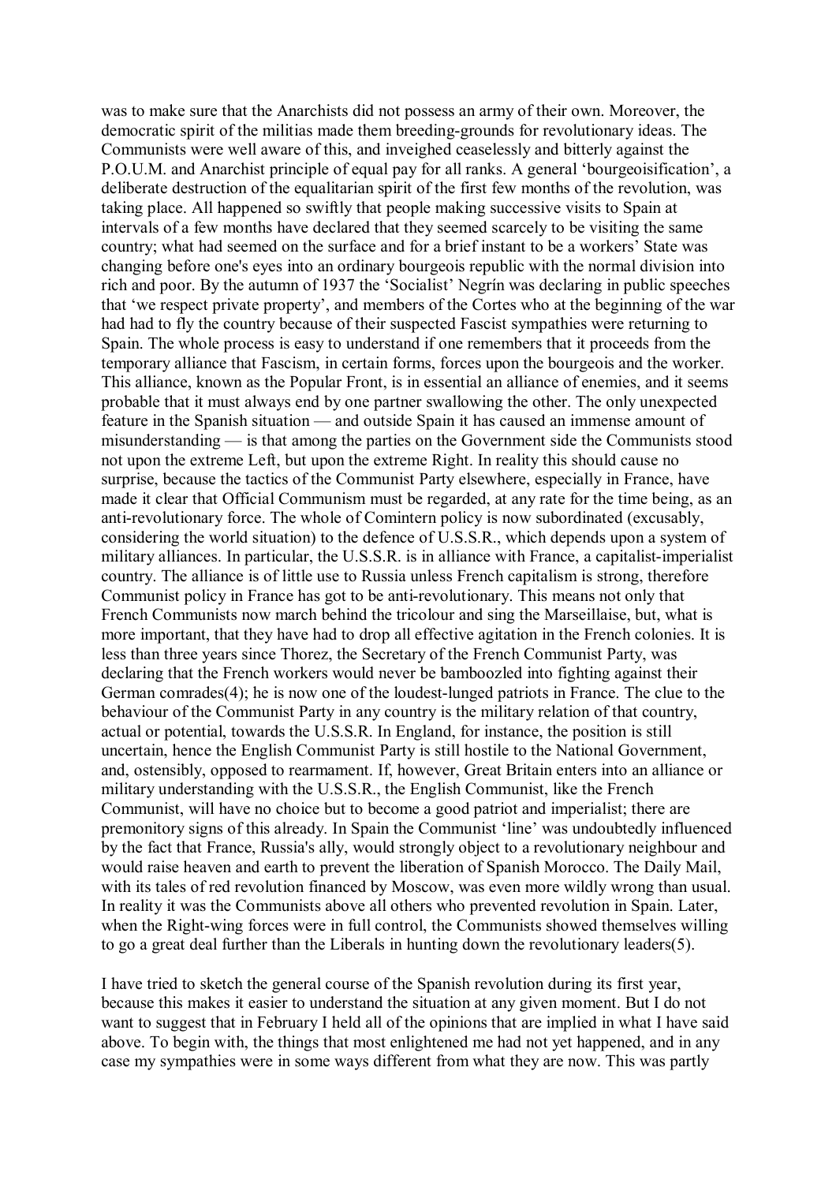was to make sure that the Anarchists did not possess an army of their own. Moreover, the democratic spirit of the militias made them breeding-grounds for revolutionary ideas. The Communists were well aware of this, and inveighed ceaselessly and bitterly against the P.O.U.M. and Anarchist principle of equal pay for all ranks. A general 'bourgeoisification', a deliberate destruction of the equalitarian spirit of the first few months of the revolution, was taking place. All happened so swiftly that people making successive visits to Spain at intervals of a few months have declared that they seemed scarcely to be visiting the same country; what had seemed on the surface and for a brief instant to be a workers' State was changing before one's eyes into an ordinary bourgeois republic with the normal division into rich and poor. By the autumn of 1937 the 'Socialist' Negrín was declaring in public speeches that 'we respect private property', and members of the Cortes who at the beginning of the war had had to fly the country because of their suspected Fascist sympathies were returning to Spain. The whole process is easy to understand if one remembers that it proceeds from the temporary alliance that Fascism, in certain forms, forces upon the bourgeois and the worker. This alliance, known as the Popular Front, is in essential an alliance of enemies, and it seems probable that it must always end by one partner swallowing the other. The only unexpected feature in the Spanish situation — and outside Spain it has caused an immense amount of misunderstanding — is that among the parties on the Government side the Communists stood not upon the extreme Left, but upon the extreme Right. In reality this should cause no surprise, because the tactics of the Communist Party elsewhere, especially in France, have made it clear that Official Communism must be regarded, at any rate for the time being, as an anti-revolutionary force. The whole of Comintern policy is now subordinated (excusably, considering the world situation) to the defence of U.S.S.R., which depends upon a system of military alliances. In particular, the U.S.S.R. is in alliance with France, a capitalist-imperialist country. The alliance is of little use to Russia unless French capitalism is strong, therefore Communist policy in France has got to be anti-revolutionary. This means not only that French Communists now march behind the tricolour and sing the Marseillaise, but, what is more important, that they have had to drop all effective agitation in the French colonies. It is less than three years since Thorez, the Secretary of the French Communist Party, was declaring that the French workers would never be bamboozled into fighting against their German comrades(4); he is now one of the loudest-lunged patriots in France. The clue to the behaviour of the Communist Party in any country is the military relation of that country, actual or potential, towards the U.S.S.R. In England, for instance, the position is still uncertain, hence the English Communist Party is still hostile to the National Government, and, ostensibly, opposed to rearmament. If, however, Great Britain enters into an alliance or military understanding with the U.S.S.R., the English Communist, like the French Communist, will have no choice but to become a good patriot and imperialist; there are premonitory signs of this already. In Spain the Communist 'line' was undoubtedly influenced by the fact that France, Russia's ally, would strongly object to a revolutionary neighbour and would raise heaven and earth to prevent the liberation of Spanish Morocco. The Daily Mail, with its tales of red revolution financed by Moscow, was even more wildly wrong than usual. In reality it was the Communists above all others who prevented revolution in Spain. Later, when the Right-wing forces were in full control, the Communists showed themselves willing to go a great deal further than the Liberals in hunting down the revolutionary leaders(5).

I have tried to sketch the general course of the Spanish revolution during its first year, because this makes it easier to understand the situation at any given moment. But I do not want to suggest that in February I held all of the opinions that are implied in what I have said above. To begin with, the things that most enlightened me had not yet happened, and in any case my sympathies were in some ways different from what they are now. This was partly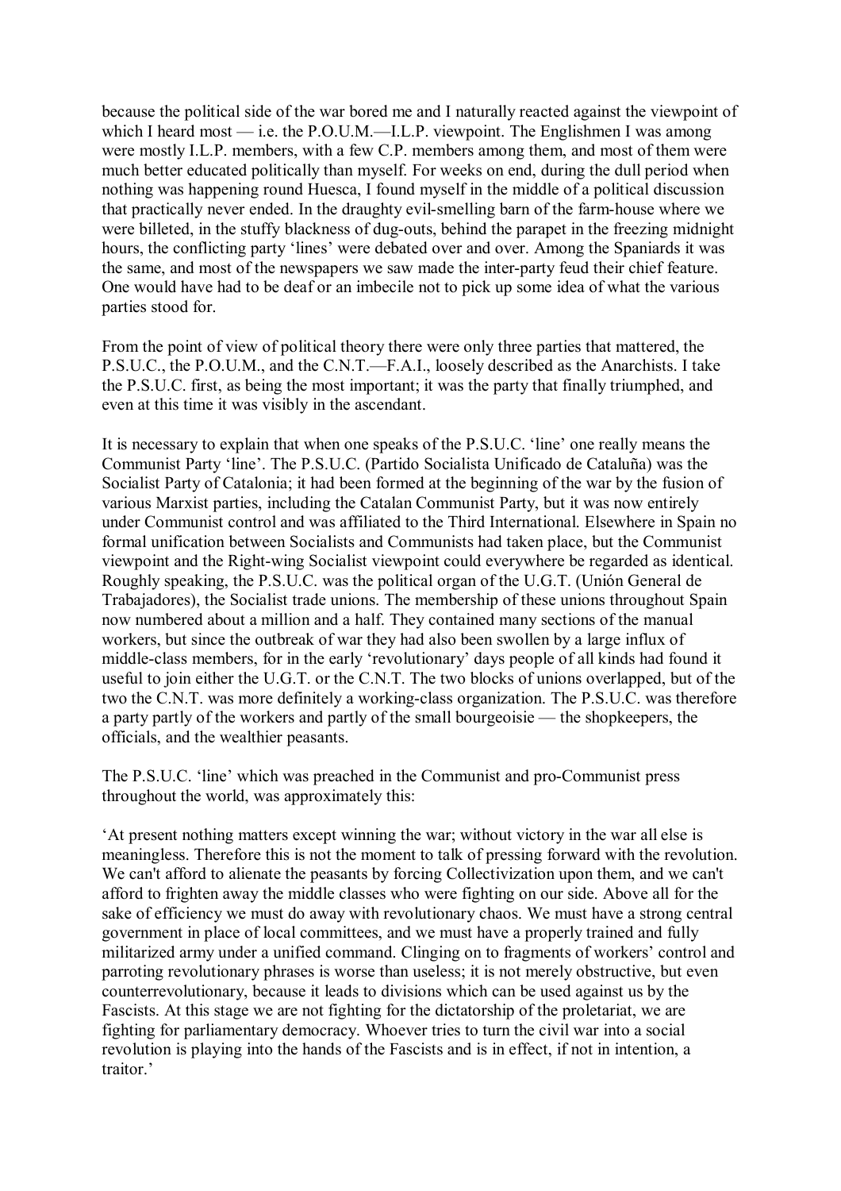because the political side of the war bored me and I naturally reacted against the viewpoint of which I heard most — i.e. the P.O.U.M.—I.L.P. viewpoint. The Englishmen I was among were mostly I.L.P. members, with a few C.P. members among them, and most of them were much better educated politically than myself. For weeks on end, during the dull period when nothing was happening round Huesca, I found myself in the middle of a political discussion that practically never ended. In the draughty evil-smelling barn of the farm-house where we were billeted, in the stuffy blackness of dug-outs, behind the parapet in the freezing midnight hours, the conflicting party 'lines' were debated over and over. Among the Spaniards it was the same, and most of the newspapers we saw made the inter-party feud their chief feature. One would have had to be deaf or an imbecile not to pick up some idea of what the various parties stood for.

From the point of view of political theory there were only three parties that mattered, the P.S.U.C., the P.O.U.M., and the C.N.T.—F.A.I., loosely described as the Anarchists. I take the P.S.U.C. first, as being the most important; it was the party that finally triumphed, and even at this time it was visibly in the ascendant.

It is necessary to explain that when one speaks of the P.S.U.C. 'line' one really means the Communist Party 'line'. The P.S.U.C. (Partido Socialista Unificado de Cataluña) was the Socialist Party of Catalonia; it had been formed at the beginning of the war by the fusion of various Marxist parties, including the Catalan Communist Party, but it was now entirely under Communist control and was affiliated to the Third International. Elsewhere in Spain no formal unification between Socialists and Communists had taken place, but the Communist viewpoint and the Right-wing Socialist viewpoint could everywhere be regarded as identical. Roughly speaking, the P.S.U.C. was the political organ of the U.G.T. (Unión General de Trabajadores), the Socialist trade unions. The membership of these unions throughout Spain now numbered about a million and a half. They contained many sections of the manual workers, but since the outbreak of war they had also been swollen by a large influx of middle-class members, for in the early 'revolutionary' days people of all kinds had found it useful to join either the U.G.T. or the C.N.T. The two blocks of unions overlapped, but of the two the C.N.T. was more definitely a working-class organization. The P.S.U.C. was therefore a party partly of the workers and partly of the small bourgeoisie — the shopkeepers, the officials, and the wealthier peasants.

The P.S.U.C. 'line' which was preached in the Communist and pro-Communist press throughout the world, was approximately this:

'At present nothing matters except winning the war; without victory in the war all else is meaningless. Therefore this is not the moment to talk of pressing forward with the revolution. We can't afford to alienate the peasants by forcing Collectivization upon them, and we can't afford to frighten away the middle classes who were fighting on our side. Above all for the sake of efficiency we must do away with revolutionary chaos. We must have a strong central government in place of local committees, and we must have a properly trained and fully militarized army under a unified command. Clinging on to fragments of workers' control and parroting revolutionary phrases is worse than useless; it is not merely obstructive, but even counterrevolutionary, because it leads to divisions which can be used against us by the Fascists. At this stage we are not fighting for the dictatorship of the proletariat, we are fighting for parliamentary democracy. Whoever tries to turn the civil war into a social revolution is playing into the hands of the Fascists and is in effect, if not in intention, a traitor.'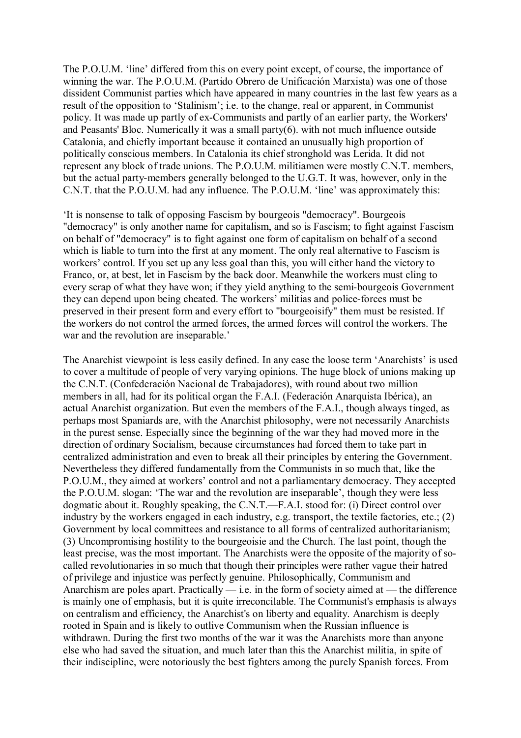The P.O.U.M. 'line' differed from this on every point except, of course, the importance of winning the war. The P.O.U.M. (Partido Obrero de Unificación Marxista) was one of those dissident Communist parties which have appeared in many countries in the last few years as a result of the opposition to 'Stalinism'; i.e. to the change, real or apparent, in Communist policy. It was made up partly of ex-Communists and partly of an earlier party, the Workers' and Peasants' Bloc. Numerically it was a small party(6). with not much influence outside Catalonia, and chiefly important because it contained an unusually high proportion of politically conscious members. In Catalonia its chief stronghold was Lerida. It did not represent any block of trade unions. The P.O.U.M. militiamen were mostly C.N.T. members, but the actual party-members generally belonged to the U.G.T. It was, however, only in the C.N.T. that the P.O.U.M. had any influence. The P.O.U.M. 'line' was approximately this:

'It is nonsense to talk of opposing Fascism by bourgeois "democracy". Bourgeois "democracy" is only another name for capitalism, and so is Fascism; to fight against Fascism on behalf of "democracy" is to fight against one form of capitalism on behalf of a second which is liable to turn into the first at any moment. The only real alternative to Fascism is workers' control. If you set up any less goal than this, you will either hand the victory to Franco, or, at best, let in Fascism by the back door. Meanwhile the workers must cling to every scrap of what they have won; if they yield anything to the semi-bourgeois Government they can depend upon being cheated. The workers' militias and police-forces must be preserved in their present form and every effort to "bourgeoisify" them must be resisted. If the workers do not control the armed forces, the armed forces will control the workers. The war and the revolution are inseparable.'

The Anarchist viewpoint is less easily defined. In any case the loose term 'Anarchists' is used to cover a multitude of people of very varying opinions. The huge block of unions making up the C.N.T. (Confederación Nacional de Trabajadores), with round about two million members in all, had for its political organ the F.A.I. (Federación Anarquista Ibérica), an actual Anarchist organization. But even the members of the F.A.I., though always tinged, as perhaps most Spaniards are, with the Anarchist philosophy, were not necessarily Anarchists in the purest sense. Especially since the beginning of the war they had moved more in the direction of ordinary Socialism, because circumstances had forced them to take part in centralized administration and even to break all their principles by entering the Government. Nevertheless they differed fundamentally from the Communists in so much that, like the P.O.U.M., they aimed at workers' control and not a parliamentary democracy. They accepted the P.O.U.M. slogan: 'The war and the revolution are inseparable', though they were less dogmatic about it. Roughly speaking, the C.N.T.—F.A.I. stood for: (i) Direct control over industry by the workers engaged in each industry, e.g. transport, the textile factories, etc.; (2) Government by local committees and resistance to all forms of centralized authoritarianism; (3) Uncompromising hostility to the bourgeoisie and the Church. The last point, though the least precise, was the most important. The Anarchists were the opposite of the majority of so-called revolutionaries in so much that though their principles were rather vague their hatred of privilege and injustice was perfectly genuine. Philosophically, Communism and Anarchism are poles apart. Practically — i.e. in the form of society aimed at — the difference is mainly one of emphasis, but it is quite irreconcilable. The Communist's emphasis is always on centralism and efficiency, the Anarchist's on liberty and equality. Anarchism is deeply rooted in Spain and is likely to outlive Communism when the Russian influence is withdrawn. During the first two months of the war it was the Anarchists more than anyone else who had saved the situation, and much later than this the Anarchist militia, in spite of their indiscipline, were notoriously the best fighters among the purely Spanish forces. From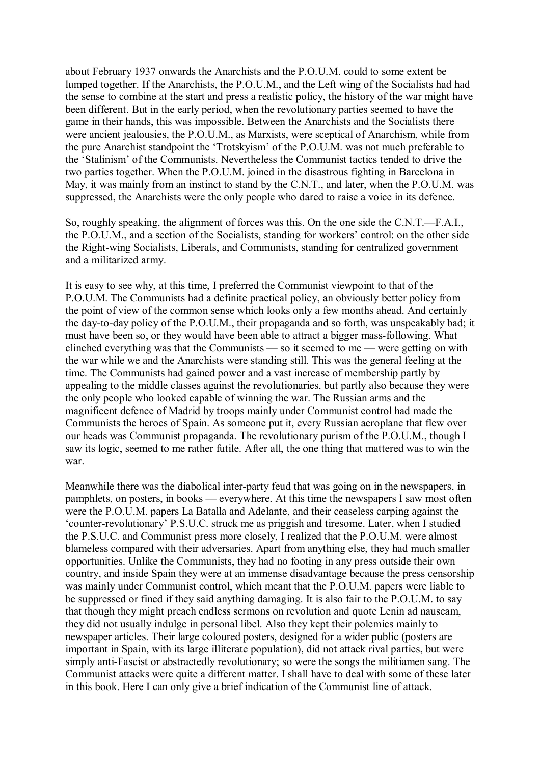about February 1937 onwards the Anarchists and the P.O.U.M. could to some extent be lumped together. If the Anarchists, the P.O.U.M., and the Left wing of the Socialists had had the sense to combine at the start and press a realistic policy, the history of the war might have been different. But in the early period, when the revolutionary parties seemed to have the game in their hands, this was impossible. Between the Anarchists and the Socialists there were ancient jealousies, the P.O.U.M., as Marxists, were sceptical of Anarchism, while from the pure Anarchist standpoint the 'Trotskyism' of the P.O.U.M. was not much preferable to the 'Stalinism' of the Communists. Nevertheless the Communist tactics tended to drive the two parties together. When the P.O.U.M. joined in the disastrous fighting in Barcelona in May, it was mainly from an instinct to stand by the C.N.T., and later, when the P.O.U.M. was suppressed, the Anarchists were the only people who dared to raise a voice in its defence.

So, roughly speaking, the alignment of forces was this. On the one side the C.N.T.—F.A.I., the P.O.U.M., and a section of the Socialists, standing for workers' control: on the other side the Right-wing Socialists, Liberals, and Communists, standing for centralized government and a militarized army.

It is easy to see why, at this time, I preferred the Communist viewpoint to that of the P.O.U.M. The Communists had a definite practical policy, an obviously better policy from the point of view of the common sense which looks only a few months ahead. And certainly the day-to-day policy of the P.O.U.M., their propaganda and so forth, was unspeakably bad; it must have been so, or they would have been able to attract a bigger mass-following. What clinched everything was that the Communists — so it seemed to me — were getting on with the war while we and the Anarchists were standing still. This was the general feeling at the time. The Communists had gained power and a vast increase of membership partly by appealing to the middle classes against the revolutionaries, but partly also because they were the only people who looked capable of winning the war. The Russian arms and the magnificent defence of Madrid by troops mainly under Communist control had made the Communists the heroes of Spain. As someone put it, every Russian aeroplane that flew over our heads was Communist propaganda. The revolutionary purism of the P.O.U.M., though I saw its logic, seemed to me rather futile. After all, the one thing that mattered was to win the war.

Meanwhile there was the diabolical inter-party feud that was going on in the newspapers, in pamphlets, on posters, in books — everywhere. At this time the newspapers I saw most often were the P.O.U.M. papers La Batalla and Adelante, and their ceaseless carping against the 'counter-revolutionary' P.S.U.C. struck me as priggish and tiresome. Later, when I studied the P.S.U.C. and Communist press more closely, I realized that the P.O.U.M. were almost blameless compared with their adversaries. Apart from anything else, they had much smaller opportunities. Unlike the Communists, they had no footing in any press outside their own country, and inside Spain they were at an immense disadvantage because the press censorship was mainly under Communist control, which meant that the P.O.U.M. papers were liable to be suppressed or fined if they said anything damaging. It is also fair to the P.O.U.M. to say that though they might preach endless sermons on revolution and quote Lenin ad nauseam, they did not usually indulge in personal libel. Also they kept their polemics mainly to newspaper articles. Their large coloured posters, designed for a wider public (posters are important in Spain, with its large illiterate population), did not attack rival parties, but were simply anti-Fascist or abstractedly revolutionary; so were the songs the militiamen sang. The Communist attacks were quite a different matter. I shall have to deal with some of these later in this book. Here I can only give a brief indication of the Communist line of attack.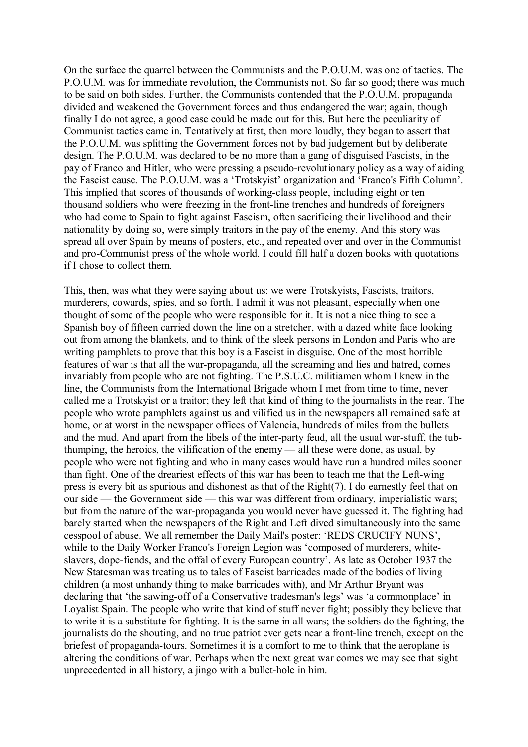On the surface the quarrel between the Communists and the P.O.U.M. was one of tactics. The P.O.U.M. was for immediate revolution, the Communists not. So far so good; there was much to be said on both sides. Further, the Communists contended that the P.O.U.M. propaganda divided and weakened the Government forces and thus endangered the war; again, though finally I do not agree, a good case could be made out for this. But here the peculiarity of Communist tactics came in. Tentatively at first, then more loudly, they began to assert that the P.O.U.M. was splitting the Government forces not by bad judgement but by deliberate design. The P.O.U.M. was declared to be no more than a gang of disguised Fascists, in the pay of Franco and Hitler, who were pressing a pseudo-revolutionary policy as a way of aiding the Fascist cause. The P.O.U.M. was a 'Trotskyist' organization and 'Franco's Fifth Column'. This implied that scores of thousands of working-class people, including eight or ten thousand soldiers who were freezing in the front-line trenches and hundreds of foreigners who had come to Spain to fight against Fascism, often sacrificing their livelihood and their nationality by doing so, were simply traitors in the pay of the enemy. And this story was spread all over Spain by means of posters, etc., and repeated over and over in the Communist and pro-Communist press of the whole world. I could fill half a dozen books with quotations if I chose to collect them.

This, then, was what they were saying about us: we were Trotskyists, Fascists, traitors, murderers, cowards, spies, and so forth. I admit it was not pleasant, especially when one thought of some of the people who were responsible for it. It is not a nice thing to see a Spanish boy of fifteen carried down the line on a stretcher, with a dazed white face looking out from among the blankets, and to think of the sleek persons in London and Paris who are writing pamphlets to prove that this boy is a Fascist in disguise. One of the most horrible features of war is that all the war-propaganda, all the screaming and lies and hatred, comes invariably from people who are not fighting. The P.S.U.C. militiamen whom I knew in the line, the Communists from the International Brigade whom I met from time to time, never called me a Trotskyist or a traitor; they left that kind of thing to the journalists in the rear. The people who wrote pamphlets against us and vilified us in the newspapers all remained safe at home, or at worst in the newspaper offices of Valencia, hundreds of miles from the bullets and the mud. And apart from the libels of the inter-party feud, all the usual war-stuff, the tub-thumping, the heroics, the vilification of the enemy — all these were done, as usual, by people who were not fighting and who in many cases would have run a hundred miles sooner than fight. One of the dreariest effects of this war has been to teach me that the Left-wing press is every bit as spurious and dishonest as that of the Right(7). I do earnestly feel that on our side — the Government side — this war was different from ordinary, imperialistic wars; but from the nature of the war-propaganda you would never have guessed it. The fighting had barely started when the newspapers of the Right and Left dived simultaneously into the same cesspool of abuse. We all remember the Daily Mail's poster: 'REDS CRUCIFY NUNS', while to the Daily Worker Franco's Foreign Legion was 'composed of murderers, white-slavers, dope-fiends, and the offal of every European country'. As late as October 1937 the New Statesman was treating us to tales of Fascist barricades made of the bodies of living children (a most unhandy thing to make barricades with), and Mr Arthur Bryant was declaring that 'the sawing-off of a Conservative tradesman's legs' was 'a commonplace' in Loyalist Spain. The people who write that kind of stuff never fight; possibly they believe that to write it is a substitute for fighting. It is the same in all wars; the soldiers do the fighting, the journalists do the shouting, and no true patriot ever gets near a front-line trench, except on the briefest of propaganda-tours. Sometimes it is a comfort to me to think that the aeroplane is altering the conditions of war. Perhaps when the next great war comes we may see that sight unprecedented in all history, a jingo with a bullet-hole in him.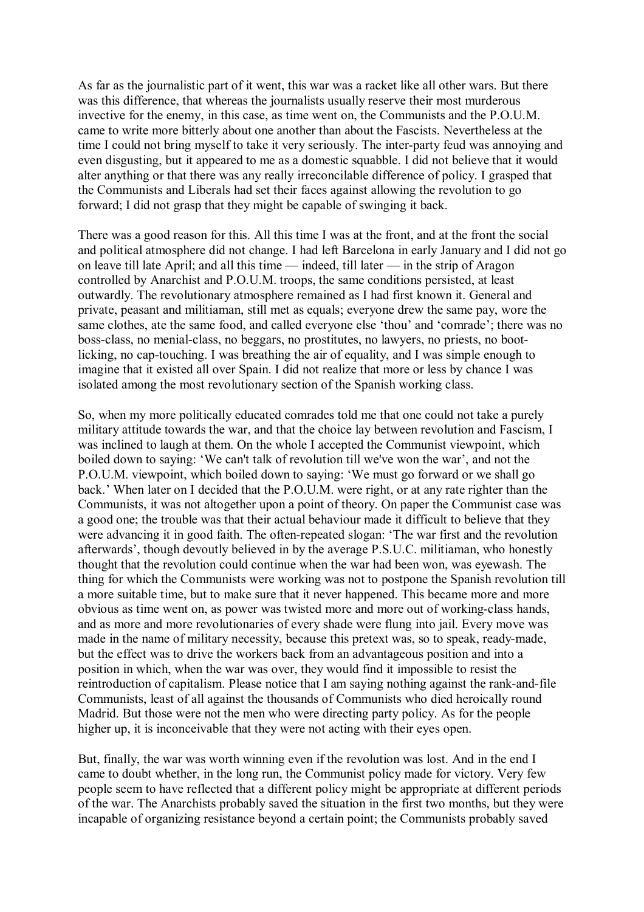As far as the journalistic part of it went, this war was a racket like all other wars. But there was this difference, that whereas the journalists usually reserve their most murderous invective for the enemy, in this case, as time went on, the Communists and the P.O.U.M. came to write more bitterly about one another than about the Fascists. Nevertheless at the time I could not bring myself to take it very seriously. The inter-party feud was annoying and even disgusting, but it appeared to me as a domestic squabble. I did not believe that it would alter anything or that there was any really irreconcilable difference of policy. I grasped that the Communists and Liberals had set their faces against allowing the revolution to go forward; I did not grasp that they might be capable of swinging it back.

There was a good reason for this. All this time I was at the front, and at the front the social and political atmosphere did not change. I had left Barcelona in early January and I did not go on leave till late April; and all this time — indeed, till later — in the strip of Aragon controlled by Anarchist and P.O.U.M. troops, the same conditions persisted, at least outwardly. The revolutionary atmosphere remained as I had first known it. General and private, peasant and militiaman, still met as equals; everyone drew the same pay, wore the same clothes, ate the same food, and called everyone else 'thou' and 'comrade'; there was no boss-class, no menial-class, no beggars, no prostitutes, no lawyers, no priests, no boot-licking, no cap-touching. I was breathing the air of equality, and I was simple enough to imagine that it existed all over Spain. I did not realize that more or less by chance I was isolated among the most revolutionary section of the Spanish working class.

So, when my more politically educated comrades told me that one could not take a purely military attitude towards the war, and that the choice lay between revolution and Fascism, I was inclined to laugh at them. On the whole I accepted the Communist viewpoint, which boiled down to saying: 'We can't talk of revolution till we've won the war', and not the P.O.U.M. viewpoint, which boiled down to saying: 'We must go forward or we shall go back.' When later on I decided that the P.O.U.M. were right, or at any rate righter than the Communists, it was not altogether upon a point of theory. On paper the Communist case was a good one; the trouble was that their actual behaviour made it difficult to believe that they were advancing it in good faith. The often-repeated slogan: 'The war first and the revolution afterwards', though devoutly believed in by the average P.S.U.C. militiaman, who honestly thought that the revolution could continue when the war had been won, was eyewash. The thing for which the Communists were working was not to postpone the Spanish revolution till a more suitable time, but to make sure that it never happened. This became more and more obvious as time went on, as power was twisted more and more out of working-class hands, and as more and more revolutionaries of every shade were flung into jail. Every move was made in the name of military necessity, because this pretext was, so to speak, ready-made, but the effect was to drive the workers back from an advantageous position and into a position in which, when the war was over, they would find it impossible to resist the reintroduction of capitalism. Please notice that I am saying nothing against the rank-and-file Communists, least of all against the thousands of Communists who died heroically round Madrid. But those were not the men who were directing party policy. As for the people higher up, it is inconceivable that they were not acting with their eyes open.

But, finally, the war was worth winning even if the revolution was lost. And in the end I came to doubt whether, in the long run, the Communist policy made for victory. Very few people seem to have reflected that a different policy might be appropriate at different periods of the war. The Anarchists probably saved the situation in the first two months, but they were incapable of organizing resistance beyond a certain point; the Communists probably saved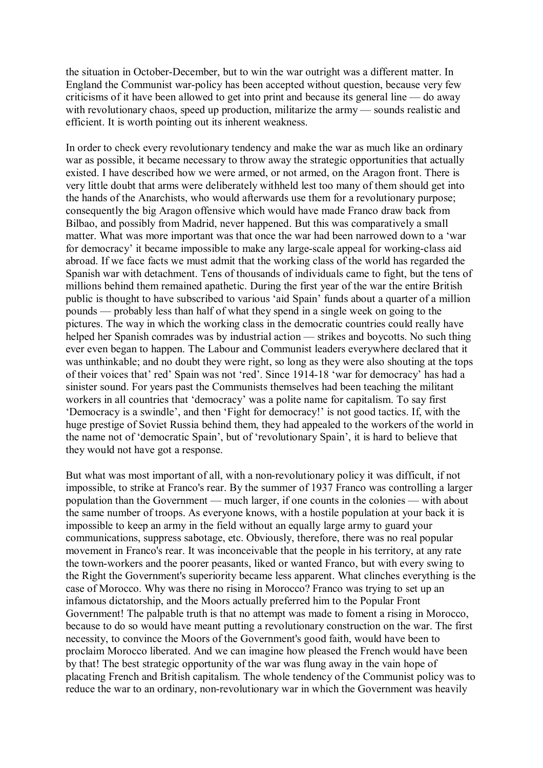the situation in October-December, but to win the war outright was a different matter. In England the Communist war-policy has been accepted without question, because very few criticisms of it have been allowed to get into print and because its general line — do away with revolutionary chaos, speed up production, militarize the army — sounds realistic and efficient. It is worth pointing out its inherent weakness.

In order to check every revolutionary tendency and make the war as much like an ordinary war as possible, it became necessary to throw away the strategic opportunities that actually existed. I have described how we were armed, or not armed, on the Aragon front. There is very little doubt that arms were deliberately withheld lest too many of them should get into the hands of the Anarchists, who would afterwards use them for a revolutionary purpose; consequently the big Aragon offensive which would have made Franco draw back from Bilbao, and possibly from Madrid, never happened. But this was comparatively a small matter. What was more important was that once the war had been narrowed down to a 'war for democracy' it became impossible to make any large-scale appeal for working-class aid abroad. If we face facts we must admit that the working class of the world has regarded the Spanish war with detachment. Tens of thousands of individuals came to fight, but the tens of millions behind them remained apathetic. During the first year of the war the entire British public is thought to have subscribed to various 'aid Spain' funds about a quarter of a million pounds — probably less than half of what they spend in a single week on going to the pictures. The way in which the working class in the democratic countries could really have helped her Spanish comrades was by industrial action — strikes and boycotts. No such thing ever even began to happen. The Labour and Communist leaders everywhere declared that it was unthinkable; and no doubt they were right, so long as they were also shouting at the tops of their voices that' red' Spain was not 'red'. Since 1914-18 'war for democracy' has had a sinister sound. For years past the Communists themselves had been teaching the militant workers in all countries that 'democracy' was a polite name for capitalism. To say first 'Democracy is a swindle', and then 'Fight for democracy!' is not good tactics. If, with the huge prestige of Soviet Russia behind them, they had appealed to the workers of the world in the name not of 'democratic Spain', but of 'revolutionary Spain', it is hard to believe that they would not have got a response.

But what was most important of all, with a non-revolutionary policy it was difficult, if not impossible, to strike at Franco's rear. By the summer of 1937 Franco was controlling a larger population than the Government — much larger, if one counts in the colonies — with about the same number of troops. As everyone knows, with a hostile population at your back it is impossible to keep an army in the field without an equally large army to guard your communications, suppress sabotage, etc. Obviously, therefore, there was no real popular movement in Franco's rear. It was inconceivable that the people in his territory, at any rate the town-workers and the poorer peasants, liked or wanted Franco, but with every swing to the Right the Government's superiority became less apparent. What clinches everything is the case of Morocco. Why was there no rising in Morocco? Franco was trying to set up an infamous dictatorship, and the Moors actually preferred him to the Popular Front Government! The palpable truth is that no attempt was made to foment a rising in Morocco, because to do so would have meant putting a revolutionary construction on the war. The first necessity, to convince the Moors of the Government's good faith, would have been to proclaim Morocco liberated. And we can imagine how pleased the French would have been by that! The best strategic opportunity of the war was flung away in the vain hope of placating French and British capitalism. The whole tendency of the Communist policy was to reduce the war to an ordinary, non-revolutionary war in which the Government was heavily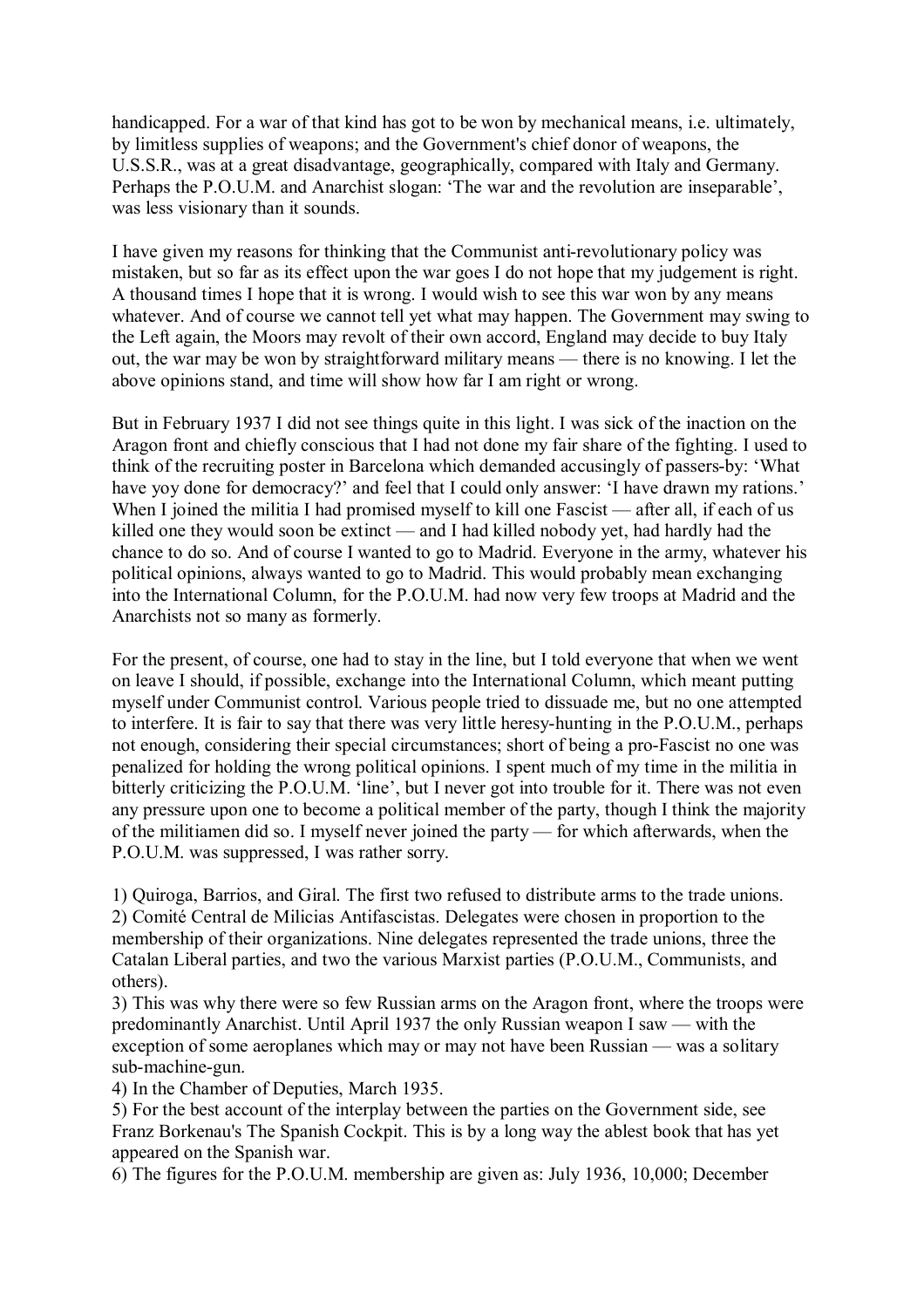handicapped. For a war of that kind has got to be won by mechanical means, i.e. ultimately, by limitless supplies of weapons; and the Government's chief donor of weapons, the U.S.S.R., was at a great disadvantage, geographically, compared with Italy and Germany. Perhaps the P.O.U.M. and Anarchist slogan: 'The war and the revolution are inseparable', was less visionary than it sounds.

I have given my reasons for thinking that the Communist anti-revolutionary policy was mistaken, but so far as its effect upon the war goes I do not hope that my judgement is right. A thousand times I hope that it is wrong. I would wish to see this war won by any means whatever. And of course we cannot tell yet what may happen. The Government may swing to the Left again, the Moors may revolt of their own accord, England may decide to buy Italy out, the war may be won by straightforward military means — there is no knowing. I let the above opinions stand, and time will show how far I am right or wrong.

But in February 1937 I did not see things quite in this light. I was sick of the inaction on the Aragon front and chiefly conscious that I had not done my fair share of the fighting. I used to think of the recruiting poster in Barcelona which demanded accusingly of passers-by: 'What have yoy done for democracy?' and feel that I could only answer: 'I have drawn my rations.' When I joined the militia I had promised myself to kill one Fascist — after all, if each of us killed one they would soon be extinct — and I had killed nobody yet, had hardly had the chance to do so. And of course I wanted to go to Madrid. Everyone in the army, whatever his political opinions, always wanted to go to Madrid. This would probably mean exchanging into the International Column, for the P.O.U.M. had now very few troops at Madrid and the Anarchists not so many as formerly.

For the present, of course, one had to stay in the line, but I told everyone that when we went on leave I should, if possible, exchange into the International Column, which meant putting myself under Communist control. Various people tried to dissuade me, but no one attempted to interfere. It is fair to say that there was very little heresy-hunting in the P.O.U.M., perhaps not enough, considering their special circumstances; short of being a pro-Fascist no one was penalized for holding the wrong political opinions. I spent much of my time in the militia in bitterly criticizing the P.O.U.M. 'line', but I never got into trouble for it. There was not even any pressure upon one to become a political member of the party, though I think the majority of the militiamen did so. I myself never joined the party — for which afterwards, when the P.O.U.M. was suppressed, I was rather sorry.

1) Quiroga, Barrios, and Giral. The first two refused to distribute arms to the trade unions.
2) Comité Central de Milicias Antifascistas. Delegates were chosen in proportion to the membership of their organizations. Nine delegates represented the trade unions, three the Catalan Liberal parties, and two the various Marxist parties (P.O.U.M., Communists, and others).
3) This was why there were so few Russian arms on the Aragon front, where the troops were predominantly Anarchist. Until April 1937 the only Russian weapon I saw — with the exception of some aeroplanes which may or may not have been Russian — was a solitary sub-machine-gun.
4) In the Chamber of Deputies, March 1935.
5) For the best account of the interplay between the parties on the Government side, see Franz Borkenau's The Spanish Cockpit. This is by a long way the ablest book that has yet appeared on the Spanish war.
6) The figures for the P.O.U.M. membership are given as: July 1936, 10,000; December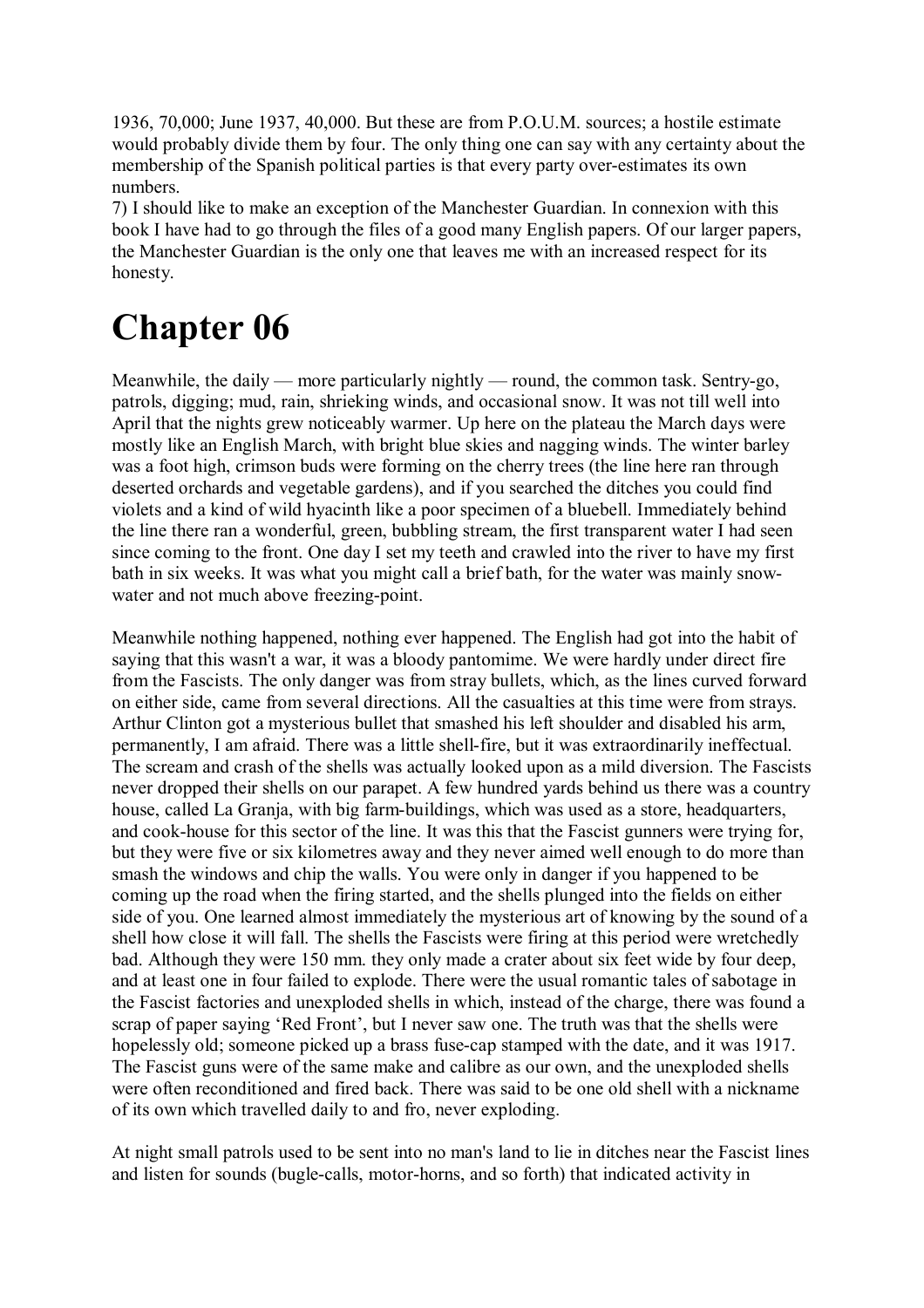1936, 70,000; June 1937, 40,000. But these are from P.O.U.M. sources; a hostile estimate would probably divide them by four. The only thing one can say with any certainty about the membership of the Spanish political parties is that every party over-estimates its own numbers.

7) I should like to make an exception of the Manchester Guardian. In connexion with this book I have had to go through the files of a good many English papers. Of our larger papers, the Manchester Guardian is the only one that leaves me with an increased respect for its honesty.

# Chapter 06

Meanwhile, the daily — more particularly nightly — round, the common task. Sentry-go, patrols, digging; mud, rain, shrieking winds, and occasional snow. It was not till well into April that the nights grew noticeably warmer. Up here on the plateau the March days were mostly like an English March, with bright blue skies and nagging winds. The winter barley was a foot high, crimson buds were forming on the cherry trees (the line here ran through deserted orchards and vegetable gardens), and if you searched the ditches you could find violets and a kind of wild hyacinth like a poor specimen of a bluebell. Immediately behind the line there ran a wonderful, green, bubbling stream, the first transparent water I had seen since coming to the front. One day I set my teeth and crawled into the river to have my first bath in six weeks. It was what you might call a brief bath, for the water was mainly snow-water and not much above freezing-point.

Meanwhile nothing happened, nothing ever happened. The English had got into the habit of saying that this wasn't a war, it was a bloody pantomime. We were hardly under direct fire from the Fascists. The only danger was from stray bullets, which, as the lines curved forward on either side, came from several directions. All the casualties at this time were from strays. Arthur Clinton got a mysterious bullet that smashed his left shoulder and disabled his arm, permanently, I am afraid. There was a little shell-fire, but it was extraordinarily ineffectual. The scream and crash of the shells was actually looked upon as a mild diversion. The Fascists never dropped their shells on our parapet. A few hundred yards behind us there was a country house, called La Granja, with big farm-buildings, which was used as a store, headquarters, and cook-house for this sector of the line. It was this that the Fascist gunners were trying for, but they were five or six kilometres away and they never aimed well enough to do more than smash the windows and chip the walls. You were only in danger if you happened to be coming up the road when the firing started, and the shells plunged into the fields on either side of you. One learned almost immediately the mysterious art of knowing by the sound of a shell how close it will fall. The shells the Fascists were firing at this period were wretchedly bad. Although they were 150 mm. they only made a crater about six feet wide by four deep, and at least one in four failed to explode. There were the usual romantic tales of sabotage in the Fascist factories and unexploded shells in which, instead of the charge, there was found a scrap of paper saying 'Red Front', but I never saw one. The truth was that the shells were hopelessly old; someone picked up a brass fuse-cap stamped with the date, and it was 1917. The Fascist guns were of the same make and calibre as our own, and the unexploded shells were often reconditioned and fired back. There was said to be one old shell with a nickname of its own which travelled daily to and fro, never exploding.

At night small patrols used to be sent into no man's land to lie in ditches near the Fascist lines and listen for sounds (bugle-calls, motor-horns, and so forth) that indicated activity in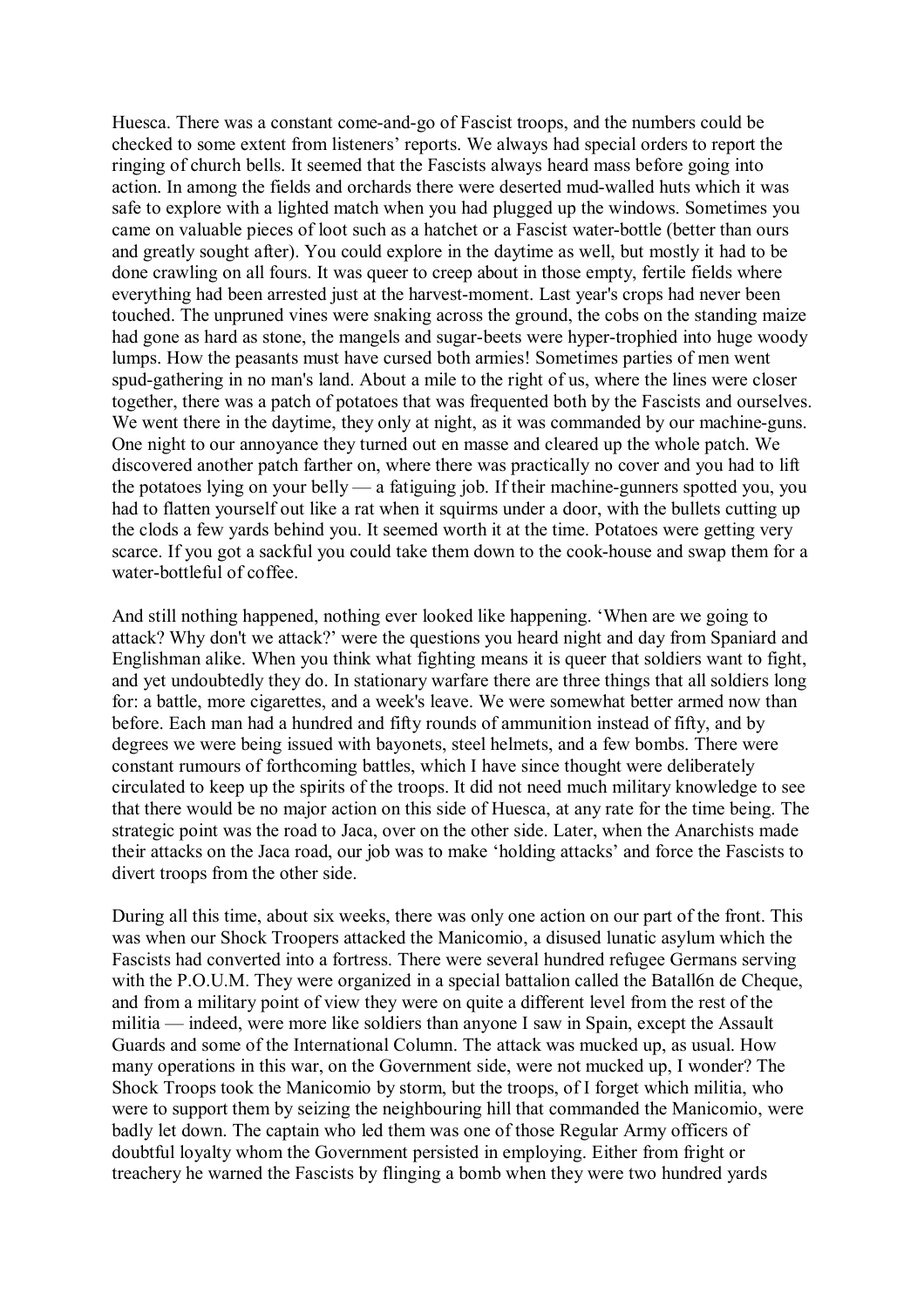Huesca. There was a constant come-and-go of Fascist troops, and the numbers could be checked to some extent from listeners' reports. We always had special orders to report the ringing of church bells. It seemed that the Fascists always heard mass before going into action. In among the fields and orchards there were deserted mud-walled huts which it was safe to explore with a lighted match when you had plugged up the windows. Sometimes you came on valuable pieces of loot such as a hatchet or a Fascist water-bottle (better than ours and greatly sought after). You could explore in the daytime as well, but mostly it had to be done crawling on all fours. It was queer to creep about in those empty, fertile fields where everything had been arrested just at the harvest-moment. Last year's crops had never been touched. The unpruned vines were snaking across the ground, the cobs on the standing maize had gone as hard as stone, the mangels and sugar-beets were hyper-trophied into huge woody lumps. How the peasants must have cursed both armies! Sometimes parties of men went spud-gathering in no man's land. About a mile to the right of us, where the lines were closer together, there was a patch of potatoes that was frequented both by the Fascists and ourselves. We went there in the daytime, they only at night, as it was commanded by our machine-guns. One night to our annoyance they turned out en masse and cleared up the whole patch. We discovered another patch farther on, where there was practically no cover and you had to lift the potatoes lying on your belly — a fatiguing job. If their machine-gunners spotted you, you had to flatten yourself out like a rat when it squirms under a door, with the bullets cutting up the clods a few yards behind you. It seemed worth it at the time. Potatoes were getting very scarce. If you got a sackful you could take them down to the cook-house and swap them for a water-bottleful of coffee.

And still nothing happened, nothing ever looked like happening. 'When are we going to attack? Why don't we attack?' were the questions you heard night and day from Spaniard and Englishman alike. When you think what fighting means it is queer that soldiers want to fight, and yet undoubtedly they do. In stationary warfare there are three things that all soldiers long for: a battle, more cigarettes, and a week's leave. We were somewhat better armed now than before. Each man had a hundred and fifty rounds of ammunition instead of fifty, and by degrees we were being issued with bayonets, steel helmets, and a few bombs. There were constant rumours of forthcoming battles, which I have since thought were deliberately circulated to keep up the spirits of the troops. It did not need much military knowledge to see that there would be no major action on this side of Huesca, at any rate for the time being. The strategic point was the road to Jaca, over on the other side. Later, when the Anarchists made their attacks on the Jaca road, our job was to make 'holding attacks' and force the Fascists to divert troops from the other side.

During all this time, about six weeks, there was only one action on our part of the front. This was when our Shock Troopers attacked the Manicomio, a disused lunatic asylum which the Fascists had converted into a fortress. There were several hundred refugee Germans serving with the P.O.U.M. They were organized in a special battalion called the Batall6n de Cheque, and from a military point of view they were on quite a different level from the rest of the militia — indeed, were more like soldiers than anyone I saw in Spain, except the Assault Guards and some of the International Column. The attack was mucked up, as usual. How many operations in this war, on the Government side, were not mucked up, I wonder? The Shock Troops took the Manicomio by storm, but the troops, of I forget which militia, who were to support them by seizing the neighbouring hill that commanded the Manicomio, were badly let down. The captain who led them was one of those Regular Army officers of doubtful loyalty whom the Government persisted in employing. Either from fright or treachery he warned the Fascists by flinging a bomb when they were two hundred yards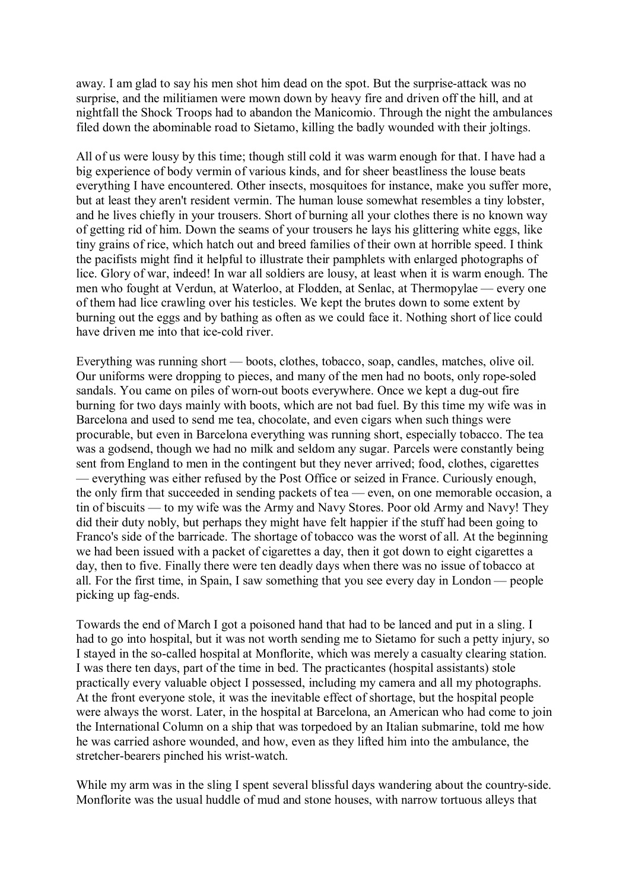away. I am glad to say his men shot him dead on the spot. But the surprise-attack was no surprise, and the militiamen were mown down by heavy fire and driven off the hill, and at nightfall the Shock Troops had to abandon the Manicomio. Through the night the ambulances filed down the abominable road to Sietamo, killing the badly wounded with their joltings.

All of us were lousy by this time; though still cold it was warm enough for that. I have had a big experience of body vermin of various kinds, and for sheer beastliness the louse beats everything I have encountered. Other insects, mosquitoes for instance, make you suffer more, but at least they aren't resident vermin. The human louse somewhat resembles a tiny lobster, and he lives chiefly in your trousers. Short of burning all your clothes there is no known way of getting rid of him. Down the seams of your trousers he lays his glittering white eggs, like tiny grains of rice, which hatch out and breed families of their own at horrible speed. I think the pacifists might find it helpful to illustrate their pamphlets with enlarged photographs of lice. Glory of war, indeed! In war all soldiers are lousy, at least when it is warm enough. The men who fought at Verdun, at Waterloo, at Flodden, at Senlac, at Thermopylae — every one of them had lice crawling over his testicles. We kept the brutes down to some extent by burning out the eggs and by bathing as often as we could face it. Nothing short of lice could have driven me into that ice-cold river.

Everything was running short — boots, clothes, tobacco, soap, candles, matches, olive oil. Our uniforms were dropping to pieces, and many of the men had no boots, only rope-soled sandals. You came on piles of worn-out boots everywhere. Once we kept a dug-out fire burning for two days mainly with boots, which are not bad fuel. By this time my wife was in Barcelona and used to send me tea, chocolate, and even cigars when such things were procurable, but even in Barcelona everything was running short, especially tobacco. The tea was a godsend, though we had no milk and seldom any sugar. Parcels were constantly being sent from England to men in the contingent but they never arrived; food, clothes, cigarettes — everything was either refused by the Post Office or seized in France. Curiously enough, the only firm that succeeded in sending packets of tea — even, on one memorable occasion, a tin of biscuits — to my wife was the Army and Navy Stores. Poor old Army and Navy! They did their duty nobly, but perhaps they might have felt happier if the stuff had been going to Franco's side of the barricade. The shortage of tobacco was the worst of all. At the beginning we had been issued with a packet of cigarettes a day, then it got down to eight cigarettes a day, then to five. Finally there were ten deadly days when there was no issue of tobacco at all. For the first time, in Spain, I saw something that you see every day in London — people picking up fag-ends.

Towards the end of March I got a poisoned hand that had to be lanced and put in a sling. I had to go into hospital, but it was not worth sending me to Sietamo for such a petty injury, so I stayed in the so-called hospital at Monflorite, which was merely a casualty clearing station. I was there ten days, part of the time in bed. The practicantes (hospital assistants) stole practically every valuable object I possessed, including my camera and all my photographs. At the front everyone stole, it was the inevitable effect of shortage, but the hospital people were always the worst. Later, in the hospital at Barcelona, an American who had come to join the International Column on a ship that was torpedoed by an Italian submarine, told me how he was carried ashore wounded, and how, even as they lifted him into the ambulance, the stretcher-bearers pinched his wrist-watch.

While my arm was in the sling I spent several blissful days wandering about the country-side. Monflorite was the usual huddle of mud and stone houses, with narrow tortuous alleys that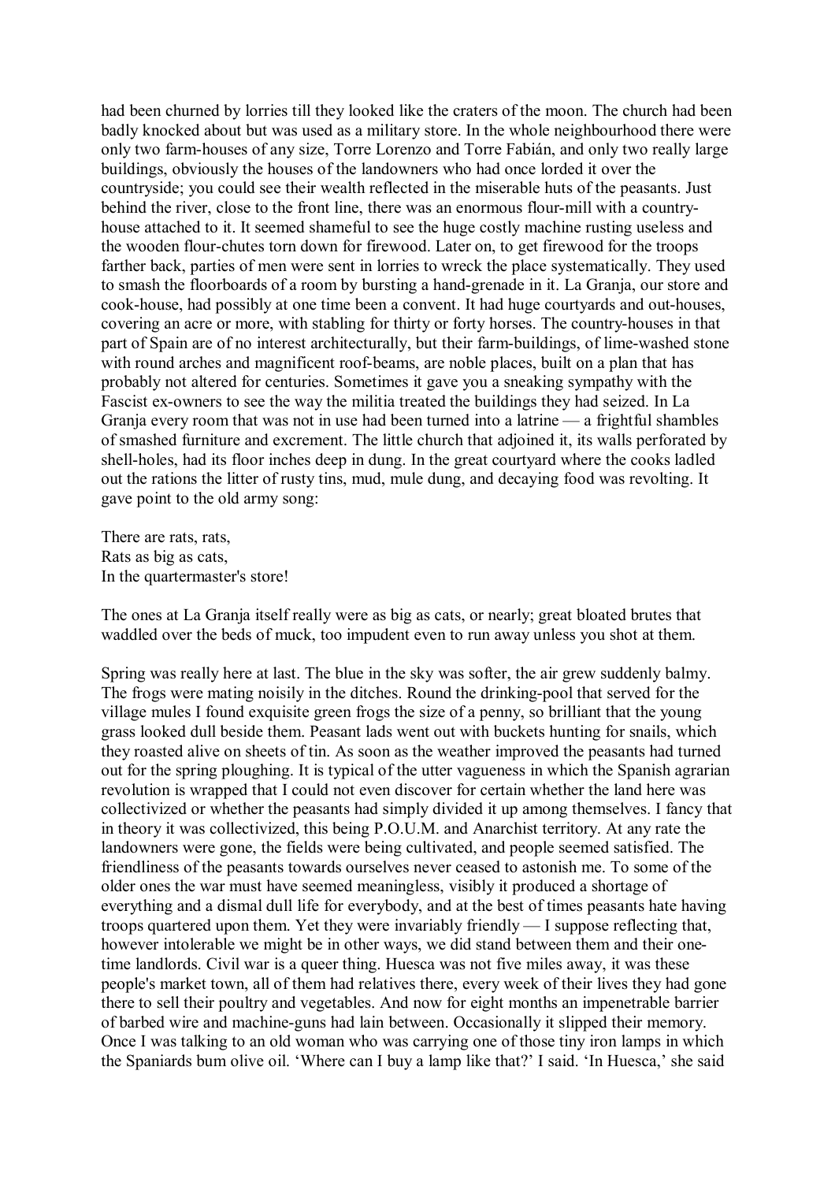had been churned by lorries till they looked like the craters of the moon. The church had been badly knocked about but was used as a military store. In the whole neighbourhood there were only two farm-houses of any size, Torre Lorenzo and Torre Fabián, and only two really large buildings, obviously the houses of the landowners who had once lorded it over the countryside; you could see their wealth reflected in the miserable huts of the peasants. Just behind the river, close to the front line, there was an enormous flour-mill with a country-house attached to it. It seemed shameful to see the huge costly machine rusting useless and the wooden flour-chutes torn down for firewood. Later on, to get firewood for the troops farther back, parties of men were sent in lorries to wreck the place systematically. They used to smash the floorboards of a room by bursting a hand-grenade in it. La Granja, our store and cook-house, had possibly at one time been a convent. It had huge courtyards and out-houses, covering an acre or more, with stabling for thirty or forty horses. The country-houses in that part of Spain are of no interest architecturally, but their farm-buildings, of lime-washed stone with round arches and magnificent roof-beams, are noble places, built on a plan that has probably not altered for centuries. Sometimes it gave you a sneaking sympathy with the Fascist ex-owners to see the way the militia treated the buildings they had seized. In La Granja every room that was not in use had been turned into a latrine — a frightful shambles of smashed furniture and excrement. The little church that adjoined it, its walls perforated by shell-holes, had its floor inches deep in dung. In the great courtyard where the cooks ladled out the rations the litter of rusty tins, mud, mule dung, and decaying food was revolting. It gave point to the old army song:

There are rats, rats,
Rats as big as cats,
In the quartermaster's store!

The ones at La Granja itself really were as big as cats, or nearly; great bloated brutes that waddled over the beds of muck, too impudent even to run away unless you shot at them.

Spring was really here at last. The blue in the sky was softer, the air grew suddenly balmy. The frogs were mating noisily in the ditches. Round the drinking-pool that served for the village mules I found exquisite green frogs the size of a penny, so brilliant that the young grass looked dull beside them. Peasant lads went out with buckets hunting for snails, which they roasted alive on sheets of tin. As soon as the weather improved the peasants had turned out for the spring ploughing. It is typical of the utter vagueness in which the Spanish agrarian revolution is wrapped that I could not even discover for certain whether the land here was collectivized or whether the peasants had simply divided it up among themselves. I fancy that in theory it was collectivized, this being P.O.U.M. and Anarchist territory. At any rate the landowners were gone, the fields were being cultivated, and people seemed satisfied. The friendliness of the peasants towards ourselves never ceased to astonish me. To some of the older ones the war must have seemed meaningless, visibly it produced a shortage of everything and a dismal dull life for everybody, and at the best of times peasants hate having troops quartered upon them. Yet they were invariably friendly — I suppose reflecting that, however intolerable we might be in other ways, we did stand between them and their one-time landlords. Civil war is a queer thing. Huesca was not five miles away, it was these people's market town, all of them had relatives there, every week of their lives they had gone there to sell their poultry and vegetables. And now for eight months an impenetrable barrier of barbed wire and machine-guns had lain between. Occasionally it slipped their memory. Once I was talking to an old woman who was carrying one of those tiny iron lamps in which the Spaniards bum olive oil. 'Where can I buy a lamp like that?' I said. 'In Huesca,' she said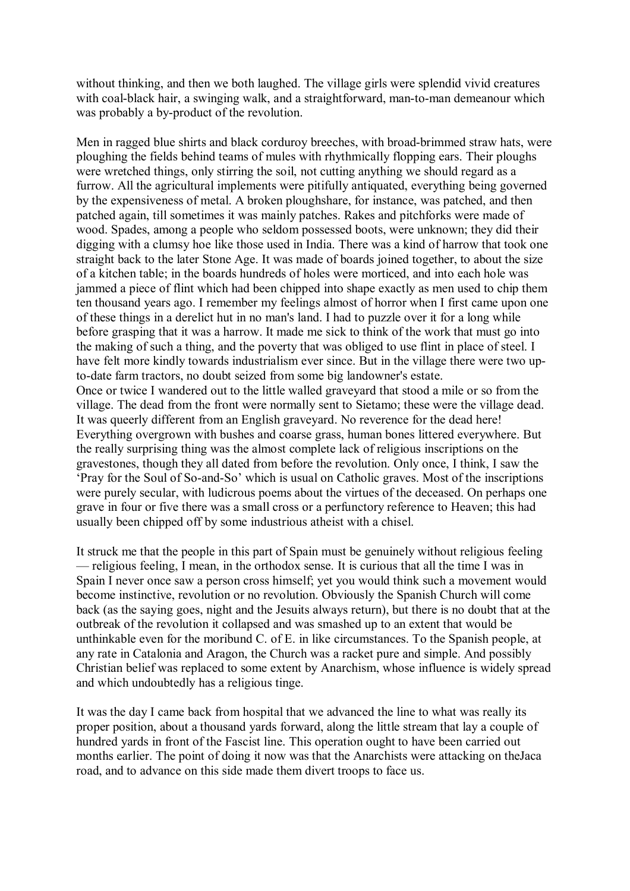without thinking, and then we both laughed. The village girls were splendid vivid creatures with coal-black hair, a swinging walk, and a straightforward, man-to-man demeanour which was probably a by-product of the revolution.

Men in ragged blue shirts and black corduroy breeches, with broad-brimmed straw hats, were ploughing the fields behind teams of mules with rhythmically flopping ears. Their ploughs were wretched things, only stirring the soil, not cutting anything we should regard as a furrow. All the agricultural implements were pitifully antiquated, everything being governed by the expensiveness of metal. A broken ploughshare, for instance, was patched, and then patched again, till sometimes it was mainly patches. Rakes and pitchforks were made of wood. Spades, among a people who seldom possessed boots, were unknown; they did their digging with a clumsy hoe like those used in India. There was a kind of harrow that took one straight back to the later Stone Age. It was made of boards joined together, to about the size of a kitchen table; in the boards hundreds of holes were morticed, and into each hole was jammed a piece of flint which had been chipped into shape exactly as men used to chip them ten thousand years ago. I remember my feelings almost of horror when I first came upon one of these things in a derelict hut in no man's land. I had to puzzle over it for a long while before grasping that it was a harrow. It made me sick to think of the work that must go into the making of such a thing, and the poverty that was obliged to use flint in place of steel. I have felt more kindly towards industrialism ever since. But in the village there were two up-to-date farm tractors, no doubt seized from some big landowner's estate.

Once or twice I wandered out to the little walled graveyard that stood a mile or so from the village. The dead from the front were normally sent to Sietamo; these were the village dead. It was queerly different from an English graveyard. No reverence for the dead here! Everything overgrown with bushes and coarse grass, human bones littered everywhere. But the really surprising thing was the almost complete lack of religious inscriptions on the gravestones, though they all dated from before the revolution. Only once, I think, I saw the 'Pray for the Soul of So-and-So' which is usual on Catholic graves. Most of the inscriptions were purely secular, with ludicrous poems about the virtues of the deceased. On perhaps one grave in four or five there was a small cross or a perfunctory reference to Heaven; this had usually been chipped off by some industrious atheist with a chisel.

It struck me that the people in this part of Spain must be genuinely without religious feeling — religious feeling, I mean, in the orthodox sense. It is curious that all the time I was in Spain I never once saw a person cross himself; yet you would think such a movement would become instinctive, revolution or no revolution. Obviously the Spanish Church will come back (as the saying goes, night and the Jesuits always return), but there is no doubt that at the outbreak of the revolution it collapsed and was smashed up to an extent that would be unthinkable even for the moribund C. of E. in like circumstances. To the Spanish people, at any rate in Catalonia and Aragon, the Church was a racket pure and simple. And possibly Christian belief was replaced to some extent by Anarchism, whose influence is widely spread and which undoubtedly has a religious tinge.

It was the day I came back from hospital that we advanced the line to what was really its proper position, about a thousand yards forward, along the little stream that lay a couple of hundred yards in front of the Fascist line. This operation ought to have been carried out months earlier. The point of doing it now was that the Anarchists were attacking on theJaca road, and to advance on this side made them divert troops to face us.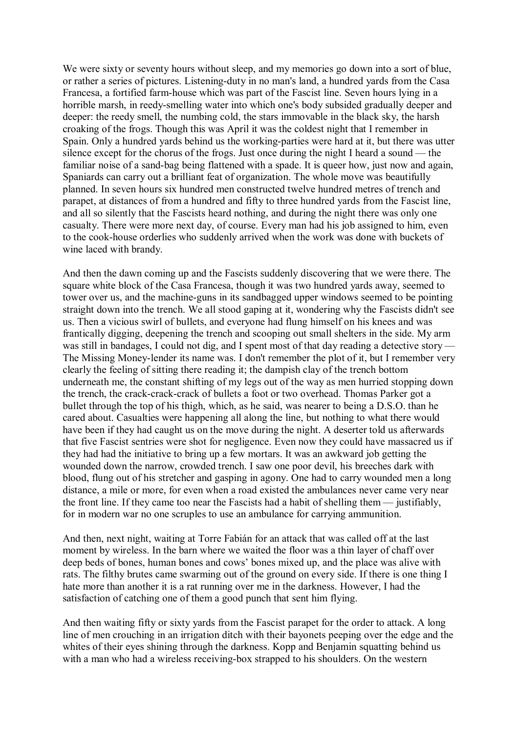We were sixty or seventy hours without sleep, and my memories go down into a sort of blue, or rather a series of pictures. Listening-duty in no man's land, a hundred yards from the Casa Francesa, a fortified farm-house which was part of the Fascist line. Seven hours lying in a horrible marsh, in reedy-smelling water into which one's body subsided gradually deeper and deeper: the reedy smell, the numbing cold, the stars immovable in the black sky, the harsh croaking of the frogs. Though this was April it was the coldest night that I remember in Spain. Only a hundred yards behind us the working-parties were hard at it, but there was utter silence except for the chorus of the frogs. Just once during the night I heard a sound — the familiar noise of a sand-bag being flattened with a spade. It is queer how, just now and again, Spaniards can carry out a brilliant feat of organization. The whole move was beautifully planned. In seven hours six hundred men constructed twelve hundred metres of trench and parapet, at distances of from a hundred and fifty to three hundred yards from the Fascist line, and all so silently that the Fascists heard nothing, and during the night there was only one casualty. There were more next day, of course. Every man had his job assigned to him, even to the cook-house orderlies who suddenly arrived when the work was done with buckets of wine laced with brandy.

And then the dawn coming up and the Fascists suddenly discovering that we were there. The square white block of the Casa Francesa, though it was two hundred yards away, seemed to tower over us, and the machine-guns in its sandbagged upper windows seemed to be pointing straight down into the trench. We all stood gaping at it, wondering why the Fascists didn't see us. Then a vicious swirl of bullets, and everyone had flung himself on his knees and was frantically digging, deepening the trench and scooping out small shelters in the side. My arm was still in bandages, I could not dig, and I spent most of that day reading a detective story — The Missing Money-lender its name was. I don't remember the plot of it, but I remember very clearly the feeling of sitting there reading it; the dampish clay of the trench bottom underneath me, the constant shifting of my legs out of the way as men hurried stopping down the trench, the crack-crack-crack of bullets a foot or two overhead. Thomas Parker got a bullet through the top of his thigh, which, as he said, was nearer to being a D.S.O. than he cared about. Casualties were happening all along the line, but nothing to what there would have been if they had caught us on the move during the night. A deserter told us afterwards that five Fascist sentries were shot for negligence. Even now they could have massacred us if they had had the initiative to bring up a few mortars. It was an awkward job getting the wounded down the narrow, crowded trench. I saw one poor devil, his breeches dark with blood, flung out of his stretcher and gasping in agony. One had to carry wounded men a long distance, a mile or more, for even when a road existed the ambulances never came very near the front line. If they came too near the Fascists had a habit of shelling them — justifiably, for in modern war no one scruples to use an ambulance for carrying ammunition.

And then, next night, waiting at Torre Fabián for an attack that was called off at the last moment by wireless. In the barn where we waited the floor was a thin layer of chaff over deep beds of bones, human bones and cows' bones mixed up, and the place was alive with rats. The filthy brutes came swarming out of the ground on every side. If there is one thing I hate more than another it is a rat running over me in the darkness. However, I had the satisfaction of catching one of them a good punch that sent him flying.

And then waiting fifty or sixty yards from the Fascist parapet for the order to attack. A long line of men crouching in an irrigation ditch with their bayonets peeping over the edge and the whites of their eyes shining through the darkness. Kopp and Benjamin squatting behind us with a man who had a wireless receiving-box strapped to his shoulders. On the western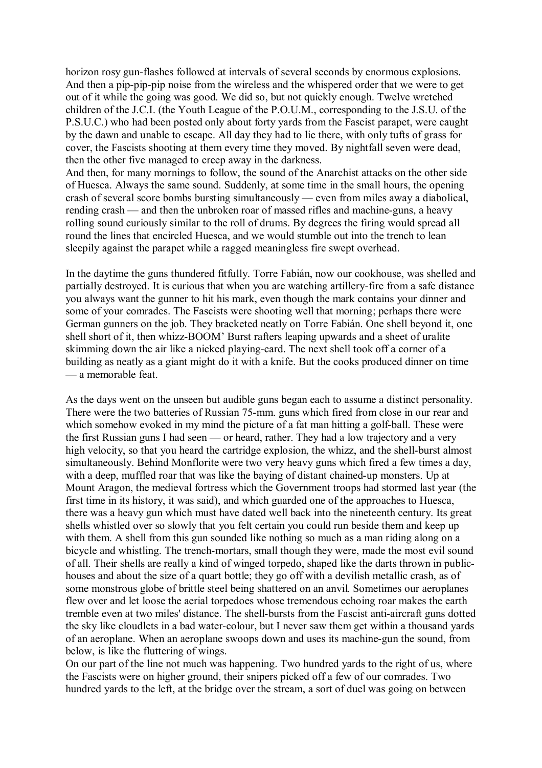horizon rosy gun-flashes followed at intervals of several seconds by enormous explosions. And then a pip-pip-pip noise from the wireless and the whispered order that we were to get out of it while the going was good. We did so, but not quickly enough. Twelve wretched children of the J.C.I. (the Youth League of the P.O.U.M., corresponding to the J.S.U. of the P.S.U.C.) who had been posted only about forty yards from the Fascist parapet, were caught by the dawn and unable to escape. All day they had to lie there, with only tufts of grass for cover, the Fascists shooting at them every time they moved. By nightfall seven were dead, then the other five managed to creep away in the darkness.

And then, for many mornings to follow, the sound of the Anarchist attacks on the other side of Huesca. Always the same sound. Suddenly, at some time in the small hours, the opening crash of several score bombs bursting simultaneously — even from miles away a diabolical, rending crash — and then the unbroken roar of massed rifles and machine-guns, a heavy rolling sound curiously similar to the roll of drums. By degrees the firing would spread all round the lines that encircled Huesca, and we would stumble out into the trench to lean sleepily against the parapet while a ragged meaningless fire swept overhead.

In the daytime the guns thundered fitfully. Torre Fabián, now our cookhouse, was shelled and partially destroyed. It is curious that when you are watching artillery-fire from a safe distance you always want the gunner to hit his mark, even though the mark contains your dinner and some of your comrades. The Fascists were shooting well that morning; perhaps there were German gunners on the job. They bracketed neatly on Torre Fabián. One shell beyond it, one shell short of it, then whizz-BOOM' Burst rafters leaping upwards and a sheet of uralite skimming down the air like a nicked playing-card. The next shell took off a corner of a building as neatly as a giant might do it with a knife. But the cooks produced dinner on time — a memorable feat.

As the days went on the unseen but audible guns began each to assume a distinct personality. There were the two batteries of Russian 75-mm. guns which fired from close in our rear and which somehow evoked in my mind the picture of a fat man hitting a golf-ball. These were the first Russian guns I had seen — or heard, rather. They had a low trajectory and a very high velocity, so that you heard the cartridge explosion, the whizz, and the shell-burst almost simultaneously. Behind Monflorite were two very heavy guns which fired a few times a day, with a deep, muffled roar that was like the baying of distant chained-up monsters. Up at Mount Aragon, the medieval fortress which the Government troops had stormed last year (the first time in its history, it was said), and which guarded one of the approaches to Huesca, there was a heavy gun which must have dated well back into the nineteenth century. Its great shells whistled over so slowly that you felt certain you could run beside them and keep up with them. A shell from this gun sounded like nothing so much as a man riding along on a bicycle and whistling. The trench-mortars, small though they were, made the most evil sound of all. Their shells are really a kind of winged torpedo, shaped like the darts thrown in public-houses and about the size of a quart bottle; they go off with a devilish metallic crash, as of some monstrous globe of brittle steel being shattered on an anvil. Sometimes our aeroplanes flew over and let loose the aerial torpedoes whose tremendous echoing roar makes the earth tremble even at two miles' distance. The shell-bursts from the Fascist anti-aircraft guns dotted the sky like cloudlets in a bad water-colour, but I never saw them get within a thousand yards of an aeroplane. When an aeroplane swoops down and uses its machine-gun the sound, from below, is like the fluttering of wings.

On our part of the line not much was happening. Two hundred yards to the right of us, where the Fascists were on higher ground, their snipers picked off a few of our comrades. Two hundred yards to the left, at the bridge over the stream, a sort of duel was going on between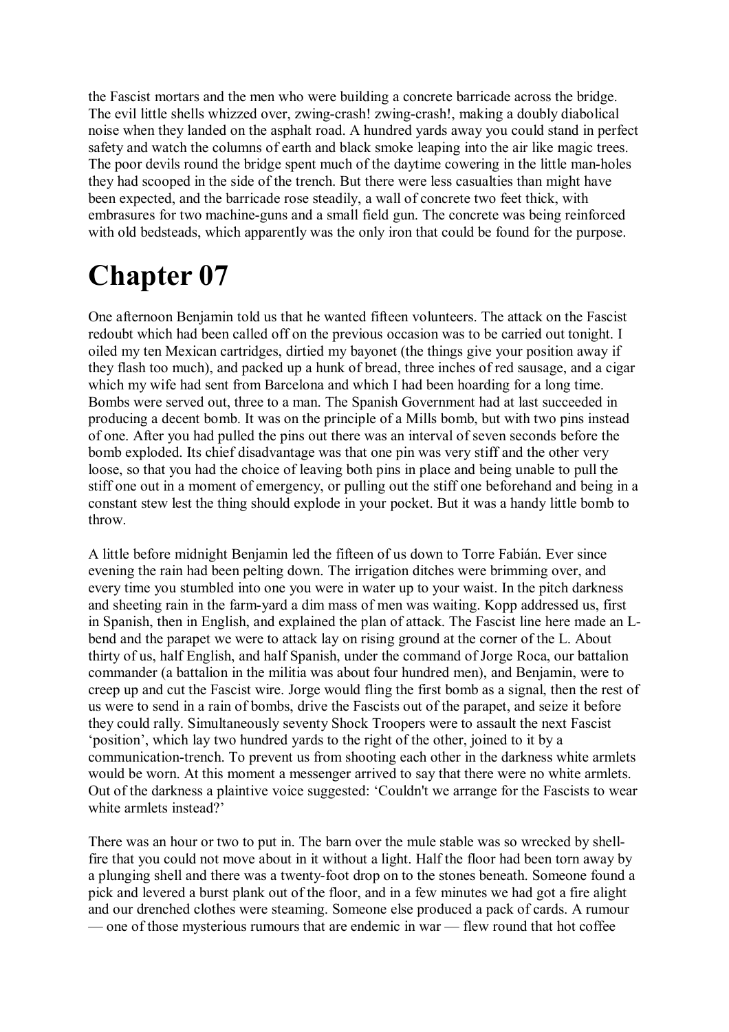the Fascist mortars and the men who were building a concrete barricade across the bridge. The evil little shells whizzed over, zwing-crash! zwing-crash!, making a doubly diabolical noise when they landed on the asphalt road. A hundred yards away you could stand in perfect safety and watch the columns of earth and black smoke leaping into the air like magic trees. The poor devils round the bridge spent much of the daytime cowering in the little man-holes they had scooped in the side of the trench. But there were less casualties than might have been expected, and the barricade rose steadily, a wall of concrete two feet thick, with embrasures for two machine-guns and a small field gun. The concrete was being reinforced with old bedsteads, which apparently was the only iron that could be found for the purpose.

# Chapter 07

One afternoon Benjamin told us that he wanted fifteen volunteers. The attack on the Fascist redoubt which had been called off on the previous occasion was to be carried out tonight. I oiled my ten Mexican cartridges, dirtied my bayonet (the things give your position away if they flash too much), and packed up a hunk of bread, three inches of red sausage, and a cigar which my wife had sent from Barcelona and which I had been hoarding for a long time. Bombs were served out, three to a man. The Spanish Government had at last succeeded in producing a decent bomb. It was on the principle of a Mills bomb, but with two pins instead of one. After you had pulled the pins out there was an interval of seven seconds before the bomb exploded. Its chief disadvantage was that one pin was very stiff and the other very loose, so that you had the choice of leaving both pins in place and being unable to pull the stiff one out in a moment of emergency, or pulling out the stiff one beforehand and being in a constant stew lest the thing should explode in your pocket. But it was a handy little bomb to throw.

A little before midnight Benjamin led the fifteen of us down to Torre Fabián. Ever since evening the rain had been pelting down. The irrigation ditches were brimming over, and every time you stumbled into one you were in water up to your waist. In the pitch darkness and sheeting rain in the farm-yard a dim mass of men was waiting. Kopp addressed us, first in Spanish, then in English, and explained the plan of attack. The Fascist line here made an L-bend and the parapet we were to attack lay on rising ground at the corner of the L. About thirty of us, half English, and half Spanish, under the command of Jorge Roca, our battalion commander (a battalion in the militia was about four hundred men), and Benjamin, were to creep up and cut the Fascist wire. Jorge would fling the first bomb as a signal, then the rest of us were to send in a rain of bombs, drive the Fascists out of the parapet, and seize it before they could rally. Simultaneously seventy Shock Troopers were to assault the next Fascist 'position', which lay two hundred yards to the right of the other, joined to it by a communication-trench. To prevent us from shooting each other in the darkness white armlets would be worn. At this moment a messenger arrived to say that there were no white armlets. Out of the darkness a plaintive voice suggested: 'Couldn't we arrange for the Fascists to wear white armlets instead?'

There was an hour or two to put in. The barn over the mule stable was so wrecked by shell-fire that you could not move about in it without a light. Half the floor had been torn away by a plunging shell and there was a twenty-foot drop on to the stones beneath. Someone found a pick and levered a burst plank out of the floor, and in a few minutes we had got a fire alight and our drenched clothes were steaming. Someone else produced a pack of cards. A rumour — one of those mysterious rumours that are endemic in war — flew round that hot coffee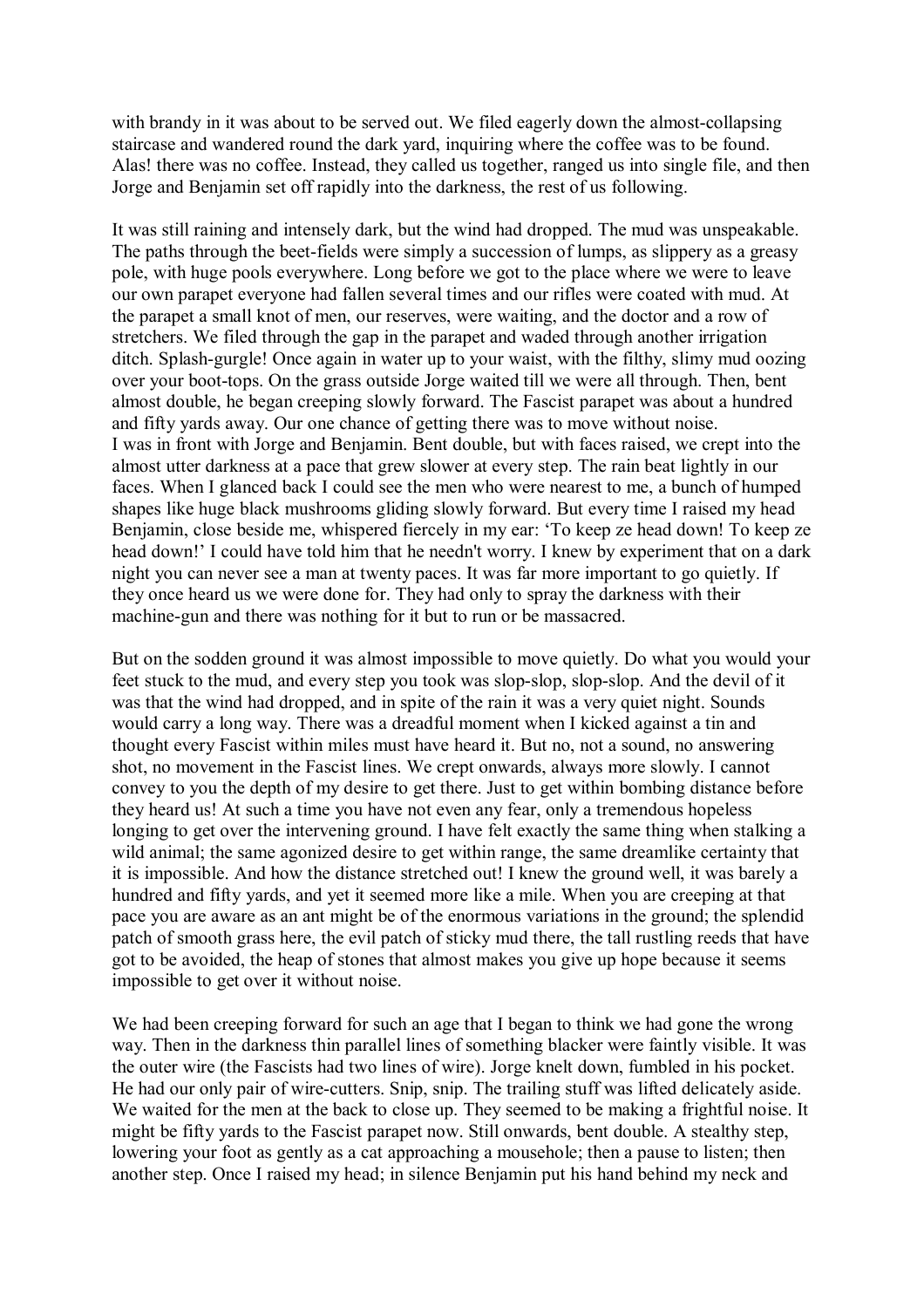with brandy in it was about to be served out. We filed eagerly down the almost-collapsing staircase and wandered round the dark yard, inquiring where the coffee was to be found. Alas! there was no coffee. Instead, they called us together, ranged us into single file, and then Jorge and Benjamin set off rapidly into the darkness, the rest of us following.

It was still raining and intensely dark, but the wind had dropped. The mud was unspeakable. The paths through the beet-fields were simply a succession of lumps, as slippery as a greasy pole, with huge pools everywhere. Long before we got to the place where we were to leave our own parapet everyone had fallen several times and our rifles were coated with mud. At the parapet a small knot of men, our reserves, were waiting, and the doctor and a row of stretchers. We filed through the gap in the parapet and waded through another irrigation ditch. Splash-gurgle! Once again in water up to your waist, with the filthy, slimy mud oozing over your boot-tops. On the grass outside Jorge waited till we were all through. Then, bent almost double, he began creeping slowly forward. The Fascist parapet was about a hundred and fifty yards away. Our one chance of getting there was to move without noise.
I was in front with Jorge and Benjamin. Bent double, but with faces raised, we crept into the almost utter darkness at a pace that grew slower at every step. The rain beat lightly in our faces. When I glanced back I could see the men who were nearest to me, a bunch of humped shapes like huge black mushrooms gliding slowly forward. But every time I raised my head Benjamin, close beside me, whispered fiercely in my ear: 'To keep ze head down! To keep ze head down!' I could have told him that he needn't worry. I knew by experiment that on a dark night you can never see a man at twenty paces. It was far more important to go quietly. If they once heard us we were done for. They had only to spray the darkness with their machine-gun and there was nothing for it but to run or be massacred.

But on the sodden ground it was almost impossible to move quietly. Do what you would your feet stuck to the mud, and every step you took was slop-slop, slop-slop. And the devil of it was that the wind had dropped, and in spite of the rain it was a very quiet night. Sounds would carry a long way. There was a dreadful moment when I kicked against a tin and thought every Fascist within miles must have heard it. But no, not a sound, no answering shot, no movement in the Fascist lines. We crept onwards, always more slowly. I cannot convey to you the depth of my desire to get there. Just to get within bombing distance before they heard us! At such a time you have not even any fear, only a tremendous hopeless longing to get over the intervening ground. I have felt exactly the same thing when stalking a wild animal; the same agonized desire to get within range, the same dreamlike certainty that it is impossible. And how the distance stretched out! I knew the ground well, it was barely a hundred and fifty yards, and yet it seemed more like a mile. When you are creeping at that pace you are aware as an ant might be of the enormous variations in the ground; the splendid patch of smooth grass here, the evil patch of sticky mud there, the tall rustling reeds that have got to be avoided, the heap of stones that almost makes you give up hope because it seems impossible to get over it without noise.

We had been creeping forward for such an age that I began to think we had gone the wrong way. Then in the darkness thin parallel lines of something blacker were faintly visible. It was the outer wire (the Fascists had two lines of wire). Jorge knelt down, fumbled in his pocket. He had our only pair of wire-cutters. Snip, snip. The trailing stuff was lifted delicately aside. We waited for the men at the back to close up. They seemed to be making a frightful noise. It might be fifty yards to the Fascist parapet now. Still onwards, bent double. A stealthy step, lowering your foot as gently as a cat approaching a mousehole; then a pause to listen; then another step. Once I raised my head; in silence Benjamin put his hand behind my neck and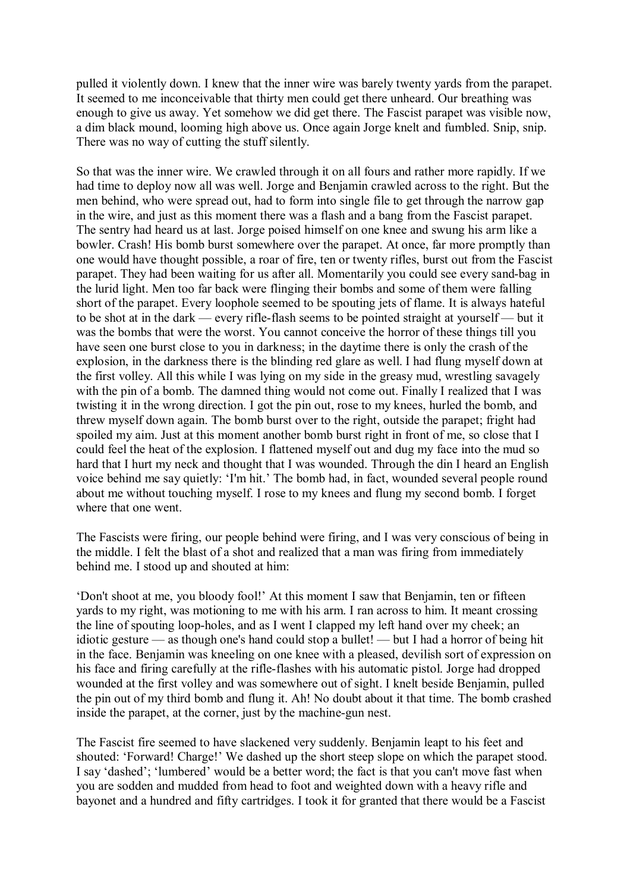pulled it violently down. I knew that the inner wire was barely twenty yards from the parapet. It seemed to me inconceivable that thirty men could get there unheard. Our breathing was enough to give us away. Yet somehow we did get there. The Fascist parapet was visible now, a dim black mound, looming high above us. Once again Jorge knelt and fumbled. Snip, snip. There was no way of cutting the stuff silently.

So that was the inner wire. We crawled through it on all fours and rather more rapidly. If we had time to deploy now all was well. Jorge and Benjamin crawled across to the right. But the men behind, who were spread out, had to form into single file to get through the narrow gap in the wire, and just as this moment there was a flash and a bang from the Fascist parapet. The sentry had heard us at last. Jorge poised himself on one knee and swung his arm like a bowler. Crash! His bomb burst somewhere over the parapet. At once, far more promptly than one would have thought possible, a roar of fire, ten or twenty rifles, burst out from the Fascist parapet. They had been waiting for us after all. Momentarily you could see every sand-bag in the lurid light. Men too far back were flinging their bombs and some of them were falling short of the parapet. Every loophole seemed to be spouting jets of flame. It is always hateful to be shot at in the dark — every rifle-flash seems to be pointed straight at yourself — but it was the bombs that were the worst. You cannot conceive the horror of these things till you have seen one burst close to you in darkness; in the daytime there is only the crash of the explosion, in the darkness there is the blinding red glare as well. I had flung myself down at the first volley. All this while I was lying on my side in the greasy mud, wrestling savagely with the pin of a bomb. The damned thing would not come out. Finally I realized that I was twisting it in the wrong direction. I got the pin out, rose to my knees, hurled the bomb, and threw myself down again. The bomb burst over to the right, outside the parapet; fright had spoiled my aim. Just at this moment another bomb burst right in front of me, so close that I could feel the heat of the explosion. I flattened myself out and dug my face into the mud so hard that I hurt my neck and thought that I was wounded. Through the din I heard an English voice behind me say quietly: 'I'm hit.' The bomb had, in fact, wounded several people round about me without touching myself. I rose to my knees and flung my second bomb. I forget where that one went.

The Fascists were firing, our people behind were firing, and I was very conscious of being in the middle. I felt the blast of a shot and realized that a man was firing from immediately behind me. I stood up and shouted at him:

'Don't shoot at me, you bloody fool!' At this moment I saw that Benjamin, ten or fifteen yards to my right, was motioning to me with his arm. I ran across to him. It meant crossing the line of spouting loop-holes, and as I went I clapped my left hand over my cheek; an idiotic gesture — as though one's hand could stop a bullet! — but I had a horror of being hit in the face. Benjamin was kneeling on one knee with a pleased, devilish sort of expression on his face and firing carefully at the rifle-flashes with his automatic pistol. Jorge had dropped wounded at the first volley and was somewhere out of sight. I knelt beside Benjamin, pulled the pin out of my third bomb and flung it. Ah! No doubt about it that time. The bomb crashed inside the parapet, at the corner, just by the machine-gun nest.

The Fascist fire seemed to have slackened very suddenly. Benjamin leapt to his feet and shouted: 'Forward! Charge!' We dashed up the short steep slope on which the parapet stood. I say 'dashed'; 'lumbered' would be a better word; the fact is that you can't move fast when you are sodden and mudded from head to foot and weighted down with a heavy rifle and bayonet and a hundred and fifty cartridges. I took it for granted that there would be a Fascist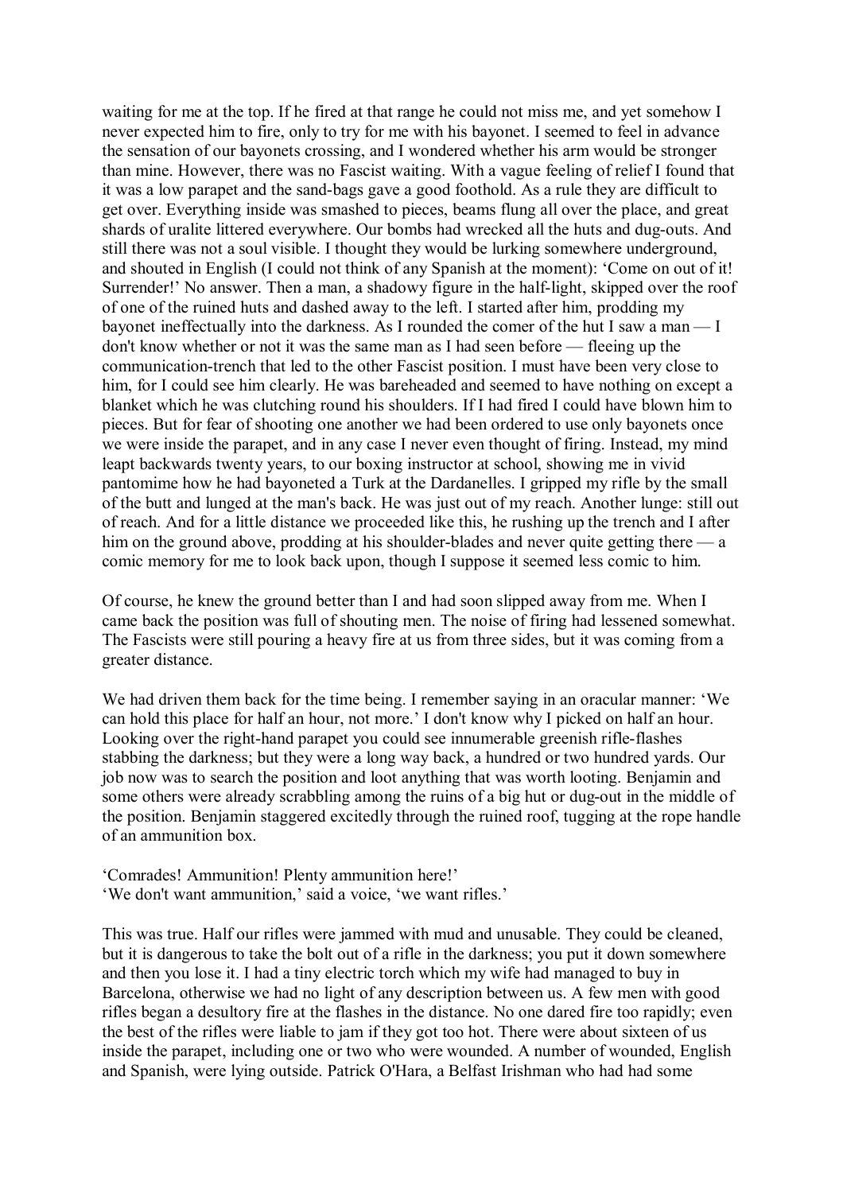waiting for me at the top. If he fired at that range he could not miss me, and yet somehow I never expected him to fire, only to try for me with his bayonet. I seemed to feel in advance the sensation of our bayonets crossing, and I wondered whether his arm would be stronger than mine. However, there was no Fascist waiting. With a vague feeling of relief I found that it was a low parapet and the sand-bags gave a good foothold. As a rule they are difficult to get over. Everything inside was smashed to pieces, beams flung all over the place, and great shards of uralite littered everywhere. Our bombs had wrecked all the huts and dug-outs. And still there was not a soul visible. I thought they would be lurking somewhere underground, and shouted in English (I could not think of any Spanish at the moment): 'Come on out of it! Surrender!' No answer. Then a man, a shadowy figure in the half-light, skipped over the roof of one of the ruined huts and dashed away to the left. I started after him, prodding my bayonet ineffectually into the darkness. As I rounded the comer of the hut I saw a man — I don't know whether or not it was the same man as I had seen before — fleeing up the communication-trench that led to the other Fascist position. I must have been very close to him, for I could see him clearly. He was bareheaded and seemed to have nothing on except a blanket which he was clutching round his shoulders. If I had fired I could have blown him to pieces. But for fear of shooting one another we had been ordered to use only bayonets once we were inside the parapet, and in any case I never even thought of firing. Instead, my mind leapt backwards twenty years, to our boxing instructor at school, showing me in vivid pantomime how he had bayoneted a Turk at the Dardanelles. I gripped my rifle by the small of the butt and lunged at the man's back. He was just out of my reach. Another lunge: still out of reach. And for a little distance we proceeded like this, he rushing up the trench and I after him on the ground above, prodding at his shoulder-blades and never quite getting there — a comic memory for me to look back upon, though I suppose it seemed less comic to him.

Of course, he knew the ground better than I and had soon slipped away from me. When I came back the position was full of shouting men. The noise of firing had lessened somewhat. The Fascists were still pouring a heavy fire at us from three sides, but it was coming from a greater distance.

We had driven them back for the time being. I remember saying in an oracular manner: 'We can hold this place for half an hour, not more.' I don't know why I picked on half an hour. Looking over the right-hand parapet you could see innumerable greenish rifle-flashes stabbing the darkness; but they were a long way back, a hundred or two hundred yards. Our job now was to search the position and loot anything that was worth looting. Benjamin and some others were already scrabbling among the ruins of a big hut or dug-out in the middle of the position. Benjamin staggered excitedly through the ruined roof, tugging at the rope handle of an ammunition box.

'Comrades! Ammunition! Plenty ammunition here!'
'We don't want ammunition,' said a voice, 'we want rifles.'

This was true. Half our rifles were jammed with mud and unusable. They could be cleaned, but it is dangerous to take the bolt out of a rifle in the darkness; you put it down somewhere and then you lose it. I had a tiny electric torch which my wife had managed to buy in Barcelona, otherwise we had no light of any description between us. A few men with good rifles began a desultory fire at the flashes in the distance. No one dared fire too rapidly; even the best of the rifles were liable to jam if they got too hot. There were about sixteen of us inside the parapet, including one or two who were wounded. A number of wounded, English and Spanish, were lying outside. Patrick O'Hara, a Belfast Irishman who had had some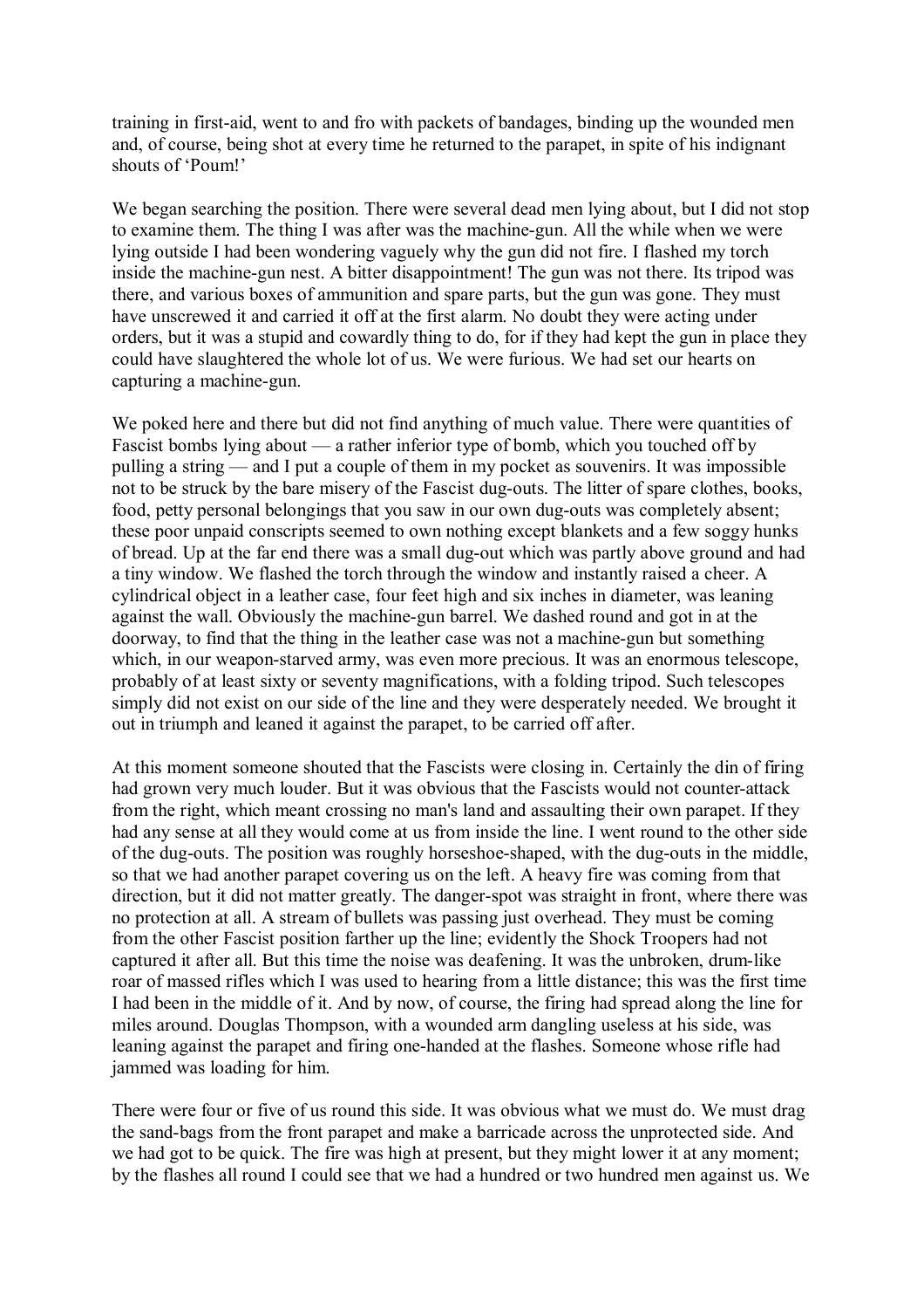training in first-aid, went to and fro with packets of bandages, binding up the wounded men and, of course, being shot at every time he returned to the parapet, in spite of his indignant shouts of 'Poum!'

We began searching the position. There were several dead men lying about, but I did not stop to examine them. The thing I was after was the machine-gun. All the while when we were lying outside I had been wondering vaguely why the gun did not fire. I flashed my torch inside the machine-gun nest. A bitter disappointment! The gun was not there. Its tripod was there, and various boxes of ammunition and spare parts, but the gun was gone. They must have unscrewed it and carried it off at the first alarm. No doubt they were acting under orders, but it was a stupid and cowardly thing to do, for if they had kept the gun in place they could have slaughtered the whole lot of us. We were furious. We had set our hearts on capturing a machine-gun.

We poked here and there but did not find anything of much value. There were quantities of Fascist bombs lying about — a rather inferior type of bomb, which you touched off by pulling a string — and I put a couple of them in my pocket as souvenirs. It was impossible not to be struck by the bare misery of the Fascist dug-outs. The litter of spare clothes, books, food, petty personal belongings that you saw in our own dug-outs was completely absent; these poor unpaid conscripts seemed to own nothing except blankets and a few soggy hunks of bread. Up at the far end there was a small dug-out which was partly above ground and had a tiny window. We flashed the torch through the window and instantly raised a cheer. A cylindrical object in a leather case, four feet high and six inches in diameter, was leaning against the wall. Obviously the machine-gun barrel. We dashed round and got in at the doorway, to find that the thing in the leather case was not a machine-gun but something which, in our weapon-starved army, was even more precious. It was an enormous telescope, probably of at least sixty or seventy magnifications, with a folding tripod. Such telescopes simply did not exist on our side of the line and they were desperately needed. We brought it out in triumph and leaned it against the parapet, to be carried off after.

At this moment someone shouted that the Fascists were closing in. Certainly the din of firing had grown very much louder. But it was obvious that the Fascists would not counter-attack from the right, which meant crossing no man's land and assaulting their own parapet. If they had any sense at all they would come at us from inside the line. I went round to the other side of the dug-outs. The position was roughly horseshoe-shaped, with the dug-outs in the middle, so that we had another parapet covering us on the left. A heavy fire was coming from that direction, but it did not matter greatly. The danger-spot was straight in front, where there was no protection at all. A stream of bullets was passing just overhead. They must be coming from the other Fascist position farther up the line; evidently the Shock Troopers had not captured it after all. But this time the noise was deafening. It was the unbroken, drum-like roar of massed rifles which I was used to hearing from a little distance; this was the first time I had been in the middle of it. And by now, of course, the firing had spread along the line for miles around. Douglas Thompson, with a wounded arm dangling useless at his side, was leaning against the parapet and firing one-handed at the flashes. Someone whose rifle had jammed was loading for him.

There were four or five of us round this side. It was obvious what we must do. We must drag the sand-bags from the front parapet and make a barricade across the unprotected side. And we had got to be quick. The fire was high at present, but they might lower it at any moment; by the flashes all round I could see that we had a hundred or two hundred men against us. We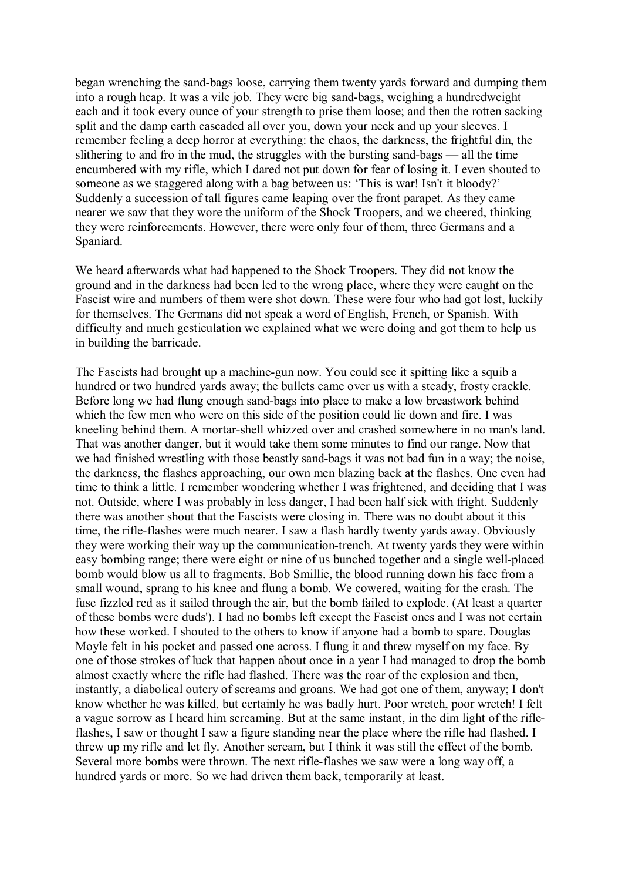began wrenching the sand-bags loose, carrying them twenty yards forward and dumping them into a rough heap. It was a vile job. They were big sand-bags, weighing a hundredweight each and it took every ounce of your strength to prise them loose; and then the rotten sacking split and the damp earth cascaded all over you, down your neck and up your sleeves. I remember feeling a deep horror at everything: the chaos, the darkness, the frightful din, the slithering to and fro in the mud, the struggles with the bursting sand-bags — all the time encumbered with my rifle, which I dared not put down for fear of losing it. I even shouted to someone as we staggered along with a bag between us: 'This is war! Isn't it bloody?' Suddenly a succession of tall figures came leaping over the front parapet. As they came nearer we saw that they wore the uniform of the Shock Troopers, and we cheered, thinking they were reinforcements. However, there were only four of them, three Germans and a Spaniard.

We heard afterwards what had happened to the Shock Troopers. They did not know the ground and in the darkness had been led to the wrong place, where they were caught on the Fascist wire and numbers of them were shot down. These were four who had got lost, luckily for themselves. The Germans did not speak a word of English, French, or Spanish. With difficulty and much gesticulation we explained what we were doing and got them to help us in building the barricade.

The Fascists had brought up a machine-gun now. You could see it spitting like a squib a hundred or two hundred yards away; the bullets came over us with a steady, frosty crackle. Before long we had flung enough sand-bags into place to make a low breastwork behind which the few men who were on this side of the position could lie down and fire. I was kneeling behind them. A mortar-shell whizzed over and crashed somewhere in no man's land. That was another danger, but it would take them some minutes to find our range. Now that we had finished wrestling with those beastly sand-bags it was not bad fun in a way; the noise, the darkness, the flashes approaching, our own men blazing back at the flashes. One even had time to think a little. I remember wondering whether I was frightened, and deciding that I was not. Outside, where I was probably in less danger, I had been half sick with fright. Suddenly there was another shout that the Fascists were closing in. There was no doubt about it this time, the rifle-flashes were much nearer. I saw a flash hardly twenty yards away. Obviously they were working their way up the communication-trench. At twenty yards they were within easy bombing range; there were eight or nine of us bunched together and a single well-placed bomb would blow us all to fragments. Bob Smillie, the blood running down his face from a small wound, sprang to his knee and flung a bomb. We cowered, waiting for the crash. The fuse fizzled red as it sailed through the air, but the bomb failed to explode. (At least a quarter of these bombs were duds'). I had no bombs left except the Fascist ones and I was not certain how these worked. I shouted to the others to know if anyone had a bomb to spare. Douglas Moyle felt in his pocket and passed one across. I flung it and threw myself on my face. By one of those strokes of luck that happen about once in a year I had managed to drop the bomb almost exactly where the rifle had flashed. There was the roar of the explosion and then, instantly, a diabolical outcry of screams and groans. We had got one of them, anyway; I don't know whether he was killed, but certainly he was badly hurt. Poor wretch, poor wretch! I felt a vague sorrow as I heard him screaming. But at the same instant, in the dim light of the rifle-flashes, I saw or thought I saw a figure standing near the place where the rifle had flashed. I threw up my rifle and let fly. Another scream, but I think it was still the effect of the bomb. Several more bombs were thrown. The next rifle-flashes we saw were a long way off, a hundred yards or more. So we had driven them back, temporarily at least.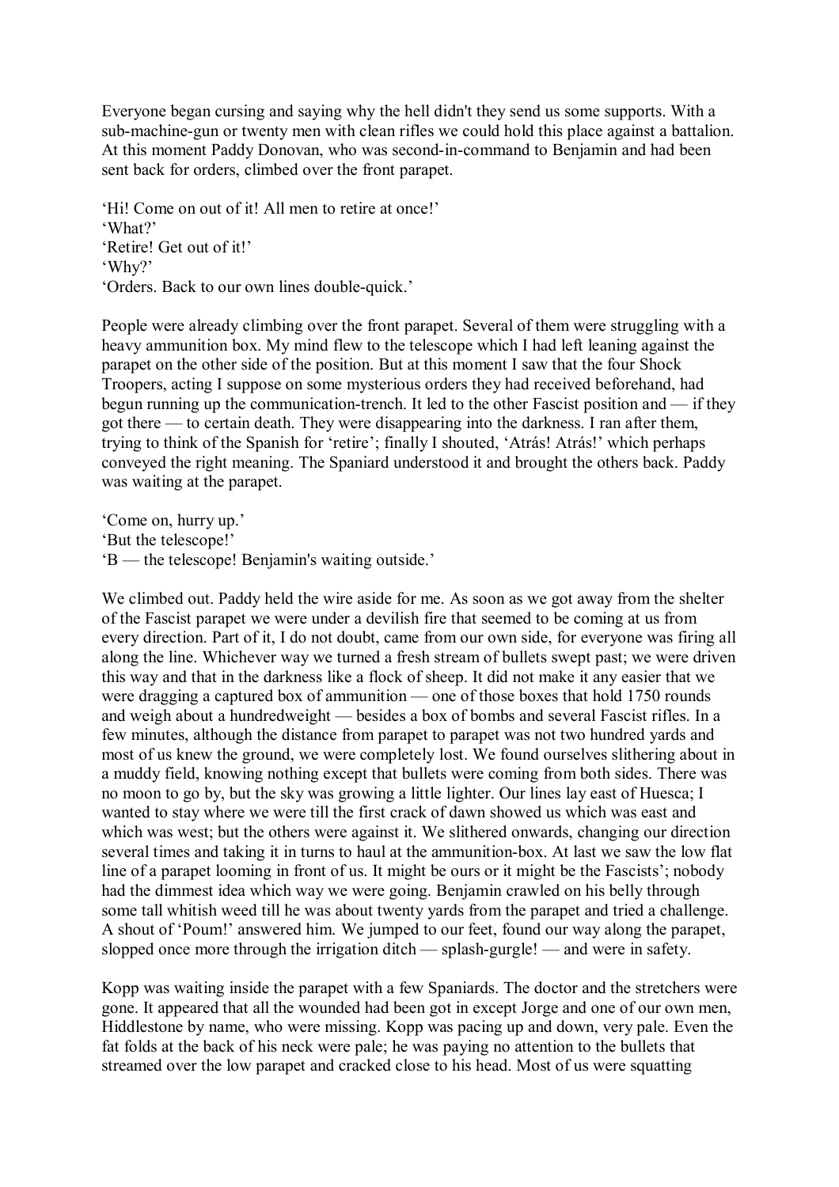Everyone began cursing and saying why the hell didn't they send us some supports. With a sub-machine-gun or twenty men with clean rifles we could hold this place against a battalion. At this moment Paddy Donovan, who was second-in-command to Benjamin and had been sent back for orders, climbed over the front parapet.

'Hi! Come on out of it! All men to retire at once!'
'What?'
'Retire! Get out of it!'
'Why?'
'Orders. Back to our own lines double-quick.'

People were already climbing over the front parapet. Several of them were struggling with a heavy ammunition box. My mind flew to the telescope which I had left leaning against the parapet on the other side of the position. But at this moment I saw that the four Shock Troopers, acting I suppose on some mysterious orders they had received beforehand, had begun running up the communication-trench. It led to the other Fascist position and — if they got there — to certain death. They were disappearing into the darkness. I ran after them, trying to think of the Spanish for 'retire'; finally I shouted, 'Atrás! Atrás!' which perhaps conveyed the right meaning. The Spaniard understood it and brought the others back. Paddy was waiting at the parapet.

'Come on, hurry up.'
'But the telescope!'
'B — the telescope! Benjamin's waiting outside.'

We climbed out. Paddy held the wire aside for me. As soon as we got away from the shelter of the Fascist parapet we were under a devilish fire that seemed to be coming at us from every direction. Part of it, I do not doubt, came from our own side, for everyone was firing all along the line. Whichever way we turned a fresh stream of bullets swept past; we were driven this way and that in the darkness like a flock of sheep. It did not make it any easier that we were dragging a captured box of ammunition — one of those boxes that hold 1750 rounds and weigh about a hundredweight — besides a box of bombs and several Fascist rifles. In a few minutes, although the distance from parapet to parapet was not two hundred yards and most of us knew the ground, we were completely lost. We found ourselves slithering about in a muddy field, knowing nothing except that bullets were coming from both sides. There was no moon to go by, but the sky was growing a little lighter. Our lines lay east of Huesca; I wanted to stay where we were till the first crack of dawn showed us which was east and which was west; but the others were against it. We slithered onwards, changing our direction several times and taking it in turns to haul at the ammunition-box. At last we saw the low flat line of a parapet looming in front of us. It might be ours or it might be the Fascists'; nobody had the dimmest idea which way we were going. Benjamin crawled on his belly through some tall whitish weed till he was about twenty yards from the parapet and tried a challenge. A shout of 'Poum!' answered him. We jumped to our feet, found our way along the parapet, slopped once more through the irrigation ditch — splash-gurgle! — and were in safety.

Kopp was waiting inside the parapet with a few Spaniards. The doctor and the stretchers were gone. It appeared that all the wounded had been got in except Jorge and one of our own men, Hiddlestone by name, who were missing. Kopp was pacing up and down, very pale. Even the fat folds at the back of his neck were pale; he was paying no attention to the bullets that streamed over the low parapet and cracked close to his head. Most of us were squatting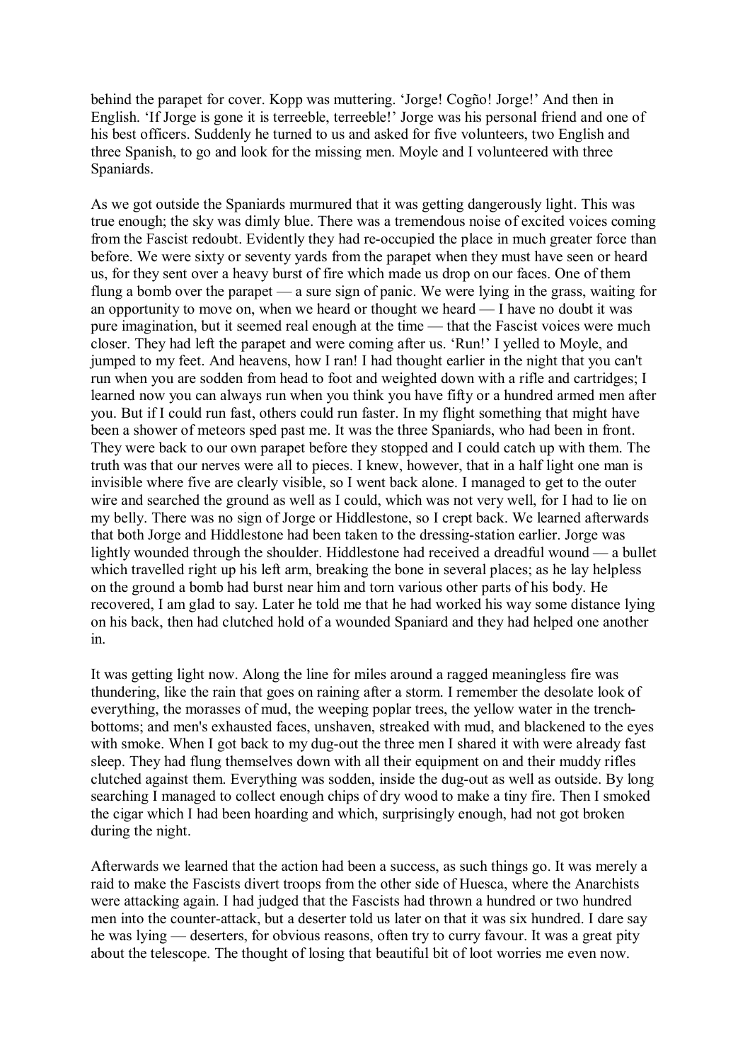behind the parapet for cover. Kopp was muttering. 'Jorge! Cogño! Jorge!' And then in English. 'If Jorge is gone it is terreeble, terreeble!' Jorge was his personal friend and one of his best officers. Suddenly he turned to us and asked for five volunteers, two English and three Spanish, to go and look for the missing men. Moyle and I volunteered with three Spaniards.

As we got outside the Spaniards murmured that it was getting dangerously light. This was true enough; the sky was dimly blue. There was a tremendous noise of excited voices coming from the Fascist redoubt. Evidently they had re-occupied the place in much greater force than before. We were sixty or seventy yards from the parapet when they must have seen or heard us, for they sent over a heavy burst of fire which made us drop on our faces. One of them flung a bomb over the parapet — a sure sign of panic. We were lying in the grass, waiting for an opportunity to move on, when we heard or thought we heard — I have no doubt it was pure imagination, but it seemed real enough at the time — that the Fascist voices were much closer. They had left the parapet and were coming after us. 'Run!' I yelled to Moyle, and jumped to my feet. And heavens, how I ran! I had thought earlier in the night that you can't run when you are sodden from head to foot and weighted down with a rifle and cartridges; I learned now you can always run when you think you have fifty or a hundred armed men after you. But if I could run fast, others could run faster. In my flight something that might have been a shower of meteors sped past me. It was the three Spaniards, who had been in front. They were back to our own parapet before they stopped and I could catch up with them. The truth was that our nerves were all to pieces. I knew, however, that in a half light one man is invisible where five are clearly visible, so I went back alone. I managed to get to the outer wire and searched the ground as well as I could, which was not very well, for I had to lie on my belly. There was no sign of Jorge or Hiddlestone, so I crept back. We learned afterwards that both Jorge and Hiddlestone had been taken to the dressing-station earlier. Jorge was lightly wounded through the shoulder. Hiddlestone had received a dreadful wound — a bullet which travelled right up his left arm, breaking the bone in several places; as he lay helpless on the ground a bomb had burst near him and torn various other parts of his body. He recovered, I am glad to say. Later he told me that he had worked his way some distance lying on his back, then had clutched hold of a wounded Spaniard and they had helped one another in.

It was getting light now. Along the line for miles around a ragged meaningless fire was thundering, like the rain that goes on raining after a storm. I remember the desolate look of everything, the morasses of mud, the weeping poplar trees, the yellow water in the trench-bottoms; and men's exhausted faces, unshaven, streaked with mud, and blackened to the eyes with smoke. When I got back to my dug-out the three men I shared it with were already fast sleep. They had flung themselves down with all their equipment on and their muddy rifles clutched against them. Everything was sodden, inside the dug-out as well as outside. By long searching I managed to collect enough chips of dry wood to make a tiny fire. Then I smoked the cigar which I had been hoarding and which, surprisingly enough, had not got broken during the night.

Afterwards we learned that the action had been a success, as such things go. It was merely a raid to make the Fascists divert troops from the other side of Huesca, where the Anarchists were attacking again. I had judged that the Fascists had thrown a hundred or two hundred men into the counter-attack, but a deserter told us later on that it was six hundred. I dare say he was lying — deserters, for obvious reasons, often try to curry favour. It was a great pity about the telescope. The thought of losing that beautiful bit of loot worries me even now.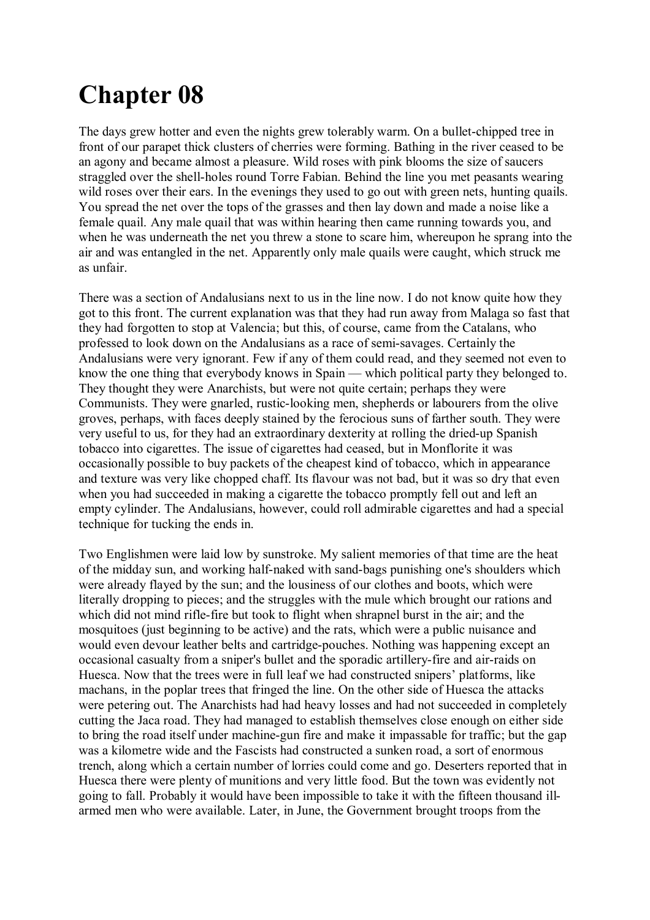# Chapter 08

The days grew hotter and even the nights grew tolerably warm. On a bullet-chipped tree in front of our parapet thick clusters of cherries were forming. Bathing in the river ceased to be an agony and became almost a pleasure. Wild roses with pink blooms the size of saucers straggled over the shell-holes round Torre Fabian. Behind the line you met peasants wearing wild roses over their ears. In the evenings they used to go out with green nets, hunting quails. You spread the net over the tops of the grasses and then lay down and made a noise like a female quail. Any male quail that was within hearing then came running towards you, and when he was underneath the net you threw a stone to scare him, whereupon he sprang into the air and was entangled in the net. Apparently only male quails were caught, which struck me as unfair.

There was a section of Andalusians next to us in the line now. I do not know quite how they got to this front. The current explanation was that they had run away from Malaga so fast that they had forgotten to stop at Valencia; but this, of course, came from the Catalans, who professed to look down on the Andalusians as a race of semi-savages. Certainly the Andalusians were very ignorant. Few if any of them could read, and they seemed not even to know the one thing that everybody knows in Spain — which political party they belonged to. They thought they were Anarchists, but were not quite certain; perhaps they were Communists. They were gnarled, rustic-looking men, shepherds or labourers from the olive groves, perhaps, with faces deeply stained by the ferocious suns of farther south. They were very useful to us, for they had an extraordinary dexterity at rolling the dried-up Spanish tobacco into cigarettes. The issue of cigarettes had ceased, but in Monflorite it was occasionally possible to buy packets of the cheapest kind of tobacco, which in appearance and texture was very like chopped chaff. Its flavour was not bad, but it was so dry that even when you had succeeded in making a cigarette the tobacco promptly fell out and left an empty cylinder. The Andalusians, however, could roll admirable cigarettes and had a special technique for tucking the ends in.

Two Englishmen were laid low by sunstroke. My salient memories of that time are the heat of the midday sun, and working half-naked with sand-bags punishing one's shoulders which were already flayed by the sun; and the lousiness of our clothes and boots, which were literally dropping to pieces; and the struggles with the mule which brought our rations and which did not mind rifle-fire but took to flight when shrapnel burst in the air; and the mosquitoes (just beginning to be active) and the rats, which were a public nuisance and would even devour leather belts and cartridge-pouches. Nothing was happening except an occasional casualty from a sniper's bullet and the sporadic artillery-fire and air-raids on Huesca. Now that the trees were in full leaf we had constructed snipers' platforms, like machans, in the poplar trees that fringed the line. On the other side of Huesca the attacks were petering out. The Anarchists had had heavy losses and had not succeeded in completely cutting the Jaca road. They had managed to establish themselves close enough on either side to bring the road itself under machine-gun fire and make it impassable for traffic; but the gap was a kilometre wide and the Fascists had constructed a sunken road, a sort of enormous trench, along which a certain number of lorries could come and go. Deserters reported that in Huesca there were plenty of munitions and very little food. But the town was evidently not going to fall. Probably it would have been impossible to take it with the fifteen thousand ill-armed men who were available. Later, in June, the Government brought troops from the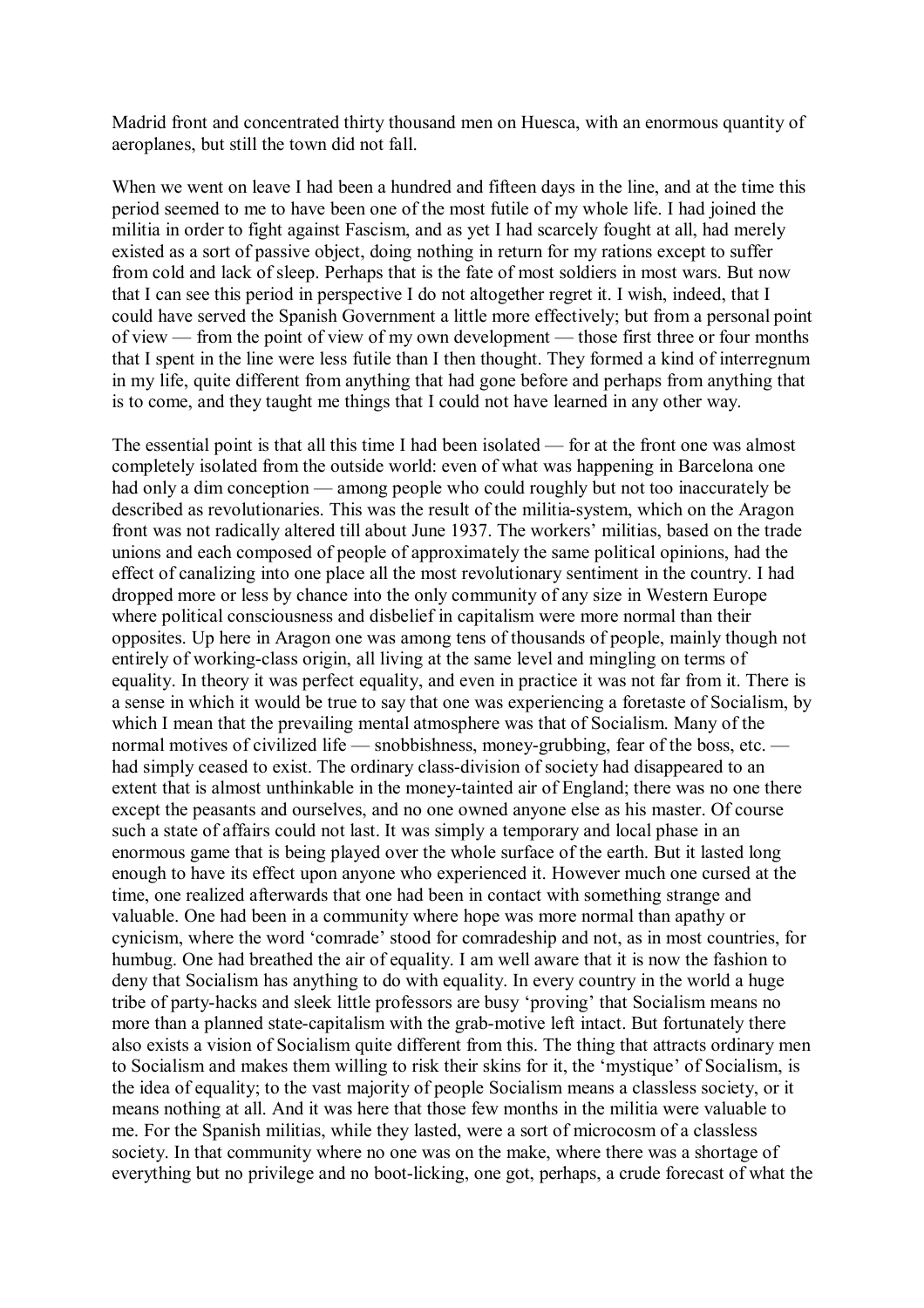Madrid front and concentrated thirty thousand men on Huesca, with an enormous quantity of aeroplanes, but still the town did not fall.

When we went on leave I had been a hundred and fifteen days in the line, and at the time this period seemed to me to have been one of the most futile of my whole life. I had joined the militia in order to fight against Fascism, and as yet I had scarcely fought at all, had merely existed as a sort of passive object, doing nothing in return for my rations except to suffer from cold and lack of sleep. Perhaps that is the fate of most soldiers in most wars. But now that I can see this period in perspective I do not altogether regret it. I wish, indeed, that I could have served the Spanish Government a little more effectively; but from a personal point of view — from the point of view of my own development — those first three or four months that I spent in the line were less futile than I then thought. They formed a kind of interregnum in my life, quite different from anything that had gone before and perhaps from anything that is to come, and they taught me things that I could not have learned in any other way.

The essential point is that all this time I had been isolated — for at the front one was almost completely isolated from the outside world: even of what was happening in Barcelona one had only a dim conception — among people who could roughly but not too inaccurately be described as revolutionaries. This was the result of the militia-system, which on the Aragon front was not radically altered till about June 1937. The workers' militias, based on the trade unions and each composed of people of approximately the same political opinions, had the effect of canalizing into one place all the most revolutionary sentiment in the country. I had dropped more or less by chance into the only community of any size in Western Europe where political consciousness and disbelief in capitalism were more normal than their opposites. Up here in Aragon one was among tens of thousands of people, mainly though not entirely of working-class origin, all living at the same level and mingling on terms of equality. In theory it was perfect equality, and even in practice it was not far from it. There is a sense in which it would be true to say that one was experiencing a foretaste of Socialism, by which I mean that the prevailing mental atmosphere was that of Socialism. Many of the normal motives of civilized life — snobbishness, money-grubbing, fear of the boss, etc. — had simply ceased to exist. The ordinary class-division of society had disappeared to an extent that is almost unthinkable in the money-tainted air of England; there was no one there except the peasants and ourselves, and no one owned anyone else as his master. Of course such a state of affairs could not last. It was simply a temporary and local phase in an enormous game that is being played over the whole surface of the earth. But it lasted long enough to have its effect upon anyone who experienced it. However much one cursed at the time, one realized afterwards that one had been in contact with something strange and valuable. One had been in a community where hope was more normal than apathy or cynicism, where the word 'comrade' stood for comradeship and not, as in most countries, for humbug. One had breathed the air of equality. I am well aware that it is now the fashion to deny that Socialism has anything to do with equality. In every country in the world a huge tribe of party-hacks and sleek little professors are busy 'proving' that Socialism means no more than a planned state-capitalism with the grab-motive left intact. But fortunately there also exists a vision of Socialism quite different from this. The thing that attracts ordinary men to Socialism and makes them willing to risk their skins for it, the 'mystique' of Socialism, is the idea of equality; to the vast majority of people Socialism means a classless society, or it means nothing at all. And it was here that those few months in the militia were valuable to me. For the Spanish militias, while they lasted, were a sort of microcosm of a classless society. In that community where no one was on the make, where there was a shortage of everything but no privilege and no boot-licking, one got, perhaps, a crude forecast of what the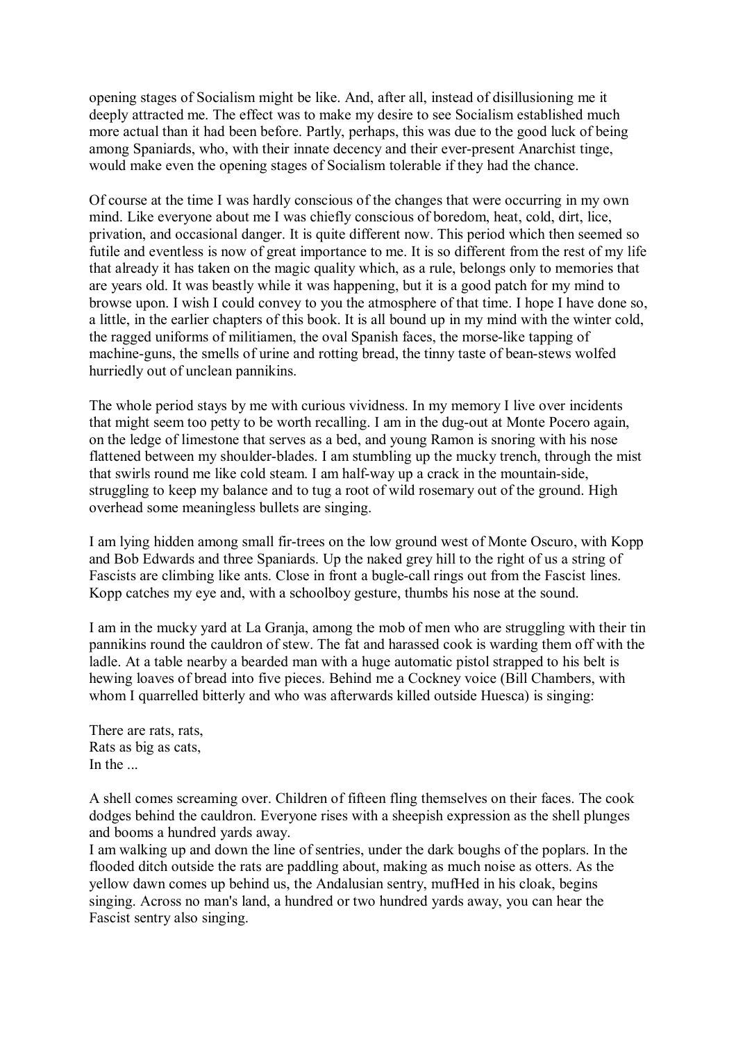opening stages of Socialism might be like. And, after all, instead of disillusioning me it deeply attracted me. The effect was to make my desire to see Socialism established much more actual than it had been before. Partly, perhaps, this was due to the good luck of being among Spaniards, who, with their innate decency and their ever-present Anarchist tinge, would make even the opening stages of Socialism tolerable if they had the chance.

Of course at the time I was hardly conscious of the changes that were occurring in my own mind. Like everyone about me I was chiefly conscious of boredom, heat, cold, dirt, lice, privation, and occasional danger. It is quite different now. This period which then seemed so futile and eventless is now of great importance to me. It is so different from the rest of my life that already it has taken on the magic quality which, as a rule, belongs only to memories that are years old. It was beastly while it was happening, but it is a good patch for my mind to browse upon. I wish I could convey to you the atmosphere of that time. I hope I have done so, a little, in the earlier chapters of this book. It is all bound up in my mind with the winter cold, the ragged uniforms of militiamen, the oval Spanish faces, the morse-like tapping of machine-guns, the smells of urine and rotting bread, the tinny taste of bean-stews wolfed hurriedly out of unclean pannikins.

The whole period stays by me with curious vividness. In my memory I live over incidents that might seem too petty to be worth recalling. I am in the dug-out at Monte Pocero again, on the ledge of limestone that serves as a bed, and young Ramon is snoring with his nose flattened between my shoulder-blades. I am stumbling up the mucky trench, through the mist that swirls round me like cold steam. I am half-way up a crack in the mountain-side, struggling to keep my balance and to tug a root of wild rosemary out of the ground. High overhead some meaningless bullets are singing.

I am lying hidden among small fir-trees on the low ground west of Monte Oscuro, with Kopp and Bob Edwards and three Spaniards. Up the naked grey hill to the right of us a string of Fascists are climbing like ants. Close in front a bugle-call rings out from the Fascist lines. Kopp catches my eye and, with a schoolboy gesture, thumbs his nose at the sound.

I am in the mucky yard at La Granja, among the mob of men who are struggling with their tin pannikins round the cauldron of stew. The fat and harassed cook is warding them off with the ladle. At a table nearby a bearded man with a huge automatic pistol strapped to his belt is hewing loaves of bread into five pieces. Behind me a Cockney voice (Bill Chambers, with whom I quarrelled bitterly and who was afterwards killed outside Huesca) is singing:

There are rats, rats,  
Rats as big as cats,  
In the ...

A shell comes screaming over. Children of fifteen fling themselves on their faces. The cook dodges behind the cauldron. Everyone rises with a sheepish expression as the shell plunges and booms a hundred yards away.

I am walking up and down the line of sentries, under the dark boughs of the poplars. In the flooded ditch outside the rats are paddling about, making as much noise as otters. As the yellow dawn comes up behind us, the Andalusian sentry, mufHed in his cloak, begins singing. Across no man's land, a hundred or two hundred yards away, you can hear the Fascist sentry also singing.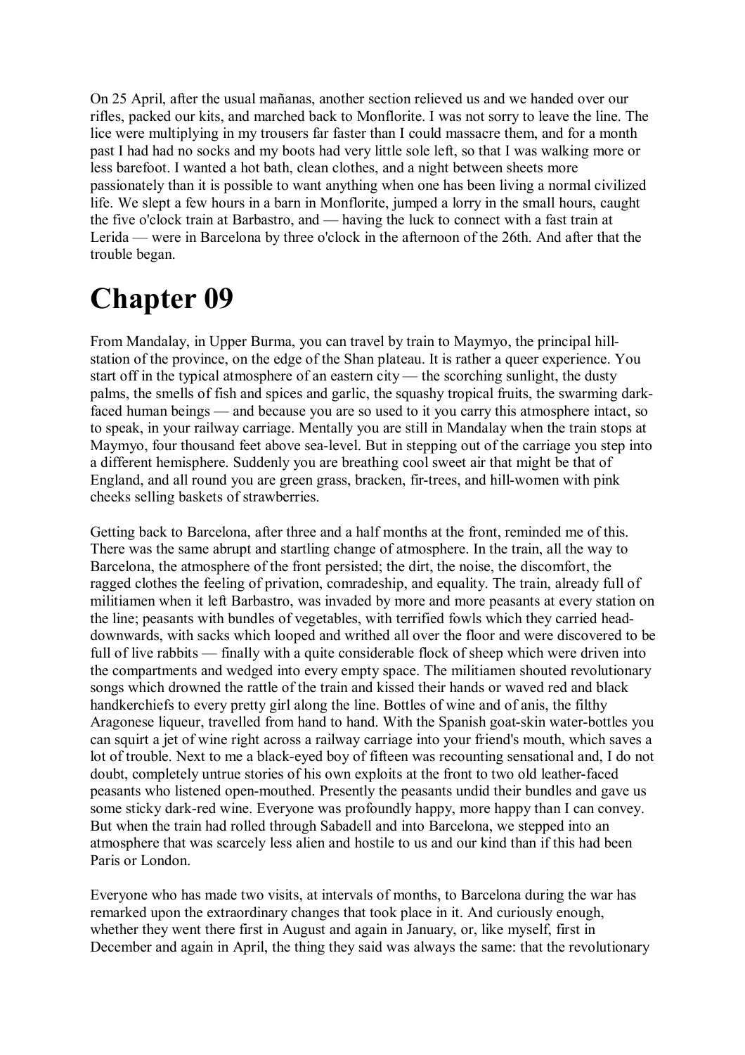On 25 April, after the usual mañanas, another section relieved us and we handed over our rifles, packed our kits, and marched back to Monflorite. I was not sorry to leave the line. The lice were multiplying in my trousers far faster than I could massacre them, and for a month past I had had no socks and my boots had very little sole left, so that I was walking more or less barefoot. I wanted a hot bath, clean clothes, and a night between sheets more passionately than it is possible to want anything when one has been living a normal civilized life. We slept a few hours in a barn in Monflorite, jumped a lorry in the small hours, caught the five o'clock train at Barbastro, and — having the luck to connect with a fast train at Lerida — were in Barcelona by three o'clock in the afternoon of the 26th. And after that the trouble began.

# Chapter 09

From Mandalay, in Upper Burma, you can travel by train to Maymyo, the principal hill-station of the province, on the edge of the Shan plateau. It is rather a queer experience. You start off in the typical atmosphere of an eastern city — the scorching sunlight, the dusty palms, the smells of fish and spices and garlic, the squashy tropical fruits, the swarming dark-faced human beings — and because you are so used to it you carry this atmosphere intact, so to speak, in your railway carriage. Mentally you are still in Mandalay when the train stops at Maymyo, four thousand feet above sea-level. But in stepping out of the carriage you step into a different hemisphere. Suddenly you are breathing cool sweet air that might be that of England, and all round you are green grass, bracken, fir-trees, and hill-women with pink cheeks selling baskets of strawberries.

Getting back to Barcelona, after three and a half months at the front, reminded me of this. There was the same abrupt and startling change of atmosphere. In the train, all the way to Barcelona, the atmosphere of the front persisted; the dirt, the noise, the discomfort, the ragged clothes the feeling of privation, comradeship, and equality. The train, already full of militiamen when it left Barbastro, was invaded by more and more peasants at every station on the line; peasants with bundles of vegetables, with terrified fowls which they carried head-downwards, with sacks which looped and writhed all over the floor and were discovered to be full of live rabbits — finally with a quite considerable flock of sheep which were driven into the compartments and wedged into every empty space. The militiamen shouted revolutionary songs which drowned the rattle of the train and kissed their hands or waved red and black handkerchiefs to every pretty girl along the line. Bottles of wine and of anis, the filthy Aragonese liqueur, travelled from hand to hand. With the Spanish goat-skin water-bottles you can squirt a jet of wine right across a railway carriage into your friend's mouth, which saves a lot of trouble. Next to me a black-eyed boy of fifteen was recounting sensational and, I do not doubt, completely untrue stories of his own exploits at the front to two old leather-faced peasants who listened open-mouthed. Presently the peasants undid their bundles and gave us some sticky dark-red wine. Everyone was profoundly happy, more happy than I can convey. But when the train had rolled through Sabadell and into Barcelona, we stepped into an atmosphere that was scarcely less alien and hostile to us and our kind than if this had been Paris or London.

Everyone who has made two visits, at intervals of months, to Barcelona during the war has remarked upon the extraordinary changes that took place in it. And curiously enough, whether they went there first in August and again in January, or, like myself, first in December and again in April, the thing they said was always the same: that the revolutionary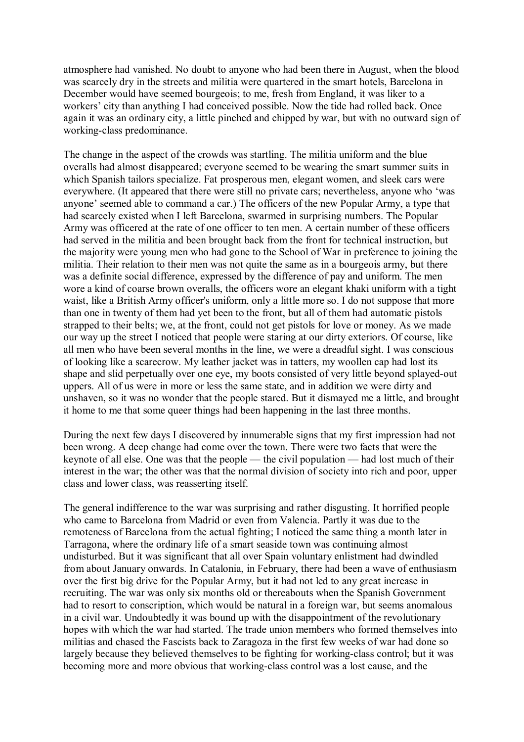atmosphere had vanished. No doubt to anyone who had been there in August, when the blood was scarcely dry in the streets and militia were quartered in the smart hotels, Barcelona in December would have seemed bourgeois; to me, fresh from England, it was liker to a workers' city than anything I had conceived possible. Now the tide had rolled back. Once again it was an ordinary city, a little pinched and chipped by war, but with no outward sign of working-class predominance.

The change in the aspect of the crowds was startling. The militia uniform and the blue overalls had almost disappeared; everyone seemed to be wearing the smart summer suits in which Spanish tailors specialize. Fat prosperous men, elegant women, and sleek cars were everywhere. (It appeared that there were still no private cars; nevertheless, anyone who 'was anyone' seemed able to command a car.) The officers of the new Popular Army, a type that had scarcely existed when I left Barcelona, swarmed in surprising numbers. The Popular Army was officered at the rate of one officer to ten men. A certain number of these officers had served in the militia and been brought back from the front for technical instruction, but the majority were young men who had gone to the School of War in preference to joining the militia. Their relation to their men was not quite the same as in a bourgeois army, but there was a definite social difference, expressed by the difference of pay and uniform. The men wore a kind of coarse brown overalls, the officers wore an elegant khaki uniform with a tight waist, like a British Army officer's uniform, only a little more so. I do not suppose that more than one in twenty of them had yet been to the front, but all of them had automatic pistols strapped to their belts; we, at the front, could not get pistols for love or money. As we made our way up the street I noticed that people were staring at our dirty exteriors. Of course, like all men who have been several months in the line, we were a dreadful sight. I was conscious of looking like a scarecrow. My leather jacket was in tatters, my woollen cap had lost its shape and slid perpetually over one eye, my boots consisted of very little beyond splayed-out uppers. All of us were in more or less the same state, and in addition we were dirty and unshaven, so it was no wonder that the people stared. But it dismayed me a little, and brought it home to me that some queer things had been happening in the last three months.

During the next few days I discovered by innumerable signs that my first impression had not been wrong. A deep change had come over the town. There were two facts that were the keynote of all else. One was that the people — the civil population — had lost much of their interest in the war; the other was that the normal division of society into rich and poor, upper class and lower class, was reasserting itself.

The general indifference to the war was surprising and rather disgusting. It horrified people who came to Barcelona from Madrid or even from Valencia. Partly it was due to the remoteness of Barcelona from the actual fighting; I noticed the same thing a month later in Tarragona, where the ordinary life of a smart seaside town was continuing almost undisturbed. But it was significant that all over Spain voluntary enlistment had dwindled from about January onwards. In Catalonia, in February, there had been a wave of enthusiasm over the first big drive for the Popular Army, but it had not led to any great increase in recruiting. The war was only six months old or thereabouts when the Spanish Government had to resort to conscription, which would be natural in a foreign war, but seems anomalous in a civil war. Undoubtedly it was bound up with the disappointment of the revolutionary hopes with which the war had started. The trade union members who formed themselves into militias and chased the Fascists back to Zaragoza in the first few weeks of war had done so largely because they believed themselves to be fighting for working-class control; but it was becoming more and more obvious that working-class control was a lost cause, and the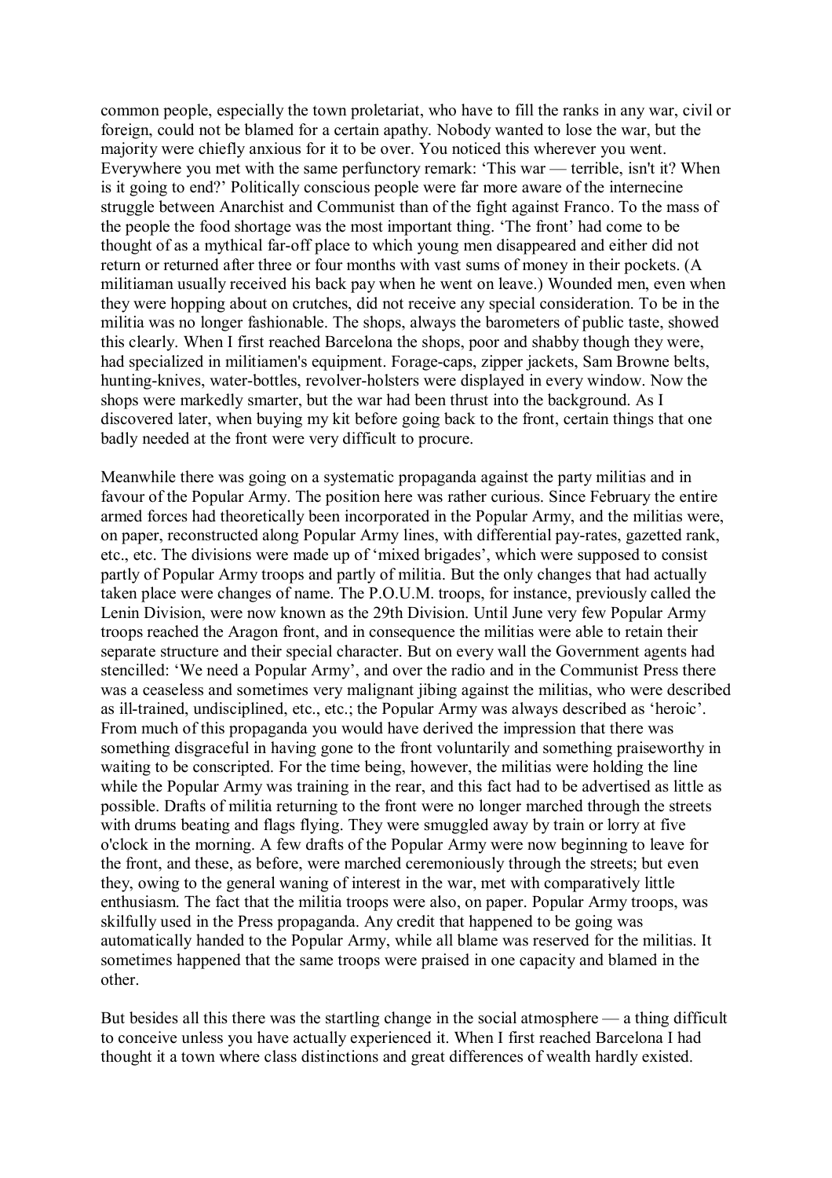common people, especially the town proletariat, who have to fill the ranks in any war, civil or foreign, could not be blamed for a certain apathy. Nobody wanted to lose the war, but the majority were chiefly anxious for it to be over. You noticed this wherever you went. Everywhere you met with the same perfunctory remark: 'This war — terrible, isn't it? When is it going to end?' Politically conscious people were far more aware of the internecine struggle between Anarchist and Communist than of the fight against Franco. To the mass of the people the food shortage was the most important thing. 'The front' had come to be thought of as a mythical far-off place to which young men disappeared and either did not return or returned after three or four months with vast sums of money in their pockets. (A militiaman usually received his back pay when he went on leave.) Wounded men, even when they were hopping about on crutches, did not receive any special consideration. To be in the militia was no longer fashionable. The shops, always the barometers of public taste, showed this clearly. When I first reached Barcelona the shops, poor and shabby though they were, had specialized in militiamen's equipment. Forage-caps, zipper jackets, Sam Browne belts, hunting-knives, water-bottles, revolver-holsters were displayed in every window. Now the shops were markedly smarter, but the war had been thrust into the background. As I discovered later, when buying my kit before going back to the front, certain things that one badly needed at the front were very difficult to procure.

Meanwhile there was going on a systematic propaganda against the party militias and in favour of the Popular Army. The position here was rather curious. Since February the entire armed forces had theoretically been incorporated in the Popular Army, and the militias were, on paper, reconstructed along Popular Army lines, with differential pay-rates, gazetted rank, etc., etc. The divisions were made up of 'mixed brigades', which were supposed to consist partly of Popular Army troops and partly of militia. But the only changes that had actually taken place were changes of name. The P.O.U.M. troops, for instance, previously called the Lenin Division, were now known as the 29th Division. Until June very few Popular Army troops reached the Aragon front, and in consequence the militias were able to retain their separate structure and their special character. But on every wall the Government agents had stencilled: 'We need a Popular Army', and over the radio and in the Communist Press there was a ceaseless and sometimes very malignant jibing against the militias, who were described as ill-trained, undisciplined, etc., etc.; the Popular Army was always described as 'heroic'. From much of this propaganda you would have derived the impression that there was something disgraceful in having gone to the front voluntarily and something praiseworthy in waiting to be conscripted. For the time being, however, the militias were holding the line while the Popular Army was training in the rear, and this fact had to be advertised as little as possible. Drafts of militia returning to the front were no longer marched through the streets with drums beating and flags flying. They were smuggled away by train or lorry at five o'clock in the morning. A few drafts of the Popular Army were now beginning to leave for the front, and these, as before, were marched ceremoniously through the streets; but even they, owing to the general waning of interest in the war, met with comparatively little enthusiasm. The fact that the militia troops were also, on paper. Popular Army troops, was skilfully used in the Press propaganda. Any credit that happened to be going was automatically handed to the Popular Army, while all blame was reserved for the militias. It sometimes happened that the same troops were praised in one capacity and blamed in the other.

But besides all this there was the startling change in the social atmosphere — a thing difficult to conceive unless you have actually experienced it. When I first reached Barcelona I had thought it a town where class distinctions and great differences of wealth hardly existed.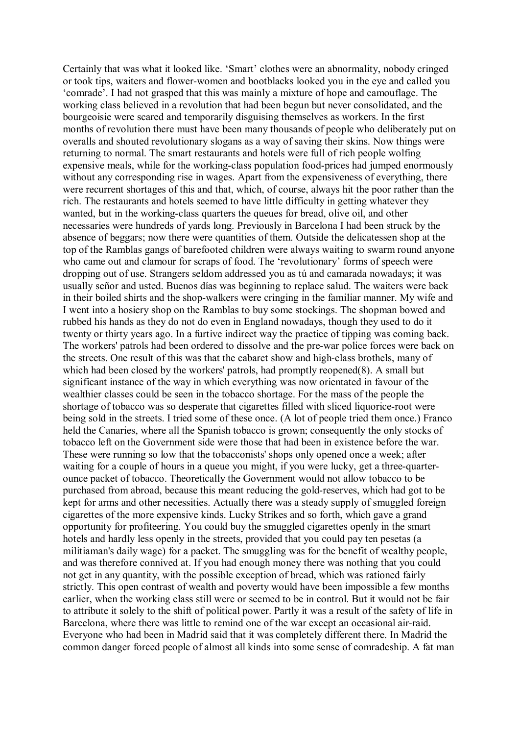Certainly that was what it looked like. 'Smart' clothes were an abnormality, nobody cringed or took tips, waiters and flower-women and bootblacks looked you in the eye and called you 'comrade'. I had not grasped that this was mainly a mixture of hope and camouflage. The working class believed in a revolution that had been begun but never consolidated, and the bourgeoisie were scared and temporarily disguising themselves as workers. In the first months of revolution there must have been many thousands of people who deliberately put on overalls and shouted revolutionary slogans as a way of saving their skins. Now things were returning to normal. The smart restaurants and hotels were full of rich people wolfing expensive meals, while for the working-class population food-prices had jumped enormously without any corresponding rise in wages. Apart from the expensiveness of everything, there were recurrent shortages of this and that, which, of course, always hit the poor rather than the rich. The restaurants and hotels seemed to have little difficulty in getting whatever they wanted, but in the working-class quarters the queues for bread, olive oil, and other necessaries were hundreds of yards long. Previously in Barcelona I had been struck by the absence of beggars; now there were quantities of them. Outside the delicatessen shop at the top of the Ramblas gangs of barefooted children were always waiting to swarm round anyone who came out and clamour for scraps of food. The 'revolutionary' forms of speech were dropping out of use. Strangers seldom addressed you as tú and camarada nowadays; it was usually señor and usted. Buenos días was beginning to replace salud. The waiters were back in their boiled shirts and the shop-walkers were cringing in the familiar manner. My wife and I went into a hosiery shop on the Ramblas to buy some stockings. The shopman bowed and rubbed his hands as they do not do even in England nowadays, though they used to do it twenty or thirty years ago. In a furtive indirect way the practice of tipping was coming back. The workers' patrols had been ordered to dissolve and the pre-war police forces were back on the streets. One result of this was that the cabaret show and high-class brothels, many of which had been closed by the workers' patrols, had promptly reopened(8). A small but significant instance of the way in which everything was now orientated in favour of the wealthier classes could be seen in the tobacco shortage. For the mass of the people the shortage of tobacco was so desperate that cigarettes filled with sliced liquorice-root were being sold in the streets. I tried some of these once. (A lot of people tried them once.) Franco held the Canaries, where all the Spanish tobacco is grown; consequently the only stocks of tobacco left on the Government side were those that had been in existence before the war. These were running so low that the tobacconists' shops only opened once a week; after waiting for a couple of hours in a queue you might, if you were lucky, get a three-quarter-ounce packet of tobacco. Theoretically the Government would not allow tobacco to be purchased from abroad, because this meant reducing the gold-reserves, which had got to be kept for arms and other necessities. Actually there was a steady supply of smuggled foreign cigarettes of the more expensive kinds. Lucky Strikes and so forth, which gave a grand opportunity for profiteering. You could buy the smuggled cigarettes openly in the smart hotels and hardly less openly in the streets, provided that you could pay ten pesetas (a militiaman's daily wage) for a packet. The smuggling was for the benefit of wealthy people, and was therefore connived at. If you had enough money there was nothing that you could not get in any quantity, with the possible exception of bread, which was rationed fairly strictly. This open contrast of wealth and poverty would have been impossible a few months earlier, when the working class still were or seemed to be in control. But it would not be fair to attribute it solely to the shift of political power. Partly it was a result of the safety of life in Barcelona, where there was little to remind one of the war except an occasional air-raid. Everyone who had been in Madrid said that it was completely different there. In Madrid the common danger forced people of almost all kinds into some sense of comradeship. A fat man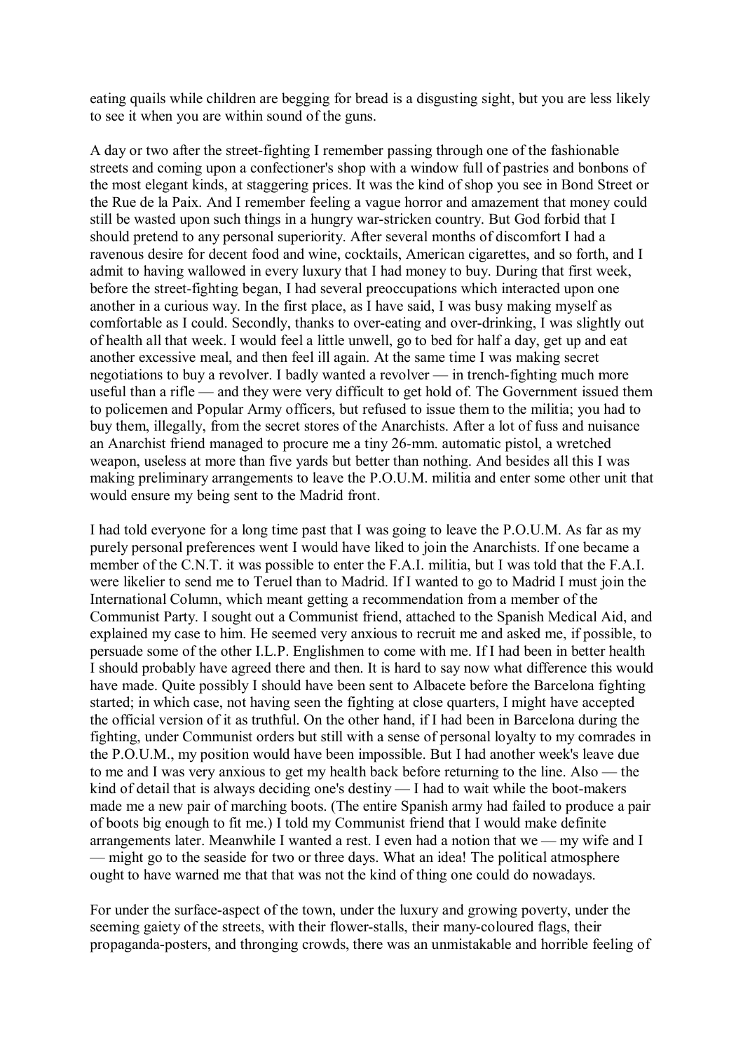eating quails while children are begging for bread is a disgusting sight, but you are less likely to see it when you are within sound of the guns.

A day or two after the street-fighting I remember passing through one of the fashionable streets and coming upon a confectioner's shop with a window full of pastries and bonbons of the most elegant kinds, at staggering prices. It was the kind of shop you see in Bond Street or the Rue de la Paix. And I remember feeling a vague horror and amazement that money could still be wasted upon such things in a hungry war-stricken country. But God forbid that I should pretend to any personal superiority. After several months of discomfort I had a ravenous desire for decent food and wine, cocktails, American cigarettes, and so forth, and I admit to having wallowed in every luxury that I had money to buy. During that first week, before the street-fighting began, I had several preoccupations which interacted upon one another in a curious way. In the first place, as I have said, I was busy making myself as comfortable as I could. Secondly, thanks to over-eating and over-drinking, I was slightly out of health all that week. I would feel a little unwell, go to bed for half a day, get up and eat another excessive meal, and then feel ill again. At the same time I was making secret negotiations to buy a revolver. I badly wanted a revolver — in trench-fighting much more useful than a rifle — and they were very difficult to get hold of. The Government issued them to policemen and Popular Army officers, but refused to issue them to the militia; you had to buy them, illegally, from the secret stores of the Anarchists. After a lot of fuss and nuisance an Anarchist friend managed to procure me a tiny 26-mm. automatic pistol, a wretched weapon, useless at more than five yards but better than nothing. And besides all this I was making preliminary arrangements to leave the P.O.U.M. militia and enter some other unit that would ensure my being sent to the Madrid front.

I had told everyone for a long time past that I was going to leave the P.O.U.M. As far as my purely personal preferences went I would have liked to join the Anarchists. If one became a member of the C.N.T. it was possible to enter the F.A.I. militia, but I was told that the F.A.I. were likelier to send me to Teruel than to Madrid. If I wanted to go to Madrid I must join the International Column, which meant getting a recommendation from a member of the Communist Party. I sought out a Communist friend, attached to the Spanish Medical Aid, and explained my case to him. He seemed very anxious to recruit me and asked me, if possible, to persuade some of the other I.L.P. Englishmen to come with me. If I had been in better health I should probably have agreed there and then. It is hard to say now what difference this would have made. Quite possibly I should have been sent to Albacete before the Barcelona fighting started; in which case, not having seen the fighting at close quarters, I might have accepted the official version of it as truthful. On the other hand, if I had been in Barcelona during the fighting, under Communist orders but still with a sense of personal loyalty to my comrades in the P.O.U.M., my position would have been impossible. But I had another week's leave due to me and I was very anxious to get my health back before returning to the line. Also — the kind of detail that is always deciding one's destiny — I had to wait while the boot-makers made me a new pair of marching boots. (The entire Spanish army had failed to produce a pair of boots big enough to fit me.) I told my Communist friend that I would make definite arrangements later. Meanwhile I wanted a rest. I even had a notion that we — my wife and I — might go to the seaside for two or three days. What an idea! The political atmosphere ought to have warned me that that was not the kind of thing one could do nowadays.

For under the surface-aspect of the town, under the luxury and growing poverty, under the seeming gaiety of the streets, with their flower-stalls, their many-coloured flags, their propaganda-posters, and thronging crowds, there was an unmistakable and horrible feeling of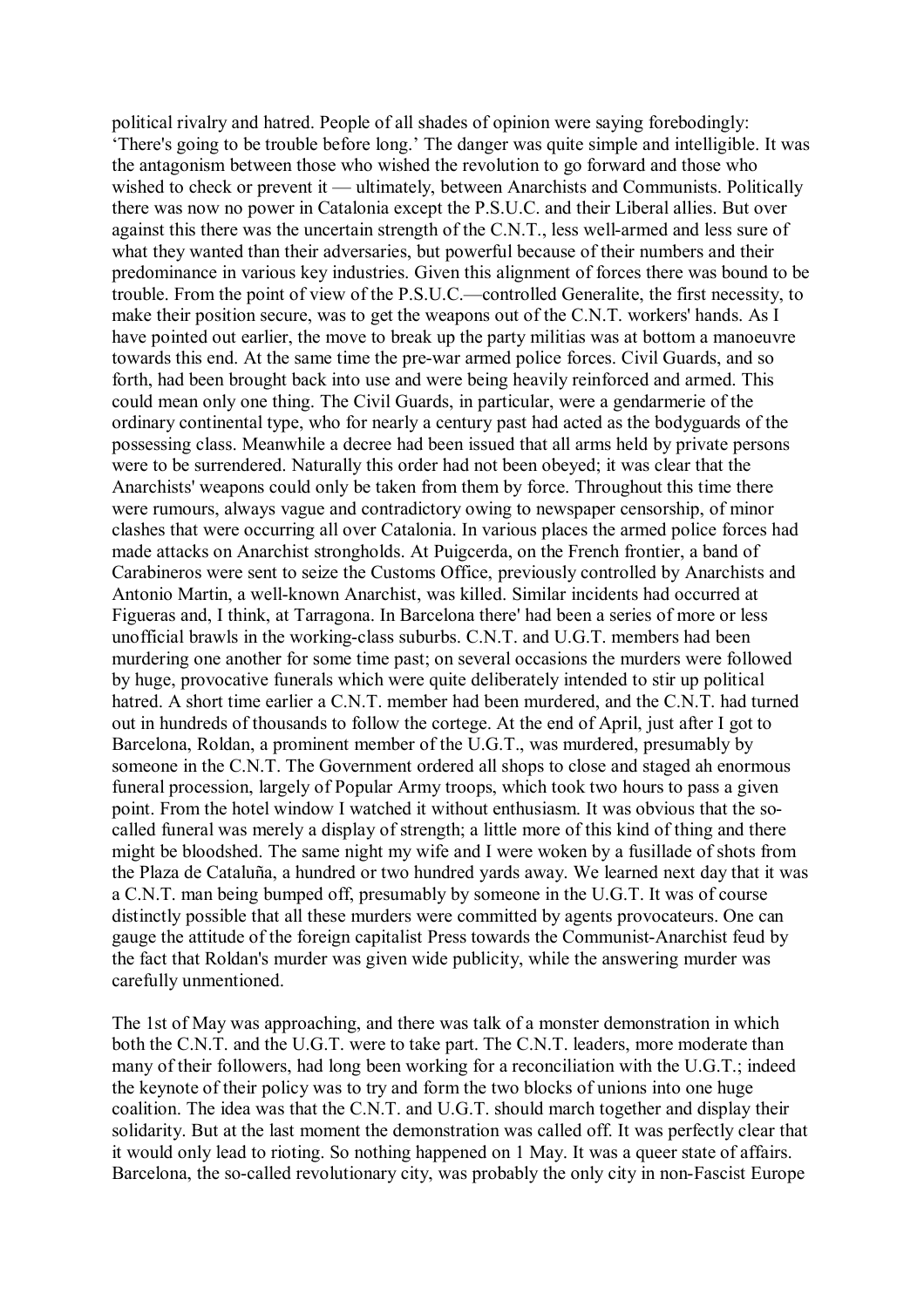political rivalry and hatred. People of all shades of opinion were saying forebodingly: 'There's going to be trouble before long.' The danger was quite simple and intelligible. It was the antagonism between those who wished the revolution to go forward and those who wished to check or prevent it — ultimately, between Anarchists and Communists. Politically there was now no power in Catalonia except the P.S.U.C. and their Liberal allies. But over against this there was the uncertain strength of the C.N.T., less well-armed and less sure of what they wanted than their adversaries, but powerful because of their numbers and their predominance in various key industries. Given this alignment of forces there was bound to be trouble. From the point of view of the P.S.U.C.—controlled Generalite, the first necessity, to make their position secure, was to get the weapons out of the C.N.T. workers' hands. As I have pointed out earlier, the move to break up the party militias was at bottom a manoeuvre towards this end. At the same time the pre-war armed police forces. Civil Guards, and so forth, had been brought back into use and were being heavily reinforced and armed. This could mean only one thing. The Civil Guards, in particular, were a gendarmerie of the ordinary continental type, who for nearly a century past had acted as the bodyguards of the possessing class. Meanwhile a decree had been issued that all arms held by private persons were to be surrendered. Naturally this order had not been obeyed; it was clear that the Anarchists' weapons could only be taken from them by force. Throughout this time there were rumours, always vague and contradictory owing to newspaper censorship, of minor clashes that were occurring all over Catalonia. In various places the armed police forces had made attacks on Anarchist strongholds. At Puigcerda, on the French frontier, a band of Carabineros were sent to seize the Customs Office, previously controlled by Anarchists and Antonio Martin, a well-known Anarchist, was killed. Similar incidents had occurred at Figueras and, I think, at Tarragona. In Barcelona there' had been a series of more or less unofficial brawls in the working-class suburbs. C.N.T. and U.G.T. members had been murdering one another for some time past; on several occasions the murders were followed by huge, provocative funerals which were quite deliberately intended to stir up political hatred. A short time earlier a C.N.T. member had been murdered, and the C.N.T. had turned out in hundreds of thousands to follow the cortege. At the end of April, just after I got to Barcelona, Roldan, a prominent member of the U.G.T., was murdered, presumably by someone in the C.N.T. The Government ordered all shops to close and staged ah enormous funeral procession, largely of Popular Army troops, which took two hours to pass a given point. From the hotel window I watched it without enthusiasm. It was obvious that the so-called funeral was merely a display of strength; a little more of this kind of thing and there might be bloodshed. The same night my wife and I were woken by a fusillade of shots from the Plaza de Cataluña, a hundred or two hundred yards away. We learned next day that it was a C.N.T. man being bumped off, presumably by someone in the U.G.T. It was of course distinctly possible that all these murders were committed by agents provocateurs. One can gauge the attitude of the foreign capitalist Press towards the Communist-Anarchist feud by the fact that Roldan's murder was given wide publicity, while the answering murder was carefully unmentioned.

The 1st of May was approaching, and there was talk of a monster demonstration in which both the C.N.T. and the U.G.T. were to take part. The C.N.T. leaders, more moderate than many of their followers, had long been working for a reconciliation with the U.G.T.; indeed the keynote of their policy was to try and form the two blocks of unions into one huge coalition. The idea was that the C.N.T. and U.G.T. should march together and display their solidarity. But at the last moment the demonstration was called off. It was perfectly clear that it would only lead to rioting. So nothing happened on 1 May. It was a queer state of affairs. Barcelona, the so-called revolutionary city, was probably the only city in non-Fascist Europe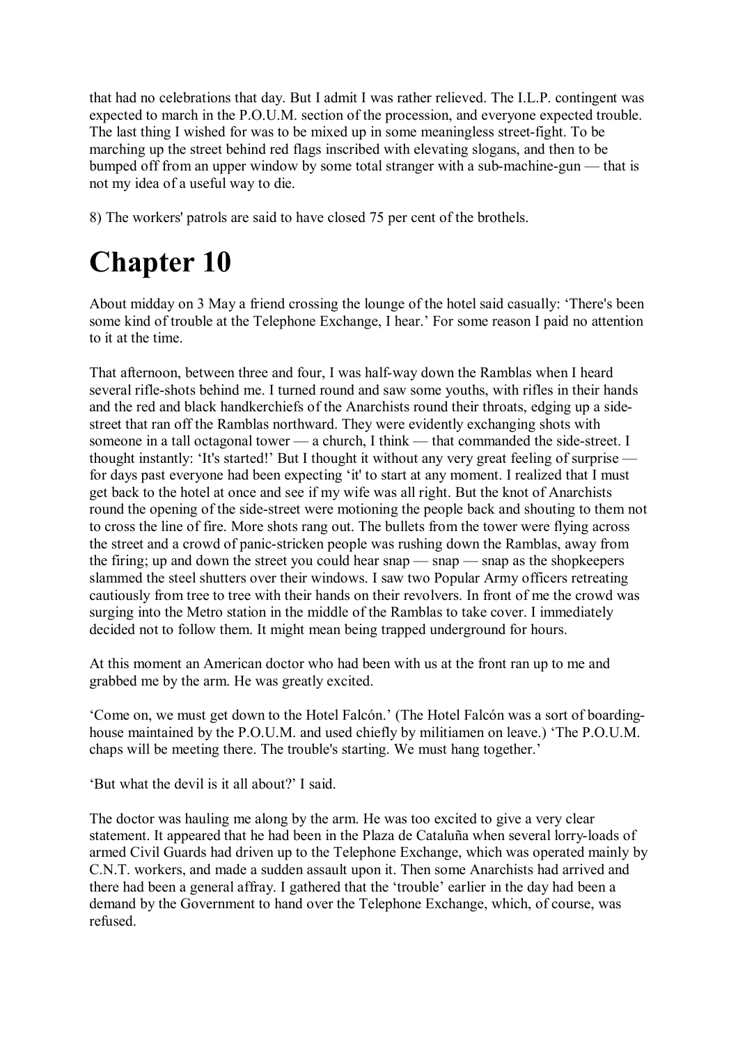that had no celebrations that day. But I admit I was rather relieved. The I.L.P. contingent was expected to march in the P.O.U.M. section of the procession, and everyone expected trouble. The last thing I wished for was to be mixed up in some meaningless street-fight. To be marching up the street behind red flags inscribed with elevating slogans, and then to be bumped off from an upper window by some total stranger with a sub-machine-gun — that is not my idea of a useful way to die.

8) The workers' patrols are said to have closed 75 per cent of the brothels.

# Chapter 10

About midday on 3 May a friend crossing the lounge of the hotel said casually: 'There's been some kind of trouble at the Telephone Exchange, I hear.' For some reason I paid no attention to it at the time.

That afternoon, between three and four, I was half-way down the Ramblas when I heard several rifle-shots behind me. I turned round and saw some youths, with rifles in their hands and the red and black handkerchiefs of the Anarchists round their throats, edging up a side-street that ran off the Ramblas northward. They were evidently exchanging shots with someone in a tall octagonal tower — a church, I think — that commanded the side-street. I thought instantly: 'It's started!' But I thought it without any very great feeling of surprise — for days past everyone had been expecting 'it' to start at any moment. I realized that I must get back to the hotel at once and see if my wife was all right. But the knot of Anarchists round the opening of the side-street were motioning the people back and shouting to them not to cross the line of fire. More shots rang out. The bullets from the tower were flying across the street and a crowd of panic-stricken people was rushing down the Ramblas, away from the firing; up and down the street you could hear snap — snap — snap as the shopkeepers slammed the steel shutters over their windows. I saw two Popular Army officers retreating cautiously from tree to tree with their hands on their revolvers. In front of me the crowd was surging into the Metro station in the middle of the Ramblas to take cover. I immediately decided not to follow them. It might mean being trapped underground for hours.

At this moment an American doctor who had been with us at the front ran up to me and grabbed me by the arm. He was greatly excited.

'Come on, we must get down to the Hotel Falcón.' (The Hotel Falcón was a sort of boarding-house maintained by the P.O.U.M. and used chiefly by militiamen on leave.) 'The P.O.U.M. chaps will be meeting there. The trouble's starting. We must hang together.'

'But what the devil is it all about?' I said.

The doctor was hauling me along by the arm. He was too excited to give a very clear statement. It appeared that he had been in the Plaza de Cataluña when several lorry-loads of armed Civil Guards had driven up to the Telephone Exchange, which was operated mainly by C.N.T. workers, and made a sudden assault upon it. Then some Anarchists had arrived and there had been a general affray. I gathered that the 'trouble' earlier in the day had been a demand by the Government to hand over the Telephone Exchange, which, of course, was refused.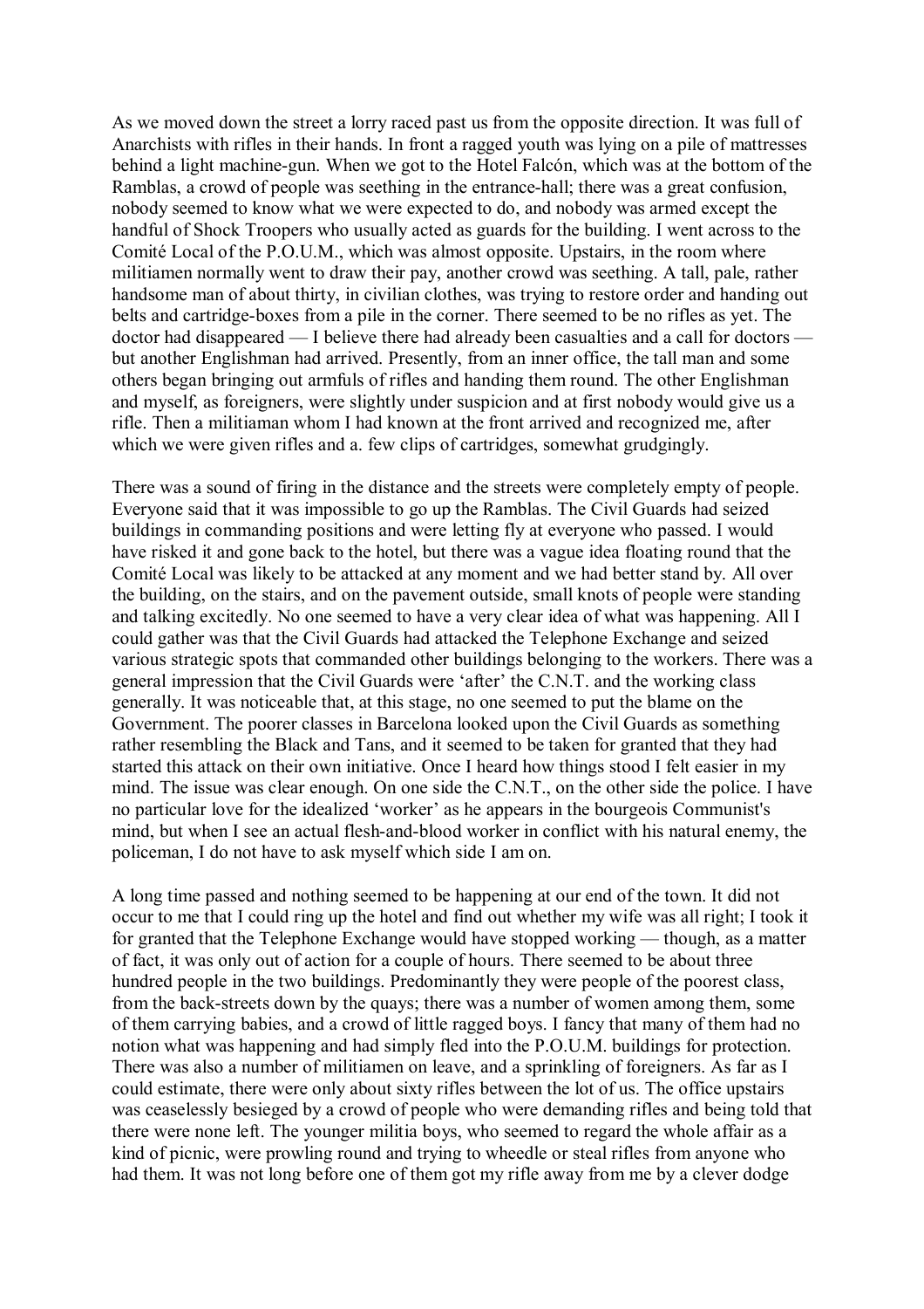As we moved down the street a lorry raced past us from the opposite direction. It was full of Anarchists with rifles in their hands. In front a ragged youth was lying on a pile of mattresses behind a light machine-gun. When we got to the Hotel Falcón, which was at the bottom of the Ramblas, a crowd of people was seething in the entrance-hall; there was a great confusion, nobody seemed to know what we were expected to do, and nobody was armed except the handful of Shock Troopers who usually acted as guards for the building. I went across to the Comité Local of the P.O.U.M., which was almost opposite. Upstairs, in the room where militiamen normally went to draw their pay, another crowd was seething. A tall, pale, rather handsome man of about thirty, in civilian clothes, was trying to restore order and handing out belts and cartridge-boxes from a pile in the corner. There seemed to be no rifles as yet. The doctor had disappeared — I believe there had already been casualties and a call for doctors — but another Englishman had arrived. Presently, from an inner office, the tall man and some others began bringing out armfuls of rifles and handing them round. The other Englishman and myself, as foreigners, were slightly under suspicion and at first nobody would give us a rifle. Then a militiaman whom I had known at the front arrived and recognized me, after which we were given rifles and a. few clips of cartridges, somewhat grudgingly.

There was a sound of firing in the distance and the streets were completely empty of people. Everyone said that it was impossible to go up the Ramblas. The Civil Guards had seized buildings in commanding positions and were letting fly at everyone who passed. I would have risked it and gone back to the hotel, but there was a vague idea floating round that the Comité Local was likely to be attacked at any moment and we had better stand by. All over the building, on the stairs, and on the pavement outside, small knots of people were standing and talking excitedly. No one seemed to have a very clear idea of what was happening. All I could gather was that the Civil Guards had attacked the Telephone Exchange and seized various strategic spots that commanded other buildings belonging to the workers. There was a general impression that the Civil Guards were 'after' the C.N.T. and the working class generally. It was noticeable that, at this stage, no one seemed to put the blame on the Government. The poorer classes in Barcelona looked upon the Civil Guards as something rather resembling the Black and Tans, and it seemed to be taken for granted that they had started this attack on their own initiative. Once I heard how things stood I felt easier in my mind. The issue was clear enough. On one side the C.N.T., on the other side the police. I have no particular love for the idealized 'worker' as he appears in the bourgeois Communist's mind, but when I see an actual flesh-and-blood worker in conflict with his natural enemy, the policeman, I do not have to ask myself which side I am on.

A long time passed and nothing seemed to be happening at our end of the town. It did not occur to me that I could ring up the hotel and find out whether my wife was all right; I took it for granted that the Telephone Exchange would have stopped working — though, as a matter of fact, it was only out of action for a couple of hours. There seemed to be about three hundred people in the two buildings. Predominantly they were people of the poorest class, from the back-streets down by the quays; there was a number of women among them, some of them carrying babies, and a crowd of little ragged boys. I fancy that many of them had no notion what was happening and had simply fled into the P.O.U.M. buildings for protection. There was also a number of militiamen on leave, and a sprinkling of foreigners. As far as I could estimate, there were only about sixty rifles between the lot of us. The office upstairs was ceaselessly besieged by a crowd of people who were demanding rifles and being told that there were none left. The younger militia boys, who seemed to regard the whole affair as a kind of picnic, were prowling round and trying to wheedle or steal rifles from anyone who had them. It was not long before one of them got my rifle away from me by a clever dodge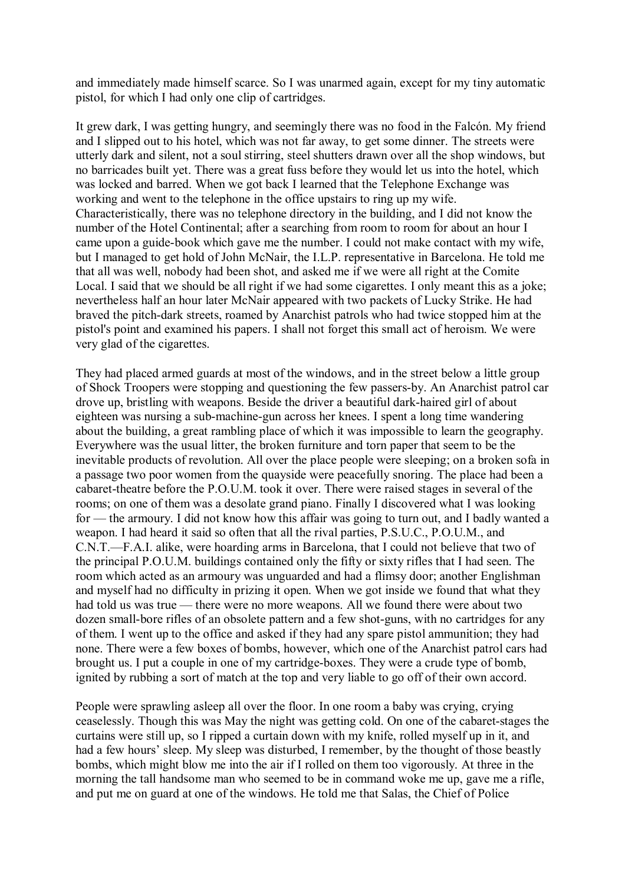and immediately made himself scarce. So I was unarmed again, except for my tiny automatic pistol, for which I had only one clip of cartridges.

It grew dark, I was getting hungry, and seemingly there was no food in the Falcón. My friend and I slipped out to his hotel, which was not far away, to get some dinner. The streets were utterly dark and silent, not a soul stirring, steel shutters drawn over all the shop windows, but no barricades built yet. There was a great fuss before they would let us into the hotel, which was locked and barred. When we got back I learned that the Telephone Exchange was working and went to the telephone in the office upstairs to ring up my wife. Characteristically, there was no telephone directory in the building, and I did not know the number of the Hotel Continental; after a searching from room to room for about an hour I came upon a guide-book which gave me the number. I could not make contact with my wife, but I managed to get hold of John McNair, the I.L.P. representative in Barcelona. He told me that all was well, nobody had been shot, and asked me if we were all right at the Comite Local. I said that we should be all right if we had some cigarettes. I only meant this as a joke; nevertheless half an hour later McNair appeared with two packets of Lucky Strike. He had braved the pitch-dark streets, roamed by Anarchist patrols who had twice stopped him at the pistol's point and examined his papers. I shall not forget this small act of heroism. We were very glad of the cigarettes.

They had placed armed guards at most of the windows, and in the street below a little group of Shock Troopers were stopping and questioning the few passers-by. An Anarchist patrol car drove up, bristling with weapons. Beside the driver a beautiful dark-haired girl of about eighteen was nursing a sub-machine-gun across her knees. I spent a long time wandering about the building, a great rambling place of which it was impossible to learn the geography. Everywhere was the usual litter, the broken furniture and torn paper that seem to be the inevitable products of revolution. All over the place people were sleeping; on a broken sofa in a passage two poor women from the quayside were peacefully snoring. The place had been a cabaret-theatre before the P.O.U.M. took it over. There were raised stages in several of the rooms; on one of them was a desolate grand piano. Finally I discovered what I was looking for — the armoury. I did not know how this affair was going to turn out, and I badly wanted a weapon. I had heard it said so often that all the rival parties, P.S.U.C., P.O.U.M., and C.N.T.—F.A.I. alike, were hoarding arms in Barcelona, that I could not believe that two of the principal P.O.U.M. buildings contained only the fifty or sixty rifles that I had seen. The room which acted as an armoury was unguarded and had a flimsy door; another Englishman and myself had no difficulty in prizing it open. When we got inside we found that what they had told us was true — there were no more weapons. All we found there were about two dozen small-bore rifles of an obsolete pattern and a few shot-guns, with no cartridges for any of them. I went up to the office and asked if they had any spare pistol ammunition; they had none. There were a few boxes of bombs, however, which one of the Anarchist patrol cars had brought us. I put a couple in one of my cartridge-boxes. They were a crude type of bomb, ignited by rubbing a sort of match at the top and very liable to go off of their own accord.

People were sprawling asleep all over the floor. In one room a baby was crying, crying ceaselessly. Though this was May the night was getting cold. On one of the cabaret-stages the curtains were still up, so I ripped a curtain down with my knife, rolled myself up in it, and had a few hours' sleep. My sleep was disturbed, I remember, by the thought of those beastly bombs, which might blow me into the air if I rolled on them too vigorously. At three in the morning the tall handsome man who seemed to be in command woke me up, gave me a rifle, and put me on guard at one of the windows. He told me that Salas, the Chief of Police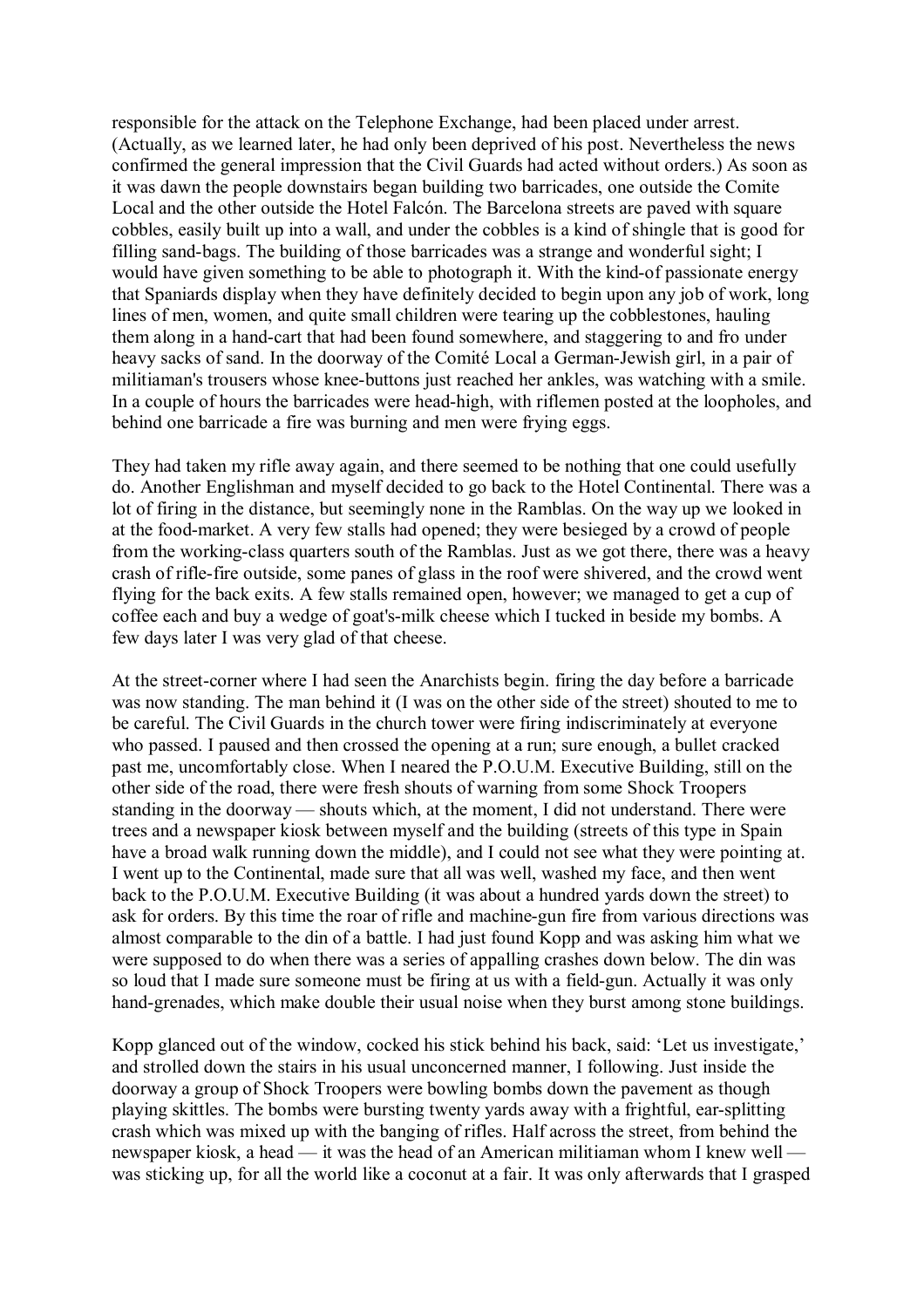responsible for the attack on the Telephone Exchange, had been placed under arrest. (Actually, as we learned later, he had only been deprived of his post. Nevertheless the news confirmed the general impression that the Civil Guards had acted without orders.) As soon as it was dawn the people downstairs began building two barricades, one outside the Comite Local and the other outside the Hotel Falcón. The Barcelona streets are paved with square cobbles, easily built up into a wall, and under the cobbles is a kind of shingle that is good for filling sand-bags. The building of those barricades was a strange and wonderful sight; I would have given something to be able to photograph it. With the kind-of passionate energy that Spaniards display when they have definitely decided to begin upon any job of work, long lines of men, women, and quite small children were tearing up the cobblestones, hauling them along in a hand-cart that had been found somewhere, and staggering to and fro under heavy sacks of sand. In the doorway of the Comité Local a German-Jewish girl, in a pair of militiaman's trousers whose knee-buttons just reached her ankles, was watching with a smile. In a couple of hours the barricades were head-high, with riflemen posted at the loopholes, and behind one barricade a fire was burning and men were frying eggs.

They had taken my rifle away again, and there seemed to be nothing that one could usefully do. Another Englishman and myself decided to go back to the Hotel Continental. There was a lot of firing in the distance, but seemingly none in the Ramblas. On the way up we looked in at the food-market. A very few stalls had opened; they were besieged by a crowd of people from the working-class quarters south of the Ramblas. Just as we got there, there was a heavy crash of rifle-fire outside, some panes of glass in the roof were shivered, and the crowd went flying for the back exits. A few stalls remained open, however; we managed to get a cup of coffee each and buy a wedge of goat's-milk cheese which I tucked in beside my bombs. A few days later I was very glad of that cheese.

At the street-corner where I had seen the Anarchists begin. firing the day before a barricade was now standing. The man behind it (I was on the other side of the street) shouted to me to be careful. The Civil Guards in the church tower were firing indiscriminately at everyone who passed. I paused and then crossed the opening at a run; sure enough, a bullet cracked past me, uncomfortably close. When I neared the P.O.U.M. Executive Building, still on the other side of the road, there were fresh shouts of warning from some Shock Troopers standing in the doorway — shouts which, at the moment, I did not understand. There were trees and a newspaper kiosk between myself and the building (streets of this type in Spain have a broad walk running down the middle), and I could not see what they were pointing at. I went up to the Continental, made sure that all was well, washed my face, and then went back to the P.O.U.M. Executive Building (it was about a hundred yards down the street) to ask for orders. By this time the roar of rifle and machine-gun fire from various directions was almost comparable to the din of a battle. I had just found Kopp and was asking him what we were supposed to do when there was a series of appalling crashes down below. The din was so loud that I made sure someone must be firing at us with a field-gun. Actually it was only hand-grenades, which make double their usual noise when they burst among stone buildings.

Kopp glanced out of the window, cocked his stick behind his back, said: 'Let us investigate,' and strolled down the stairs in his usual unconcerned manner, I following. Just inside the doorway a group of Shock Troopers were bowling bombs down the pavement as though playing skittles. The bombs were bursting twenty yards away with a frightful, ear-splitting crash which was mixed up with the banging of rifles. Half across the street, from behind the newspaper kiosk, a head — it was the head of an American militiaman whom I knew well — was sticking up, for all the world like a coconut at a fair. It was only afterwards that I grasped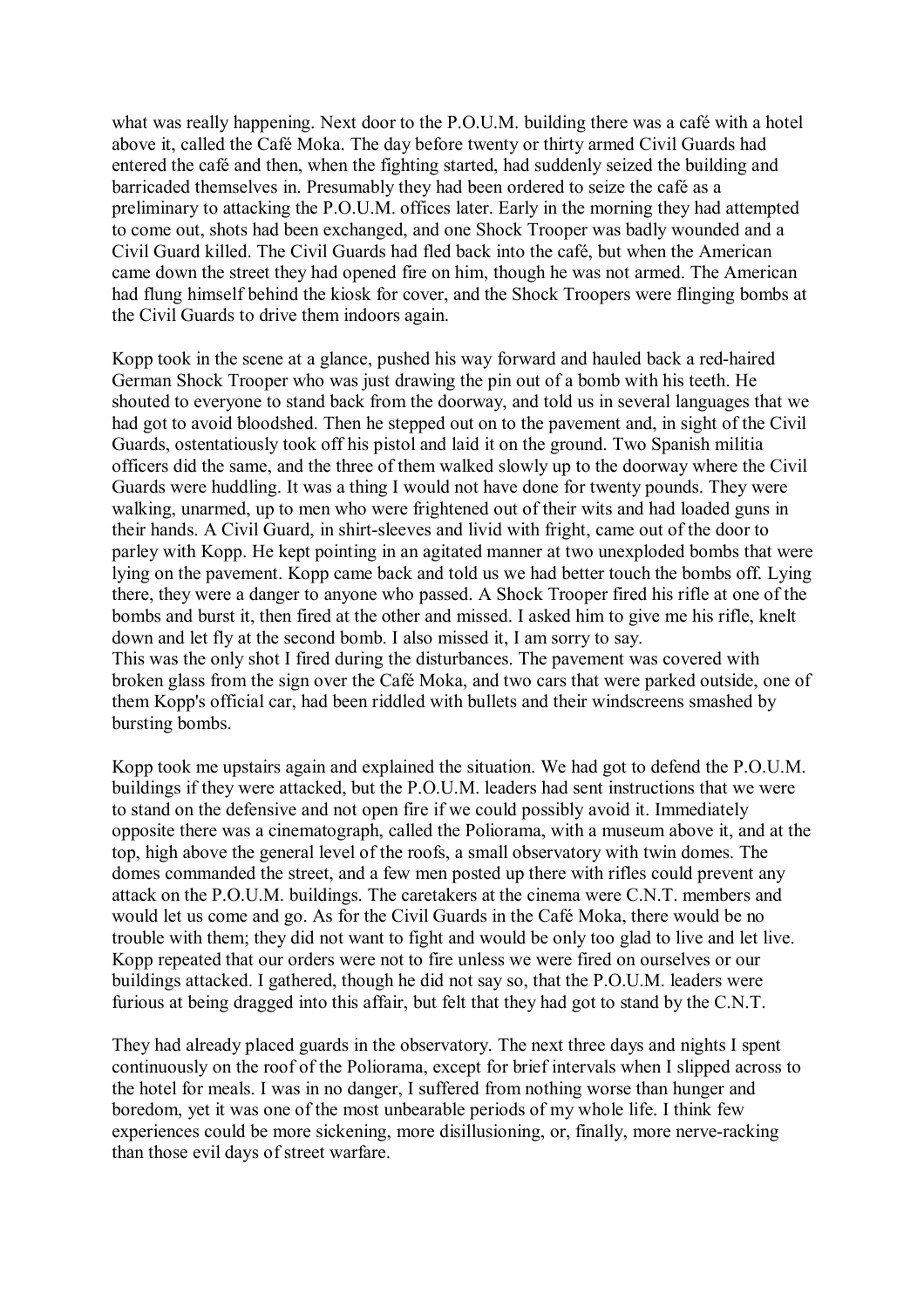what was really happening. Next door to the P.O.U.M. building there was a café with a hotel above it, called the Café Moka. The day before twenty or thirty armed Civil Guards had entered the café and then, when the fighting started, had suddenly seized the building and barricaded themselves in. Presumably they had been ordered to seize the café as a preliminary to attacking the P.O.U.M. offices later. Early in the morning they had attempted to come out, shots had been exchanged, and one Shock Trooper was badly wounded and a Civil Guard killed. The Civil Guards had fled back into the café, but when the American came down the street they had opened fire on him, though he was not armed. The American had flung himself behind the kiosk for cover, and the Shock Troopers were flinging bombs at the Civil Guards to drive them indoors again.

Kopp took in the scene at a glance, pushed his way forward and hauled back a red-haired German Shock Trooper who was just drawing the pin out of a bomb with his teeth. He shouted to everyone to stand back from the doorway, and told us in several languages that we had got to avoid bloodshed. Then he stepped out on to the pavement and, in sight of the Civil Guards, ostentatiously took off his pistol and laid it on the ground. Two Spanish militia officers did the same, and the three of them walked slowly up to the doorway where the Civil Guards were huddling. It was a thing I would not have done for twenty pounds. They were walking, unarmed, up to men who were frightened out of their wits and had loaded guns in their hands. A Civil Guard, in shirt-sleeves and livid with fright, came out of the door to parley with Kopp. He kept pointing in an agitated manner at two unexploded bombs that were lying on the pavement. Kopp came back and told us we had better touch the bombs off. Lying there, they were a danger to anyone who passed. A Shock Trooper fired his rifle at one of the bombs and burst it, then fired at the other and missed. I asked him to give me his rifle, knelt down and let fly at the second bomb. I also missed it, I am sorry to say.
This was the only shot I fired during the disturbances. The pavement was covered with broken glass from the sign over the Café Moka, and two cars that were parked outside, one of them Kopp's official car, had been riddled with bullets and their windscreens smashed by bursting bombs.

Kopp took me upstairs again and explained the situation. We had got to defend the P.O.U.M. buildings if they were attacked, but the P.O.U.M. leaders had sent instructions that we were to stand on the defensive and not open fire if we could possibly avoid it. Immediately opposite there was a cinematograph, called the Poliorama, with a museum above it, and at the top, high above the general level of the roofs, a small observatory with twin domes. The domes commanded the street, and a few men posted up there with rifles could prevent any attack on the P.O.U.M. buildings. The caretakers at the cinema were C.N.T. members and would let us come and go. As for the Civil Guards in the Café Moka, there would be no trouble with them; they did not want to fight and would be only too glad to live and let live. Kopp repeated that our orders were not to fire unless we were fired on ourselves or our buildings attacked. I gathered, though he did not say so, that the P.O.U.M. leaders were furious at being dragged into this affair, but felt that they had got to stand by the C.N.T.

They had already placed guards in the observatory. The next three days and nights I spent continuously on the roof of the Poliorama, except for brief intervals when I slipped across to the hotel for meals. I was in no danger, I suffered from nothing worse than hunger and boredom, yet it was one of the most unbearable periods of my whole life. I think few experiences could be more sickening, more disillusioning, or, finally, more nerve-racking than those evil days of street warfare.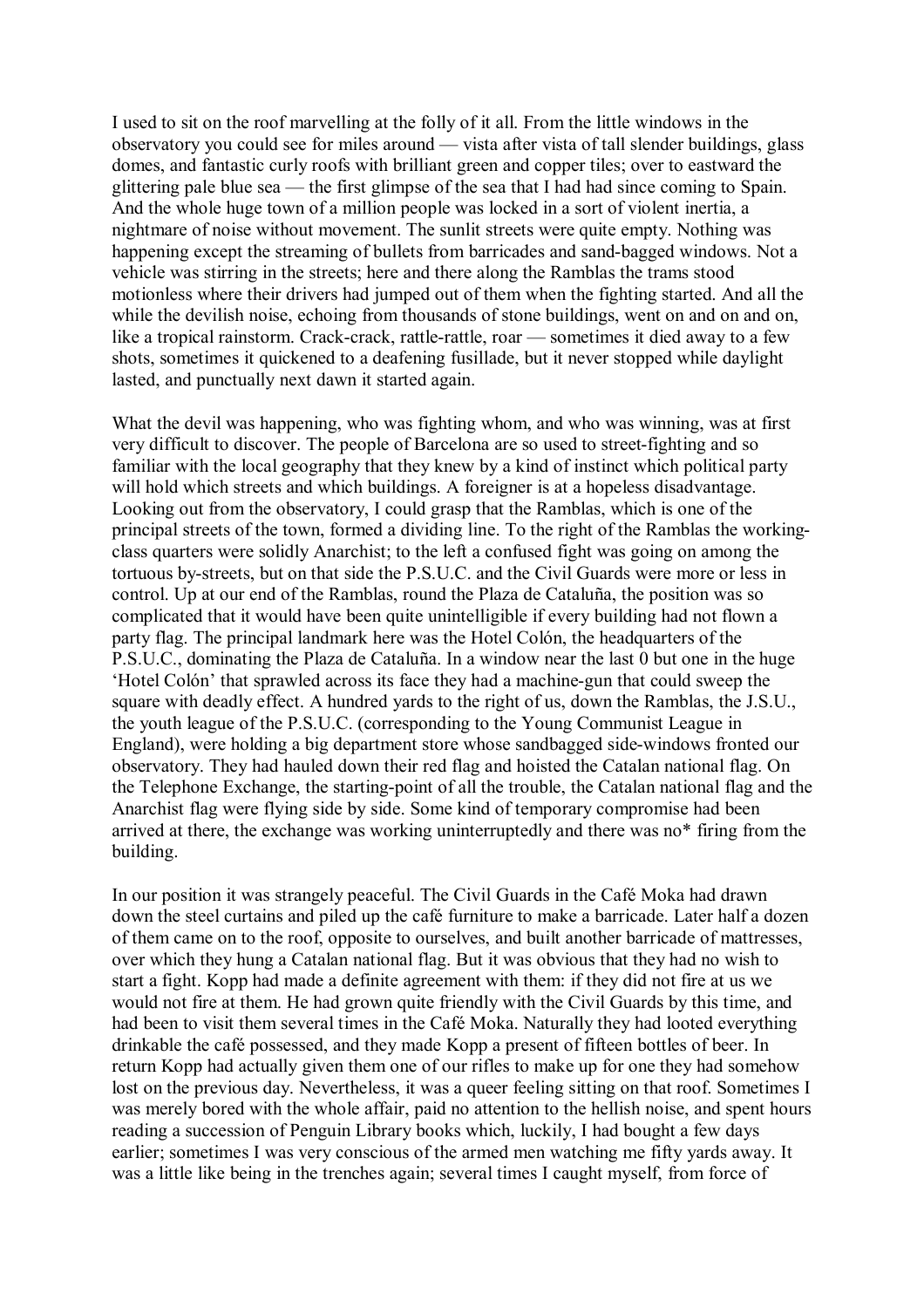I used to sit on the roof marvelling at the folly of it all. From the little windows in the observatory you could see for miles around — vista after vista of tall slender buildings, glass domes, and fantastic curly roofs with brilliant green and copper tiles; over to eastward the glittering pale blue sea — the first glimpse of the sea that I had had since coming to Spain. And the whole huge town of a million people was locked in a sort of violent inertia, a nightmare of noise without movement. The sunlit streets were quite empty. Nothing was happening except the streaming of bullets from barricades and sand-bagged windows. Not a vehicle was stirring in the streets; here and there along the Ramblas the trams stood motionless where their drivers had jumped out of them when the fighting started. And all the while the devilish noise, echoing from thousands of stone buildings, went on and on and on, like a tropical rainstorm. Crack-crack, rattle-rattle, roar — sometimes it died away to a few shots, sometimes it quickened to a deafening fusillade, but it never stopped while daylight lasted, and punctually next dawn it started again.

What the devil was happening, who was fighting whom, and who was winning, was at first very difficult to discover. The people of Barcelona are so used to street-fighting and so familiar with the local geography that they knew by a kind of instinct which political party will hold which streets and which buildings. A foreigner is at a hopeless disadvantage. Looking out from the observatory, I could grasp that the Ramblas, which is one of the principal streets of the town, formed a dividing line. To the right of the Ramblas the working-class quarters were solidly Anarchist; to the left a confused fight was going on among the tortuous by-streets, but on that side the P.S.U.C. and the Civil Guards were more or less in control. Up at our end of the Ramblas, round the Plaza de Cataluña, the position was so complicated that it would have been quite unintelligible if every building had not flown a party flag. The principal landmark here was the Hotel Colón, the headquarters of the P.S.U.C., dominating the Plaza de Cataluña. In a window near the last 0 but one in the huge 'Hotel Colón' that sprawled across its face they had a machine-gun that could sweep the square with deadly effect. A hundred yards to the right of us, down the Ramblas, the J.S.U., the youth league of the P.S.U.C. (corresponding to the Young Communist League in England), were holding a big department store whose sandbagged side-windows fronted our observatory. They had hauled down their red flag and hoisted the Catalan national flag. On the Telephone Exchange, the starting-point of all the trouble, the Catalan national flag and the Anarchist flag were flying side by side. Some kind of temporary compromise had been arrived at there, the exchange was working uninterruptedly and there was no* firing from the building.

In our position it was strangely peaceful. The Civil Guards in the Café Moka had drawn down the steel curtains and piled up the café furniture to make a barricade. Later half a dozen of them came on to the roof, opposite to ourselves, and built another barricade of mattresses, over which they hung a Catalan national flag. But it was obvious that they had no wish to start a fight. Kopp had made a definite agreement with them: if they did not fire at us we would not fire at them. He had grown quite friendly with the Civil Guards by this time, and had been to visit them several times in the Café Moka. Naturally they had looted everything drinkable the café possessed, and they made Kopp a present of fifteen bottles of beer. In return Kopp had actually given them one of our rifles to make up for one they had somehow lost on the previous day. Nevertheless, it was a queer feeling sitting on that roof. Sometimes I was merely bored with the whole affair, paid no attention to the hellish noise, and spent hours reading a succession of Penguin Library books which, luckily, I had bought a few days earlier; sometimes I was very conscious of the armed men watching me fifty yards away. It was a little like being in the trenches again; several times I caught myself, from force of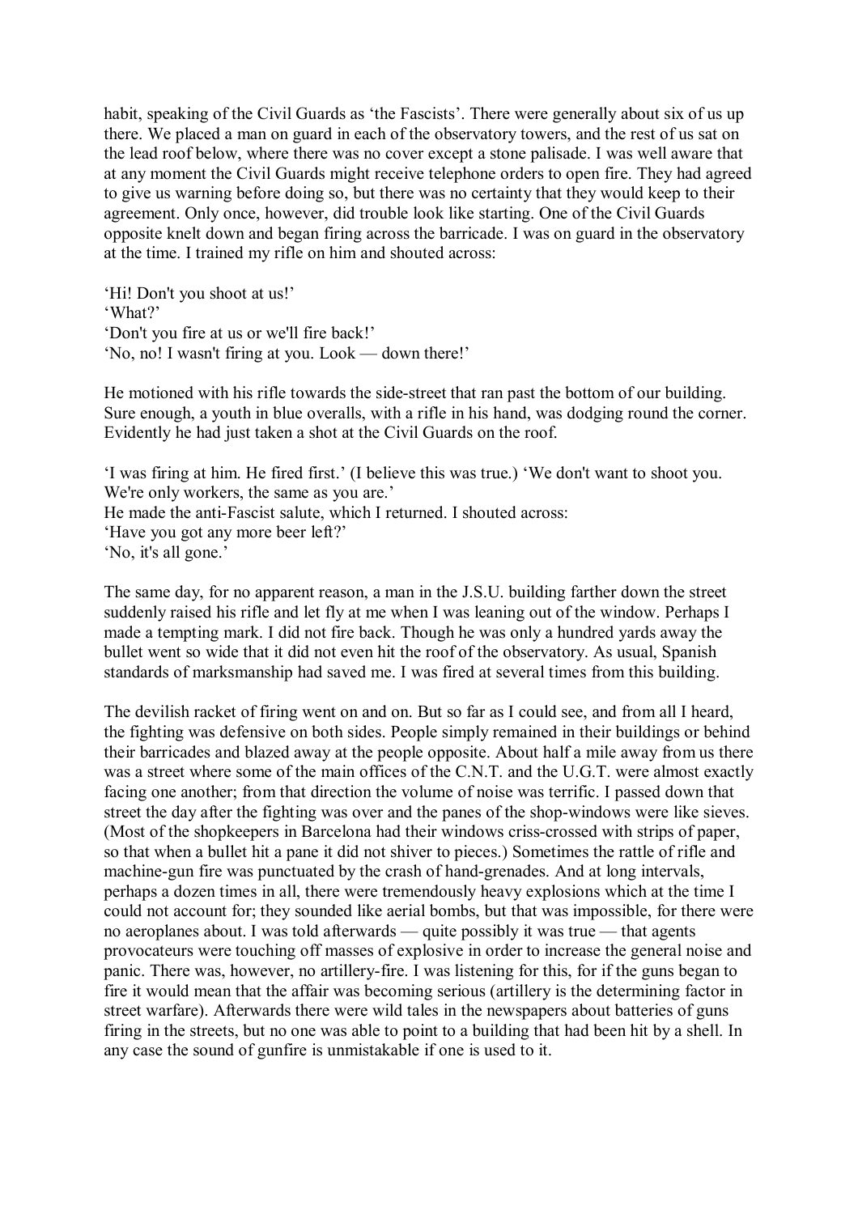habit, speaking of the Civil Guards as 'the Fascists'. There were generally about six of us up there. We placed a man on guard in each of the observatory towers, and the rest of us sat on the lead roof below, where there was no cover except a stone palisade. I was well aware that at any moment the Civil Guards might receive telephone orders to open fire. They had agreed to give us warning before doing so, but there was no certainty that they would keep to their agreement. Only once, however, did trouble look like starting. One of the Civil Guards opposite knelt down and began firing across the barricade. I was on guard in the observatory at the time. I trained my rifle on him and shouted across:

'Hi! Don't you shoot at us!'
'What?'
'Don't you fire at us or we'll fire back!'
'No, no! I wasn't firing at you. Look — down there!'

He motioned with his rifle towards the side-street that ran past the bottom of our building. Sure enough, a youth in blue overalls, with a rifle in his hand, was dodging round the corner. Evidently he had just taken a shot at the Civil Guards on the roof.

'I was firing at him. He fired first.' (I believe this was true.) 'We don't want to shoot you. We're only workers, the same as you are.'
He made the anti-Fascist salute, which I returned. I shouted across:
'Have you got any more beer left?'
'No, it's all gone.'

The same day, for no apparent reason, a man in the J.S.U. building farther down the street suddenly raised his rifle and let fly at me when I was leaning out of the window. Perhaps I made a tempting mark. I did not fire back. Though he was only a hundred yards away the bullet went so wide that it did not even hit the roof of the observatory. As usual, Spanish standards of marksmanship had saved me. I was fired at several times from this building.

The devilish racket of firing went on and on. But so far as I could see, and from all I heard, the fighting was defensive on both sides. People simply remained in their buildings or behind their barricades and blazed away at the people opposite. About half a mile away from us there was a street where some of the main offices of the C.N.T. and the U.G.T. were almost exactly facing one another; from that direction the volume of noise was terrific. I passed down that street the day after the fighting was over and the panes of the shop-windows were like sieves. (Most of the shopkeepers in Barcelona had their windows criss-crossed with strips of paper, so that when a bullet hit a pane it did not shiver to pieces.) Sometimes the rattle of rifle and machine-gun fire was punctuated by the crash of hand-grenades. And at long intervals, perhaps a dozen times in all, there were tremendously heavy explosions which at the time I could not account for; they sounded like aerial bombs, but that was impossible, for there were no aeroplanes about. I was told afterwards — quite possibly it was true — that agents provocateurs were touching off masses of explosive in order to increase the general noise and panic. There was, however, no artillery-fire. I was listening for this, for if the guns began to fire it would mean that the affair was becoming serious (artillery is the determining factor in street warfare). Afterwards there were wild tales in the newspapers about batteries of guns firing in the streets, but no one was able to point to a building that had been hit by a shell. In any case the sound of gunfire is unmistakable if one is used to it.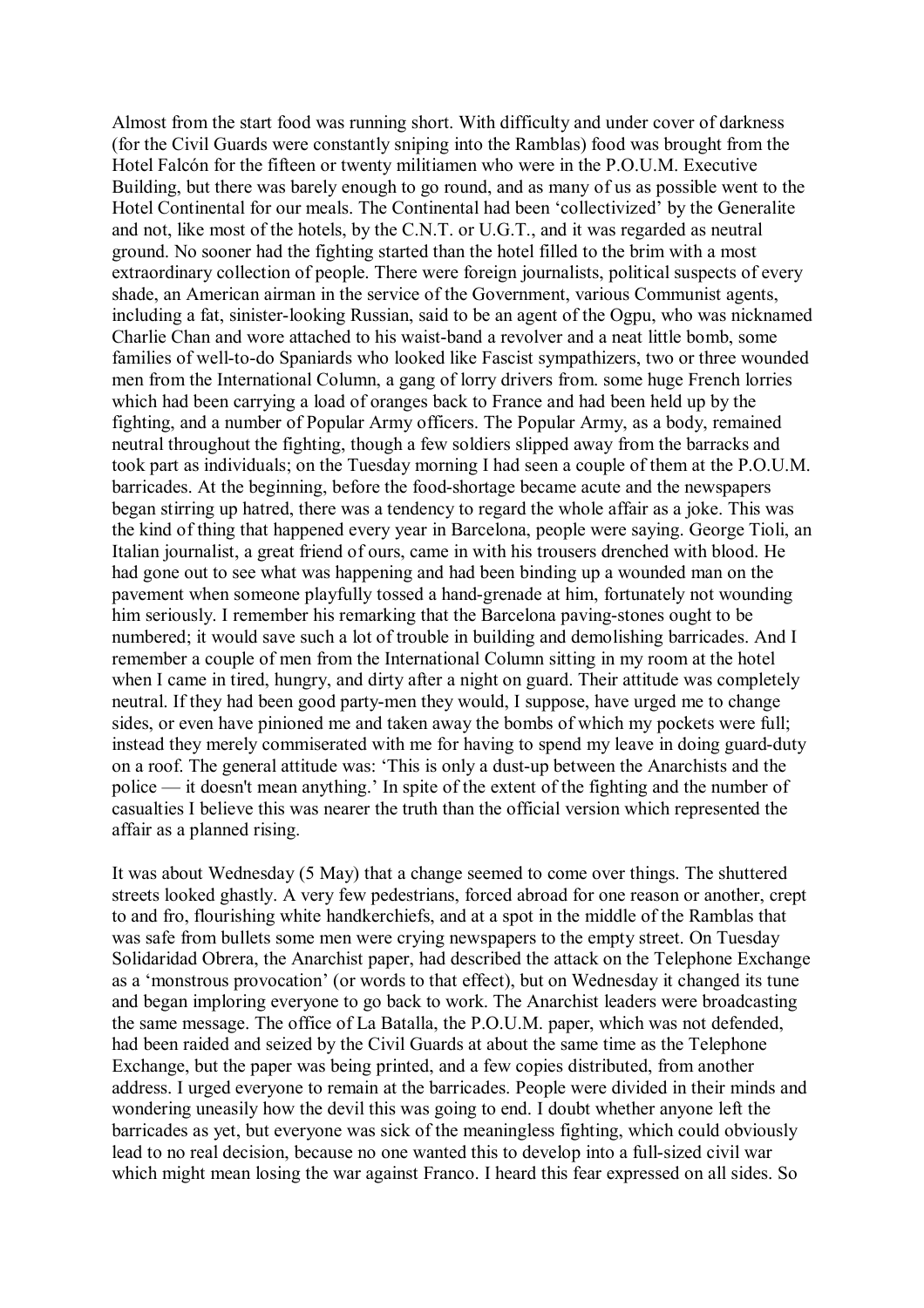Almost from the start food was running short. With difficulty and under cover of darkness (for the Civil Guards were constantly sniping into the Ramblas) food was brought from the Hotel Falcón for the fifteen or twenty militiamen who were in the P.O.U.M. Executive Building, but there was barely enough to go round, and as many of us as possible went to the Hotel Continental for our meals. The Continental had been 'collectivized' by the Generalite and not, like most of the hotels, by the C.N.T. or U.G.T., and it was regarded as neutral ground. No sooner had the fighting started than the hotel filled to the brim with a most extraordinary collection of people. There were foreign journalists, political suspects of every shade, an American airman in the service of the Government, various Communist agents, including a fat, sinister-looking Russian, said to be an agent of the Ogpu, who was nicknamed Charlie Chan and wore attached to his waist-band a revolver and a neat little bomb, some families of well-to-do Spaniards who looked like Fascist sympathizers, two or three wounded men from the International Column, a gang of lorry drivers from. some huge French lorries which had been carrying a load of oranges back to France and had been held up by the fighting, and a number of Popular Army officers. The Popular Army, as a body, remained neutral throughout the fighting, though a few soldiers slipped away from the barracks and took part as individuals; on the Tuesday morning I had seen a couple of them at the P.O.U.M. barricades. At the beginning, before the food-shortage became acute and the newspapers began stirring up hatred, there was a tendency to regard the whole affair as a joke. This was the kind of thing that happened every year in Barcelona, people were saying. George Tioli, an Italian journalist, a great friend of ours, came in with his trousers drenched with blood. He had gone out to see what was happening and had been binding up a wounded man on the pavement when someone playfully tossed a hand-grenade at him, fortunately not wounding him seriously. I remember his remarking that the Barcelona paving-stones ought to be numbered; it would save such a lot of trouble in building and demolishing barricades. And I remember a couple of men from the International Column sitting in my room at the hotel when I came in tired, hungry, and dirty after a night on guard. Their attitude was completely neutral. If they had been good party-men they would, I suppose, have urged me to change sides, or even have pinioned me and taken away the bombs of which my pockets were full; instead they merely commiserated with me for having to spend my leave in doing guard-duty on a roof. The general attitude was: 'This is only a dust-up between the Anarchists and the police — it doesn't mean anything.' In spite of the extent of the fighting and the number of casualties I believe this was nearer the truth than the official version which represented the affair as a planned rising.

It was about Wednesday (5 May) that a change seemed to come over things. The shuttered streets looked ghastly. A very few pedestrians, forced abroad for one reason or another, crept to and fro, flourishing white handkerchiefs, and at a spot in the middle of the Ramblas that was safe from bullets some men were crying newspapers to the empty street. On Tuesday Solidaridad Obrera, the Anarchist paper, had described the attack on the Telephone Exchange as a 'monstrous provocation' (or words to that effect), but on Wednesday it changed its tune and began imploring everyone to go back to work. The Anarchist leaders were broadcasting the same message. The office of La Batalla, the P.O.U.M. paper, which was not defended, had been raided and seized by the Civil Guards at about the same time as the Telephone Exchange, but the paper was being printed, and a few copies distributed, from another address. I urged everyone to remain at the barricades. People were divided in their minds and wondering uneasily how the devil this was going to end. I doubt whether anyone left the barricades as yet, but everyone was sick of the meaningless fighting, which could obviously lead to no real decision, because no one wanted this to develop into a full-sized civil war which might mean losing the war against Franco. I heard this fear expressed on all sides. So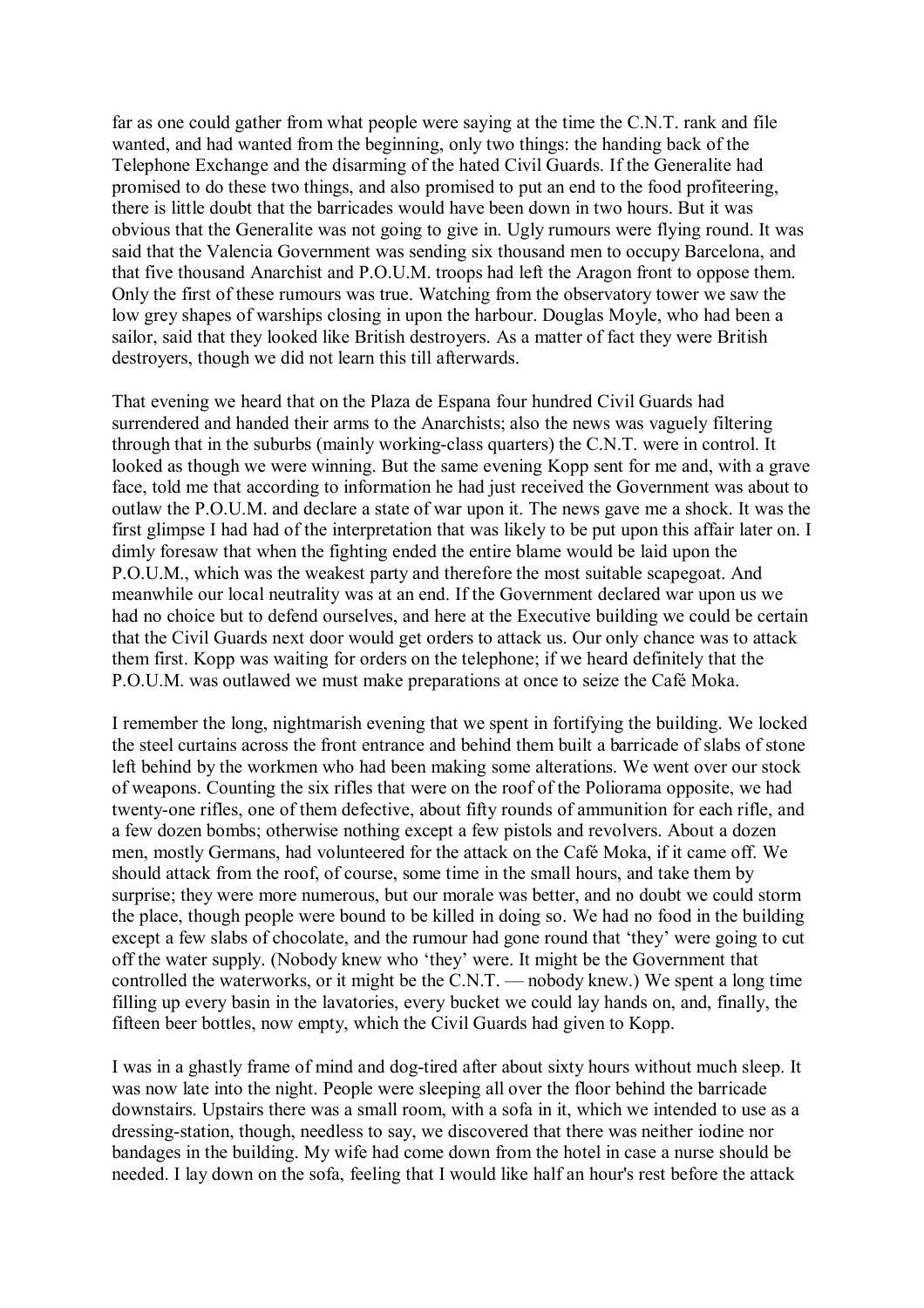far as one could gather from what people were saying at the time the C.N.T. rank and file wanted, and had wanted from the beginning, only two things: the handing back of the Telephone Exchange and the disarming of the hated Civil Guards. If the Generalite had promised to do these two things, and also promised to put an end to the food profiteering, there is little doubt that the barricades would have been down in two hours. But it was obvious that the Generalite was not going to give in. Ugly rumours were flying round. It was said that the Valencia Government was sending six thousand men to occupy Barcelona, and that five thousand Anarchist and P.O.U.M. troops had left the Aragon front to oppose them. Only the first of these rumours was true. Watching from the observatory tower we saw the low grey shapes of warships closing in upon the harbour. Douglas Moyle, who had been a sailor, said that they looked like British destroyers. As a matter of fact they were British destroyers, though we did not learn this till afterwards.

That evening we heard that on the Plaza de Espana four hundred Civil Guards had surrendered and handed their arms to the Anarchists; also the news was vaguely filtering through that in the suburbs (mainly working-class quarters) the C.N.T. were in control. It looked as though we were winning. But the same evening Kopp sent for me and, with a grave face, told me that according to information he had just received the Government was about to outlaw the P.O.U.M. and declare a state of war upon it. The news gave me a shock. It was the first glimpse I had had of the interpretation that was likely to be put upon this affair later on. I dimly foresaw that when the fighting ended the entire blame would be laid upon the P.O.U.M., which was the weakest party and therefore the most suitable scapegoat. And meanwhile our local neutrality was at an end. If the Government declared war upon us we had no choice but to defend ourselves, and here at the Executive building we could be certain that the Civil Guards next door would get orders to attack us. Our only chance was to attack them first. Kopp was waiting for orders on the telephone; if we heard definitely that the P.O.U.M. was outlawed we must make preparations at once to seize the Café Moka.

I remember the long, nightmarish evening that we spent in fortifying the building. We locked the steel curtains across the front entrance and behind them built a barricade of slabs of stone left behind by the workmen who had been making some alterations. We went over our stock of weapons. Counting the six rifles that were on the roof of the Poliorama opposite, we had twenty-one rifles, one of them defective, about fifty rounds of ammunition for each rifle, and a few dozen bombs; otherwise nothing except a few pistols and revolvers. About a dozen men, mostly Germans, had volunteered for the attack on the Café Moka, if it came off. We should attack from the roof, of course, some time in the small hours, and take them by surprise; they were more numerous, but our morale was better, and no doubt we could storm the place, though people were bound to be killed in doing so. We had no food in the building except a few slabs of chocolate, and the rumour had gone round that 'they' were going to cut off the water supply. (Nobody knew who 'they' were. It might be the Government that controlled the waterworks, or it might be the C.N.T. — nobody knew.) We spent a long time filling up every basin in the lavatories, every bucket we could lay hands on, and, finally, the fifteen beer bottles, now empty, which the Civil Guards had given to Kopp.

I was in a ghastly frame of mind and dog-tired after about sixty hours without much sleep. It was now late into the night. People were sleeping all over the floor behind the barricade downstairs. Upstairs there was a small room, with a sofa in it, which we intended to use as a dressing-station, though, needless to say, we discovered that there was neither iodine nor bandages in the building. My wife had come down from the hotel in case a nurse should be needed. I lay down on the sofa, feeling that I would like half an hour's rest before the attack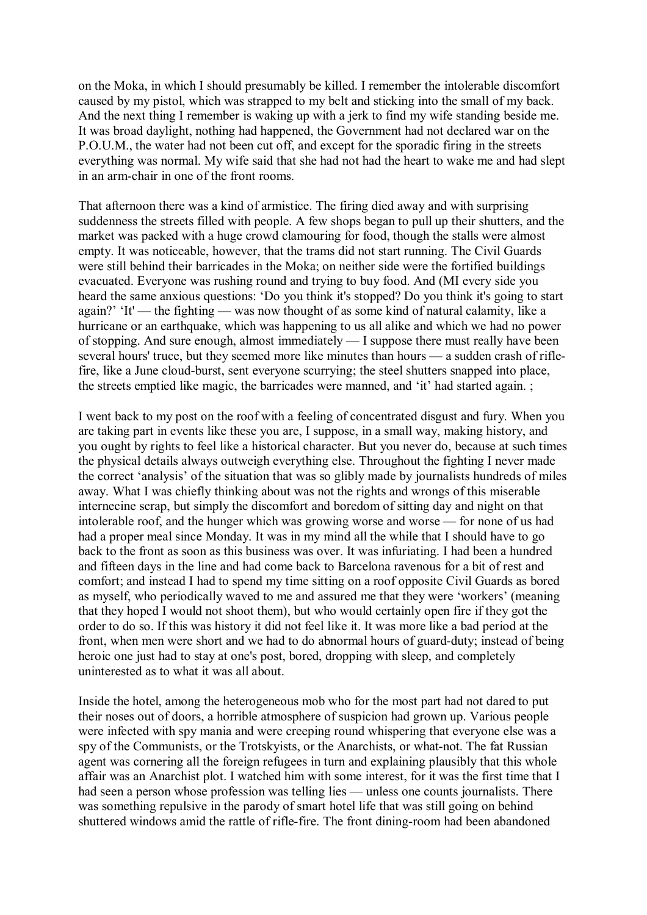on the Moka, in which I should presumably be killed. I remember the intolerable discomfort caused by my pistol, which was strapped to my belt and sticking into the small of my back. And the next thing I remember is waking up with a jerk to find my wife standing beside me. It was broad daylight, nothing had happened, the Government had not declared war on the P.O.U.M., the water had not been cut off, and except for the sporadic firing in the streets everything was normal. My wife said that she had not had the heart to wake me and had slept in an arm-chair in one of the front rooms.

That afternoon there was a kind of armistice. The firing died away and with surprising suddenness the streets filled with people. A few shops began to pull up their shutters, and the market was packed with a huge crowd clamouring for food, though the stalls were almost empty. It was noticeable, however, that the trams did not start running. The Civil Guards were still behind their barricades in the Moka; on neither side were the fortified buildings evacuated. Everyone was rushing round and trying to buy food. And (MI every side you heard the same anxious questions: 'Do you think it's stopped? Do you think it's going to start again?' 'It' — the fighting — was now thought of as some kind of natural calamity, like a hurricane or an earthquake, which was happening to us all alike and which we had no power of stopping. And sure enough, almost immediately — I suppose there must really have been several hours' truce, but they seemed more like minutes than hours — a sudden crash of rifle-fire, like a June cloud-burst, sent everyone scurrying; the steel shutters snapped into place, the streets emptied like magic, the barricades were manned, and 'it' had started again. ;

I went back to my post on the roof with a feeling of concentrated disgust and fury. When you are taking part in events like these you are, I suppose, in a small way, making history, and you ought by rights to feel like a historical character. But you never do, because at such times the physical details always outweigh everything else. Throughout the fighting I never made the correct 'analysis' of the situation that was so glibly made by journalists hundreds of miles away. What I was chiefly thinking about was not the rights and wrongs of this miserable internecine scrap, but simply the discomfort and boredom of sitting day and night on that intolerable roof, and the hunger which was growing worse and worse — for none of us had had a proper meal since Monday. It was in my mind all the while that I should have to go back to the front as soon as this business was over. It was infuriating. I had been a hundred and fifteen days in the line and had come back to Barcelona ravenous for a bit of rest and comfort; and instead I had to spend my time sitting on a roof opposite Civil Guards as bored as myself, who periodically waved to me and assured me that they were 'workers' (meaning that they hoped I would not shoot them), but who would certainly open fire if they got the order to do so. If this was history it did not feel like it. It was more like a bad period at the front, when men were short and we had to do abnormal hours of guard-duty; instead of being heroic one just had to stay at one's post, bored, dropping with sleep, and completely uninterested as to what it was all about.

Inside the hotel, among the heterogeneous mob who for the most part had not dared to put their noses out of doors, a horrible atmosphere of suspicion had grown up. Various people were infected with spy mania and were creeping round whispering that everyone else was a spy of the Communists, or the Trotskyists, or the Anarchists, or what-not. The fat Russian agent was cornering all the foreign refugees in turn and explaining plausibly that this whole affair was an Anarchist plot. I watched him with some interest, for it was the first time that I had seen a person whose profession was telling lies — unless one counts journalists. There was something repulsive in the parody of smart hotel life that was still going on behind shuttered windows amid the rattle of rifle-fire. The front dining-room had been abandoned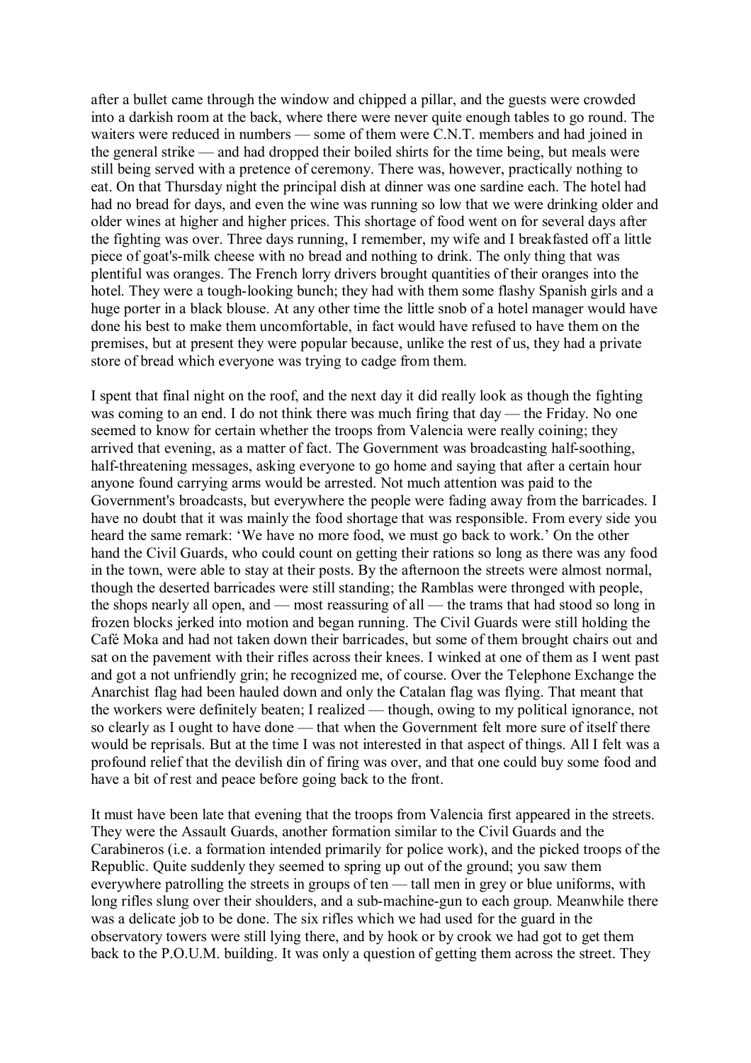after a bullet came through the window and chipped a pillar, and the guests were crowded into a darkish room at the back, where there were never quite enough tables to go round. The waiters were reduced in numbers — some of them were C.N.T. members and had joined in the general strike — and had dropped their boiled shirts for the time being, but meals were still being served with a pretence of ceremony. There was, however, practically nothing to eat. On that Thursday night the principal dish at dinner was one sardine each. The hotel had had no bread for days, and even the wine was running so low that we were drinking older and older wines at higher and higher prices. This shortage of food went on for several days after the fighting was over. Three days running, I remember, my wife and I breakfasted off a little piece of goat's-milk cheese with no bread and nothing to drink. The only thing that was plentiful was oranges. The French lorry drivers brought quantities of their oranges into the hotel. They were a tough-looking bunch; they had with them some flashy Spanish girls and a huge porter in a black blouse. At any other time the little snob of a hotel manager would have done his best to make them uncomfortable, in fact would have refused to have them on the premises, but at present they were popular because, unlike the rest of us, they had a private store of bread which everyone was trying to cadge from them.

I spent that final night on the roof, and the next day it did really look as though the fighting was coming to an end. I do not think there was much firing that day — the Friday. No one seemed to know for certain whether the troops from Valencia were really coining; they arrived that evening, as a matter of fact. The Government was broadcasting half-soothing, half-threatening messages, asking everyone to go home and saying that after a certain hour anyone found carrying arms would be arrested. Not much attention was paid to the Government's broadcasts, but everywhere the people were fading away from the barricades. I have no doubt that it was mainly the food shortage that was responsible. From every side you heard the same remark: 'We have no more food, we must go back to work.' On the other hand the Civil Guards, who could count on getting their rations so long as there was any food in the town, were able to stay at their posts. By the afternoon the streets were almost normal, though the deserted barricades were still standing; the Ramblas were thronged with people, the shops nearly all open, and — most reassuring of all — the trams that had stood so long in frozen blocks jerked into motion and began running. The Civil Guards were still holding the Café Moka and had not taken down their barricades, but some of them brought chairs out and sat on the pavement with their rifles across their knees. I winked at one of them as I went past and got a not unfriendly grin; he recognized me, of course. Over the Telephone Exchange the Anarchist flag had been hauled down and only the Catalan flag was flying. That meant that the workers were definitely beaten; I realized — though, owing to my political ignorance, not so clearly as I ought to have done — that when the Government felt more sure of itself there would be reprisals. But at the time I was not interested in that aspect of things. All I felt was a profound relief that the devilish din of firing was over, and that one could buy some food and have a bit of rest and peace before going back to the front.

It must have been late that evening that the troops from Valencia first appeared in the streets. They were the Assault Guards, another formation similar to the Civil Guards and the Carabineros (i.e. a formation intended primarily for police work), and the picked troops of the Republic. Quite suddenly they seemed to spring up out of the ground; you saw them everywhere patrolling the streets in groups of ten — tall men in grey or blue uniforms, with long rifles slung over their shoulders, and a sub-machine-gun to each group. Meanwhile there was a delicate job to be done. The six rifles which we had used for the guard in the observatory towers were still lying there, and by hook or by crook we had got to get them back to the P.O.U.M. building. It was only a question of getting them across the street. They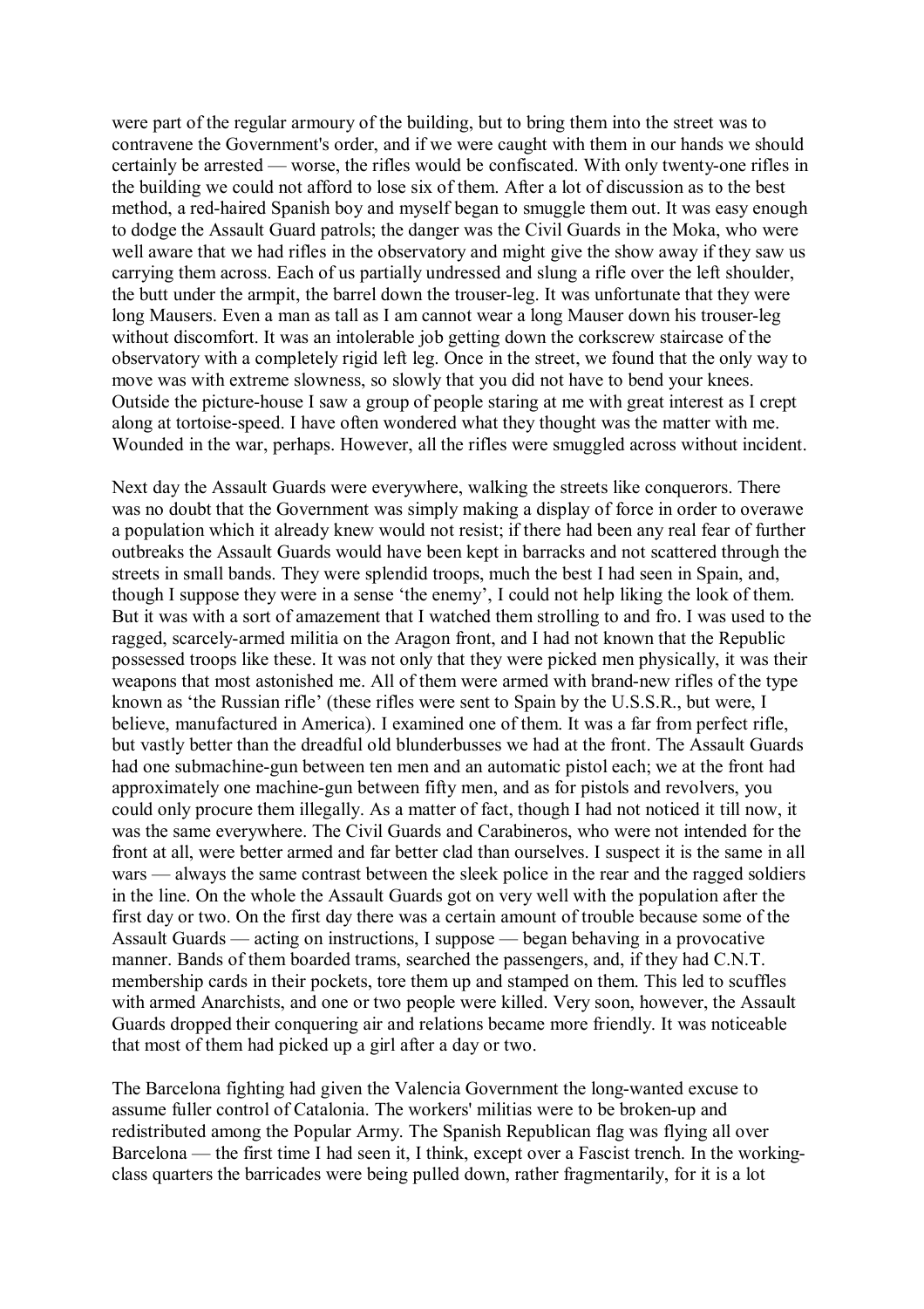were part of the regular armoury of the building, but to bring them into the street was to contravene the Government's order, and if we were caught with them in our hands we should certainly be arrested — worse, the rifles would be confiscated. With only twenty-one rifles in the building we could not afford to lose six of them. After a lot of discussion as to the best method, a red-haired Spanish boy and myself began to smuggle them out. It was easy enough to dodge the Assault Guard patrols; the danger was the Civil Guards in the Moka, who were well aware that we had rifles in the observatory and might give the show away if they saw us carrying them across. Each of us partially undressed and slung a rifle over the left shoulder, the butt under the armpit, the barrel down the trouser-leg. It was unfortunate that they were long Mausers. Even a man as tall as I am cannot wear a long Mauser down his trouser-leg without discomfort. It was an intolerable job getting down the corkscrew staircase of the observatory with a completely rigid left leg. Once in the street, we found that the only way to move was with extreme slowness, so slowly that you did not have to bend your knees. Outside the picture-house I saw a group of people staring at me with great interest as I crept along at tortoise-speed. I have often wondered what they thought was the matter with me. Wounded in the war, perhaps. However, all the rifles were smuggled across without incident.

Next day the Assault Guards were everywhere, walking the streets like conquerors. There was no doubt that the Government was simply making a display of force in order to overawe a population which it already knew would not resist; if there had been any real fear of further outbreaks the Assault Guards would have been kept in barracks and not scattered through the streets in small bands. They were splendid troops, much the best I had seen in Spain, and, though I suppose they were in a sense 'the enemy', I could not help liking the look of them. But it was with a sort of amazement that I watched them strolling to and fro. I was used to the ragged, scarcely-armed militia on the Aragon front, and I had not known that the Republic possessed troops like these. It was not only that they were picked men physically, it was their weapons that most astonished me. All of them were armed with brand-new rifles of the type known as 'the Russian rifle' (these rifles were sent to Spain by the U.S.S.R., but were, I believe, manufactured in America). I examined one of them. It was a far from perfect rifle, but vastly better than the dreadful old blunderbusses we had at the front. The Assault Guards had one submachine-gun between ten men and an automatic pistol each; we at the front had approximately one machine-gun between fifty men, and as for pistols and revolvers, you could only procure them illegally. As a matter of fact, though I had not noticed it till now, it was the same everywhere. The Civil Guards and Carabineros, who were not intended for the front at all, were better armed and far better clad than ourselves. I suspect it is the same in all wars — always the same contrast between the sleek police in the rear and the ragged soldiers in the line. On the whole the Assault Guards got on very well with the population after the first day or two. On the first day there was a certain amount of trouble because some of the Assault Guards — acting on instructions, I suppose — began behaving in a provocative manner. Bands of them boarded trams, searched the passengers, and, if they had C.N.T. membership cards in their pockets, tore them up and stamped on them. This led to scuffles with armed Anarchists, and one or two people were killed. Very soon, however, the Assault Guards dropped their conquering air and relations became more friendly. It was noticeable that most of them had picked up a girl after a day or two.

The Barcelona fighting had given the Valencia Government the long-wanted excuse to assume fuller control of Catalonia. The workers' militias were to be broken-up and redistributed among the Popular Army. The Spanish Republican flag was flying all over Barcelona — the first time I had seen it, I think, except over a Fascist trench. In the working-class quarters the barricades were being pulled down, rather fragmentarily, for it is a lot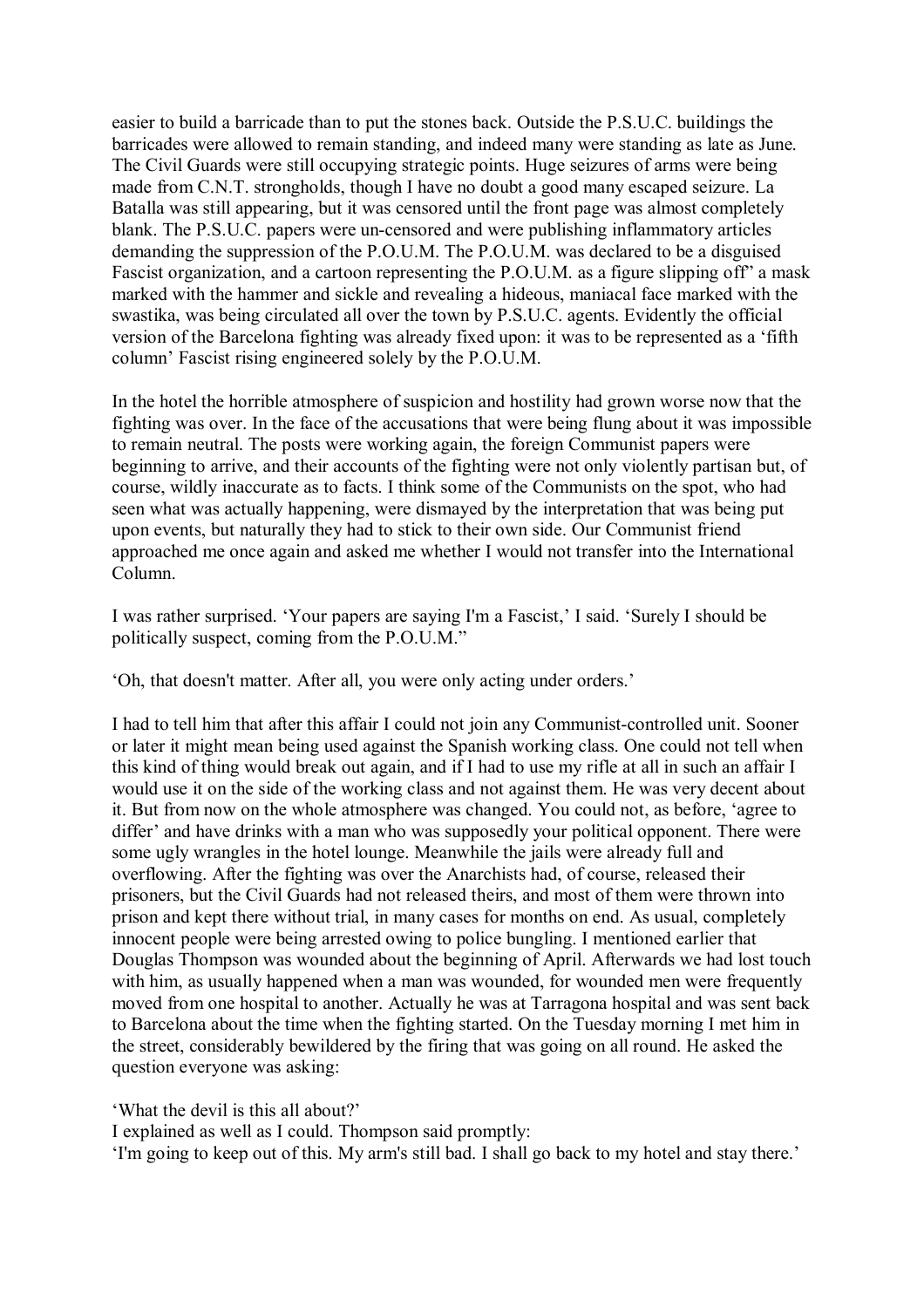easier to build a barricade than to put the stones back. Outside the P.S.U.C. buildings the barricades were allowed to remain standing, and indeed many were standing as late as June. The Civil Guards were still occupying strategic points. Huge seizures of arms were being made from C.N.T. strongholds, though I have no doubt a good many escaped seizure. La Batalla was still appearing, but it was censored until the front page was almost completely blank. The P.S.U.C. papers were un-censored and were publishing inflammatory articles demanding the suppression of the P.O.U.M. The P.O.U.M. was declared to be a disguised Fascist organization, and a cartoon representing the P.O.U.M. as a figure slipping off' a mask marked with the hammer and sickle and revealing a hideous, maniacal face marked with the swastika, was being circulated all over the town by P.S.U.C. agents. Evidently the official version of the Barcelona fighting was already fixed upon: it was to be represented as a 'fifth column' Fascist rising engineered solely by the P.O.U.M.

In the hotel the horrible atmosphere of suspicion and hostility had grown worse now that the fighting was over. In the face of the accusations that were being flung about it was impossible to remain neutral. The posts were working again, the foreign Communist papers were beginning to arrive, and their accounts of the fighting were not only violently partisan but, of course, wildly inaccurate as to facts. I think some of the Communists on the spot, who had seen what was actually happening, were dismayed by the interpretation that was being put upon events, but naturally they had to stick to their own side. Our Communist friend approached me once again and asked me whether I would not transfer into the International Column.

I was rather surprised. 'Your papers are saying I'm a Fascist,' I said. 'Surely I should be politically suspect, coming from the P.O.U.M."

'Oh, that doesn't matter. After all, you were only acting under orders.'

I had to tell him that after this affair I could not join any Communist-controlled unit. Sooner or later it might mean being used against the Spanish working class. One could not tell when this kind of thing would break out again, and if I had to use my rifle at all in such an affair I would use it on the side of the working class and not against them. He was very decent about it. But from now on the whole atmosphere was changed. You could not, as before, 'agree to differ' and have drinks with a man who was supposedly your political opponent. There were some ugly wrangles in the hotel lounge. Meanwhile the jails were already full and overflowing. After the fighting was over the Anarchists had, of course, released their prisoners, but the Civil Guards had not released theirs, and most of them were thrown into prison and kept there without trial, in many cases for months on end. As usual, completely innocent people were being arrested owing to police bungling. I mentioned earlier that Douglas Thompson was wounded about the beginning of April. Afterwards we had lost touch with him, as usually happened when a man was wounded, for wounded men were frequently moved from one hospital to another. Actually he was at Tarragona hospital and was sent back to Barcelona about the time when the fighting started. On the Tuesday morning I met him in the street, considerably bewildered by the firing that was going on all round. He asked the question everyone was asking:

'What the devil is this all about?'

I explained as well as I could. Thompson said promptly:

'I'm going to keep out of this. My arm's still bad. I shall go back to my hotel and stay there.'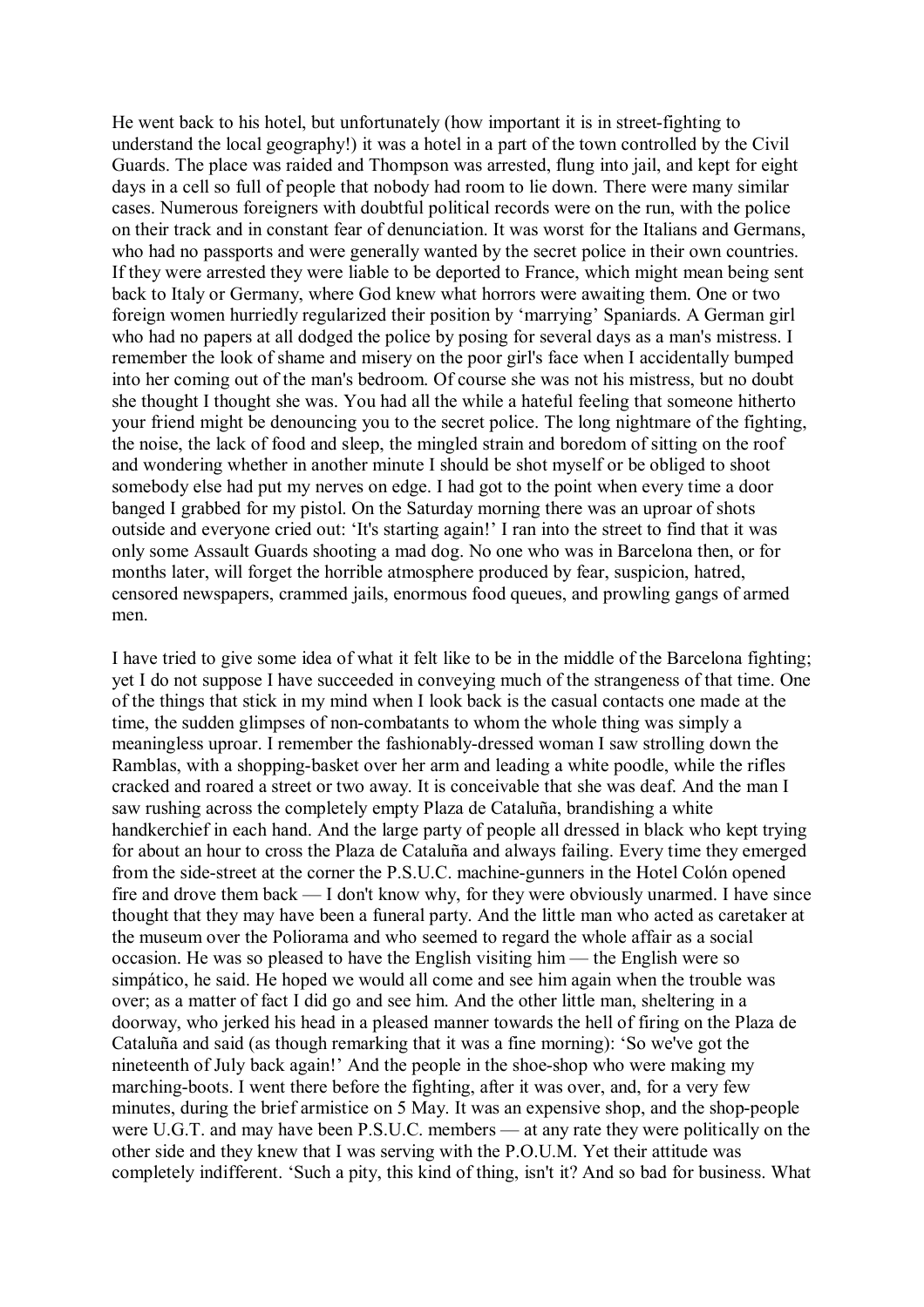He went back to his hotel, but unfortunately (how important it is in street-fighting to understand the local geography!) it was a hotel in a part of the town controlled by the Civil Guards. The place was raided and Thompson was arrested, flung into jail, and kept for eight days in a cell so full of people that nobody had room to lie down. There were many similar cases. Numerous foreigners with doubtful political records were on the run, with the police on their track and in constant fear of denunciation. It was worst for the Italians and Germans, who had no passports and were generally wanted by the secret police in their own countries. If they were arrested they were liable to be deported to France, which might mean being sent back to Italy or Germany, where God knew what horrors were awaiting them. One or two foreign women hurriedly regularized their position by 'marrying' Spaniards. A German girl who had no papers at all dodged the police by posing for several days as a man's mistress. I remember the look of shame and misery on the poor girl's face when I accidentally bumped into her coming out of the man's bedroom. Of course she was not his mistress, but no doubt she thought I thought she was. You had all the while a hateful feeling that someone hitherto your friend might be denouncing you to the secret police. The long nightmare of the fighting, the noise, the lack of food and sleep, the mingled strain and boredom of sitting on the roof and wondering whether in another minute I should be shot myself or be obliged to shoot somebody else had put my nerves on edge. I had got to the point when every time a door banged I grabbed for my pistol. On the Saturday morning there was an uproar of shots outside and everyone cried out: 'It's starting again!' I ran into the street to find that it was only some Assault Guards shooting a mad dog. No one who was in Barcelona then, or for months later, will forget the horrible atmosphere produced by fear, suspicion, hatred, censored newspapers, crammed jails, enormous food queues, and prowling gangs of armed men.

I have tried to give some idea of what it felt like to be in the middle of the Barcelona fighting; yet I do not suppose I have succeeded in conveying much of the strangeness of that time. One of the things that stick in my mind when I look back is the casual contacts one made at the time, the sudden glimpses of non-combatants to whom the whole thing was simply a meaningless uproar. I remember the fashionably-dressed woman I saw strolling down the Ramblas, with a shopping-basket over her arm and leading a white poodle, while the rifles cracked and roared a street or two away. It is conceivable that she was deaf. And the man I saw rushing across the completely empty Plaza de Cataluña, brandishing a white handkerchief in each hand. And the large party of people all dressed in black who kept trying for about an hour to cross the Plaza de Cataluña and always failing. Every time they emerged from the side-street at the corner the P.S.U.C. machine-gunners in the Hotel Colón opened fire and drove them back — I don't know why, for they were obviously unarmed. I have since thought that they may have been a funeral party. And the little man who acted as caretaker at the museum over the Poliorama and who seemed to regard the whole affair as a social occasion. He was so pleased to have the English visiting him — the English were so simpático, he said. He hoped we would all come and see him again when the trouble was over; as a matter of fact I did go and see him. And the other little man, sheltering in a doorway, who jerked his head in a pleased manner towards the hell of firing on the Plaza de Cataluña and said (as though remarking that it was a fine morning): 'So we've got the nineteenth of July back again!' And the people in the shoe-shop who were making my marching-boots. I went there before the fighting, after it was over, and, for a very few minutes, during the brief armistice on 5 May. It was an expensive shop, and the shop-people were U.G.T. and may have been P.S.U.C. members — at any rate they were politically on the other side and they knew that I was serving with the P.O.U.M. Yet their attitude was completely indifferent. 'Such a pity, this kind of thing, isn't it? And so bad for business. What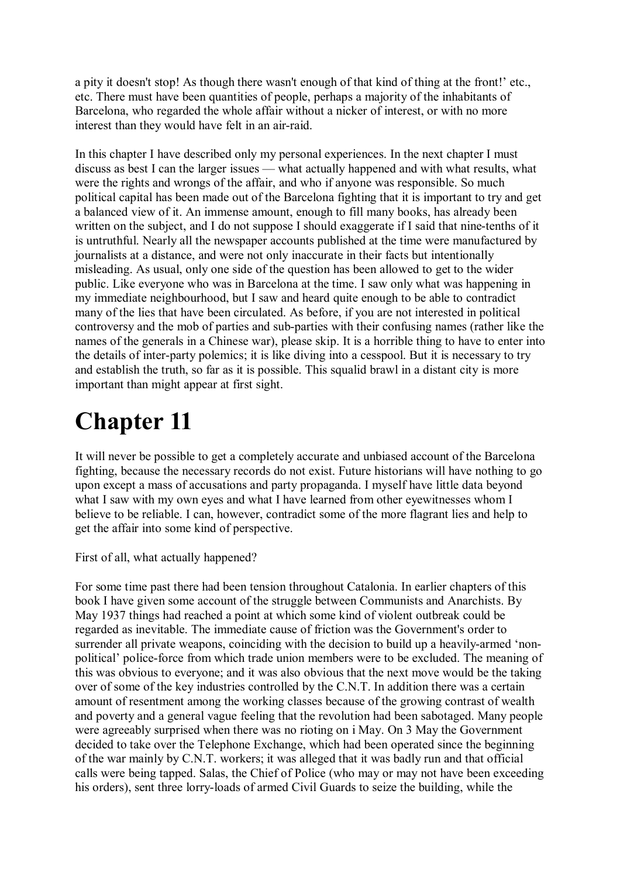a pity it doesn't stop! As though there wasn't enough of that kind of thing at the front!' etc., etc. There must have been quantities of people, perhaps a majority of the inhabitants of Barcelona, who regarded the whole affair without a nicker of interest, or with no more interest than they would have felt in an air-raid.

In this chapter I have described only my personal experiences. In the next chapter I must discuss as best I can the larger issues — what actually happened and with what results, what were the rights and wrongs of the affair, and who if anyone was responsible. So much political capital has been made out of the Barcelona fighting that it is important to try and get a balanced view of it. An immense amount, enough to fill many books, has already been written on the subject, and I do not suppose I should exaggerate if I said that nine-tenths of it is untruthful. Nearly all the newspaper accounts published at the time were manufactured by journalists at a distance, and were not only inaccurate in their facts but intentionally misleading. As usual, only one side of the question has been allowed to get to the wider public. Like everyone who was in Barcelona at the time. I saw only what was happening in my immediate neighbourhood, but I saw and heard quite enough to be able to contradict many of the lies that have been circulated. As before, if you are not interested in political controversy and the mob of parties and sub-parties with their confusing names (rather like the names of the generals in a Chinese war), please skip. It is a horrible thing to have to enter into the details of inter-party polemics; it is like diving into a cesspool. But it is necessary to try and establish the truth, so far as it is possible. This squalid brawl in a distant city is more important than might appear at first sight.

# Chapter 11

It will never be possible to get a completely accurate and unbiased account of the Barcelona fighting, because the necessary records do not exist. Future historians will have nothing to go upon except a mass of accusations and party propaganda. I myself have little data beyond what I saw with my own eyes and what I have learned from other eyewitnesses whom I believe to be reliable. I can, however, contradict some of the more flagrant lies and help to get the affair into some kind of perspective.

First of all, what actually happened?

For some time past there had been tension throughout Catalonia. In earlier chapters of this book I have given some account of the struggle between Communists and Anarchists. By May 1937 things had reached a point at which some kind of violent outbreak could be regarded as inevitable. The immediate cause of friction was the Government's order to surrender all private weapons, coinciding with the decision to build up a heavily-armed 'non-political' police-force from which trade union members were to be excluded. The meaning of this was obvious to everyone; and it was also obvious that the next move would be the taking over of some of the key industries controlled by the C.N.T. In addition there was a certain amount of resentment among the working classes because of the growing contrast of wealth and poverty and a general vague feeling that the revolution had been sabotaged. Many people were agreeably surprised when there was no rioting on i May. On 3 May the Government decided to take over the Telephone Exchange, which had been operated since the beginning of the war mainly by C.N.T. workers; it was alleged that it was badly run and that official calls were being tapped. Salas, the Chief of Police (who may or may not have been exceeding his orders), sent three lorry-loads of armed Civil Guards to seize the building, while the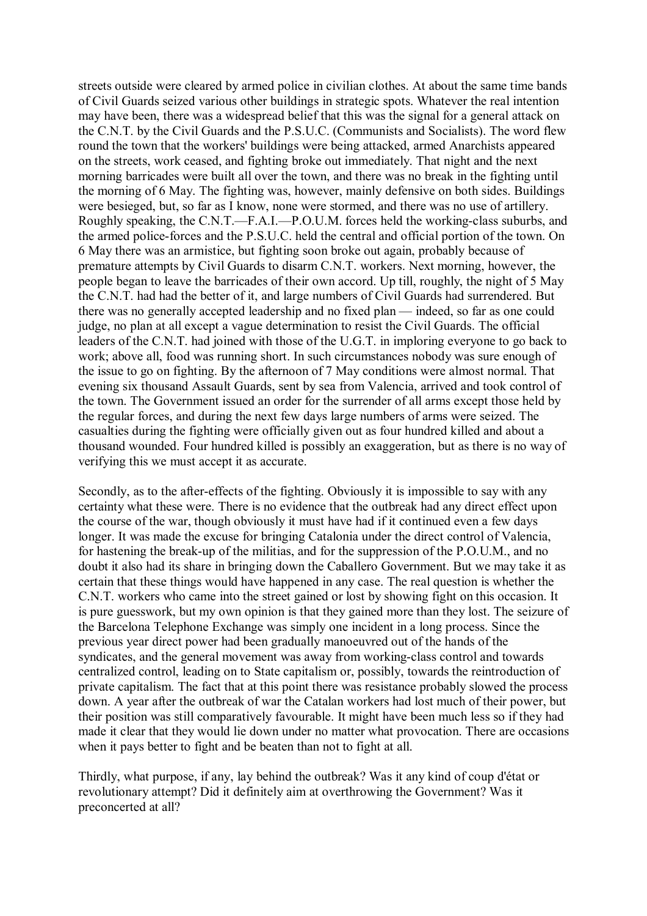streets outside were cleared by armed police in civilian clothes. At about the same time bands of Civil Guards seized various other buildings in strategic spots. Whatever the real intention may have been, there was a widespread belief that this was the signal for a general attack on the C.N.T. by the Civil Guards and the P.S.U.C. (Communists and Socialists). The word flew round the town that the workers' buildings were being attacked, armed Anarchists appeared on the streets, work ceased, and fighting broke out immediately. That night and the next morning barricades were built all over the town, and there was no break in the fighting until the morning of 6 May. The fighting was, however, mainly defensive on both sides. Buildings were besieged, but, so far as I know, none were stormed, and there was no use of artillery. Roughly speaking, the C.N.T.—F.A.I.—P.O.U.M. forces held the working-class suburbs, and the armed police-forces and the P.S.U.C. held the central and official portion of the town. On 6 May there was an armistice, but fighting soon broke out again, probably because of premature attempts by Civil Guards to disarm C.N.T. workers. Next morning, however, the people began to leave the barricades of their own accord. Up till, roughly, the night of 5 May the C.N.T. had had the better of it, and large numbers of Civil Guards had surrendered. But there was no generally accepted leadership and no fixed plan — indeed, so far as one could judge, no plan at all except a vague determination to resist the Civil Guards. The official leaders of the C.N.T. had joined with those of the U.G.T. in imploring everyone to go back to work; above all, food was running short. In such circumstances nobody was sure enough of the issue to go on fighting. By the afternoon of 7 May conditions were almost normal. That evening six thousand Assault Guards, sent by sea from Valencia, arrived and took control of the town. The Government issued an order for the surrender of all arms except those held by the regular forces, and during the next few days large numbers of arms were seized. The casualties during the fighting were officially given out as four hundred killed and about a thousand wounded. Four hundred killed is possibly an exaggeration, but as there is no way of verifying this we must accept it as accurate.

Secondly, as to the after-effects of the fighting. Obviously it is impossible to say with any certainty what these were. There is no evidence that the outbreak had any direct effect upon the course of the war, though obviously it must have had if it continued even a few days longer. It was made the excuse for bringing Catalonia under the direct control of Valencia, for hastening the break-up of the militias, and for the suppression of the P.O.U.M., and no doubt it also had its share in bringing down the Caballero Government. But we may take it as certain that these things would have happened in any case. The real question is whether the C.N.T. workers who came into the street gained or lost by showing fight on this occasion. It is pure guesswork, but my own opinion is that they gained more than they lost. The seizure of the Barcelona Telephone Exchange was simply one incident in a long process. Since the previous year direct power had been gradually manoeuvred out of the hands of the syndicates, and the general movement was away from working-class control and towards centralized control, leading on to State capitalism or, possibly, towards the reintroduction of private capitalism. The fact that at this point there was resistance probably slowed the process down. A year after the outbreak of war the Catalan workers had lost much of their power, but their position was still comparatively favourable. It might have been much less so if they had made it clear that they would lie down under no matter what provocation. There are occasions when it pays better to fight and be beaten than not to fight at all.

Thirdly, what purpose, if any, lay behind the outbreak? Was it any kind of coup d'état or revolutionary attempt? Did it definitely aim at overthrowing the Government? Was it preconcerted at all?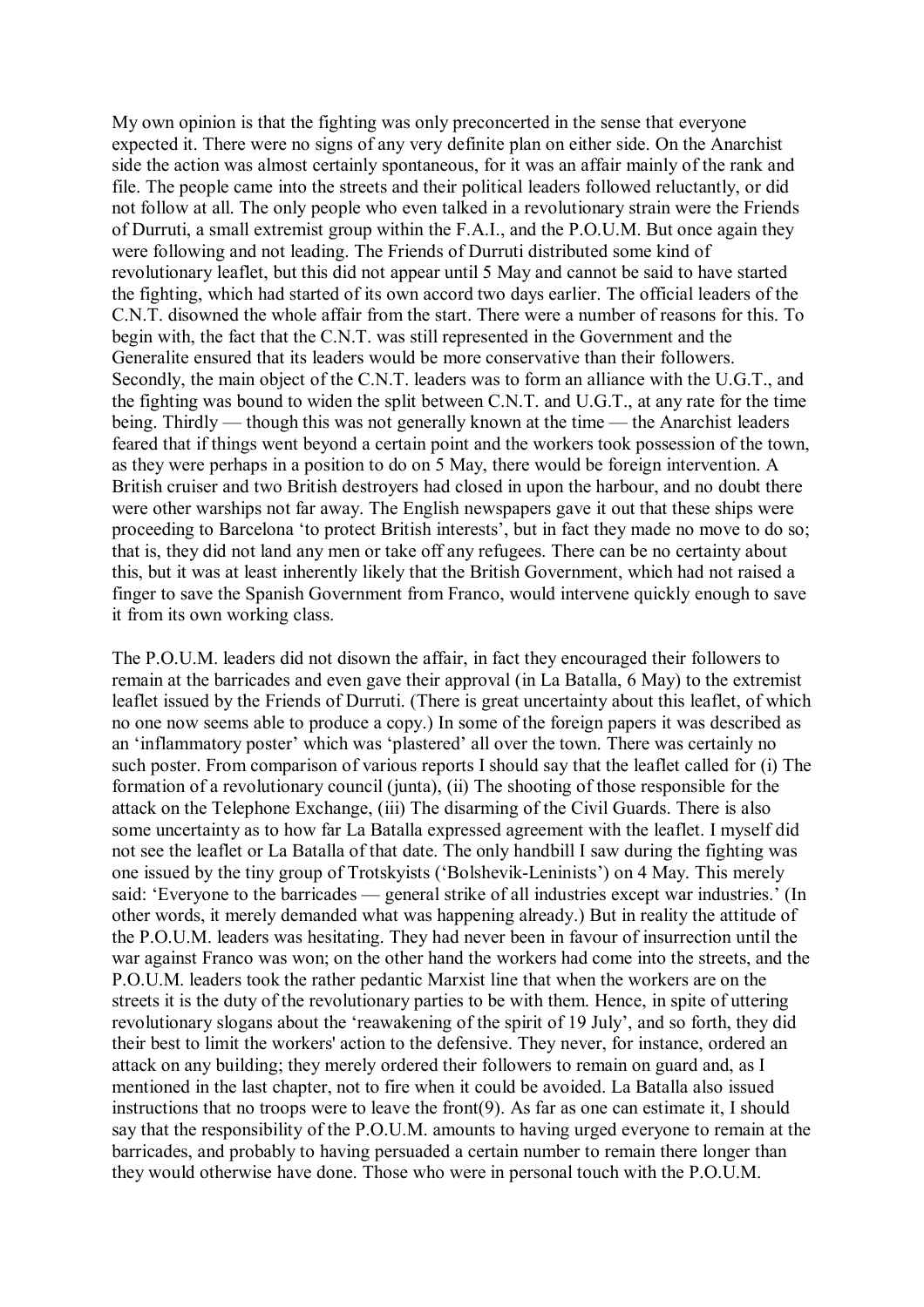My own opinion is that the fighting was only preconcerted in the sense that everyone expected it. There were no signs of any very definite plan on either side. On the Anarchist side the action was almost certainly spontaneous, for it was an affair mainly of the rank and file. The people came into the streets and their political leaders followed reluctantly, or did not follow at all. The only people who even talked in a revolutionary strain were the Friends of Durruti, a small extremist group within the F.A.I., and the P.O.U.M. But once again they were following and not leading. The Friends of Durruti distributed some kind of revolutionary leaflet, but this did not appear until 5 May and cannot be said to have started the fighting, which had started of its own accord two days earlier. The official leaders of the C.N.T. disowned the whole affair from the start. There were a number of reasons for this. To begin with, the fact that the C.N.T. was still represented in the Government and the Generalite ensured that its leaders would be more conservative than their followers. Secondly, the main object of the C.N.T. leaders was to form an alliance with the U.G.T., and the fighting was bound to widen the split between C.N.T. and U.G.T., at any rate for the time being. Thirdly — though this was not generally known at the time — the Anarchist leaders feared that if things went beyond a certain point and the workers took possession of the town, as they were perhaps in a position to do on 5 May, there would be foreign intervention. A British cruiser and two British destroyers had closed in upon the harbour, and no doubt there were other warships not far away. The English newspapers gave it out that these ships were proceeding to Barcelona 'to protect British interests', but in fact they made no move to do so; that is, they did not land any men or take off any refugees. There can be no certainty about this, but it was at least inherently likely that the British Government, which had not raised a finger to save the Spanish Government from Franco, would intervene quickly enough to save it from its own working class.

The P.O.U.M. leaders did not disown the affair, in fact they encouraged their followers to remain at the barricades and even gave their approval (in La Batalla, 6 May) to the extremist leaflet issued by the Friends of Durruti. (There is great uncertainty about this leaflet, of which no one now seems able to produce a copy.) In some of the foreign papers it was described as an 'inflammatory poster' which was 'plastered' all over the town. There was certainly no such poster. From comparison of various reports I should say that the leaflet called for (i) The formation of a revolutionary council (junta), (ii) The shooting of those responsible for the attack on the Telephone Exchange, (iii) The disarming of the Civil Guards. There is also some uncertainty as to how far La Batalla expressed agreement with the leaflet. I myself did not see the leaflet or La Batalla of that date. The only handbill I saw during the fighting was one issued by the tiny group of Trotskyists ('Bolshevik-Leninists') on 4 May. This merely said: 'Everyone to the barricades — general strike of all industries except war industries.' (In other words, it merely demanded what was happening already.) But in reality the attitude of the P.O.U.M. leaders was hesitating. They had never been in favour of insurrection until the war against Franco was won; on the other hand the workers had come into the streets, and the P.O.U.M. leaders took the rather pedantic Marxist line that when the workers are on the streets it is the duty of the revolutionary parties to be with them. Hence, in spite of uttering revolutionary slogans about the 'reawakening of the spirit of 19 July', and so forth, they did their best to limit the workers' action to the defensive. They never, for instance, ordered an attack on any building; they merely ordered their followers to remain on guard and, as I mentioned in the last chapter, not to fire when it could be avoided. La Batalla also issued instructions that no troops were to leave the front(9). As far as one can estimate it, I should say that the responsibility of the P.O.U.M. amounts to having urged everyone to remain at the barricades, and probably to having persuaded a certain number to remain there longer than they would otherwise have done. Those who were in personal touch with the P.O.U.M.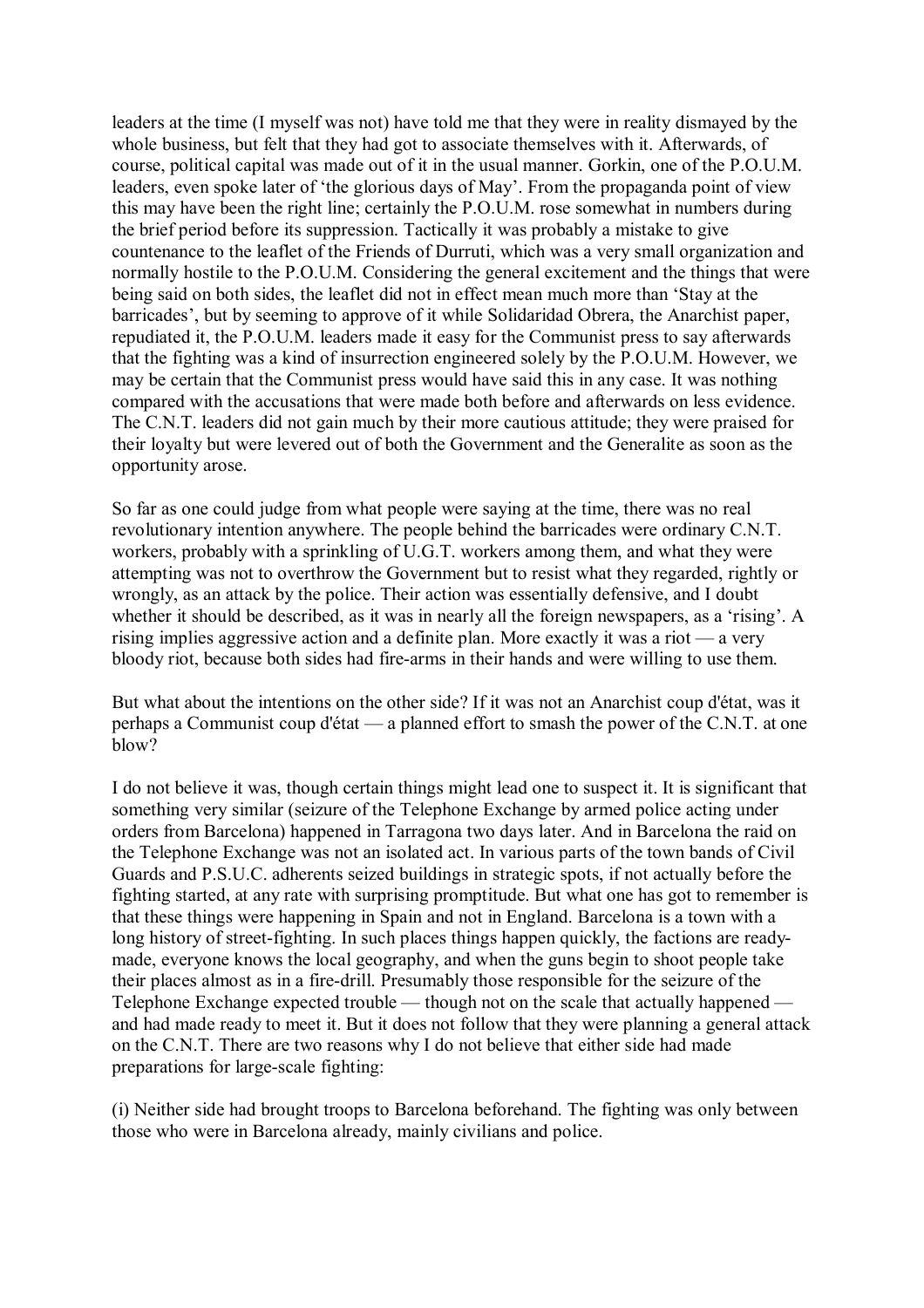leaders at the time (I myself was not) have told me that they were in reality dismayed by the whole business, but felt that they had got to associate themselves with it. Afterwards, of course, political capital was made out of it in the usual manner. Gorkin, one of the P.O.U.M. leaders, even spoke later of 'the glorious days of May'. From the propaganda point of view this may have been the right line; certainly the P.O.U.M. rose somewhat in numbers during the brief period before its suppression. Tactically it was probably a mistake to give countenance to the leaflet of the Friends of Durruti, which was a very small organization and normally hostile to the P.O.U.M. Considering the general excitement and the things that were being said on both sides, the leaflet did not in effect mean much more than 'Stay at the barricades', but by seeming to approve of it while Solidaridad Obrera, the Anarchist paper, repudiated it, the P.O.U.M. leaders made it easy for the Communist press to say afterwards that the fighting was a kind of insurrection engineered solely by the P.O.U.M. However, we may be certain that the Communist press would have said this in any case. It was nothing compared with the accusations that were made both before and afterwards on less evidence. The C.N.T. leaders did not gain much by their more cautious attitude; they were praised for their loyalty but were levered out of both the Government and the Generalite as soon as the opportunity arose.

So far as one could judge from what people were saying at the time, there was no real revolutionary intention anywhere. The people behind the barricades were ordinary C.N.T. workers, probably with a sprinkling of U.G.T. workers among them, and what they were attempting was not to overthrow the Government but to resist what they regarded, rightly or wrongly, as an attack by the police. Their action was essentially defensive, and I doubt whether it should be described, as it was in nearly all the foreign newspapers, as a 'rising'. A rising implies aggressive action and a definite plan. More exactly it was a riot — a very bloody riot, because both sides had fire-arms in their hands and were willing to use them.

But what about the intentions on the other side? If it was not an Anarchist coup d'état, was it perhaps a Communist coup d'état — a planned effort to smash the power of the C.N.T. at one blow?

I do not believe it was, though certain things might lead one to suspect it. It is significant that something very similar (seizure of the Telephone Exchange by armed police acting under orders from Barcelona) happened in Tarragona two days later. And in Barcelona the raid on the Telephone Exchange was not an isolated act. In various parts of the town bands of Civil Guards and P.S.U.C. adherents seized buildings in strategic spots, if not actually before the fighting started, at any rate with surprising promptitude. But what one has got to remember is that these things were happening in Spain and not in England. Barcelona is a town with a long history of street-fighting. In such places things happen quickly, the factions are ready-made, everyone knows the local geography, and when the guns begin to shoot people take their places almost as in a fire-drill. Presumably those responsible for the seizure of the Telephone Exchange expected trouble — though not on the scale that actually happened — and had made ready to meet it. But it does not follow that they were planning a general attack on the C.N.T. There are two reasons why I do not believe that either side had made preparations for large-scale fighting:

(i) Neither side had brought troops to Barcelona beforehand. The fighting was only between those who were in Barcelona already, mainly civilians and police.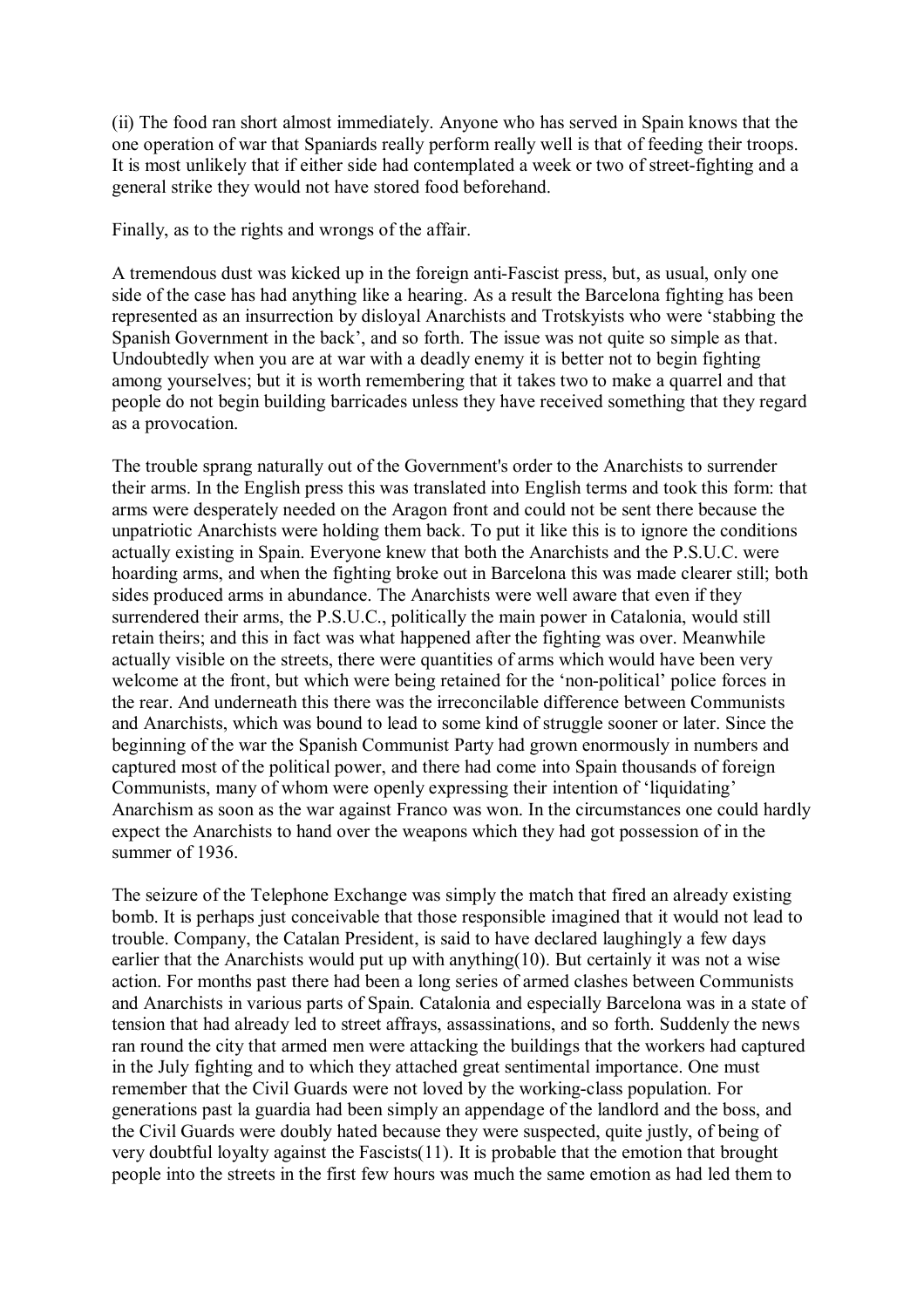(ii) The food ran short almost immediately. Anyone who has served in Spain knows that the one operation of war that Spaniards really perform really well is that of feeding their troops. It is most unlikely that if either side had contemplated a week or two of street-fighting and a general strike they would not have stored food beforehand.

Finally, as to the rights and wrongs of the affair.

A tremendous dust was kicked up in the foreign anti-Fascist press, but, as usual, only one side of the case has had anything like a hearing. As a result the Barcelona fighting has been represented as an insurrection by disloyal Anarchists and Trotskyists who were 'stabbing the Spanish Government in the back', and so forth. The issue was not quite so simple as that. Undoubtedly when you are at war with a deadly enemy it is better not to begin fighting among yourselves; but it is worth remembering that it takes two to make a quarrel and that people do not begin building barricades unless they have received something that they regard as a provocation.

The trouble sprang naturally out of the Government's order to the Anarchists to surrender their arms. In the English press this was translated into English terms and took this form: that arms were desperately needed on the Aragon front and could not be sent there because the unpatriotic Anarchists were holding them back. To put it like this is to ignore the conditions actually existing in Spain. Everyone knew that both the Anarchists and the P.S.U.C. were hoarding arms, and when the fighting broke out in Barcelona this was made clearer still; both sides produced arms in abundance. The Anarchists were well aware that even if they surrendered their arms, the P.S.U.C., politically the main power in Catalonia, would still retain theirs; and this in fact was what happened after the fighting was over. Meanwhile actually visible on the streets, there were quantities of arms which would have been very welcome at the front, but which were being retained for the 'non-political' police forces in the rear. And underneath this there was the irreconcilable difference between Communists and Anarchists, which was bound to lead to some kind of struggle sooner or later. Since the beginning of the war the Spanish Communist Party had grown enormously in numbers and captured most of the political power, and there had come into Spain thousands of foreign Communists, many of whom were openly expressing their intention of 'liquidating' Anarchism as soon as the war against Franco was won. In the circumstances one could hardly expect the Anarchists to hand over the weapons which they had got possession of in the summer of 1936.

The seizure of the Telephone Exchange was simply the match that fired an already existing bomb. It is perhaps just conceivable that those responsible imagined that it would not lead to trouble. Company, the Catalan President, is said to have declared laughingly a few days earlier that the Anarchists would put up with anything(10). But certainly it was not a wise action. For months past there had been a long series of armed clashes between Communists and Anarchists in various parts of Spain. Catalonia and especially Barcelona was in a state of tension that had already led to street affrays, assassinations, and so forth. Suddenly the news ran round the city that armed men were attacking the buildings that the workers had captured in the July fighting and to which they attached great sentimental importance. One must remember that the Civil Guards were not loved by the working-class population. For generations past la guardia had been simply an appendage of the landlord and the boss, and the Civil Guards were doubly hated because they were suspected, quite justly, of being of very doubtful loyalty against the Fascists(11). It is probable that the emotion that brought people into the streets in the first few hours was much the same emotion as had led them to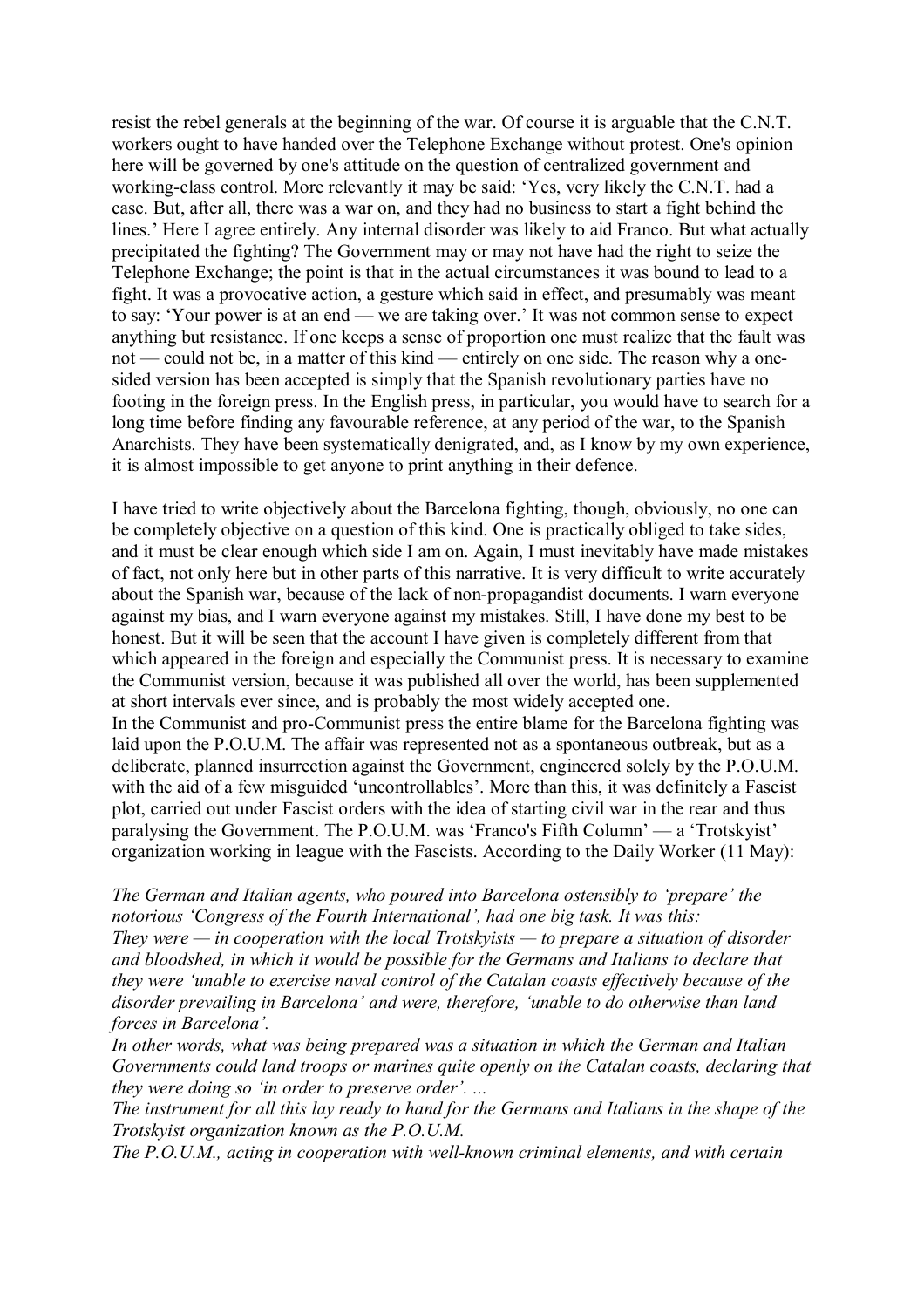resist the rebel generals at the beginning of the war. Of course it is arguable that the C.N.T. workers ought to have handed over the Telephone Exchange without protest. One's opinion here will be governed by one's attitude on the question of centralized government and working-class control. More relevantly it may be said: 'Yes, very likely the C.N.T. had a case. But, after all, there was a war on, and they had no business to start a fight behind the lines.' Here I agree entirely. Any internal disorder was likely to aid Franco. But what actually precipitated the fighting? The Government may or may not have had the right to seize the Telephone Exchange; the point is that in the actual circumstances it was bound to lead to a fight. It was a provocative action, a gesture which said in effect, and presumably was meant to say: 'Your power is at an end — we are taking over.' It was not common sense to expect anything but resistance. If one keeps a sense of proportion one must realize that the fault was not — could not be, in a matter of this kind — entirely on one side. The reason why a one-sided version has been accepted is simply that the Spanish revolutionary parties have no footing in the foreign press. In the English press, in particular, you would have to search for a long time before finding any favourable reference, at any period of the war, to the Spanish Anarchists. They have been systematically denigrated, and, as I know by my own experience, it is almost impossible to get anyone to print anything in their defence.

I have tried to write objectively about the Barcelona fighting, though, obviously, no one can be completely objective on a question of this kind. One is practically obliged to take sides, and it must be clear enough which side I am on. Again, I must inevitably have made mistakes of fact, not only here but in other parts of this narrative. It is very difficult to write accurately about the Spanish war, because of the lack of non-propagandist documents. I warn everyone against my bias, and I warn everyone against my mistakes. Still, I have done my best to be honest. But it will be seen that the account I have given is completely different from that which appeared in the foreign and especially the Communist press. It is necessary to examine the Communist version, because it was published all over the world, has been supplemented at short intervals ever since, and is probably the most widely accepted one.

In the Communist and pro-Communist press the entire blame for the Barcelona fighting was laid upon the P.O.U.M. The affair was represented not as a spontaneous outbreak, but as a deliberate, planned insurrection against the Government, engineered solely by the P.O.U.M. with the aid of a few misguided 'uncontrollables'. More than this, it was definitely a Fascist plot, carried out under Fascist orders with the idea of starting civil war in the rear and thus paralysing the Government. The P.O.U.M. was 'Franco's Fifth Column' — a 'Trotskyist' organization working in league with the Fascists. According to the Daily Worker (11 May):

*The German and Italian agents, who poured into Barcelona ostensibly to 'prepare' the notorious 'Congress of the Fourth International', had one big task. It was this:*

*They were — in cooperation with the local Trotskyists — to prepare a situation of disorder and bloodshed, in which it would be possible for the Germans and Italians to declare that they were 'unable to exercise naval control of the Catalan coasts effectively because of the disorder prevailing in Barcelona' and were, therefore, 'unable to do otherwise than land forces in Barcelona'.*

*In other words, what was being prepared was a situation in which the German and Italian Governments could land troops or marines quite openly on the Catalan coasts, declaring that they were doing so 'in order to preserve order'. ...*

*The instrument for all this lay ready to hand for the Germans and Italians in the shape of the Trotskyist organization known as the P.O.U.M.*

*The P.O.U.M., acting in cooperation with well-known criminal elements, and with certain*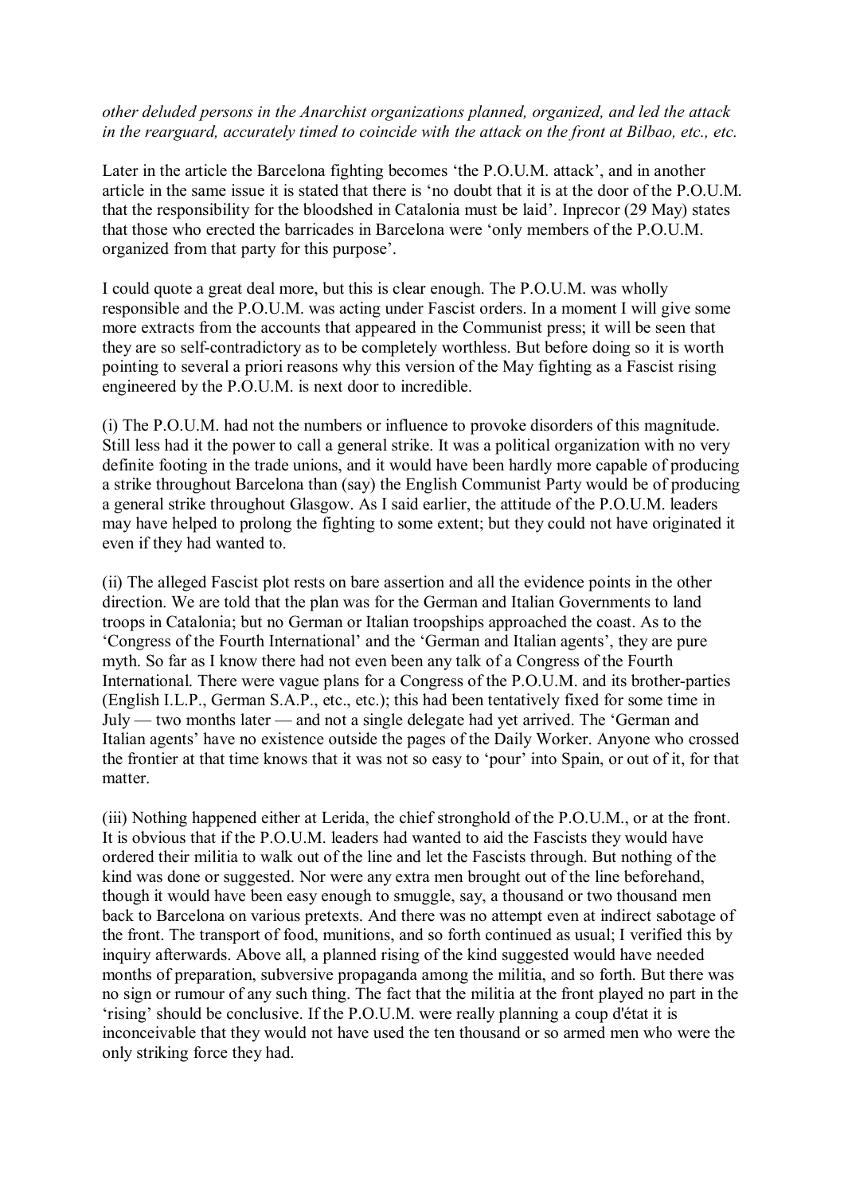*other deluded persons in the Anarchist organizations planned, organized, and led the attack in the rearguard, accurately timed to coincide with the attack on the front at Bilbao, etc., etc.*

Later in the article the Barcelona fighting becomes 'the P.O.U.M. attack', and in another article in the same issue it is stated that there is 'no doubt that it is at the door of the P.O.U.M. that the responsibility for the bloodshed in Catalonia must be laid'. Inprecor (29 May) states that those who erected the barricades in Barcelona were 'only members of the P.O.U.M. organized from that party for this purpose'.

I could quote a great deal more, but this is clear enough. The P.O.U.M. was wholly responsible and the P.O.U.M. was acting under Fascist orders. In a moment I will give some more extracts from the accounts that appeared in the Communist press; it will be seen that they are so self-contradictory as to be completely worthless. But before doing so it is worth pointing to several a priori reasons why this version of the May fighting as a Fascist rising engineered by the P.O.U.M. is next door to incredible.

(i) The P.O.U.M. had not the numbers or influence to provoke disorders of this magnitude. Still less had it the power to call a general strike. It was a political organization with no very definite footing in the trade unions, and it would have been hardly more capable of producing a strike throughout Barcelona than (say) the English Communist Party would be of producing a general strike throughout Glasgow. As I said earlier, the attitude of the P.O.U.M. leaders may have helped to prolong the fighting to some extent; but they could not have originated it even if they had wanted to.

(ii) The alleged Fascist plot rests on bare assertion and all the evidence points in the other direction. We are told that the plan was for the German and Italian Governments to land troops in Catalonia; but no German or Italian troopships approached the coast. As to the 'Congress of the Fourth International' and the 'German and Italian agents', they are pure myth. So far as I know there had not even been any talk of a Congress of the Fourth International. There were vague plans for a Congress of the P.O.U.M. and its brother-parties (English I.L.P., German S.A.P., etc., etc.); this had been tentatively fixed for some time in July — two months later — and not a single delegate had yet arrived. The 'German and Italian agents' have no existence outside the pages of the Daily Worker. Anyone who crossed the frontier at that time knows that it was not so easy to 'pour' into Spain, or out of it, for that matter.

(iii) Nothing happened either at Lerida, the chief stronghold of the P.O.U.M., or at the front. It is obvious that if the P.O.U.M. leaders had wanted to aid the Fascists they would have ordered their militia to walk out of the line and let the Fascists through. But nothing of the kind was done or suggested. Nor were any extra men brought out of the line beforehand, though it would have been easy enough to smuggle, say, a thousand or two thousand men back to Barcelona on various pretexts. And there was no attempt even at indirect sabotage of the front. The transport of food, munitions, and so forth continued as usual; I verified this by inquiry afterwards. Above all, a planned rising of the kind suggested would have needed months of preparation, subversive propaganda among the militia, and so forth. But there was no sign or rumour of any such thing. The fact that the militia at the front played no part in the 'rising' should be conclusive. If the P.O.U.M. were really planning a coup d'état it is inconceivable that they would not have used the ten thousand or so armed men who were the only striking force they had.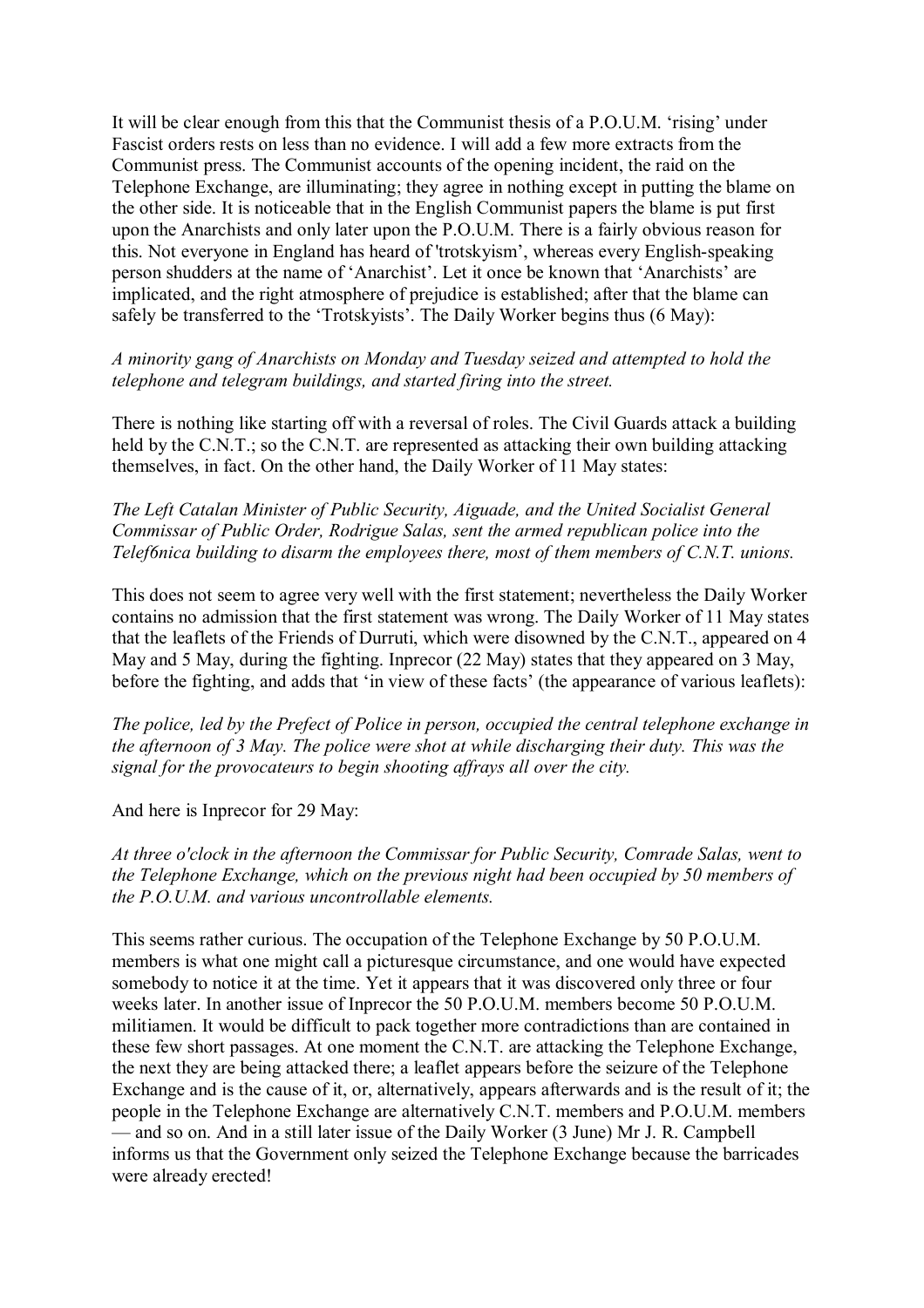It will be clear enough from this that the Communist thesis of a P.O.U.M. 'rising' under Fascist orders rests on less than no evidence. I will add a few more extracts from the Communist press. The Communist accounts of the opening incident, the raid on the Telephone Exchange, are illuminating; they agree in nothing except in putting the blame on the other side. It is noticeable that in the English Communist papers the blame is put first upon the Anarchists and only later upon the P.O.U.M. There is a fairly obvious reason for this. Not everyone in England has heard of 'trotskyism', whereas every English-speaking person shudders at the name of 'Anarchist'. Let it once be known that 'Anarchists' are implicated, and the right atmosphere of prejudice is established; after that the blame can safely be transferred to the 'Trotskyists'. The Daily Worker begins thus (6 May):

*A minority gang of Anarchists on Monday and Tuesday seized and attempted to hold the telephone and telegram buildings, and started firing into the street.*

There is nothing like starting off with a reversal of roles. The Civil Guards attack a building held by the C.N.T.; so the C.N.T. are represented as attacking their own building attacking themselves, in fact. On the other hand, the Daily Worker of 11 May states:

*The Left Catalan Minister of Public Security, Aiguade, and the United Socialist General Commissar of Public Order, Rodrigue Salas, sent the armed republican police into the Telef6nica building to disarm the employees there, most of them members of C.N.T. unions.*

This does not seem to agree very well with the first statement; nevertheless the Daily Worker contains no admission that the first statement was wrong. The Daily Worker of 11 May states that the leaflets of the Friends of Durruti, which were disowned by the C.N.T., appeared on 4 May and 5 May, during the fighting. Inprecor (22 May) states that they appeared on 3 May, before the fighting, and adds that 'in view of these facts' (the appearance of various leaflets):

*The police, led by the Prefect of Police in person, occupied the central telephone exchange in the afternoon of 3 May. The police were shot at while discharging their duty. This was the signal for the provocateurs to begin shooting affrays all over the city.*

And here is Inprecor for 29 May:

*At three o'clock in the afternoon the Commissar for Public Security, Comrade Salas, went to the Telephone Exchange, which on the previous night had been occupied by 50 members of the P.O.U.M. and various uncontrollable elements.*

This seems rather curious. The occupation of the Telephone Exchange by 50 P.O.U.M. members is what one might call a picturesque circumstance, and one would have expected somebody to notice it at the time. Yet it appears that it was discovered only three or four weeks later. In another issue of Inprecor the 50 P.O.U.M. members become 50 P.O.U.M. militiamen. It would be difficult to pack together more contradictions than are contained in these few short passages. At one moment the C.N.T. are attacking the Telephone Exchange, the next they are being attacked there; a leaflet appears before the seizure of the Telephone Exchange and is the cause of it, or, alternatively, appears afterwards and is the result of it; the people in the Telephone Exchange are alternatively C.N.T. members and P.O.U.M. members — and so on. And in a still later issue of the Daily Worker (3 June) Mr J. R. Campbell informs us that the Government only seized the Telephone Exchange because the barricades were already erected!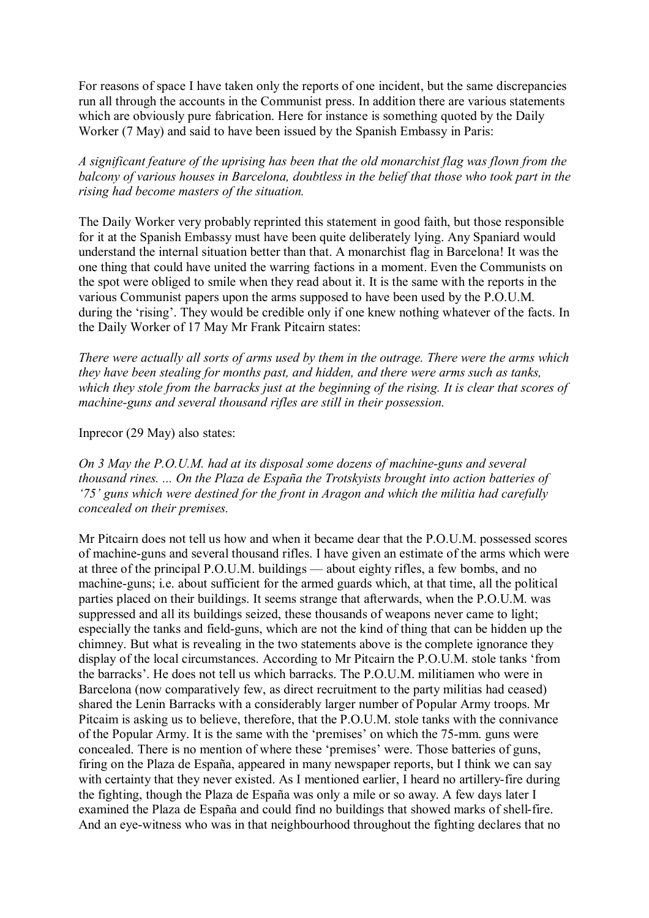For reasons of space I have taken only the reports of one incident, but the same discrepancies run all through the accounts in the Communist press. In addition there are various statements which are obviously pure fabrication. Here for instance is something quoted by the Daily Worker (7 May) and said to have been issued by the Spanish Embassy in Paris:

*A significant feature of the uprising has been that the old monarchist flag was flown from the balcony of various houses in Barcelona, doubtless in the belief that those who took part in the rising had become masters of the situation.*

The Daily Worker very probably reprinted this statement in good faith, but those responsible for it at the Spanish Embassy must have been quite deliberately lying. Any Spaniard would understand the internal situation better than that. A monarchist flag in Barcelona! It was the one thing that could have united the warring factions in a moment. Even the Communists on the spot were obliged to smile when they read about it. It is the same with the reports in the various Communist papers upon the arms supposed to have been used by the P.O.U.M. during the 'rising'. They would be credible only if one knew nothing whatever of the facts. In the Daily Worker of 17 May Mr Frank Pitcairn states:

*There were actually all sorts of arms used by them in the outrage. There were the arms which they have been stealing for months past, and hidden, and there were arms such as tanks, which they stole from the barracks just at the beginning of the rising. It is clear that scores of machine-guns and several thousand rifles are still in their possession.*

Inprecor (29 May) also states:

*On 3 May the P.O.U.M. had at its disposal some dozens of machine-guns and several thousand rines. ... On the Plaza de España the Trotskyists brought into action batteries of '75' guns which were destined for the front in Aragon and which the militia had carefully concealed on their premises.*

Mr Pitcairn does not tell us how and when it became dear that the P.O.U.M. possessed scores of machine-guns and several thousand rifles. I have given an estimate of the arms which were at three of the principal P.O.U.M. buildings — about eighty rifles, a few bombs, and no machine-guns; i.e. about sufficient for the armed guards which, at that time, all the political parties placed on their buildings. It seems strange that afterwards, when the P.O.U.M. was suppressed and all its buildings seized, these thousands of weapons never came to light; especially the tanks and field-guns, which are not the kind of thing that can be hidden up the chimney. But what is revealing in the two statements above is the complete ignorance they display of the local circumstances. According to Mr Pitcairn the P.O.U.M. stole tanks 'from the barracks'. He does not tell us which barracks. The P.O.U.M. militiamen who were in Barcelona (now comparatively few, as direct recruitment to the party militias had ceased) shared the Lenin Barracks with a considerably larger number of Popular Army troops. Mr Pitcaim is asking us to believe, therefore, that the P.O.U.M. stole tanks with the connivance of the Popular Army. It is the same with the 'premises' on which the 75-mm. guns were concealed. There is no mention of where these 'premises' were. Those batteries of guns, firing on the Plaza de España, appeared in many newspaper reports, but I think we can say with certainty that they never existed. As I mentioned earlier, I heard no artillery-fire during the fighting, though the Plaza de España was only a mile or so away. A few days later I examined the Plaza de España and could find no buildings that showed marks of shell-fire. And an eye-witness who was in that neighbourhood throughout the fighting declares that no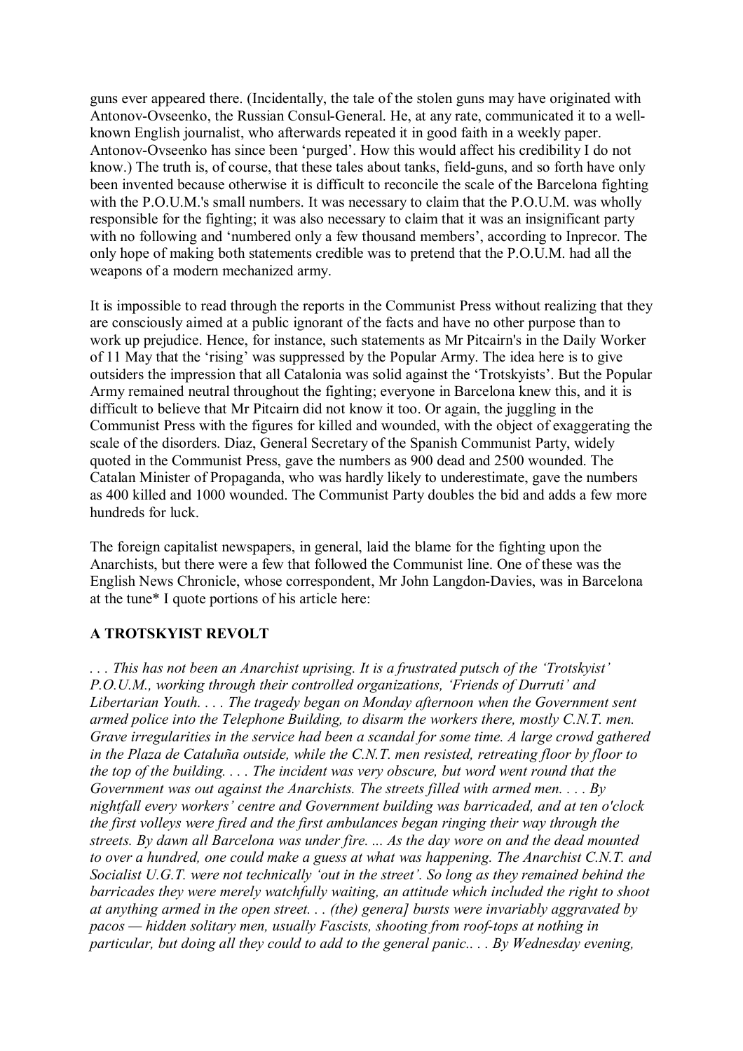guns ever appeared there. (Incidentally, the tale of the stolen guns may have originated with Antonov-Ovseenko, the Russian Consul-General. He, at any rate, communicated it to a well-known English journalist, who afterwards repeated it in good faith in a weekly paper. Antonov-Ovseenko has since been 'purged'. How this would affect his credibility I do not know.) The truth is, of course, that these tales about tanks, field-guns, and so forth have only been invented because otherwise it is difficult to reconcile the scale of the Barcelona fighting with the P.O.U.M.'s small numbers. It was necessary to claim that the P.O.U.M. was wholly responsible for the fighting; it was also necessary to claim that it was an insignificant party with no following and 'numbered only a few thousand members', according to Inprecor. The only hope of making both statements credible was to pretend that the P.O.U.M. had all the weapons of a modern mechanized army.

It is impossible to read through the reports in the Communist Press without realizing that they are consciously aimed at a public ignorant of the facts and have no other purpose than to work up prejudice. Hence, for instance, such statements as Mr Pitcairn's in the Daily Worker of 11 May that the 'rising' was suppressed by the Popular Army. The idea here is to give outsiders the impression that all Catalonia was solid against the 'Trotskyists'. But the Popular Army remained neutral throughout the fighting; everyone in Barcelona knew this, and it is difficult to believe that Mr Pitcairn did not know it too. Or again, the juggling in the Communist Press with the figures for killed and wounded, with the object of exaggerating the scale of the disorders. Diaz, General Secretary of the Spanish Communist Party, widely quoted in the Communist Press, gave the numbers as 900 dead and 2500 wounded. The Catalan Minister of Propaganda, who was hardly likely to underestimate, gave the numbers as 400 killed and 1000 wounded. The Communist Party doubles the bid and adds a few more hundreds for luck.

The foreign capitalist newspapers, in general, laid the blame for the fighting upon the Anarchists, but there were a few that followed the Communist line. One of these was the English News Chronicle, whose correspondent, Mr John Langdon-Davies, was in Barcelona at the tune* I quote portions of his article here:

**A TROTSKYIST REVOLT**

*. . . This has not been an Anarchist uprising. It is a frustrated putsch of the 'Trotskyist' P.O.U.M., working through their controlled organizations, 'Friends of Durruti' and Libertarian Youth. . . . The tragedy began on Monday afternoon when the Government sent armed police into the Telephone Building, to disarm the workers there, mostly C.N.T. men. Grave irregularities in the service had been a scandal for some time. A large crowd gathered in the Plaza de Cataluña outside, while the C.N.T. men resisted, retreating floor by floor to the top of the building. . . . The incident was very obscure, but word went round that the Government was out against the Anarchists. The streets filled with armed men. . . . By nightfall every workers' centre and Government building was barricaded, and at ten o'clock the first volleys were fired and the first ambulances began ringing their way through the streets. By dawn all Barcelona was under fire. ... As the day wore on and the dead mounted to over a hundred, one could make a guess at what was happening. The Anarchist C.N.T. and Socialist U.G.T. were not technically 'out in the street'. So long as they remained behind the barricades they were merely watchfully waiting, an attitude which included the right to shoot at anything armed in the open street. . . (the) genera] bursts were invariably aggravated by pacos — hidden solitary men, usually Fascists, shooting from roof-tops at nothing in particular, but doing all they could to add to the general panic.. . . By Wednesday evening,*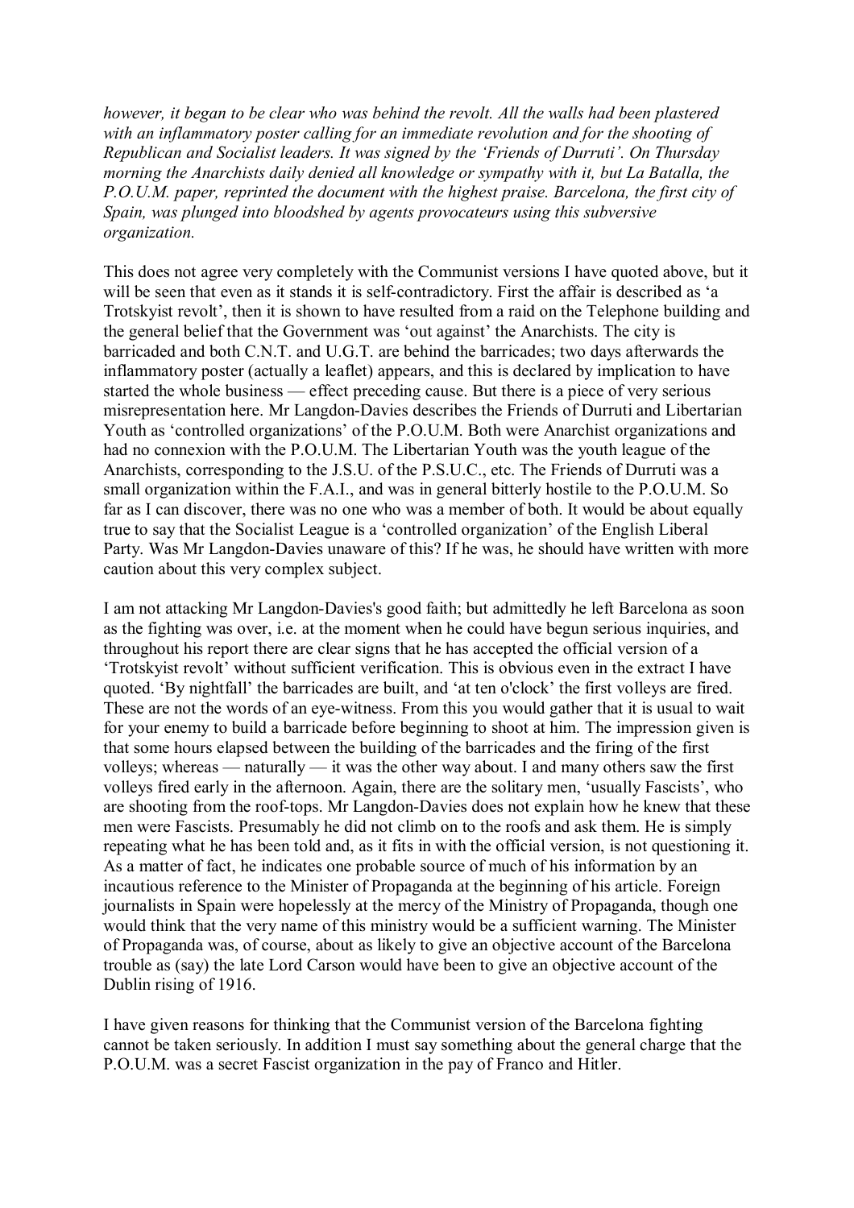*however, it began to be clear who was behind the revolt. All the walls had been plastered with an inflammatory poster calling for an immediate revolution and for the shooting of Republican and Socialist leaders. It was signed by the 'Friends of Durruti'. On Thursday morning the Anarchists daily denied all knowledge or sympathy with it, but La Batalla, the P.O.U.M. paper, reprinted the document with the highest praise. Barcelona, the first city of Spain, was plunged into bloodshed by agents provocateurs using this subversive organization.*

This does not agree very completely with the Communist versions I have quoted above, but it will be seen that even as it stands it is self-contradictory. First the affair is described as 'a Trotskyist revolt', then it is shown to have resulted from a raid on the Telephone building and the general belief that the Government was 'out against' the Anarchists. The city is barricaded and both C.N.T. and U.G.T. are behind the barricades; two days afterwards the inflammatory poster (actually a leaflet) appears, and this is declared by implication to have started the whole business — effect preceding cause. But there is a piece of very serious misrepresentation here. Mr Langdon-Davies describes the Friends of Durruti and Libertarian Youth as 'controlled organizations' of the P.O.U.M. Both were Anarchist organizations and had no connexion with the P.O.U.M. The Libertarian Youth was the youth league of the Anarchists, corresponding to the J.S.U. of the P.S.U.C., etc. The Friends of Durruti was a small organization within the F.A.I., and was in general bitterly hostile to the P.O.U.M. So far as I can discover, there was no one who was a member of both. It would be about equally true to say that the Socialist League is a 'controlled organization' of the English Liberal Party. Was Mr Langdon-Davies unaware of this? If he was, he should have written with more caution about this very complex subject.

I am not attacking Mr Langdon-Davies's good faith; but admittedly he left Barcelona as soon as the fighting was over, i.e. at the moment when he could have begun serious inquiries, and throughout his report there are clear signs that he has accepted the official version of a 'Trotskyist revolt' without sufficient verification. This is obvious even in the extract I have quoted. 'By nightfall' the barricades are built, and 'at ten o'clock' the first volleys are fired. These are not the words of an eye-witness. From this you would gather that it is usual to wait for your enemy to build a barricade before beginning to shoot at him. The impression given is that some hours elapsed between the building of the barricades and the firing of the first volleys; whereas — naturally — it was the other way about. I and many others saw the first volleys fired early in the afternoon. Again, there are the solitary men, 'usually Fascists', who are shooting from the roof-tops. Mr Langdon-Davies does not explain how he knew that these men were Fascists. Presumably he did not climb on to the roofs and ask them. He is simply repeating what he has been told and, as it fits in with the official version, is not questioning it. As a matter of fact, he indicates one probable source of much of his information by an incautious reference to the Minister of Propaganda at the beginning of his article. Foreign journalists in Spain were hopelessly at the mercy of the Ministry of Propaganda, though one would think that the very name of this ministry would be a sufficient warning. The Minister of Propaganda was, of course, about as likely to give an objective account of the Barcelona trouble as (say) the late Lord Carson would have been to give an objective account of the Dublin rising of 1916.

I have given reasons for thinking that the Communist version of the Barcelona fighting cannot be taken seriously. In addition I must say something about the general charge that the P.O.U.M. was a secret Fascist organization in the pay of Franco and Hitler.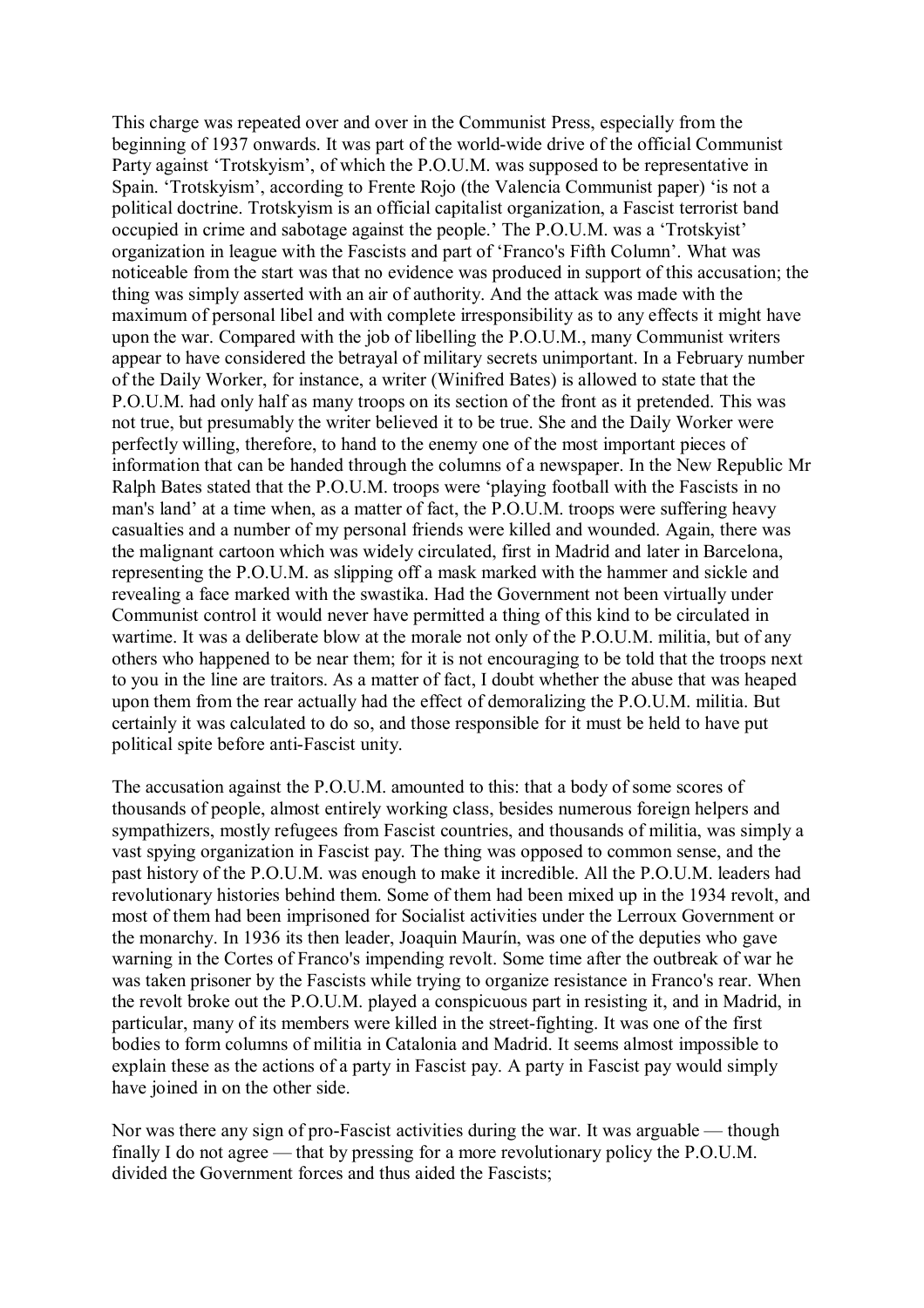This charge was repeated over and over in the Communist Press, especially from the beginning of 1937 onwards. It was part of the world-wide drive of the official Communist Party against 'Trotskyism', of which the P.O.U.M. was supposed to be representative in Spain. 'Trotskyism', according to Frente Rojo (the Valencia Communist paper) 'is not a political doctrine. Trotskyism is an official capitalist organization, a Fascist terrorist band occupied in crime and sabotage against the people.' The P.O.U.M. was a 'Trotskyist' organization in league with the Fascists and part of 'Franco's Fifth Column'. What was noticeable from the start was that no evidence was produced in support of this accusation; the thing was simply asserted with an air of authority. And the attack was made with the maximum of personal libel and with complete irresponsibility as to any effects it might have upon the war. Compared with the job of libelling the P.O.U.M., many Communist writers appear to have considered the betrayal of military secrets unimportant. In a February number of the Daily Worker, for instance, a writer (Winifred Bates) is allowed to state that the P.O.U.M. had only half as many troops on its section of the front as it pretended. This was not true, but presumably the writer believed it to be true. She and the Daily Worker were perfectly willing, therefore, to hand to the enemy one of the most important pieces of information that can be handed through the columns of a newspaper. In the New Republic Mr Ralph Bates stated that the P.O.U.M. troops were 'playing football with the Fascists in no man's land' at a time when, as a matter of fact, the P.O.U.M. troops were suffering heavy casualties and a number of my personal friends were killed and wounded. Again, there was the malignant cartoon which was widely circulated, first in Madrid and later in Barcelona, representing the P.O.U.M. as slipping off a mask marked with the hammer and sickle and revealing a face marked with the swastika. Had the Government not been virtually under Communist control it would never have permitted a thing of this kind to be circulated in wartime. It was a deliberate blow at the morale not only of the P.O.U.M. militia, but of any others who happened to be near them; for it is not encouraging to be told that the troops next to you in the line are traitors. As a matter of fact, I doubt whether the abuse that was heaped upon them from the rear actually had the effect of demoralizing the P.O.U.M. militia. But certainly it was calculated to do so, and those responsible for it must be held to have put political spite before anti-Fascist unity.

The accusation against the P.O.U.M. amounted to this: that a body of some scores of thousands of people, almost entirely working class, besides numerous foreign helpers and sympathizers, mostly refugees from Fascist countries, and thousands of militia, was simply a vast spying organization in Fascist pay. The thing was opposed to common sense, and the past history of the P.O.U.M. was enough to make it incredible. All the P.O.U.M. leaders had revolutionary histories behind them. Some of them had been mixed up in the 1934 revolt, and most of them had been imprisoned for Socialist activities under the Lerroux Government or the monarchy. In 1936 its then leader, Joaquin Maurín, was one of the deputies who gave warning in the Cortes of Franco's impending revolt. Some time after the outbreak of war he was taken prisoner by the Fascists while trying to organize resistance in Franco's rear. When the revolt broke out the P.O.U.M. played a conspicuous part in resisting it, and in Madrid, in particular, many of its members were killed in the street-fighting. It was one of the first bodies to form columns of militia in Catalonia and Madrid. It seems almost impossible to explain these as the actions of a party in Fascist pay. A party in Fascist pay would simply have joined in on the other side.

Nor was there any sign of pro-Fascist activities during the war. It was arguable — though finally I do not agree — that by pressing for a more revolutionary policy the P.O.U.M. divided the Government forces and thus aided the Fascists;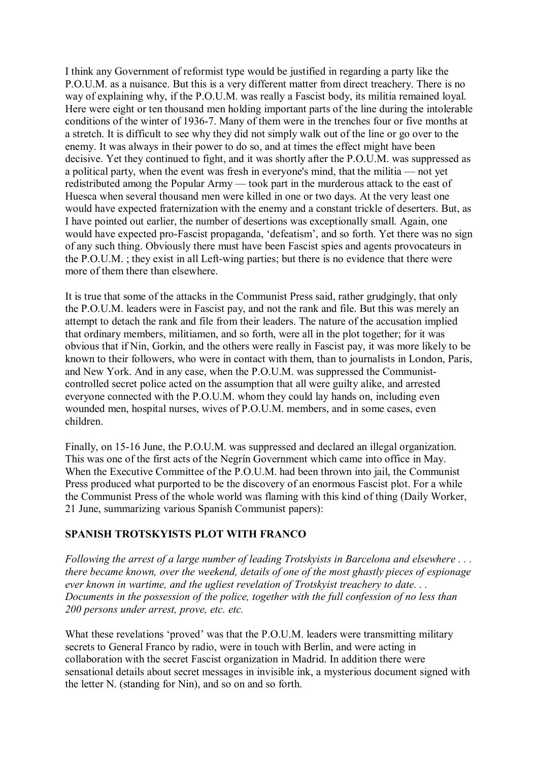I think any Government of reformist type would be justified in regarding a party like the P.O.U.M. as a nuisance. But this is a very different matter from direct treachery. There is no way of explaining why, if the P.O.U.M. was really a Fascist body, its militia remained loyal. Here were eight or ten thousand men holding important parts of the line during the intolerable conditions of the winter of 1936-7. Many of them were in the trenches four or five months at a stretch. It is difficult to see why they did not simply walk out of the line or go over to the enemy. It was always in their power to do so, and at times the effect might have been decisive. Yet they continued to fight, and it was shortly after the P.O.U.M. was suppressed as a political party, when the event was fresh in everyone's mind, that the militia — not yet redistributed among the Popular Army — took part in the murderous attack to the east of Huesca when several thousand men were killed in one or two days. At the very least one would have expected fraternization with the enemy and a constant trickle of deserters. But, as I have pointed out earlier, the number of desertions was exceptionally small. Again, one would have expected pro-Fascist propaganda, 'defeatism', and so forth. Yet there was no sign of any such thing. Obviously there must have been Fascist spies and agents provocateurs in the P.O.U.M. ; they exist in all Left-wing parties; but there is no evidence that there were more of them there than elsewhere.

It is true that some of the attacks in the Communist Press said, rather grudgingly, that only the P.O.U.M. leaders were in Fascist pay, and not the rank and file. But this was merely an attempt to detach the rank and file from their leaders. The nature of the accusation implied that ordinary members, militiamen, and so forth, were all in the plot together; for it was obvious that if Nin, Gorkin, and the others were really in Fascist pay, it was more likely to be known to their followers, who were in contact with them, than to journalists in London, Paris, and New York. And in any case, when the P.O.U.M. was suppressed the Communist-controlled secret police acted on the assumption that all were guilty alike, and arrested everyone connected with the P.O.U.M. whom they could lay hands on, including even wounded men, hospital nurses, wives of P.O.U.M. members, and in some cases, even children.

Finally, on 15-16 June, the P.O.U.M. was suppressed and declared an illegal organization. This was one of the first acts of the Negrín Government which came into office in May. When the Executive Committee of the P.O.U.M. had been thrown into jail, the Communist Press produced what purported to be the discovery of an enormous Fascist plot. For a while the Communist Press of the whole world was flaming with this kind of thing (Daily Worker, 21 June, summarizing various Spanish Communist papers):

**SPANISH TROTSKYISTS PLOT WITH FRANCO**

*Following the arrest of a large number of leading Trotskyists in Barcelona and elsewhere . . . there became known, over the weekend, details of one of the most ghastly pieces of espionage ever known in wartime, and the ugliest revelation of Trotskyist treachery to date. . . Documents in the possession of the police, together with the full confession of no less than 200 persons under arrest, prove, etc. etc.*

What these revelations 'proved' was that the P.O.U.M. leaders were transmitting military secrets to General Franco by radio, were in touch with Berlin, and were acting in collaboration with the secret Fascist organization in Madrid. In addition there were sensational details about secret messages in invisible ink, a mysterious document signed with the letter N. (standing for Nin), and so on and so forth.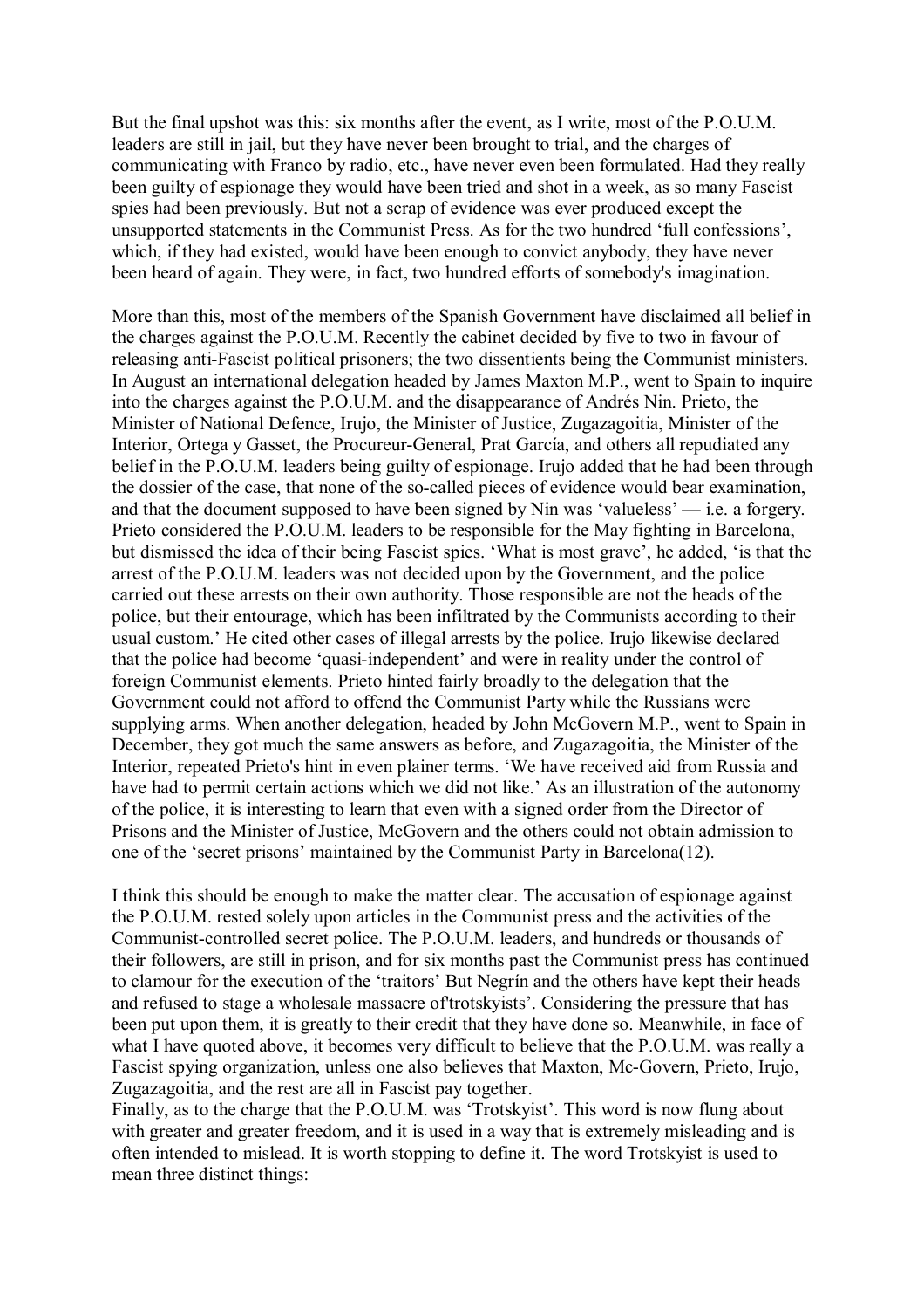But the final upshot was this: six months after the event, as I write, most of the P.O.U.M. leaders are still in jail, but they have never been brought to trial, and the charges of communicating with Franco by radio, etc., have never even been formulated. Had they really been guilty of espionage they would have been tried and shot in a week, as so many Fascist spies had been previously. But not a scrap of evidence was ever produced except the unsupported statements in the Communist Press. As for the two hundred 'full confessions', which, if they had existed, would have been enough to convict anybody, they have never been heard of again. They were, in fact, two hundred efforts of somebody's imagination.

More than this, most of the members of the Spanish Government have disclaimed all belief in the charges against the P.O.U.M. Recently the cabinet decided by five to two in favour of releasing anti-Fascist political prisoners; the two dissentients being the Communist ministers. In August an international delegation headed by James Maxton M.P., went to Spain to inquire into the charges against the P.O.U.M. and the disappearance of Andrés Nin. Prieto, the Minister of National Defence, Irujo, the Minister of Justice, Zugazagoitia, Minister of the Interior, Ortega y Gasset, the Procureur-General, Prat García, and others all repudiated any belief in the P.O.U.M. leaders being guilty of espionage. Irujo added that he had been through the dossier of the case, that none of the so-called pieces of evidence would bear examination, and that the document supposed to have been signed by Nin was 'valueless' — i.e. a forgery. Prieto considered the P.O.U.M. leaders to be responsible for the May fighting in Barcelona, but dismissed the idea of their being Fascist spies. 'What is most grave', he added, 'is that the arrest of the P.O.U.M. leaders was not decided upon by the Government, and the police carried out these arrests on their own authority. Those responsible are not the heads of the police, but their entourage, which has been infiltrated by the Communists according to their usual custom.' He cited other cases of illegal arrests by the police. Irujo likewise declared that the police had become 'quasi-independent' and were in reality under the control of foreign Communist elements. Prieto hinted fairly broadly to the delegation that the Government could not afford to offend the Communist Party while the Russians were supplying arms. When another delegation, headed by John McGovern M.P., went to Spain in December, they got much the same answers as before, and Zugazagoitia, the Minister of the Interior, repeated Prieto's hint in even plainer terms. 'We have received aid from Russia and have had to permit certain actions which we did not like.' As an illustration of the autonomy of the police, it is interesting to learn that even with a signed order from the Director of Prisons and the Minister of Justice, McGovern and the others could not obtain admission to one of the 'secret prisons' maintained by the Communist Party in Barcelona(12).

I think this should be enough to make the matter clear. The accusation of espionage against the P.O.U.M. rested solely upon articles in the Communist press and the activities of the Communist-controlled secret police. The P.O.U.M. leaders, and hundreds or thousands of their followers, are still in prison, and for six months past the Communist press has continued to clamour for the execution of the 'traitors' But Negrín and the others have kept their heads and refused to stage a wholesale massacre of'trotskyists'. Considering the pressure that has been put upon them, it is greatly to their credit that they have done so. Meanwhile, in face of what I have quoted above, it becomes very difficult to believe that the P.O.U.M. was really a Fascist spying organization, unless one also believes that Maxton, Mc-Govern, Prieto, Irujo, Zugazagoitia, and the rest are all in Fascist pay together.

Finally, as to the charge that the P.O.U.M. was 'Trotskyist'. This word is now flung about with greater and greater freedom, and it is used in a way that is extremely misleading and is often intended to mislead. It is worth stopping to define it. The word Trotskyist is used to mean three distinct things: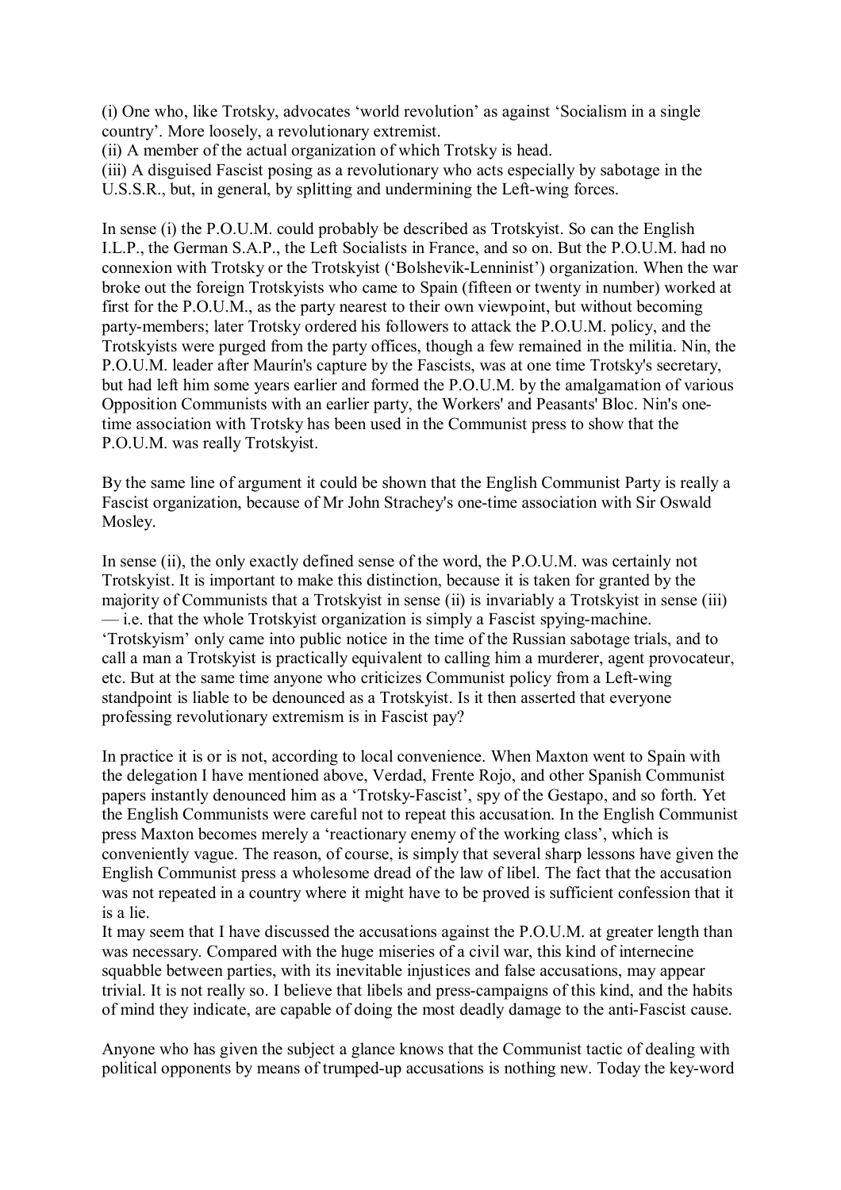(i) One who, like Trotsky, advocates 'world revolution' as against 'Socialism in a single country'. More loosely, a revolutionary extremist.
(ii) A member of the actual organization of which Trotsky is head.
(iii) A disguised Fascist posing as a revolutionary who acts especially by sabotage in the U.S.S.R., but, in general, by splitting and undermining the Left-wing forces.

In sense (i) the P.O.U.M. could probably be described as Trotskyist. So can the English I.L.P., the German S.A.P., the Left Socialists in France, and so on. But the P.O.U.M. had no connexion with Trotsky or the Trotskyist ('Bolshevik-Lenninist') organization. When the war broke out the foreign Trotskyists who came to Spain (fifteen or twenty in number) worked at first for the P.O.U.M., as the party nearest to their own viewpoint, but without becoming party-members; later Trotsky ordered his followers to attack the P.O.U.M. policy, and the Trotskyists were purged from the party offices, though a few remained in the militia. Nin, the P.O.U.M. leader after Maurín's capture by the Fascists, was at one time Trotsky's secretary, but had left him some years earlier and formed the P.O.U.M. by the amalgamation of various Opposition Communists with an earlier party, the Workers' and Peasants' Bloc. Nin's one-time association with Trotsky has been used in the Communist press to show that the P.O.U.M. was really Trotskyist.

By the same line of argument it could be shown that the English Communist Party is really a Fascist organization, because of Mr John Strachey's one-time association with Sir Oswald Mosley.

In sense (ii), the only exactly defined sense of the word, the P.O.U.M. was certainly not Trotskyist. It is important to make this distinction, because it is taken for granted by the majority of Communists that a Trotskyist in sense (ii) is invariably a Trotskyist in sense (iii) — i.e. that the whole Trotskyist organization is simply a Fascist spying-machine. 'Trotskyism' only came into public notice in the time of the Russian sabotage trials, and to call a man a Trotskyist is practically equivalent to calling him a murderer, agent provocateur, etc. But at the same time anyone who criticizes Communist policy from a Left-wing standpoint is liable to be denounced as a Trotskyist. Is it then asserted that everyone professing revolutionary extremism is in Fascist pay?

In practice it is or is not, according to local convenience. When Maxton went to Spain with the delegation I have mentioned above, Verdad, Frente Rojo, and other Spanish Communist papers instantly denounced him as a 'Trotsky-Fascist', spy of the Gestapo, and so forth. Yet the English Communists were careful not to repeat this accusation. In the English Communist press Maxton becomes merely a 'reactionary enemy of the working class', which is conveniently vague. The reason, of course, is simply that several sharp lessons have given the English Communist press a wholesome dread of the law of libel. The fact that the accusation was not repeated in a country where it might have to be proved is sufficient confession that it is a lie.

It may seem that I have discussed the accusations against the P.O.U.M. at greater length than was necessary. Compared with the huge miseries of a civil war, this kind of internecine squabble between parties, with its inevitable injustices and false accusations, may appear trivial. It is not really so. I believe that libels and press-campaigns of this kind, and the habits of mind they indicate, are capable of doing the most deadly damage to the anti-Fascist cause.

Anyone who has given the subject a glance knows that the Communist tactic of dealing with political opponents by means of trumped-up accusations is nothing new. Today the key-word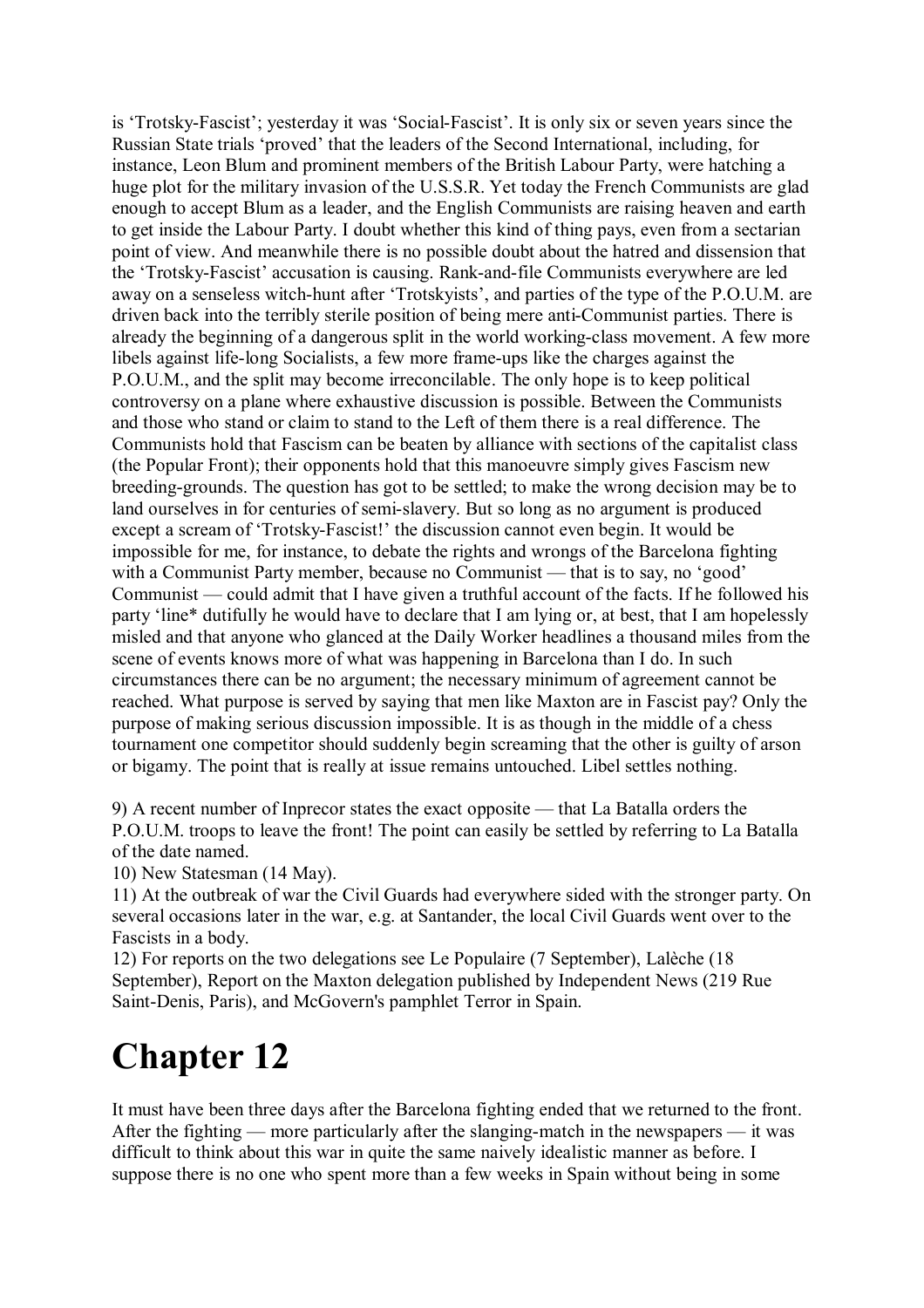is 'Trotsky-Fascist'; yesterday it was 'Social-Fascist'. It is only six or seven years since the Russian State trials 'proved' that the leaders of the Second International, including, for instance, Leon Blum and prominent members of the British Labour Party, were hatching a huge plot for the military invasion of the U.S.S.R. Yet today the French Communists are glad enough to accept Blum as a leader, and the English Communists are raising heaven and earth to get inside the Labour Party. I doubt whether this kind of thing pays, even from a sectarian point of view. And meanwhile there is no possible doubt about the hatred and dissension that the 'Trotsky-Fascist' accusation is causing. Rank-and-file Communists everywhere are led away on a senseless witch-hunt after 'Trotskyists', and parties of the type of the P.O.U.M. are driven back into the terribly sterile position of being mere anti-Communist parties. There is already the beginning of a dangerous split in the world working-class movement. A few more libels against life-long Socialists, a few more frame-ups like the charges against the P.O.U.M., and the split may become irreconcilable. The only hope is to keep political controversy on a plane where exhaustive discussion is possible. Between the Communists and those who stand or claim to stand to the Left of them there is a real difference. The Communists hold that Fascism can be beaten by alliance with sections of the capitalist class (the Popular Front); their opponents hold that this manoeuvre simply gives Fascism new breeding-grounds. The question has got to be settled; to make the wrong decision may be to land ourselves in for centuries of semi-slavery. But so long as no argument is produced except a scream of 'Trotsky-Fascist!' the discussion cannot even begin. It would be impossible for me, for instance, to debate the rights and wrongs of the Barcelona fighting with a Communist Party member, because no Communist — that is to say, no 'good' Communist — could admit that I have given a truthful account of the facts. If he followed his party 'line* dutifully he would have to declare that I am lying or, at best, that I am hopelessly misled and that anyone who glanced at the Daily Worker headlines a thousand miles from the scene of events knows more of what was happening in Barcelona than I do. In such circumstances there can be no argument; the necessary minimum of agreement cannot be reached. What purpose is served by saying that men like Maxton are in Fascist pay? Only the purpose of making serious discussion impossible. It is as though in the middle of a chess tournament one competitor should suddenly begin screaming that the other is guilty of arson or bigamy. The point that is really at issue remains untouched. Libel settles nothing.

9) A recent number of Inprecor states the exact opposite — that La Batalla orders the P.O.U.M. troops to leave the front! The point can easily be settled by referring to La Batalla of the date named.
10) New Statesman (14 May).
11) At the outbreak of war the Civil Guards had everywhere sided with the stronger party. On several occasions later in the war, e.g. at Santander, the local Civil Guards went over to the Fascists in a body.
12) For reports on the two delegations see Le Populaire (7 September), Lalèche (18 September), Report on the Maxton delegation published by Independent News (219 Rue Saint-Denis, Paris), and McGovern's pamphlet Terror in Spain.

# Chapter 12

It must have been three days after the Barcelona fighting ended that we returned to the front. After the fighting — more particularly after the slanging-match in the newspapers — it was difficult to think about this war in quite the same naively idealistic manner as before. I suppose there is no one who spent more than a few weeks in Spain without being in some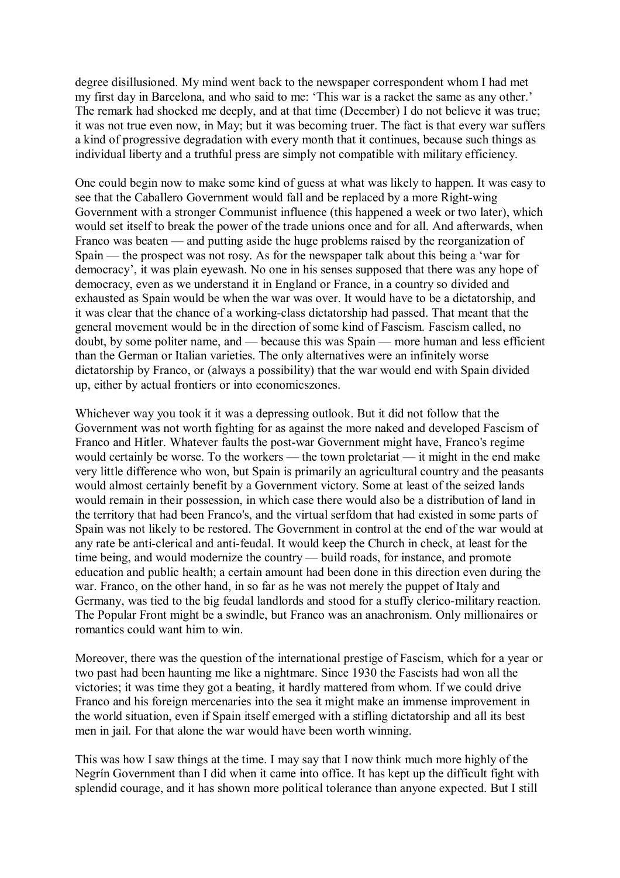degree disillusioned. My mind went back to the newspaper correspondent whom I had met my first day in Barcelona, and who said to me: 'This war is a racket the same as any other.' The remark had shocked me deeply, and at that time (December) I do not believe it was true; it was not true even now, in May; but it was becoming truer. The fact is that every war suffers a kind of progressive degradation with every month that it continues, because such things as individual liberty and a truthful press are simply not compatible with military efficiency.

One could begin now to make some kind of guess at what was likely to happen. It was easy to see that the Caballero Government would fall and be replaced by a more Right-wing Government with a stronger Communist influence (this happened a week or two later), which would set itself to break the power of the trade unions once and for all. And afterwards, when Franco was beaten — and putting aside the huge problems raised by the reorganization of Spain — the prospect was not rosy. As for the newspaper talk about this being a 'war for democracy', it was plain eyewash. No one in his senses supposed that there was any hope of democracy, even as we understand it in England or France, in a country so divided and exhausted as Spain would be when the war was over. It would have to be a dictatorship, and it was clear that the chance of a working-class dictatorship had passed. That meant that the general movement would be in the direction of some kind of Fascism. Fascism called, no doubt, by some politer name, and — because this was Spain — more human and less efficient than the German or Italian varieties. The only alternatives were an infinitely worse dictatorship by Franco, or (always a possibility) that the war would end with Spain divided up, either by actual frontiers or into economicszones.

Whichever way you took it it was a depressing outlook. But it did not follow that the Government was not worth fighting for as against the more naked and developed Fascism of Franco and Hitler. Whatever faults the post-war Government might have, Franco's regime would certainly be worse. To the workers — the town proletariat — it might in the end make very little difference who won, but Spain is primarily an agricultural country and the peasants would almost certainly benefit by a Government victory. Some at least of the seized lands would remain in their possession, in which case there would also be a distribution of land in the territory that had been Franco's, and the virtual serfdom that had existed in some parts of Spain was not likely to be restored. The Government in control at the end of the war would at any rate be anti-clerical and anti-feudal. It would keep the Church in check, at least for the time being, and would modernize the country — build roads, for instance, and promote education and public health; a certain amount had been done in this direction even during the war. Franco, on the other hand, in so far as he was not merely the puppet of Italy and Germany, was tied to the big feudal landlords and stood for a stuffy clerico-military reaction. The Popular Front might be a swindle, but Franco was an anachronism. Only millionaires or romantics could want him to win.

Moreover, there was the question of the international prestige of Fascism, which for a year or two past had been haunting me like a nightmare. Since 1930 the Fascists had won all the victories; it was time they got a beating, it hardly mattered from whom. If we could drive Franco and his foreign mercenaries into the sea it might make an immense improvement in the world situation, even if Spain itself emerged with a stifling dictatorship and all its best men in jail. For that alone the war would have been worth winning.

This was how I saw things at the time. I may say that I now think much more highly of the Negrín Government than I did when it came into office. It has kept up the difficult fight with splendid courage, and it has shown more political tolerance than anyone expected. But I still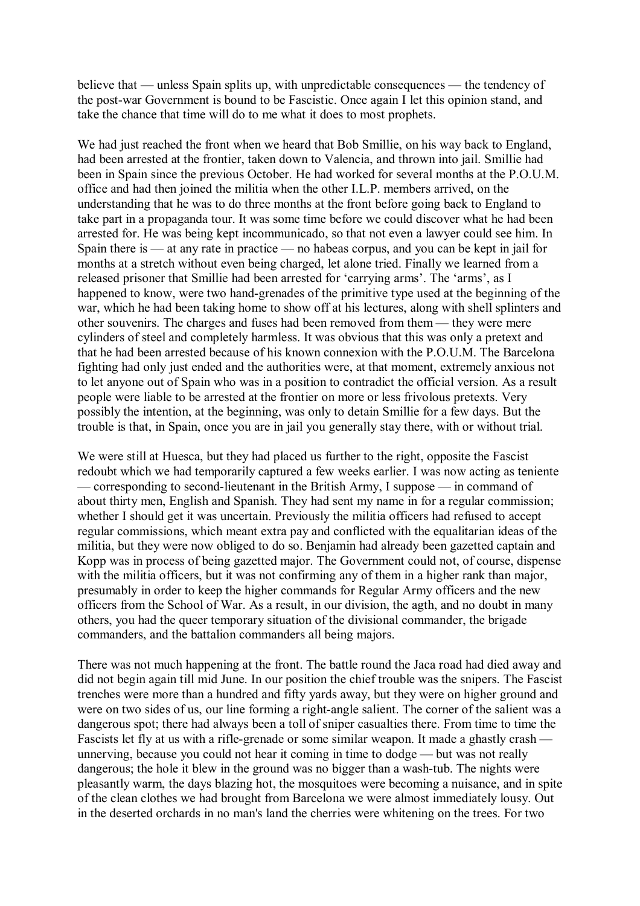believe that — unless Spain splits up, with unpredictable consequences — the tendency of the post-war Government is bound to be Fascistic. Once again I let this opinion stand, and take the chance that time will do to me what it does to most prophets.

We had just reached the front when we heard that Bob Smillie, on his way back to England, had been arrested at the frontier, taken down to Valencia, and thrown into jail. Smillie had been in Spain since the previous October. He had worked for several months at the P.O.U.M. office and had then joined the militia when the other I.L.P. members arrived, on the understanding that he was to do three months at the front before going back to England to take part in a propaganda tour. It was some time before we could discover what he had been arrested for. He was being kept incommunicado, so that not even a lawyer could see him. In Spain there is — at any rate in practice — no habeas corpus, and you can be kept in jail for months at a stretch without even being charged, let alone tried. Finally we learned from a released prisoner that Smillie had been arrested for 'carrying arms'. The 'arms', as I happened to know, were two hand-grenades of the primitive type used at the beginning of the war, which he had been taking home to show off at his lectures, along with shell splinters and other souvenirs. The charges and fuses had been removed from them — they were mere cylinders of steel and completely harmless. It was obvious that this was only a pretext and that he had been arrested because of his known connexion with the P.O.U.M. The Barcelona fighting had only just ended and the authorities were, at that moment, extremely anxious not to let anyone out of Spain who was in a position to contradict the official version. As a result people were liable to be arrested at the frontier on more or less frivolous pretexts. Very possibly the intention, at the beginning, was only to detain Smillie for a few days. But the trouble is that, in Spain, once you are in jail you generally stay there, with or without trial.

We were still at Huesca, but they had placed us further to the right, opposite the Fascist redoubt which we had temporarily captured a few weeks earlier. I was now acting as teniente — corresponding to second-lieutenant in the British Army, I suppose — in command of about thirty men, English and Spanish. They had sent my name in for a regular commission; whether I should get it was uncertain. Previously the militia officers had refused to accept regular commissions, which meant extra pay and conflicted with the equalitarian ideas of the militia, but they were now obliged to do so. Benjamin had already been gazetted captain and Kopp was in process of being gazetted major. The Government could not, of course, dispense with the militia officers, but it was not confirming any of them in a higher rank than major, presumably in order to keep the higher commands for Regular Army officers and the new officers from the School of War. As a result, in our division, the agth, and no doubt in many others, you had the queer temporary situation of the divisional commander, the brigade commanders, and the battalion commanders all being majors.

There was not much happening at the front. The battle round the Jaca road had died away and did not begin again till mid June. In our position the chief trouble was the snipers. The Fascist trenches were more than a hundred and fifty yards away, but they were on higher ground and were on two sides of us, our line forming a right-angle salient. The corner of the salient was a dangerous spot; there had always been a toll of sniper casualties there. From time to time the Fascists let fly at us with a rifle-grenade or some similar weapon. It made a ghastly crash — unnerving, because you could not hear it coming in time to dodge — but was not really dangerous; the hole it blew in the ground was no bigger than a wash-tub. The nights were pleasantly warm, the days blazing hot, the mosquitoes were becoming a nuisance, and in spite of the clean clothes we had brought from Barcelona we were almost immediately lousy. Out in the deserted orchards in no man's land the cherries were whitening on the trees. For two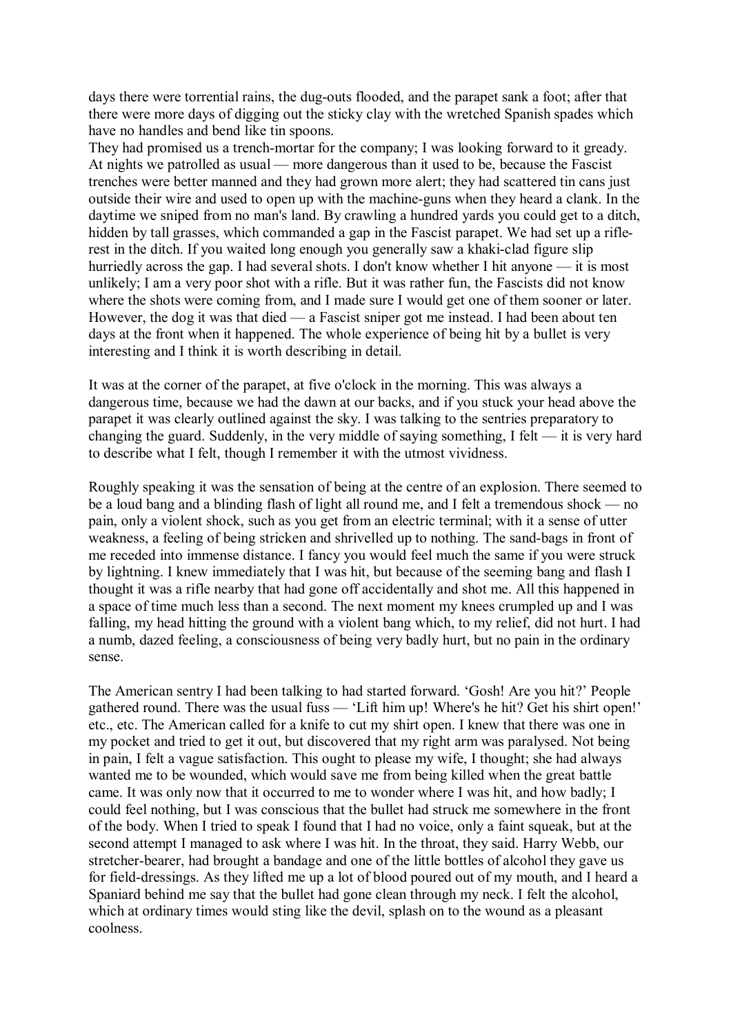days there were torrential rains, the dug-outs flooded, and the parapet sank a foot; after that there were more days of digging out the sticky clay with the wretched Spanish spades which have no handles and bend like tin spoons.
They had promised us a trench-mortar for the company; I was looking forward to it gready. At nights we patrolled as usual — more dangerous than it used to be, because the Fascist trenches were better manned and they had grown more alert; they had scattered tin cans just outside their wire and used to open up with the machine-guns when they heard a clank. In the daytime we sniped from no man's land. By crawling a hundred yards you could get to a ditch, hidden by tall grasses, which commanded a gap in the Fascist parapet. We had set up a rifle-rest in the ditch. If you waited long enough you generally saw a khaki-clad figure slip hurriedly across the gap. I had several shots. I don't know whether I hit anyone — it is most unlikely; I am a very poor shot with a rifle. But it was rather fun, the Fascists did not know where the shots were coming from, and I made sure I would get one of them sooner or later. However, the dog it was that died — a Fascist sniper got me instead. I had been about ten days at the front when it happened. The whole experience of being hit by a bullet is very interesting and I think it is worth describing in detail.

It was at the corner of the parapet, at five o'clock in the morning. This was always a dangerous time, because we had the dawn at our backs, and if you stuck your head above the parapet it was clearly outlined against the sky. I was talking to the sentries preparatory to changing the guard. Suddenly, in the very middle of saying something, I felt — it is very hard to describe what I felt, though I remember it with the utmost vividness.

Roughly speaking it was the sensation of being at the centre of an explosion. There seemed to be a loud bang and a blinding flash of light all round me, and I felt a tremendous shock — no pain, only a violent shock, such as you get from an electric terminal; with it a sense of utter weakness, a feeling of being stricken and shrivelled up to nothing. The sand-bags in front of me receded into immense distance. I fancy you would feel much the same if you were struck by lightning. I knew immediately that I was hit, but because of the seeming bang and flash I thought it was a rifle nearby that had gone off accidentally and shot me. All this happened in a space of time much less than a second. The next moment my knees crumpled up and I was falling, my head hitting the ground with a violent bang which, to my relief, did not hurt. I had a numb, dazed feeling, a consciousness of being very badly hurt, but no pain in the ordinary sense.

The American sentry I had been talking to had started forward. 'Gosh! Are you hit?' People gathered round. There was the usual fuss — 'Lift him up! Where's he hit? Get his shirt open!' etc., etc. The American called for a knife to cut my shirt open. I knew that there was one in my pocket and tried to get it out, but discovered that my right arm was paralysed. Not being in pain, I felt a vague satisfaction. This ought to please my wife, I thought; she had always wanted me to be wounded, which would save me from being killed when the great battle came. It was only now that it occurred to me to wonder where I was hit, and how badly; I could feel nothing, but I was conscious that the bullet had struck me somewhere in the front of the body. When I tried to speak I found that I had no voice, only a faint squeak, but at the second attempt I managed to ask where I was hit. In the throat, they said. Harry Webb, our stretcher-bearer, had brought a bandage and one of the little bottles of alcohol they gave us for field-dressings. As they lifted me up a lot of blood poured out of my mouth, and I heard a Spaniard behind me say that the bullet had gone clean through my neck. I felt the alcohol, which at ordinary times would sting like the devil, splash on to the wound as a pleasant coolness.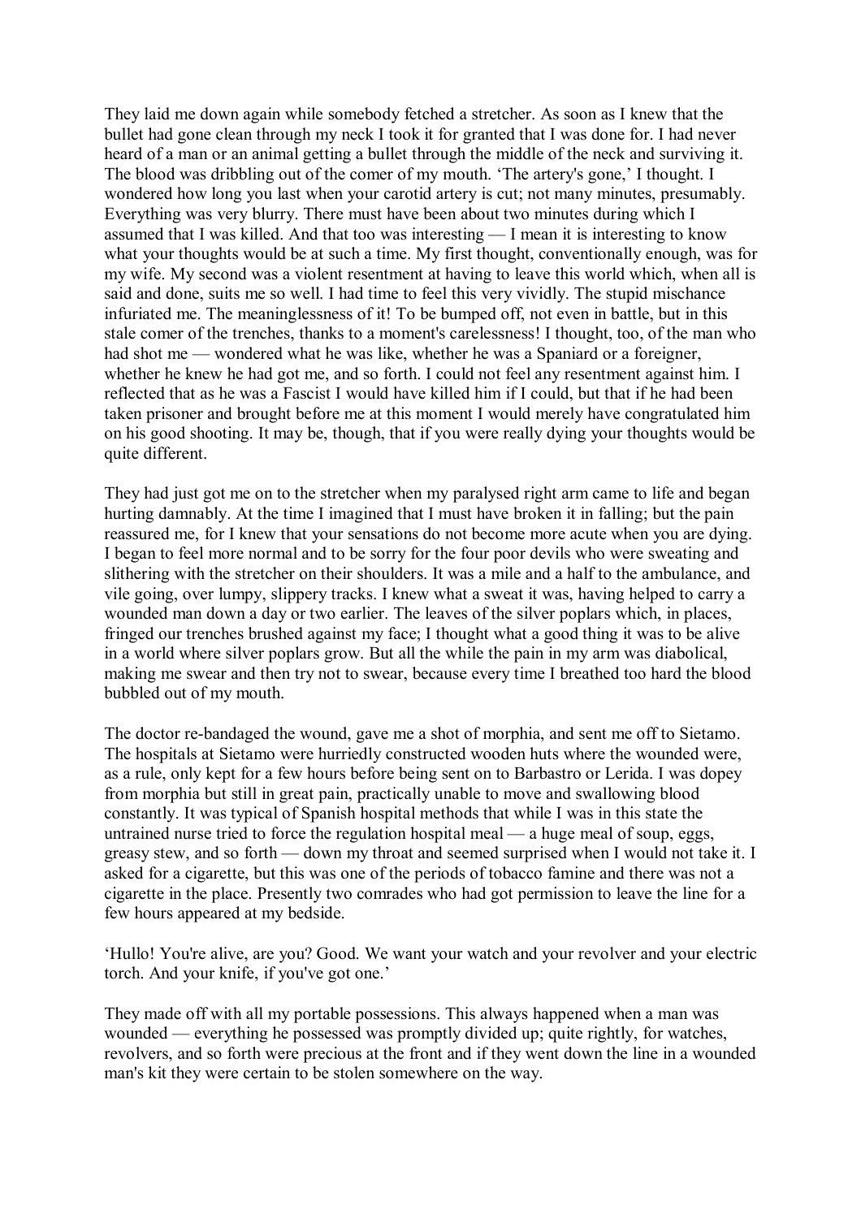They laid me down again while somebody fetched a stretcher. As soon as I knew that the bullet had gone clean through my neck I took it for granted that I was done for. I had never heard of a man or an animal getting a bullet through the middle of the neck and surviving it. The blood was dribbling out of the comer of my mouth. 'The artery's gone,' I thought. I wondered how long you last when your carotid artery is cut; not many minutes, presumably. Everything was very blurry. There must have been about two minutes during which I assumed that I was killed. And that too was interesting — I mean it is interesting to know what your thoughts would be at such a time. My first thought, conventionally enough, was for my wife. My second was a violent resentment at having to leave this world which, when all is said and done, suits me so well. I had time to feel this very vividly. The stupid mischance infuriated me. The meaninglessness of it! To be bumped off, not even in battle, but in this stale comer of the trenches, thanks to a moment's carelessness! I thought, too, of the man who had shot me — wondered what he was like, whether he was a Spaniard or a foreigner, whether he knew he had got me, and so forth. I could not feel any resentment against him. I reflected that as he was a Fascist I would have killed him if I could, but that if he had been taken prisoner and brought before me at this moment I would merely have congratulated him on his good shooting. It may be, though, that if you were really dying your thoughts would be quite different.

They had just got me on to the stretcher when my paralysed right arm came to life and began hurting damnably. At the time I imagined that I must have broken it in falling; but the pain reassured me, for I knew that your sensations do not become more acute when you are dying. I began to feel more normal and to be sorry for the four poor devils who were sweating and slithering with the stretcher on their shoulders. It was a mile and a half to the ambulance, and vile going, over lumpy, slippery tracks. I knew what a sweat it was, having helped to carry a wounded man down a day or two earlier. The leaves of the silver poplars which, in places, fringed our trenches brushed against my face; I thought what a good thing it was to be alive in a world where silver poplars grow. But all the while the pain in my arm was diabolical, making me swear and then try not to swear, because every time I breathed too hard the blood bubbled out of my mouth.

The doctor re-bandaged the wound, gave me a shot of morphia, and sent me off to Sietamo. The hospitals at Sietamo were hurriedly constructed wooden huts where the wounded were, as a rule, only kept for a few hours before being sent on to Barbastro or Lerida. I was dopey from morphia but still in great pain, practically unable to move and swallowing blood constantly. It was typical of Spanish hospital methods that while I was in this state the untrained nurse tried to force the regulation hospital meal — a huge meal of soup, eggs, greasy stew, and so forth — down my throat and seemed surprised when I would not take it. I asked for a cigarette, but this was one of the periods of tobacco famine and there was not a cigarette in the place. Presently two comrades who had got permission to leave the line for a few hours appeared at my bedside.

'Hullo! You're alive, are you? Good. We want your watch and your revolver and your electric torch. And your knife, if you've got one.'

They made off with all my portable possessions. This always happened when a man was wounded — everything he possessed was promptly divided up; quite rightly, for watches, revolvers, and so forth were precious at the front and if they went down the line in a wounded man's kit they were certain to be stolen somewhere on the way.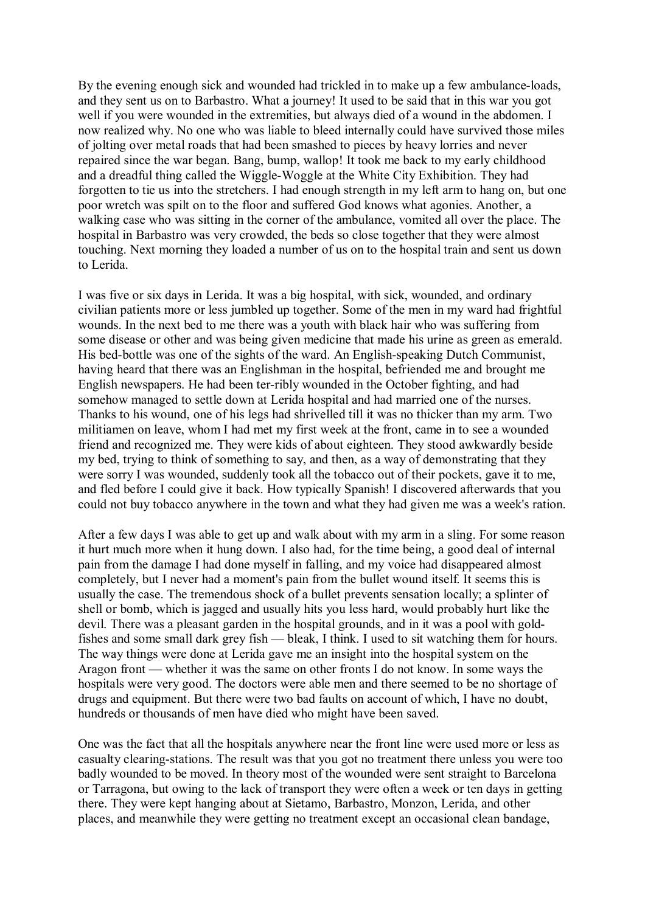By the evening enough sick and wounded had trickled in to make up a few ambulance-loads, and they sent us on to Barbastro. What a journey! It used to be said that in this war you got well if you were wounded in the extremities, but always died of a wound in the abdomen. I now realized why. No one who was liable to bleed internally could have survived those miles of jolting over metal roads that had been smashed to pieces by heavy lorries and never repaired since the war began. Bang, bump, wallop! It took me back to my early childhood and a dreadful thing called the Wiggle-Woggle at the White City Exhibition. They had forgotten to tie us into the stretchers. I had enough strength in my left arm to hang on, but one poor wretch was spilt on to the floor and suffered God knows what agonies. Another, a walking case who was sitting in the corner of the ambulance, vomited all over the place. The hospital in Barbastro was very crowded, the beds so close together that they were almost touching. Next morning they loaded a number of us on to the hospital train and sent us down to Lerida.

I was five or six days in Lerida. It was a big hospital, with sick, wounded, and ordinary civilian patients more or less jumbled up together. Some of the men in my ward had frightful wounds. In the next bed to me there was a youth with black hair who was suffering from some disease or other and was being given medicine that made his urine as green as emerald. His bed-bottle was one of the sights of the ward. An English-speaking Dutch Communist, having heard that there was an Englishman in the hospital, befriended me and brought me English newspapers. He had been ter-ribly wounded in the October fighting, and had somehow managed to settle down at Lerida hospital and had married one of the nurses. Thanks to his wound, one of his legs had shrivelled till it was no thicker than my arm. Two militiamen on leave, whom I had met my first week at the front, came in to see a wounded friend and recognized me. They were kids of about eighteen. They stood awkwardly beside my bed, trying to think of something to say, and then, as a way of demonstrating that they were sorry I was wounded, suddenly took all the tobacco out of their pockets, gave it to me, and fled before I could give it back. How typically Spanish! I discovered afterwards that you could not buy tobacco anywhere in the town and what they had given me was a week's ration.

After a few days I was able to get up and walk about with my arm in a sling. For some reason it hurt much more when it hung down. I also had, for the time being, a good deal of internal pain from the damage I had done myself in falling, and my voice had disappeared almost completely, but I never had a moment's pain from the bullet wound itself. It seems this is usually the case. The tremendous shock of a bullet prevents sensation locally; a splinter of shell or bomb, which is jagged and usually hits you less hard, would probably hurt like the devil. There was a pleasant garden in the hospital grounds, and in it was a pool with gold-fishes and some small dark grey fish — bleak, I think. I used to sit watching them for hours. The way things were done at Lerida gave me an insight into the hospital system on the Aragon front — whether it was the same on other fronts I do not know. In some ways the hospitals were very good. The doctors were able men and there seemed to be no shortage of drugs and equipment. But there were two bad faults on account of which, I have no doubt, hundreds or thousands of men have died who might have been saved.

One was the fact that all the hospitals anywhere near the front line were used more or less as casualty clearing-stations. The result was that you got no treatment there unless you were too badly wounded to be moved. In theory most of the wounded were sent straight to Barcelona or Tarragona, but owing to the lack of transport they were often a week or ten days in getting there. They were kept hanging about at Sietamo, Barbastro, Monzon, Lerida, and other places, and meanwhile they were getting no treatment except an occasional clean bandage,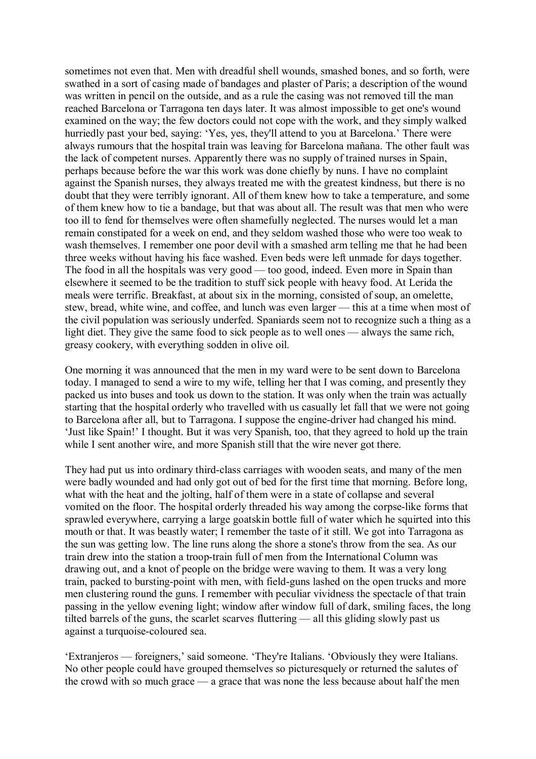sometimes not even that. Men with dreadful shell wounds, smashed bones, and so forth, were swathed in a sort of casing made of bandages and plaster of Paris; a description of the wound was written in pencil on the outside, and as a rule the casing was not removed till the man reached Barcelona or Tarragona ten days later. It was almost impossible to get one's wound examined on the way; the few doctors could not cope with the work, and they simply walked hurriedly past your bed, saying: 'Yes, yes, they'll attend to you at Barcelona.' There were always rumours that the hospital train was leaving for Barcelona mañana. The other fault was the lack of competent nurses. Apparently there was no supply of trained nurses in Spain, perhaps because before the war this work was done chiefly by nuns. I have no complaint against the Spanish nurses, they always treated me with the greatest kindness, but there is no doubt that they were terribly ignorant. All of them knew how to take a temperature, and some of them knew how to tie a bandage, but that was about all. The result was that men who were too ill to fend for themselves were often shamefully neglected. The nurses would let a man remain constipated for a week on end, and they seldom washed those who were too weak to wash themselves. I remember one poor devil with a smashed arm telling me that he had been three weeks without having his face washed. Even beds were left unmade for days together. The food in all the hospitals was very good — too good, indeed. Even more in Spain than elsewhere it seemed to be the tradition to stuff sick people with heavy food. At Lerida the meals were terrific. Breakfast, at about six in the morning, consisted of soup, an omelette, stew, bread, white wine, and coffee, and lunch was even larger — this at a time when most of the civil population was seriously underfed. Spaniards seem not to recognize such a thing as a light diet. They give the same food to sick people as to well ones — always the same rich, greasy cookery, with everything sodden in olive oil.

One morning it was announced that the men in my ward were to be sent down to Barcelona today. I managed to send a wire to my wife, telling her that I was coming, and presently they packed us into buses and took us down to the station. It was only when the train was actually starting that the hospital orderly who travelled with us casually let fall that we were not going to Barcelona after all, but to Tarragona. I suppose the engine-driver had changed his mind. 'Just like Spain!' I thought. But it was very Spanish, too, that they agreed to hold up the train while I sent another wire, and more Spanish still that the wire never got there.

They had put us into ordinary third-class carriages with wooden seats, and many of the men were badly wounded and had only got out of bed for the first time that morning. Before long, what with the heat and the jolting, half of them were in a state of collapse and several vomited on the floor. The hospital orderly threaded his way among the corpse-like forms that sprawled everywhere, carrying a large goatskin bottle full of water which he squirted into this mouth or that. It was beastly water; I remember the taste of it still. We got into Tarragona as the sun was getting low. The line runs along the shore a stone's throw from the sea. As our train drew into the station a troop-train full of men from the International Column was drawing out, and a knot of people on the bridge were waving to them. It was a very long train, packed to bursting-point with men, with field-guns lashed on the open trucks and more men clustering round the guns. I remember with peculiar vividness the spectacle of that train passing in the yellow evening light; window after window full of dark, smiling faces, the long tilted barrels of the guns, the scarlet scarves fluttering — all this gliding slowly past us against a turquoise-coloured sea.

'Extranjeros — foreigners,' said someone. 'They're Italians. 'Obviously they were Italians. No other people could have grouped themselves so picturesquely or returned the salutes of the crowd with so much grace — a grace that was none the less because about half the men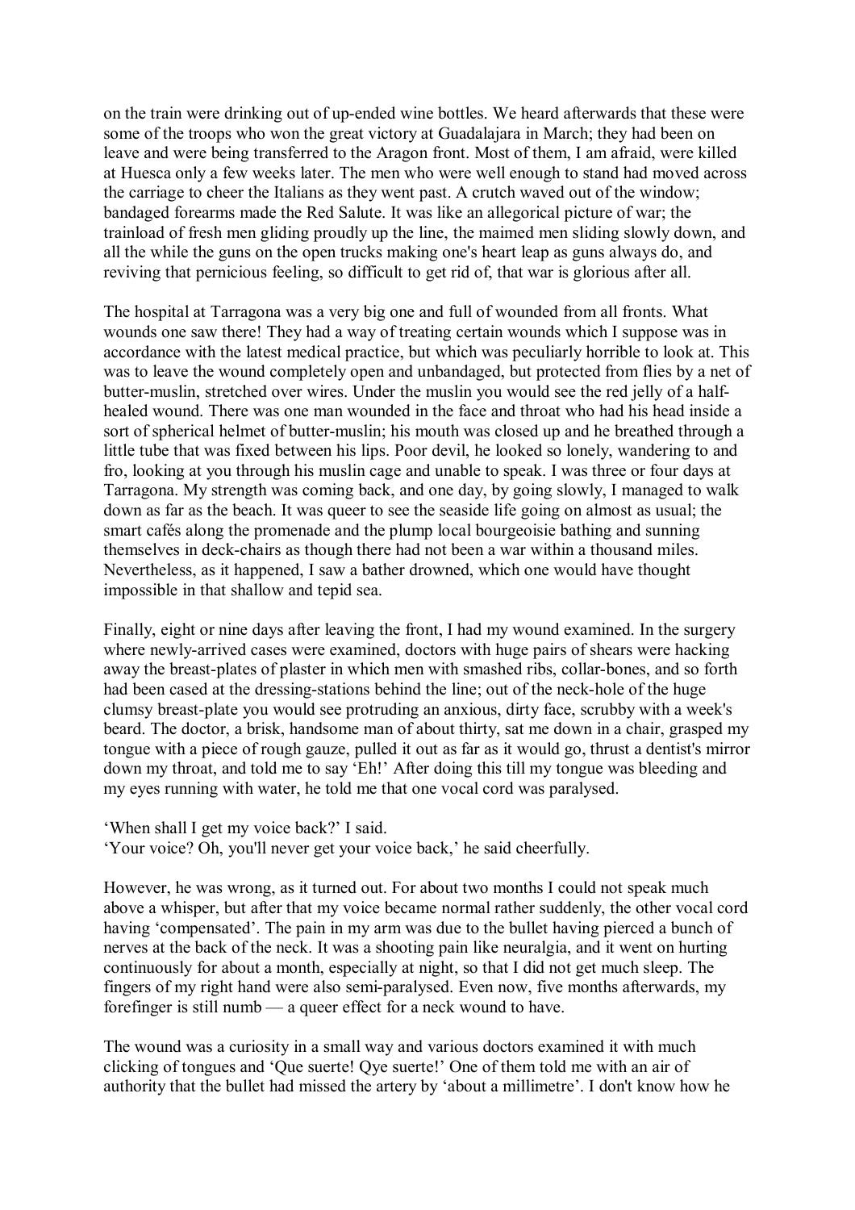on the train were drinking out of up-ended wine bottles. We heard afterwards that these were some of the troops who won the great victory at Guadalajara in March; they had been on leave and were being transferred to the Aragon front. Most of them, I am afraid, were killed at Huesca only a few weeks later. The men who were well enough to stand had moved across the carriage to cheer the Italians as they went past. A crutch waved out of the window; bandaged forearms made the Red Salute. It was like an allegorical picture of war; the trainload of fresh men gliding proudly up the line, the maimed men sliding slowly down, and all the while the guns on the open trucks making one's heart leap as guns always do, and reviving that pernicious feeling, so difficult to get rid of, that war is glorious after all.

The hospital at Tarragona was a very big one and full of wounded from all fronts. What wounds one saw there! They had a way of treating certain wounds which I suppose was in accordance with the latest medical practice, but which was peculiarly horrible to look at. This was to leave the wound completely open and unbandaged, but protected from flies by a net of butter-muslin, stretched over wires. Under the muslin you would see the red jelly of a half-healed wound. There was one man wounded in the face and throat who had his head inside a sort of spherical helmet of butter-muslin; his mouth was closed up and he breathed through a little tube that was fixed between his lips. Poor devil, he looked so lonely, wandering to and fro, looking at you through his muslin cage and unable to speak. I was three or four days at Tarragona. My strength was coming back, and one day, by going slowly, I managed to walk down as far as the beach. It was queer to see the seaside life going on almost as usual; the smart cafés along the promenade and the plump local bourgeoisie bathing and sunning themselves in deck-chairs as though there had not been a war within a thousand miles. Nevertheless, as it happened, I saw a bather drowned, which one would have thought impossible in that shallow and tepid sea.

Finally, eight or nine days after leaving the front, I had my wound examined. In the surgery where newly-arrived cases were examined, doctors with huge pairs of shears were hacking away the breast-plates of plaster in which men with smashed ribs, collar-bones, and so forth had been cased at the dressing-stations behind the line; out of the neck-hole of the huge clumsy breast-plate you would see protruding an anxious, dirty face, scrubby with a week's beard. The doctor, a brisk, handsome man of about thirty, sat me down in a chair, grasped my tongue with a piece of rough gauze, pulled it out as far as it would go, thrust a dentist's mirror down my throat, and told me to say 'Eh!' After doing this till my tongue was bleeding and my eyes running with water, he told me that one vocal cord was paralysed.

'When shall I get my voice back?' I said.
'Your voice? Oh, you'll never get your voice back,' he said cheerfully.

However, he was wrong, as it turned out. For about two months I could not speak much above a whisper, but after that my voice became normal rather suddenly, the other vocal cord having 'compensated'. The pain in my arm was due to the bullet having pierced a bunch of nerves at the back of the neck. It was a shooting pain like neuralgia, and it went on hurting continuously for about a month, especially at night, so that I did not get much sleep. The fingers of my right hand were also semi-paralysed. Even now, five months afterwards, my forefinger is still numb — a queer effect for a neck wound to have.

The wound was a curiosity in a small way and various doctors examined it with much clicking of tongues and 'Que suerte! Qye suerte!' One of them told me with an air of authority that the bullet had missed the artery by 'about a millimetre'. I don't know how he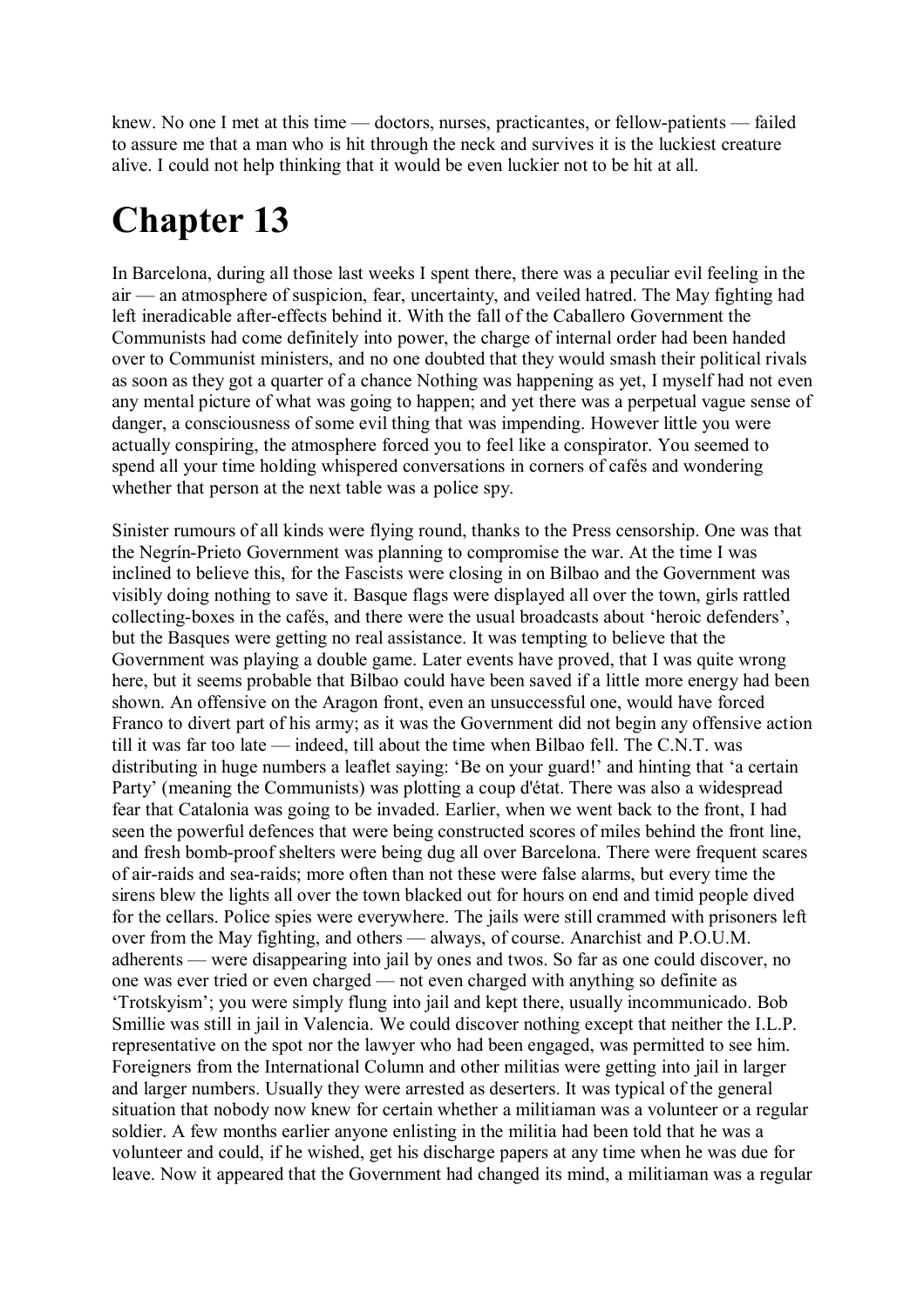knew. No one I met at this time — doctors, nurses, practicantes, or fellow-patients — failed to assure me that a man who is hit through the neck and survives it is the luckiest creature alive. I could not help thinking that it would be even luckier not to be hit at all.

# Chapter 13

In Barcelona, during all those last weeks I spent there, there was a peculiar evil feeling in the air — an atmosphere of suspicion, fear, uncertainty, and veiled hatred. The May fighting had left ineradicable after-effects behind it. With the fall of the Caballero Government the Communists had come definitely into power, the charge of internal order had been handed over to Communist ministers, and no one doubted that they would smash their political rivals as soon as they got a quarter of a chance Nothing was happening as yet, I myself had not even any mental picture of what was going to happen; and yet there was a perpetual vague sense of danger, a consciousness of some evil thing that was impending. However little you were actually conspiring, the atmosphere forced you to feel like a conspirator. You seemed to spend all your time holding whispered conversations in corners of cafés and wondering whether that person at the next table was a police spy.

Sinister rumours of all kinds were flying round, thanks to the Press censorship. One was that the Negrín-Prieto Government was planning to compromise the war. At the time I was inclined to believe this, for the Fascists were closing in on Bilbao and the Government was visibly doing nothing to save it. Basque flags were displayed all over the town, girls rattled collecting-boxes in the cafés, and there were the usual broadcasts about 'heroic defenders', but the Basques were getting no real assistance. It was tempting to believe that the Government was playing a double game. Later events have proved, that I was quite wrong here, but it seems probable that Bilbao could have been saved if a little more energy had been shown. An offensive on the Aragon front, even an unsuccessful one, would have forced Franco to divert part of his army; as it was the Government did not begin any offensive action till it was far too late — indeed, till about the time when Bilbao fell. The C.N.T. was distributing in huge numbers a leaflet saying: 'Be on your guard!' and hinting that 'a certain Party' (meaning the Communists) was plotting a coup d'état. There was also a widespread fear that Catalonia was going to be invaded. Earlier, when we went back to the front, I had seen the powerful defences that were being constructed scores of miles behind the front line, and fresh bomb-proof shelters were being dug all over Barcelona. There were frequent scares of air-raids and sea-raids; more often than not these were false alarms, but every time the sirens blew the lights all over the town blacked out for hours on end and timid people dived for the cellars. Police spies were everywhere. The jails were still crammed with prisoners left over from the May fighting, and others — always, of course. Anarchist and P.O.U.M. adherents — were disappearing into jail by ones and twos. So far as one could discover, no one was ever tried or even charged — not even charged with anything so definite as 'Trotskyism'; you were simply flung into jail and kept there, usually incommunicado. Bob Smillie was still in jail in Valencia. We could discover nothing except that neither the I.L.P. representative on the spot nor the lawyer who had been engaged, was permitted to see him. Foreigners from the International Column and other militias were getting into jail in larger and larger numbers. Usually they were arrested as deserters. It was typical of the general situation that nobody now knew for certain whether a militiaman was a volunteer or a regular soldier. A few months earlier anyone enlisting in the militia had been told that he was a volunteer and could, if he wished, get his discharge papers at any time when he was due for leave. Now it appeared that the Government had changed its mind, a militiaman was a regular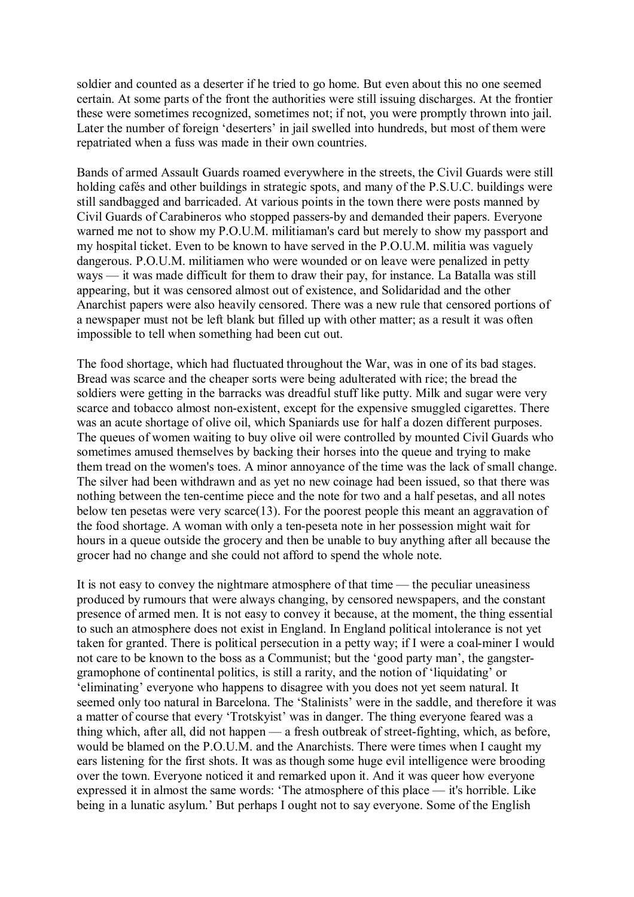soldier and counted as a deserter if he tried to go home. But even about this no one seemed certain. At some parts of the front the authorities were still issuing discharges. At the frontier these were sometimes recognized, sometimes not; if not, you were promptly thrown into jail. Later the number of foreign 'deserters' in jail swelled into hundreds, but most of them were repatriated when a fuss was made in their own countries.

Bands of armed Assault Guards roamed everywhere in the streets, the Civil Guards were still holding cafés and other buildings in strategic spots, and many of the P.S.U.C. buildings were still sandbagged and barricaded. At various points in the town there were posts manned by Civil Guards of Carabineros who stopped passers-by and demanded their papers. Everyone warned me not to show my P.O.U.M. militiaman's card but merely to show my passport and my hospital ticket. Even to be known to have served in the P.O.U.M. militia was vaguely dangerous. P.O.U.M. militiamen who were wounded or on leave were penalized in petty ways — it was made difficult for them to draw their pay, for instance. La Batalla was still appearing, but it was censored almost out of existence, and Solidaridad and the other Anarchist papers were also heavily censored. There was a new rule that censored portions of a newspaper must not be left blank but filled up with other matter; as a result it was often impossible to tell when something had been cut out.

The food shortage, which had fluctuated throughout the War, was in one of its bad stages. Bread was scarce and the cheaper sorts were being adulterated with rice; the bread the soldiers were getting in the barracks was dreadful stuff like putty. Milk and sugar were very scarce and tobacco almost non-existent, except for the expensive smuggled cigarettes. There was an acute shortage of olive oil, which Spaniards use for half a dozen different purposes. The queues of women waiting to buy olive oil were controlled by mounted Civil Guards who sometimes amused themselves by backing their horses into the queue and trying to make them tread on the women's toes. A minor annoyance of the time was the lack of small change. The silver had been withdrawn and as yet no new coinage had been issued, so that there was nothing between the ten-centime piece and the note for two and a half pesetas, and all notes below ten pesetas were very scarce(13). For the poorest people this meant an aggravation of the food shortage. A woman with only a ten-peseta note in her possession might wait for hours in a queue outside the grocery and then be unable to buy anything after all because the grocer had no change and she could not afford to spend the whole note.

It is not easy to convey the nightmare atmosphere of that time — the peculiar uneasiness produced by rumours that were always changing, by censored newspapers, and the constant presence of armed men. It is not easy to convey it because, at the moment, the thing essential to such an atmosphere does not exist in England. In England political intolerance is not yet taken for granted. There is political persecution in a petty way; if I were a coal-miner I would not care to be known to the boss as a Communist; but the 'good party man', the gangster-gramophone of continental politics, is still a rarity, and the notion of 'liquidating' or 'eliminating' everyone who happens to disagree with you does not yet seem natural. It seemed only too natural in Barcelona. The 'Stalinists' were in the saddle, and therefore it was a matter of course that every 'Trotskyist' was in danger. The thing everyone feared was a thing which, after all, did not happen — a fresh outbreak of street-fighting, which, as before, would be blamed on the P.O.U.M. and the Anarchists. There were times when I caught my ears listening for the first shots. It was as though some huge evil intelligence were brooding over the town. Everyone noticed it and remarked upon it. And it was queer how everyone expressed it in almost the same words: 'The atmosphere of this place — it's horrible. Like being in a lunatic asylum.' But perhaps I ought not to say everyone. Some of the English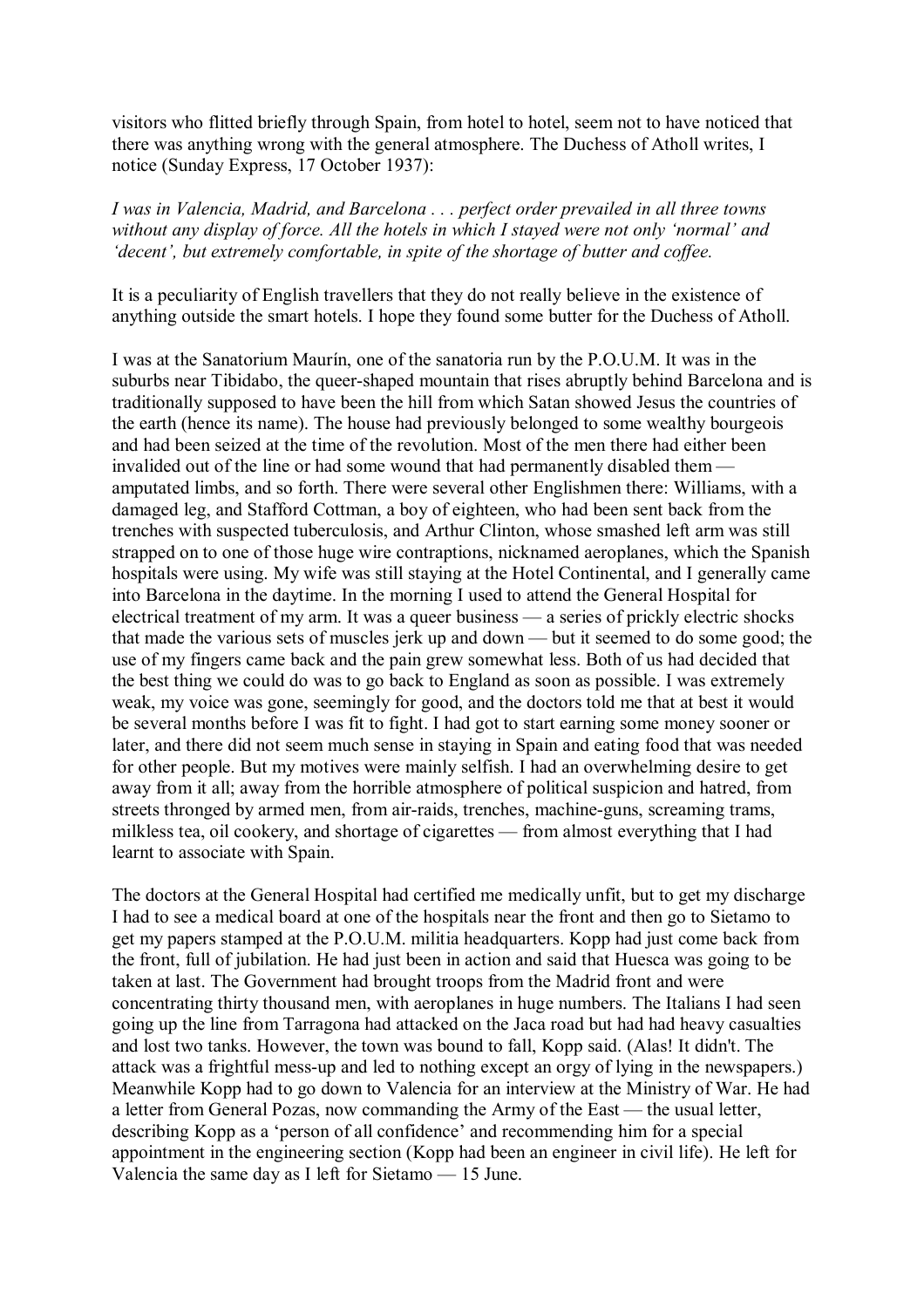visitors who flitted briefly through Spain, from hotel to hotel, seem not to have noticed that there was anything wrong with the general atmosphere. The Duchess of Atholl writes, I notice (Sunday Express, 17 October 1937):

*I was in Valencia, Madrid, and Barcelona . . . perfect order prevailed in all three towns without any display of force. All the hotels in which I stayed were not only 'normal' and 'decent', but extremely comfortable, in spite of the shortage of butter and coffee.*

It is a peculiarity of English travellers that they do not really believe in the existence of anything outside the smart hotels. I hope they found some butter for the Duchess of Atholl.

I was at the Sanatorium Maurín, one of the sanatoria run by the P.O.U.M. It was in the suburbs near Tibidabo, the queer-shaped mountain that rises abruptly behind Barcelona and is traditionally supposed to have been the hill from which Satan showed Jesus the countries of the earth (hence its name). The house had previously belonged to some wealthy bourgeois and had been seized at the time of the revolution. Most of the men there had either been invalided out of the line or had some wound that had permanently disabled them — amputated limbs, and so forth. There were several other Englishmen there: Williams, with a damaged leg, and Stafford Cottman, a boy of eighteen, who had been sent back from the trenches with suspected tuberculosis, and Arthur Clinton, whose smashed left arm was still strapped on to one of those huge wire contraptions, nicknamed aeroplanes, which the Spanish hospitals were using. My wife was still staying at the Hotel Continental, and I generally came into Barcelona in the daytime. In the morning I used to attend the General Hospital for electrical treatment of my arm. It was a queer business — a series of prickly electric shocks that made the various sets of muscles jerk up and down — but it seemed to do some good; the use of my fingers came back and the pain grew somewhat less. Both of us had decided that the best thing we could do was to go back to England as soon as possible. I was extremely weak, my voice was gone, seemingly for good, and the doctors told me that at best it would be several months before I was fit to fight. I had got to start earning some money sooner or later, and there did not seem much sense in staying in Spain and eating food that was needed for other people. But my motives were mainly selfish. I had an overwhelming desire to get away from it all; away from the horrible atmosphere of political suspicion and hatred, from streets thronged by armed men, from air-raids, trenches, machine-guns, screaming trams, milkless tea, oil cookery, and shortage of cigarettes — from almost everything that I had learnt to associate with Spain.

The doctors at the General Hospital had certified me medically unfit, but to get my discharge I had to see a medical board at one of the hospitals near the front and then go to Sietamo to get my papers stamped at the P.O.U.M. militia headquarters. Kopp had just come back from the front, full of jubilation. He had just been in action and said that Huesca was going to be taken at last. The Government had brought troops from the Madrid front and were concentrating thirty thousand men, with aeroplanes in huge numbers. The Italians I had seen going up the line from Tarragona had attacked on the Jaca road but had had heavy casualties and lost two tanks. However, the town was bound to fall, Kopp said. (Alas! It didn't. The attack was a frightful mess-up and led to nothing except an orgy of lying in the newspapers.) Meanwhile Kopp had to go down to Valencia for an interview at the Ministry of War. He had a letter from General Pozas, now commanding the Army of the East — the usual letter, describing Kopp as a 'person of all confidence' and recommending him for a special appointment in the engineering section (Kopp had been an engineer in civil life). He left for Valencia the same day as I left for Sietamo — 15 June.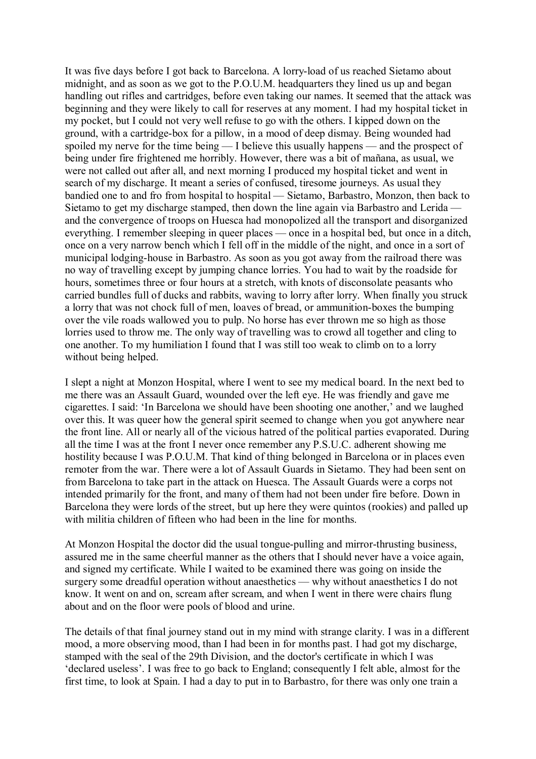It was five days before I got back to Barcelona. A lorry-load of us reached Sietamo about midnight, and as soon as we got to the P.O.U.M. headquarters they lined us up and began handling out rifles and cartridges, before even taking our names. It seemed that the attack was beginning and they were likely to call for reserves at any moment. I had my hospital ticket in my pocket, but I could not very well refuse to go with the others. I kipped down on the ground, with a cartridge-box for a pillow, in a mood of deep dismay. Being wounded had spoiled my nerve for the time being — I believe this usually happens — and the prospect of being under fire frightened me horribly. However, there was a bit of mañana, as usual, we were not called out after all, and next morning I produced my hospital ticket and went in search of my discharge. It meant a series of confused, tiresome journeys. As usual they bandied one to and fro from hospital to hospital — Sietamo, Barbastro, Monzon, then back to Sietamo to get my discharge stamped, then down the line again via Barbastro and Lerida — and the convergence of troops on Huesca had monopolized all the transport and disorganized everything. I remember sleeping in queer places — once in a hospital bed, but once in a ditch, once on a very narrow bench which I fell off in the middle of the night, and once in a sort of municipal lodging-house in Barbastro. As soon as you got away from the railroad there was no way of travelling except by jumping chance lorries. You had to wait by the roadside for hours, sometimes three or four hours at a stretch, with knots of disconsolate peasants who carried bundles full of ducks and rabbits, waving to lorry after lorry. When finally you struck a lorry that was not chock full of men, loaves of bread, or ammunition-boxes the bumping over the vile roads wallowed you to pulp. No horse has ever thrown me so high as those lorries used to throw me. The only way of travelling was to crowd all together and cling to one another. To my humiliation I found that I was still too weak to climb on to a lorry without being helped.

I slept a night at Monzon Hospital, where I went to see my medical board. In the next bed to me there was an Assault Guard, wounded over the left eye. He was friendly and gave me cigarettes. I said: 'In Barcelona we should have been shooting one another,' and we laughed over this. It was queer how the general spirit seemed to change when you got anywhere near the front line. All or nearly all of the vicious hatred of the political parties evaporated. During all the time I was at the front I never once remember any P.S.U.C. adherent showing me hostility because I was P.O.U.M. That kind of thing belonged in Barcelona or in places even remoter from the war. There were a lot of Assault Guards in Sietamo. They had been sent on from Barcelona to take part in the attack on Huesca. The Assault Guards were a corps not intended primarily for the front, and many of them had not been under fire before. Down in Barcelona they were lords of the street, but up here they were quintos (rookies) and palled up with militia children of fifteen who had been in the line for months.

At Monzon Hospital the doctor did the usual tongue-pulling and mirror-thrusting business, assured me in the same cheerful manner as the others that I should never have a voice again, and signed my certificate. While I waited to be examined there was going on inside the surgery some dreadful operation without anaesthetics — why without anaesthetics I do not know. It went on and on, scream after scream, and when I went in there were chairs flung about and on the floor were pools of blood and urine.

The details of that final journey stand out in my mind with strange clarity. I was in a different mood, a more observing mood, than I had been in for months past. I had got my discharge, stamped with the seal of the 29th Division, and the doctor's certificate in which I was 'declared useless'. I was free to go back to England; consequently I felt able, almost for the first time, to look at Spain. I had a day to put in to Barbastro, for there was only one train a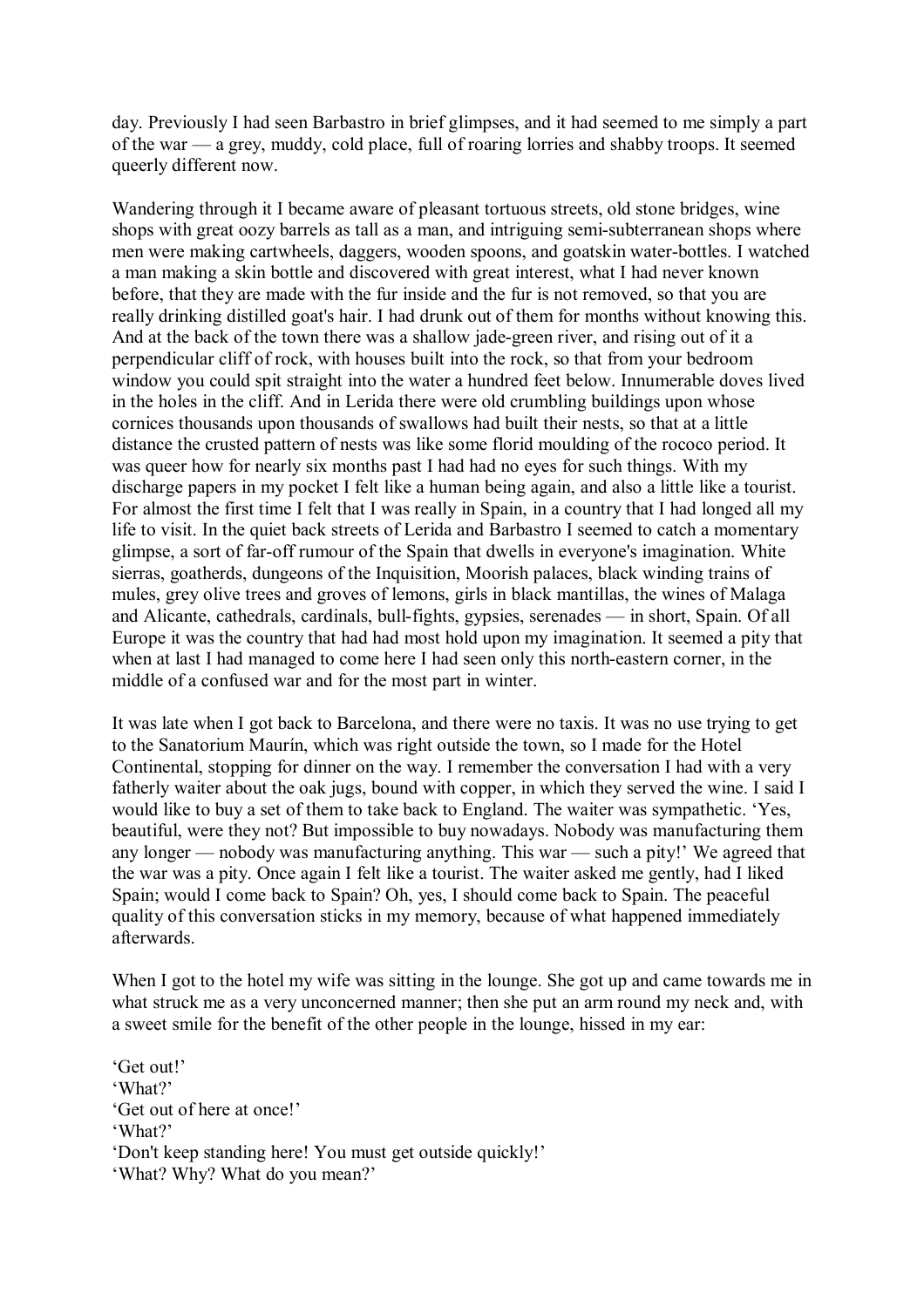day. Previously I had seen Barbastro in brief glimpses, and it had seemed to me simply a part of the war — a grey, muddy, cold place, full of roaring lorries and shabby troops. It seemed queerly different now.

Wandering through it I became aware of pleasant tortuous streets, old stone bridges, wine shops with great oozy barrels as tall as a man, and intriguing semi-subterranean shops where men were making cartwheels, daggers, wooden spoons, and goatskin water-bottles. I watched a man making a skin bottle and discovered with great interest, what I had never known before, that they are made with the fur inside and the fur is not removed, so that you are really drinking distilled goat's hair. I had drunk out of them for months without knowing this. And at the back of the town there was a shallow jade-green river, and rising out of it a perpendicular cliff of rock, with houses built into the rock, so that from your bedroom window you could spit straight into the water a hundred feet below. Innumerable doves lived in the holes in the cliff. And in Lerida there were old crumbling buildings upon whose cornices thousands upon thousands of swallows had built their nests, so that at a little distance the crusted pattern of nests was like some florid moulding of the rococo period. It was queer how for nearly six months past I had had no eyes for such things. With my discharge papers in my pocket I felt like a human being again, and also a little like a tourist. For almost the first time I felt that I was really in Spain, in a country that I had longed all my life to visit. In the quiet back streets of Lerida and Barbastro I seemed to catch a momentary glimpse, a sort of far-off rumour of the Spain that dwells in everyone's imagination. White sierras, goatherds, dungeons of the Inquisition, Moorish palaces, black winding trains of mules, grey olive trees and groves of lemons, girls in black mantillas, the wines of Malaga and Alicante, cathedrals, cardinals, bull-fights, gypsies, serenades — in short, Spain. Of all Europe it was the country that had had most hold upon my imagination. It seemed a pity that when at last I had managed to come here I had seen only this north-eastern corner, in the middle of a confused war and for the most part in winter.

It was late when I got back to Barcelona, and there were no taxis. It was no use trying to get to the Sanatorium Maurín, which was right outside the town, so I made for the Hotel Continental, stopping for dinner on the way. I remember the conversation I had with a very fatherly waiter about the oak jugs, bound with copper, in which they served the wine. I said I would like to buy a set of them to take back to England. The waiter was sympathetic. 'Yes, beautiful, were they not? But impossible to buy nowadays. Nobody was manufacturing them any longer — nobody was manufacturing anything. This war — such a pity!' We agreed that the war was a pity. Once again I felt like a tourist. The waiter asked me gently, had I liked Spain; would I come back to Spain? Oh, yes, I should come back to Spain. The peaceful quality of this conversation sticks in my memory, because of what happened immediately afterwards.

When I got to the hotel my wife was sitting in the lounge. She got up and came towards me in what struck me as a very unconcerned manner; then she put an arm round my neck and, with a sweet smile for the benefit of the other people in the lounge, hissed in my ear:

'Get out!'
'What?'
'Get out of here at once!'
'What?'
'Don't keep standing here! You must get outside quickly!'
'What? Why? What do you mean?'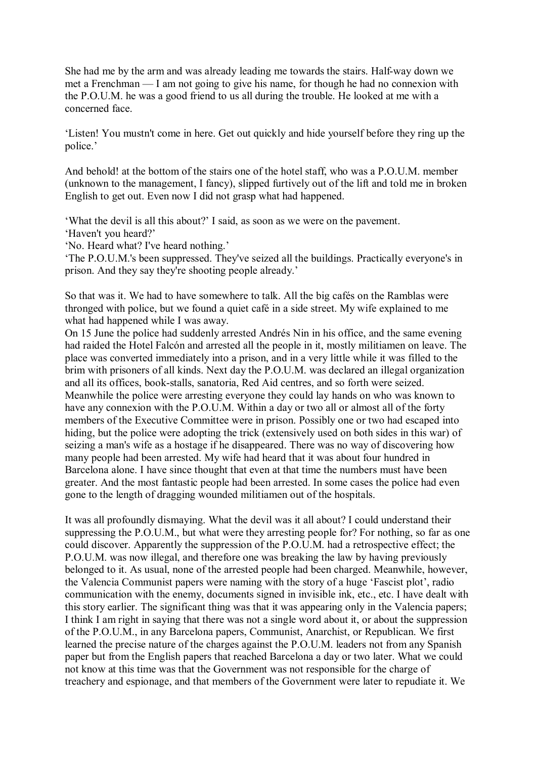She had me by the arm and was already leading me towards the stairs. Half-way down we met a Frenchman — I am not going to give his name, for though he had no connexion with the P.O.U.M. he was a good friend to us all during the trouble. He looked at me with a concerned face.

'Listen! You mustn't come in here. Get out quickly and hide yourself before they ring up the police.'

And behold! at the bottom of the stairs one of the hotel staff, who was a P.O.U.M. member (unknown to the management, I fancy), slipped furtively out of the lift and told me in broken English to get out. Even now I did not grasp what had happened.

'What the devil is all this about?' I said, as soon as we were on the pavement.
'Haven't you heard?'
'No. Heard what? I've heard nothing.'
'The P.O.U.M.'s been suppressed. They've seized all the buildings. Practically everyone's in prison. And they say they're shooting people already.'

So that was it. We had to have somewhere to talk. All the big cafés on the Ramblas were thronged with police, but we found a quiet café in a side street. My wife explained to me what had happened while I was away.
On 15 June the police had suddenly arrested Andrés Nin in his office, and the same evening had raided the Hotel Falcón and arrested all the people in it, mostly militiamen on leave. The place was converted immediately into a prison, and in a very little while it was filled to the brim with prisoners of all kinds. Next day the P.O.U.M. was declared an illegal organization and all its offices, book-stalls, sanatoria, Red Aid centres, and so forth were seized. Meanwhile the police were arresting everyone they could lay hands on who was known to have any connexion with the P.O.U.M. Within a day or two all or almost all of the forty members of the Executive Committee were in prison. Possibly one or two had escaped into hiding, but the police were adopting the trick (extensively used on both sides in this war) of seizing a man's wife as a hostage if he disappeared. There was no way of discovering how many people had been arrested. My wife had heard that it was about four hundred in Barcelona alone. I have since thought that even at that time the numbers must have been greater. And the most fantastic people had been arrested. In some cases the police had even gone to the length of dragging wounded militiamen out of the hospitals.

It was all profoundly dismaying. What the devil was it all about? I could understand their suppressing the P.O.U.M., but what were they arresting people for? For nothing, so far as one could discover. Apparently the suppression of the P.O.U.M. had a retrospective effect; the P.O.U.M. was now illegal, and therefore one was breaking the law by having previously belonged to it. As usual, none of the arrested people had been charged. Meanwhile, however, the Valencia Communist papers were naming with the story of a huge 'Fascist plot', radio communication with the enemy, documents signed in invisible ink, etc., etc. I have dealt with this story earlier. The significant thing was that it was appearing only in the Valencia papers; I think I am right in saying that there was not a single word about it, or about the suppression of the P.O.U.M., in any Barcelona papers, Communist, Anarchist, or Republican. We first learned the precise nature of the charges against the P.O.U.M. leaders not from any Spanish paper but from the English papers that reached Barcelona a day or two later. What we could not know at this time was that the Government was not responsible for the charge of treachery and espionage, and that members of the Government were later to repudiate it. We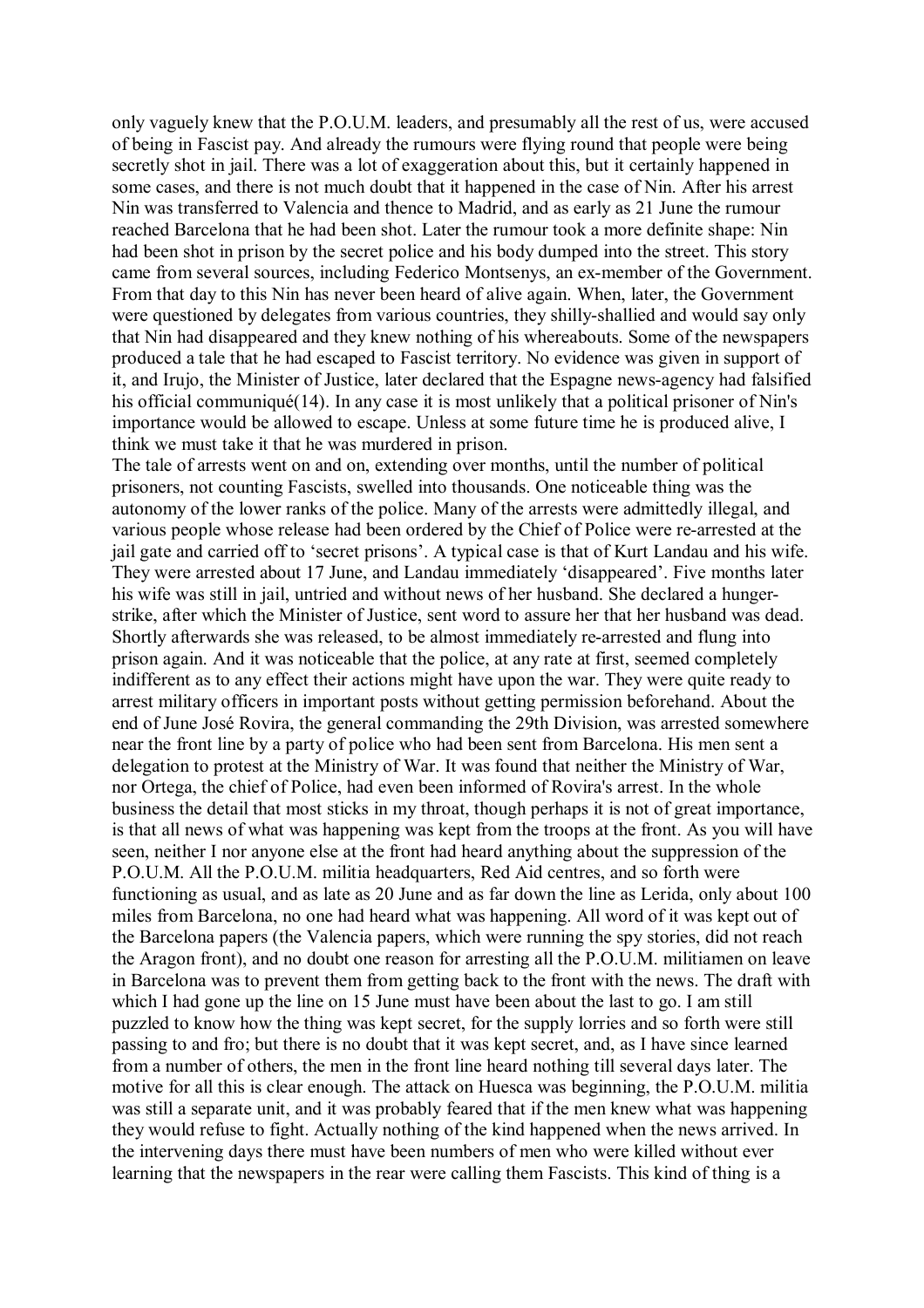only vaguely knew that the P.O.U.M. leaders, and presumably all the rest of us, were accused of being in Fascist pay. And already the rumours were flying round that people were being secretly shot in jail. There was a lot of exaggeration about this, but it certainly happened in some cases, and there is not much doubt that it happened in the case of Nin. After his arrest Nin was transferred to Valencia and thence to Madrid, and as early as 21 June the rumour reached Barcelona that he had been shot. Later the rumour took a more definite shape: Nin had been shot in prison by the secret police and his body dumped into the street. This story came from several sources, including Federico Montsenys, an ex-member of the Government. From that day to this Nin has never been heard of alive again. When, later, the Government were questioned by delegates from various countries, they shilly-shallied and would say only that Nin had disappeared and they knew nothing of his whereabouts. Some of the newspapers produced a tale that he had escaped to Fascist territory. No evidence was given in support of it, and Irujo, the Minister of Justice, later declared that the Espagne news-agency had falsified his official communiqué(14). In any case it is most unlikely that a political prisoner of Nin's importance would be allowed to escape. Unless at some future time he is produced alive, I think we must take it that he was murdered in prison.

The tale of arrests went on and on, extending over months, until the number of political prisoners, not counting Fascists, swelled into thousands. One noticeable thing was the autonomy of the lower ranks of the police. Many of the arrests were admittedly illegal, and various people whose release had been ordered by the Chief of Police were re-arrested at the jail gate and carried off to 'secret prisons'. A typical case is that of Kurt Landau and his wife. They were arrested about 17 June, and Landau immediately 'disappeared'. Five months later his wife was still in jail, untried and without news of her husband. She declared a hunger-strike, after which the Minister of Justice, sent word to assure her that her husband was dead. Shortly afterwards she was released, to be almost immediately re-arrested and flung into prison again. And it was noticeable that the police, at any rate at first, seemed completely indifferent as to any effect their actions might have upon the war. They were quite ready to arrest military officers in important posts without getting permission beforehand. About the end of June José Rovira, the general commanding the 29th Division, was arrested somewhere near the front line by a party of police who had been sent from Barcelona. His men sent a delegation to protest at the Ministry of War. It was found that neither the Ministry of War, nor Ortega, the chief of Police, had even been informed of Rovira's arrest. In the whole business the detail that most sticks in my throat, though perhaps it is not of great importance, is that all news of what was happening was kept from the troops at the front. As you will have seen, neither I nor anyone else at the front had heard anything about the suppression of the P.O.U.M. All the P.O.U.M. militia headquarters, Red Aid centres, and so forth were functioning as usual, and as late as 20 June and as far down the line as Lerida, only about 100 miles from Barcelona, no one had heard what was happening. All word of it was kept out of the Barcelona papers (the Valencia papers, which were running the spy stories, did not reach the Aragon front), and no doubt one reason for arresting all the P.O.U.M. militiamen on leave in Barcelona was to prevent them from getting back to the front with the news. The draft with which I had gone up the line on 15 June must have been about the last to go. I am still puzzled to know how the thing was kept secret, for the supply lorries and so forth were still passing to and fro; but there is no doubt that it was kept secret, and, as I have since learned from a number of others, the men in the front line heard nothing till several days later. The motive for all this is clear enough. The attack on Huesca was beginning, the P.O.U.M. militia was still a separate unit, and it was probably feared that if the men knew what was happening they would refuse to fight. Actually nothing of the kind happened when the news arrived. In the intervening days there must have been numbers of men who were killed without ever learning that the newspapers in the rear were calling them Fascists. This kind of thing is a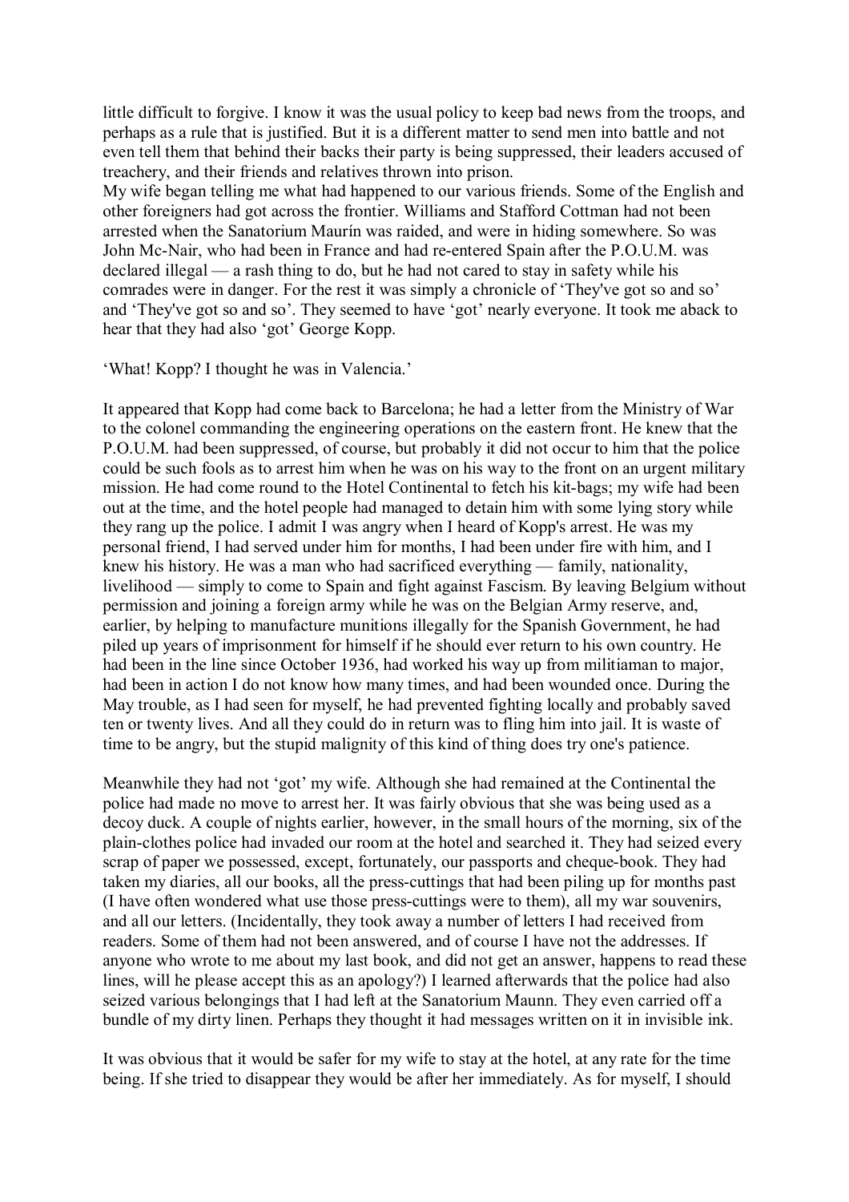little difficult to forgive. I know it was the usual policy to keep bad news from the troops, and perhaps as a rule that is justified. But it is a different matter to send men into battle and not even tell them that behind their backs their party is being suppressed, their leaders accused of treachery, and their friends and relatives thrown into prison.
My wife began telling me what had happened to our various friends. Some of the English and other foreigners had got across the frontier. Williams and Stafford Cottman had not been arrested when the Sanatorium Maurín was raided, and were in hiding somewhere. So was John Mc-Nair, who had been in France and had re-entered Spain after the P.O.U.M. was declared illegal — a rash thing to do, but he had not cared to stay in safety while his comrades were in danger. For the rest it was simply a chronicle of 'They've got so and so' and 'They've got so and so'. They seemed to have 'got' nearly everyone. It took me aback to hear that they had also 'got' George Kopp.

'What! Kopp? I thought he was in Valencia.'

It appeared that Kopp had come back to Barcelona; he had a letter from the Ministry of War to the colonel commanding the engineering operations on the eastern front. He knew that the P.O.U.M. had been suppressed, of course, but probably it did not occur to him that the police could be such fools as to arrest him when he was on his way to the front on an urgent military mission. He had come round to the Hotel Continental to fetch his kit-bags; my wife had been out at the time, and the hotel people had managed to detain him with some lying story while they rang up the police. I admit I was angry when I heard of Kopp's arrest. He was my personal friend, I had served under him for months, I had been under fire with him, and I knew his history. He was a man who had sacrificed everything — family, nationality, livelihood — simply to come to Spain and fight against Fascism. By leaving Belgium without permission and joining a foreign army while he was on the Belgian Army reserve, and, earlier, by helping to manufacture munitions illegally for the Spanish Government, he had piled up years of imprisonment for himself if he should ever return to his own country. He had been in the line since October 1936, had worked his way up from militiaman to major, had been in action I do not know how many times, and had been wounded once. During the May trouble, as I had seen for myself, he had prevented fighting locally and probably saved ten or twenty lives. And all they could do in return was to fling him into jail. It is waste of time to be angry, but the stupid malignity of this kind of thing does try one's patience.

Meanwhile they had not 'got' my wife. Although she had remained at the Continental the police had made no move to arrest her. It was fairly obvious that she was being used as a decoy duck. A couple of nights earlier, however, in the small hours of the morning, six of the plain-clothes police had invaded our room at the hotel and searched it. They had seized every scrap of paper we possessed, except, fortunately, our passports and cheque-book. They had taken my diaries, all our books, all the press-cuttings that had been piling up for months past (I have often wondered what use those press-cuttings were to them), all my war souvenirs, and all our letters. (Incidentally, they took away a number of letters I had received from readers. Some of them had not been answered, and of course I have not the addresses. If anyone who wrote to me about my last book, and did not get an answer, happens to read these lines, will he please accept this as an apology?) I learned afterwards that the police had also seized various belongings that I had left at the Sanatorium Maunn. They even carried off a bundle of my dirty linen. Perhaps they thought it had messages written on it in invisible ink.

It was obvious that it would be safer for my wife to stay at the hotel, at any rate for the time being. If she tried to disappear they would be after her immediately. As for myself, I should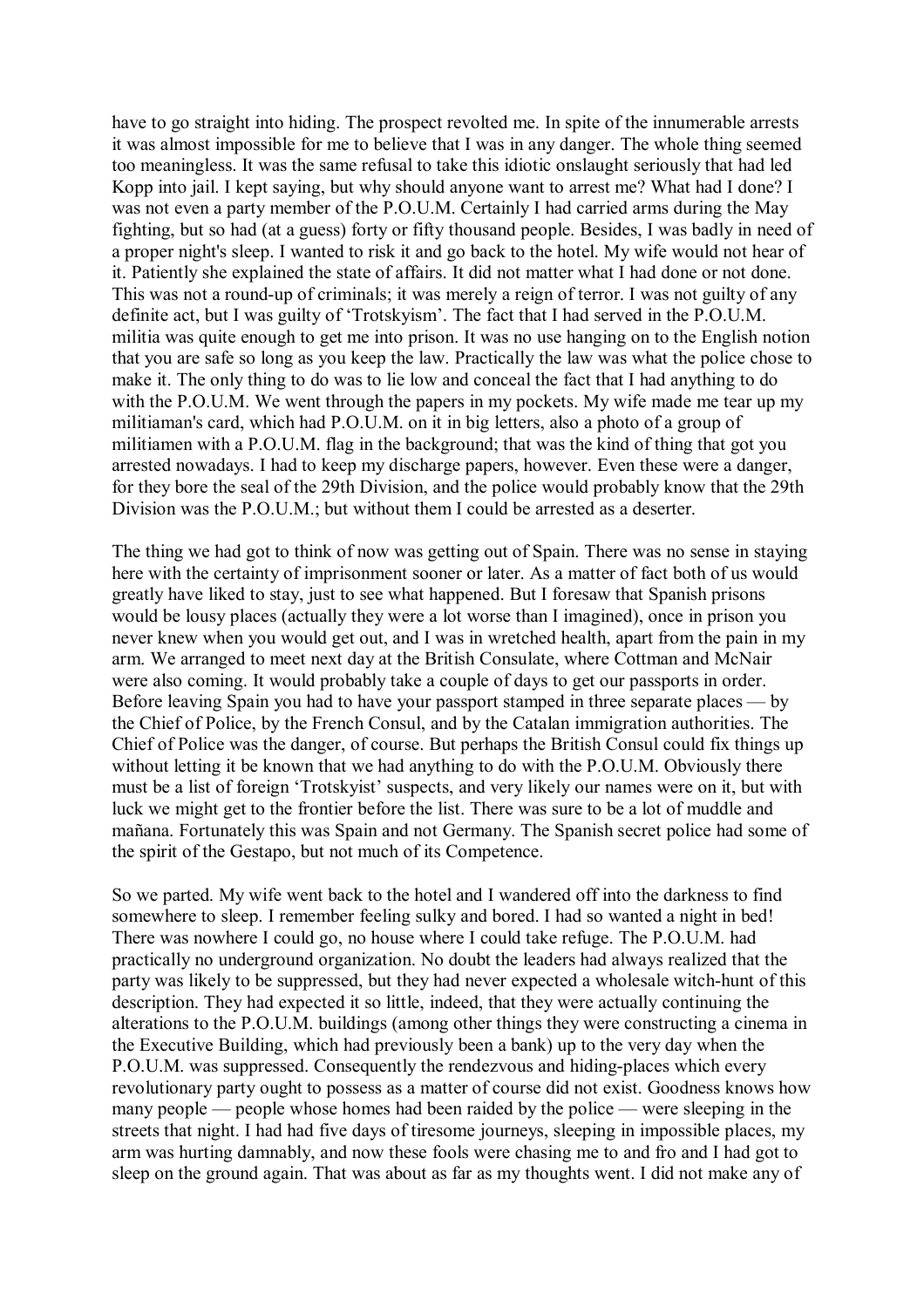have to go straight into hiding. The prospect revolted me. In spite of the innumerable arrests it was almost impossible for me to believe that I was in any danger. The whole thing seemed too meaningless. It was the same refusal to take this idiotic onslaught seriously that had led Kopp into jail. I kept saying, but why should anyone want to arrest me? What had I done? I was not even a party member of the P.O.U.M. Certainly I had carried arms during the May fighting, but so had (at a guess) forty or fifty thousand people. Besides, I was badly in need of a proper night's sleep. I wanted to risk it and go back to the hotel. My wife would not hear of it. Patiently she explained the state of affairs. It did not matter what I had done or not done. This was not a round-up of criminals; it was merely a reign of terror. I was not guilty of any definite act, but I was guilty of 'Trotskyism'. The fact that I had served in the P.O.U.M. militia was quite enough to get me into prison. It was no use hanging on to the English notion that you are safe so long as you keep the law. Practically the law was what the police chose to make it. The only thing to do was to lie low and conceal the fact that I had anything to do with the P.O.U.M. We went through the papers in my pockets. My wife made me tear up my militiaman's card, which had P.O.U.M. on it in big letters, also a photo of a group of militiamen with a P.O.U.M. flag in the background; that was the kind of thing that got you arrested nowadays. I had to keep my discharge papers, however. Even these were a danger, for they bore the seal of the 29th Division, and the police would probably know that the 29th Division was the P.O.U.M.; but without them I could be arrested as a deserter.

The thing we had got to think of now was getting out of Spain. There was no sense in staying here with the certainty of imprisonment sooner or later. As a matter of fact both of us would greatly have liked to stay, just to see what happened. But I foresaw that Spanish prisons would be lousy places (actually they were a lot worse than I imagined), once in prison you never knew when you would get out, and I was in wretched health, apart from the pain in my arm. We arranged to meet next day at the British Consulate, where Cottman and McNair were also coming. It would probably take a couple of days to get our passports in order. Before leaving Spain you had to have your passport stamped in three separate places — by the Chief of Police, by the French Consul, and by the Catalan immigration authorities. The Chief of Police was the danger, of course. But perhaps the British Consul could fix things up without letting it be known that we had anything to do with the P.O.U.M. Obviously there must be a list of foreign 'Trotskyist' suspects, and very likely our names were on it, but with luck we might get to the frontier before the list. There was sure to be a lot of muddle and mañana. Fortunately this was Spain and not Germany. The Spanish secret police had some of the spirit of the Gestapo, but not much of its Competence.

So we parted. My wife went back to the hotel and I wandered off into the darkness to find somewhere to sleep. I remember feeling sulky and bored. I had so wanted a night in bed! There was nowhere I could go, no house where I could take refuge. The P.O.U.M. had practically no underground organization. No doubt the leaders had always realized that the party was likely to be suppressed, but they had never expected a wholesale witch-hunt of this description. They had expected it so little, indeed, that they were actually continuing the alterations to the P.O.U.M. buildings (among other things they were constructing a cinema in the Executive Building, which had previously been a bank) up to the very day when the P.O.U.M. was suppressed. Consequently the rendezvous and hiding-places which every revolutionary party ought to possess as a matter of course did not exist. Goodness knows how many people — people whose homes had been raided by the police — were sleeping in the streets that night. I had had five days of tiresome journeys, sleeping in impossible places, my arm was hurting damnably, and now these fools were chasing me to and fro and I had got to sleep on the ground again. That was about as far as my thoughts went. I did not make any of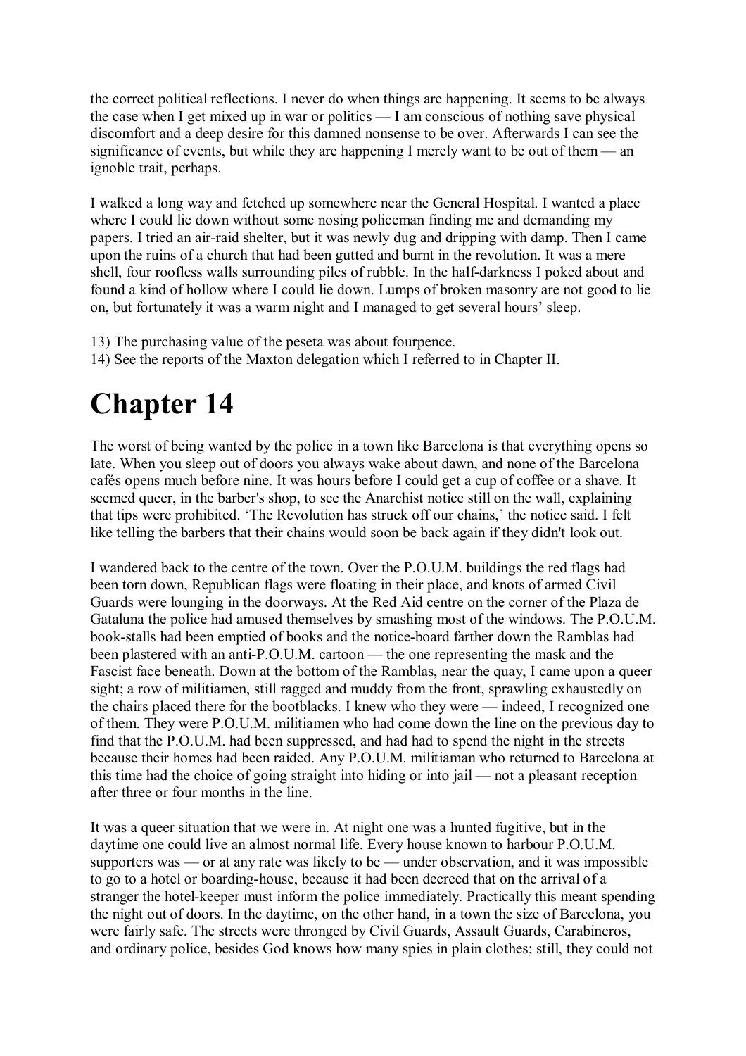the correct political reflections. I never do when things are happening. It seems to be always the case when I get mixed up in war or politics — I am conscious of nothing save physical discomfort and a deep desire for this damned nonsense to be over. Afterwards I can see the significance of events, but while they are happening I merely want to be out of them — an ignoble trait, perhaps.

I walked a long way and fetched up somewhere near the General Hospital. I wanted a place where I could lie down without some nosing policeman finding me and demanding my papers. I tried an air-raid shelter, but it was newly dug and dripping with damp. Then I came upon the ruins of a church that had been gutted and burnt in the revolution. It was a mere shell, four roofless walls surrounding piles of rubble. In the half-darkness I poked about and found a kind of hollow where I could lie down. Lumps of broken masonry are not good to lie on, but fortunately it was a warm night and I managed to get several hours' sleep.

13) The purchasing value of the peseta was about fourpence.
14) See the reports of the Maxton delegation which I referred to in Chapter II.

# Chapter 14

The worst of being wanted by the police in a town like Barcelona is that everything opens so late. When you sleep out of doors you always wake about dawn, and none of the Barcelona cafés opens much before nine. It was hours before I could get a cup of coffee or a shave. It seemed queer, in the barber's shop, to see the Anarchist notice still on the wall, explaining that tips were prohibited. 'The Revolution has struck off our chains,' the notice said. I felt like telling the barbers that their chains would soon be back again if they didn't look out.

I wandered back to the centre of the town. Over the P.O.U.M. buildings the red flags had been torn down, Republican flags were floating in their place, and knots of armed Civil Guards were lounging in the doorways. At the Red Aid centre on the corner of the Plaza de Gataluna the police had amused themselves by smashing most of the windows. The P.O.U.M. book-stalls had been emptied of books and the notice-board farther down the Ramblas had been plastered with an anti-P.O.U.M. cartoon — the one representing the mask and the Fascist face beneath. Down at the bottom of the Ramblas, near the quay, I came upon a queer sight; a row of militiamen, still ragged and muddy from the front, sprawling exhaustedly on the chairs placed there for the bootblacks. I knew who they were — indeed, I recognized one of them. They were P.O.U.M. militiamen who had come down the line on the previous day to find that the P.O.U.M. had been suppressed, and had had to spend the night in the streets because their homes had been raided. Any P.O.U.M. militiaman who returned to Barcelona at this time had the choice of going straight into hiding or into jail — not a pleasant reception after three or four months in the line.

It was a queer situation that we were in. At night one was a hunted fugitive, but in the daytime one could live an almost normal life. Every house known to harbour P.O.U.M. supporters was — or at any rate was likely to be — under observation, and it was impossible to go to a hotel or boarding-house, because it had been decreed that on the arrival of a stranger the hotel-keeper must inform the police immediately. Practically this meant spending the night out of doors. In the daytime, on the other hand, in a town the size of Barcelona, you were fairly safe. The streets were thronged by Civil Guards, Assault Guards, Carabineros, and ordinary police, besides God knows how many spies in plain clothes; still, they could not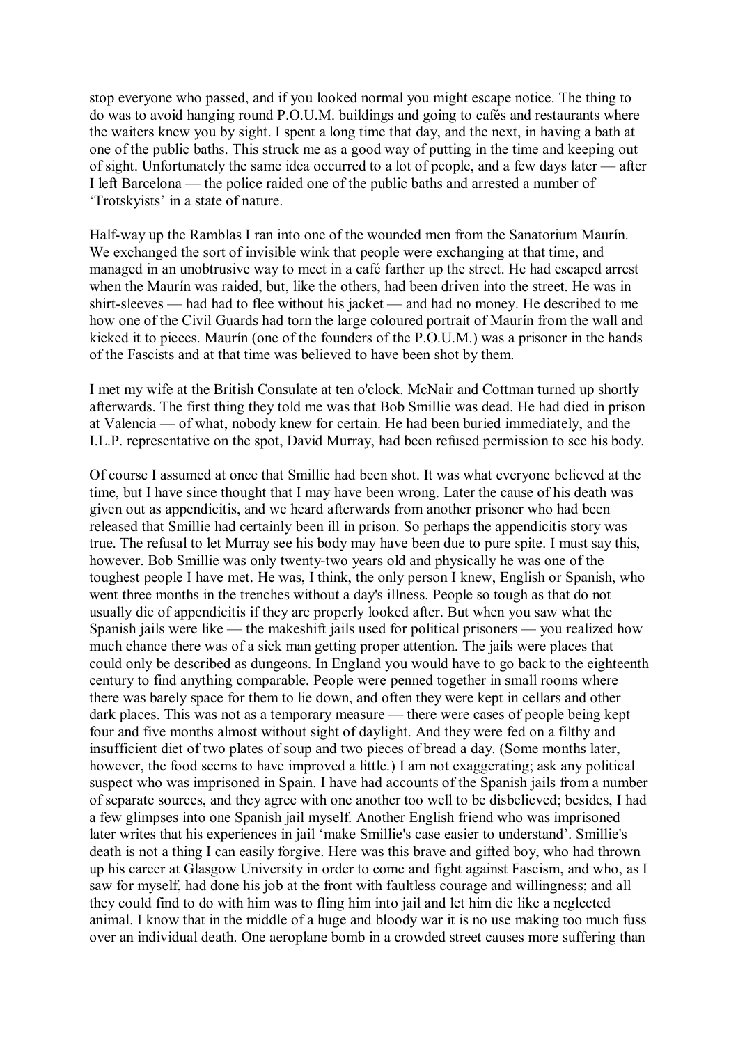stop everyone who passed, and if you looked normal you might escape notice. The thing to do was to avoid hanging round P.O.U.M. buildings and going to cafés and restaurants where the waiters knew you by sight. I spent a long time that day, and the next, in having a bath at one of the public baths. This struck me as a good way of putting in the time and keeping out of sight. Unfortunately the same idea occurred to a lot of people, and a few days later — after I left Barcelona — the police raided one of the public baths and arrested a number of 'Trotskyists' in a state of nature.

Half-way up the Ramblas I ran into one of the wounded men from the Sanatorium Maurín. We exchanged the sort of invisible wink that people were exchanging at that time, and managed in an unobtrusive way to meet in a café farther up the street. He had escaped arrest when the Maurín was raided, but, like the others, had been driven into the street. He was in shirt-sleeves — had had to flee without his jacket — and had no money. He described to me how one of the Civil Guards had torn the large coloured portrait of Maurín from the wall and kicked it to pieces. Maurín (one of the founders of the P.O.U.M.) was a prisoner in the hands of the Fascists and at that time was believed to have been shot by them.

I met my wife at the British Consulate at ten o'clock. McNair and Cottman turned up shortly afterwards. The first thing they told me was that Bob Smillie was dead. He had died in prison at Valencia — of what, nobody knew for certain. He had been buried immediately, and the I.L.P. representative on the spot, David Murray, had been refused permission to see his body.

Of course I assumed at once that Smillie had been shot. It was what everyone believed at the time, but I have since thought that I may have been wrong. Later the cause of his death was given out as appendicitis, and we heard afterwards from another prisoner who had been released that Smillie had certainly been ill in prison. So perhaps the appendicitis story was true. The refusal to let Murray see his body may have been due to pure spite. I must say this, however. Bob Smillie was only twenty-two years old and physically he was one of the toughest people I have met. He was, I think, the only person I knew, English or Spanish, who went three months in the trenches without a day's illness. People so tough as that do not usually die of appendicitis if they are properly looked after. But when you saw what the Spanish jails were like — the makeshift jails used for political prisoners — you realized how much chance there was of a sick man getting proper attention. The jails were places that could only be described as dungeons. In England you would have to go back to the eighteenth century to find anything comparable. People were penned together in small rooms where there was barely space for them to lie down, and often they were kept in cellars and other dark places. This was not as a temporary measure — there were cases of people being kept four and five months almost without sight of daylight. And they were fed on a filthy and insufficient diet of two plates of soup and two pieces of bread a day. (Some months later, however, the food seems to have improved a little.) I am not exaggerating; ask any political suspect who was imprisoned in Spain. I have had accounts of the Spanish jails from a number of separate sources, and they agree with one another too well to be disbelieved; besides, I had a few glimpses into one Spanish jail myself. Another English friend who was imprisoned later writes that his experiences in jail 'make Smillie's case easier to understand'. Smillie's death is not a thing I can easily forgive. Here was this brave and gifted boy, who had thrown up his career at Glasgow University in order to come and fight against Fascism, and who, as I saw for myself, had done his job at the front with faultless courage and willingness; and all they could find to do with him was to fling him into jail and let him die like a neglected animal. I know that in the middle of a huge and bloody war it is no use making too much fuss over an individual death. One aeroplane bomb in a crowded street causes more suffering than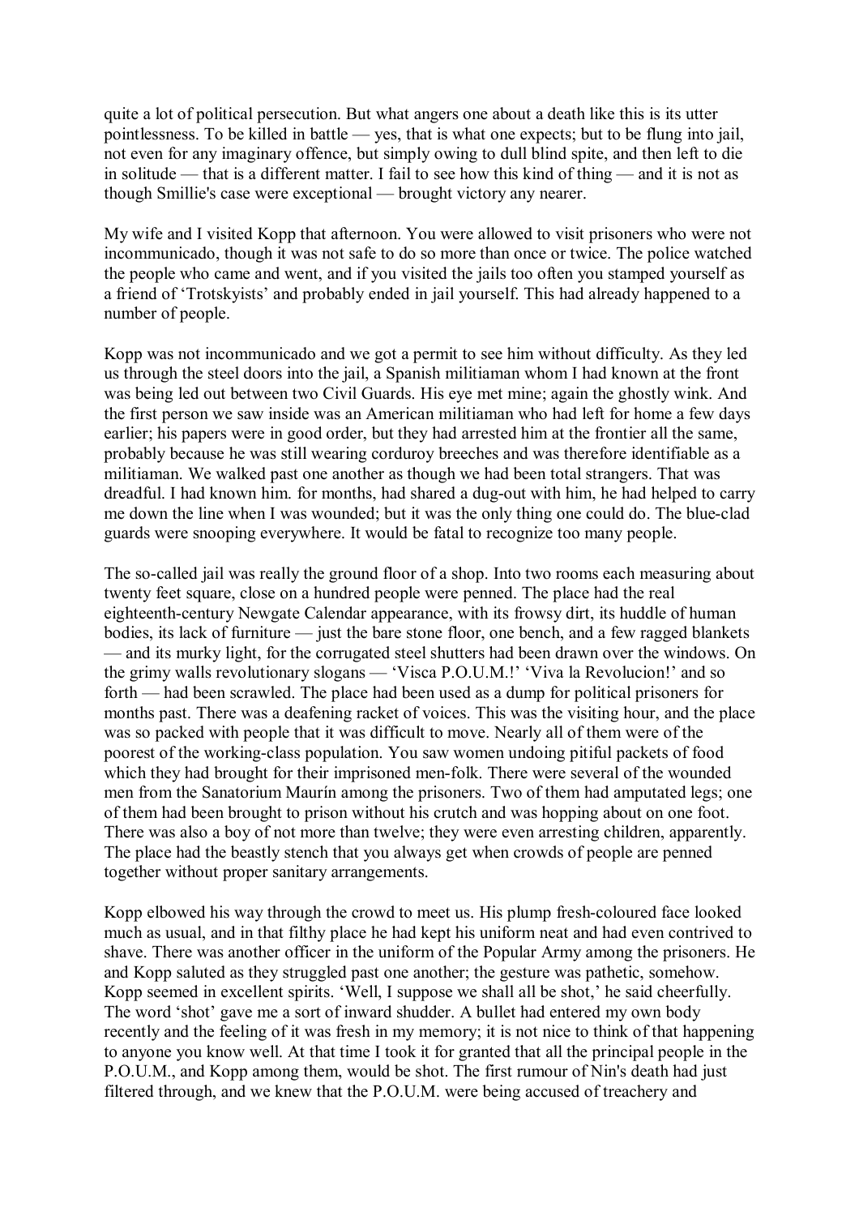quite a lot of political persecution. But what angers one about a death like this is its utter pointlessness. To be killed in battle — yes, that is what one expects; but to be flung into jail, not even for any imaginary offence, but simply owing to dull blind spite, and then left to die in solitude — that is a different matter. I fail to see how this kind of thing — and it is not as though Smillie's case were exceptional — brought victory any nearer.

My wife and I visited Kopp that afternoon. You were allowed to visit prisoners who were not incommunicado, though it was not safe to do so more than once or twice. The police watched the people who came and went, and if you visited the jails too often you stamped yourself as a friend of 'Trotskyists' and probably ended in jail yourself. This had already happened to a number of people.

Kopp was not incommunicado and we got a permit to see him without difficulty. As they led us through the steel doors into the jail, a Spanish militiaman whom I had known at the front was being led out between two Civil Guards. His eye met mine; again the ghostly wink. And the first person we saw inside was an American militiaman who had left for home a few days earlier; his papers were in good order, but they had arrested him at the frontier all the same, probably because he was still wearing corduroy breeches and was therefore identifiable as a militiaman. We walked past one another as though we had been total strangers. That was dreadful. I had known him. for months, had shared a dug-out with him, he had helped to carry me down the line when I was wounded; but it was the only thing one could do. The blue-clad guards were snooping everywhere. It would be fatal to recognize too many people.

The so-called jail was really the ground floor of a shop. Into two rooms each measuring about twenty feet square, close on a hundred people were penned. The place had the real eighteenth-century Newgate Calendar appearance, with its frowsy dirt, its huddle of human bodies, its lack of furniture — just the bare stone floor, one bench, and a few ragged blankets — and its murky light, for the corrugated steel shutters had been drawn over the windows. On the grimy walls revolutionary slogans — 'Visca P.O.U.M.!' 'Viva la Revolucion!' and so forth — had been scrawled. The place had been used as a dump for political prisoners for months past. There was a deafening racket of voices. This was the visiting hour, and the place was so packed with people that it was difficult to move. Nearly all of them were of the poorest of the working-class population. You saw women undoing pitiful packets of food which they had brought for their imprisoned men-folk. There were several of the wounded men from the Sanatorium Maurín among the prisoners. Two of them had amputated legs; one of them had been brought to prison without his crutch and was hopping about on one foot. There was also a boy of not more than twelve; they were even arresting children, apparently. The place had the beastly stench that you always get when crowds of people are penned together without proper sanitary arrangements.

Kopp elbowed his way through the crowd to meet us. His plump fresh-coloured face looked much as usual, and in that filthy place he had kept his uniform neat and had even contrived to shave. There was another officer in the uniform of the Popular Army among the prisoners. He and Kopp saluted as they struggled past one another; the gesture was pathetic, somehow. Kopp seemed in excellent spirits. 'Well, I suppose we shall all be shot,' he said cheerfully. The word 'shot' gave me a sort of inward shudder. A bullet had entered my own body recently and the feeling of it was fresh in my memory; it is not nice to think of that happening to anyone you know well. At that time I took it for granted that all the principal people in the P.O.U.M., and Kopp among them, would be shot. The first rumour of Nin's death had just filtered through, and we knew that the P.O.U.M. were being accused of treachery and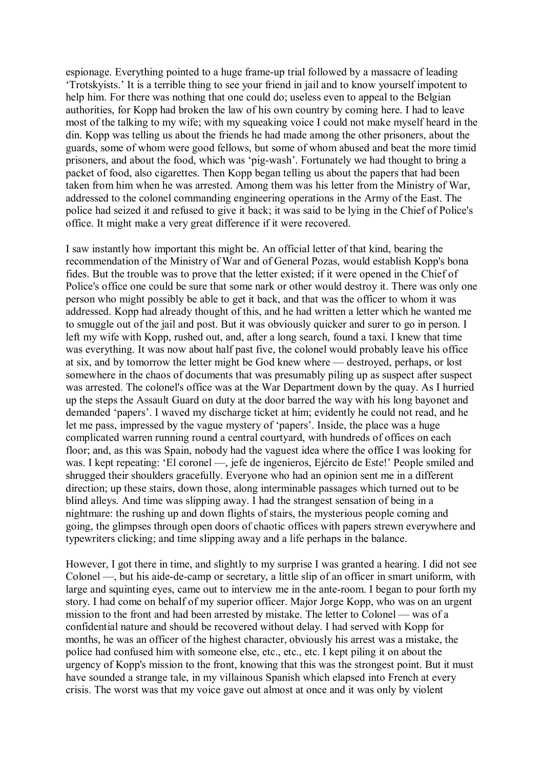espionage. Everything pointed to a huge frame-up trial followed by a massacre of leading 'Trotskyists.' It is a terrible thing to see your friend in jail and to know yourself impotent to help him. For there was nothing that one could do; useless even to appeal to the Belgian authorities, for Kopp had broken the law of his own country by coming here. I had to leave most of the talking to my wife; with my squeaking voice I could not make myself heard in the din. Kopp was telling us about the friends he had made among the other prisoners, about the guards, some of whom were good fellows, but some of whom abused and beat the more timid prisoners, and about the food, which was 'pig-wash'. Fortunately we had thought to bring a packet of food, also cigarettes. Then Kopp began telling us about the papers that had been taken from him when he was arrested. Among them was his letter from the Ministry of War, addressed to the colonel commanding engineering operations in the Army of the East. The police had seized it and refused to give it back; it was said to be lying in the Chief of Police's office. It might make a very great difference if it were recovered.

I saw instantly how important this might be. An official letter of that kind, bearing the recommendation of the Ministry of War and of General Pozas, would establish Kopp's bona fides. But the trouble was to prove that the letter existed; if it were opened in the Chief of Police's office one could be sure that some nark or other would destroy it. There was only one person who might possibly be able to get it back, and that was the officer to whom it was addressed. Kopp had already thought of this, and he had written a letter which he wanted me to smuggle out of the jail and post. But it was obviously quicker and surer to go in person. I left my wife with Kopp, rushed out, and, after a long search, found a taxi. I knew that time was everything. It was now about half past five, the colonel would probably leave his office at six, and by tomorrow the letter might be God knew where — destroyed, perhaps, or lost somewhere in the chaos of documents that was presumably piling up as suspect after suspect was arrested. The colonel's office was at the War Department down by the quay. As I hurried up the steps the Assault Guard on duty at the door barred the way with his long bayonet and demanded 'papers'. I waved my discharge ticket at him; evidently he could not read, and he let me pass, impressed by the vague mystery of 'papers'. Inside, the place was a huge complicated warren running round a central courtyard, with hundreds of offices on each floor; and, as this was Spain, nobody had the vaguest idea where the office I was looking for was. I kept repeating: 'El coronel —, jefe de ingenieros, Ejército de Este!' People smiled and shrugged their shoulders gracefully. Everyone who had an opinion sent me in a different direction; up these stairs, down those, along interminable passages which turned out to be blind alleys. And time was slipping away. I had the strangest sensation of being in a nightmare: the rushing up and down flights of stairs, the mysterious people coming and going, the glimpses through open doors of chaotic offices with papers strewn everywhere and typewriters clicking; and time slipping away and a life perhaps in the balance.

However, I got there in time, and slightly to my surprise I was granted a hearing. I did not see Colonel —, but his aide-de-camp or secretary, a little slip of an officer in smart uniform, with large and squinting eyes, came out to interview me in the ante-room. I began to pour forth my story. I had come on behalf of my superior officer. Major Jorge Kopp, who was on an urgent mission to the front and had been arrested by mistake. The letter to Colonel — was of a confidential nature and should be recovered without delay. I had served with Kopp for months, he was an officer of the highest character, obviously his arrest was a mistake, the police had confused him with someone else, etc., etc., etc. I kept piling it on about the urgency of Kopp's mission to the front, knowing that this was the strongest point. But it must have sounded a strange tale, in my villainous Spanish which elapsed into French at every crisis. The worst was that my voice gave out almost at once and it was only by violent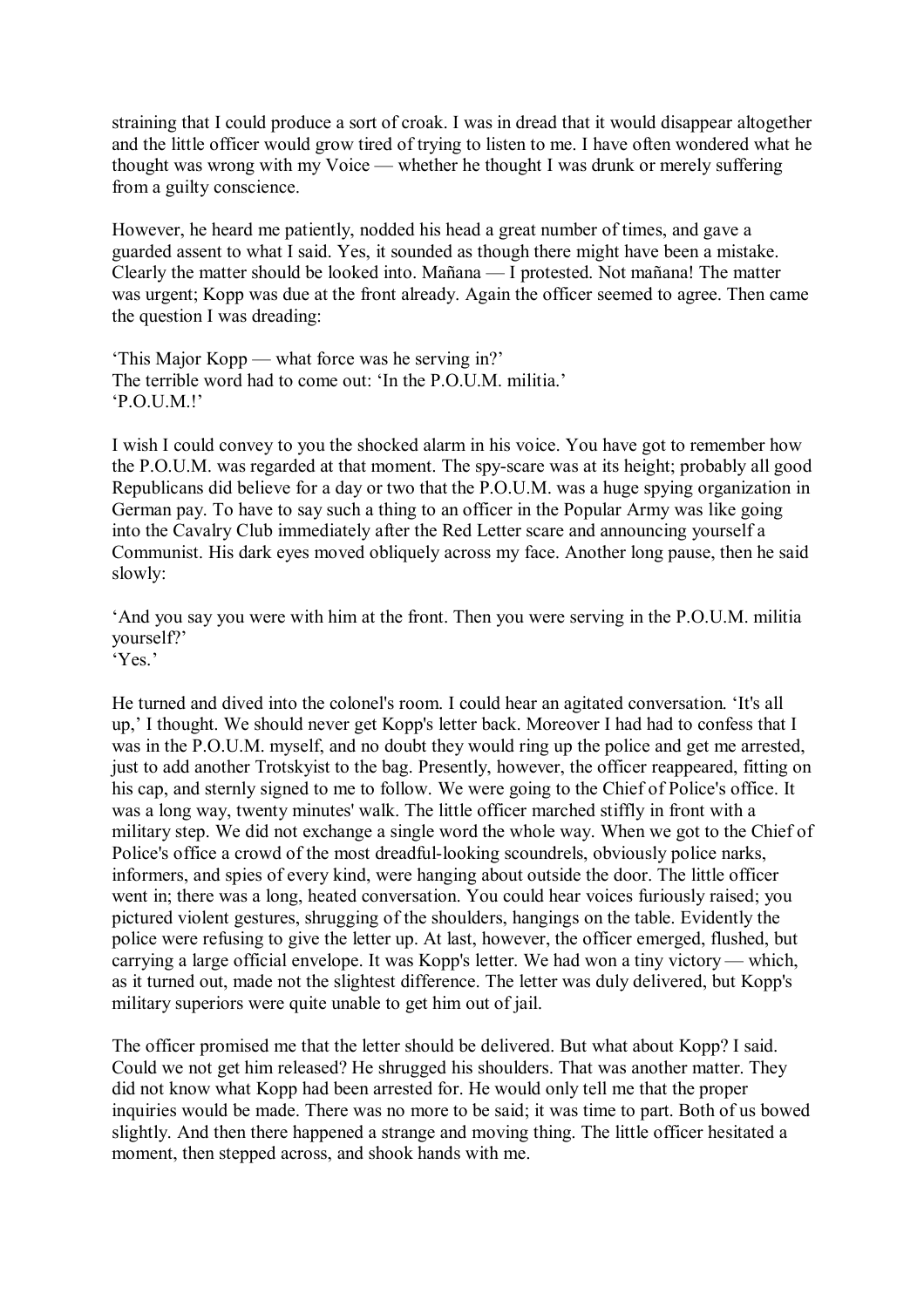straining that I could produce a sort of croak. I was in dread that it would disappear altogether and the little officer would grow tired of trying to listen to me. I have often wondered what he thought was wrong with my Voice — whether he thought I was drunk or merely suffering from a guilty conscience.

However, he heard me patiently, nodded his head a great number of times, and gave a guarded assent to what I said. Yes, it sounded as though there might have been a mistake. Clearly the matter should be looked into. Mañana — I protested. Not mañana! The matter was urgent; Kopp was due at the front already. Again the officer seemed to agree. Then came the question I was dreading:

'This Major Kopp — what force was he serving in?'
The terrible word had to come out: 'In the P.O.U.M. militia.'
'P.O.U.M.!'

I wish I could convey to you the shocked alarm in his voice. You have got to remember how the P.O.U.M. was regarded at that moment. The spy-scare was at its height; probably all good Republicans did believe for a day or two that the P.O.U.M. was a huge spying organization in German pay. To have to say such a thing to an officer in the Popular Army was like going into the Cavalry Club immediately after the Red Letter scare and announcing yourself a Communist. His dark eyes moved obliquely across my face. Another long pause, then he said slowly:

'And you say you were with him at the front. Then you were serving in the P.O.U.M. militia yourself?'
'Yes.'

He turned and dived into the colonel's room. I could hear an agitated conversation. 'It's all up,' I thought. We should never get Kopp's letter back. Moreover I had had to confess that I was in the P.O.U.M. myself, and no doubt they would ring up the police and get me arrested, just to add another Trotskyist to the bag. Presently, however, the officer reappeared, fitting on his cap, and sternly signed to me to follow. We were going to the Chief of Police's office. It was a long way, twenty minutes' walk. The little officer marched stiffly in front with a military step. We did not exchange a single word the whole way. When we got to the Chief of Police's office a crowd of the most dreadful-looking scoundrels, obviously police narks, informers, and spies of every kind, were hanging about outside the door. The little officer went in; there was a long, heated conversation. You could hear voices furiously raised; you pictured violent gestures, shrugging of the shoulders, hangings on the table. Evidently the police were refusing to give the letter up. At last, however, the officer emerged, flushed, but carrying a large official envelope. It was Kopp's letter. We had won a tiny victory — which, as it turned out, made not the slightest difference. The letter was duly delivered, but Kopp's military superiors were quite unable to get him out of jail.

The officer promised me that the letter should be delivered. But what about Kopp? I said. Could we not get him released? He shrugged his shoulders. That was another matter. They did not know what Kopp had been arrested for. He would only tell me that the proper inquiries would be made. There was no more to be said; it was time to part. Both of us bowed slightly. And then there happened a strange and moving thing. The little officer hesitated a moment, then stepped across, and shook hands with me.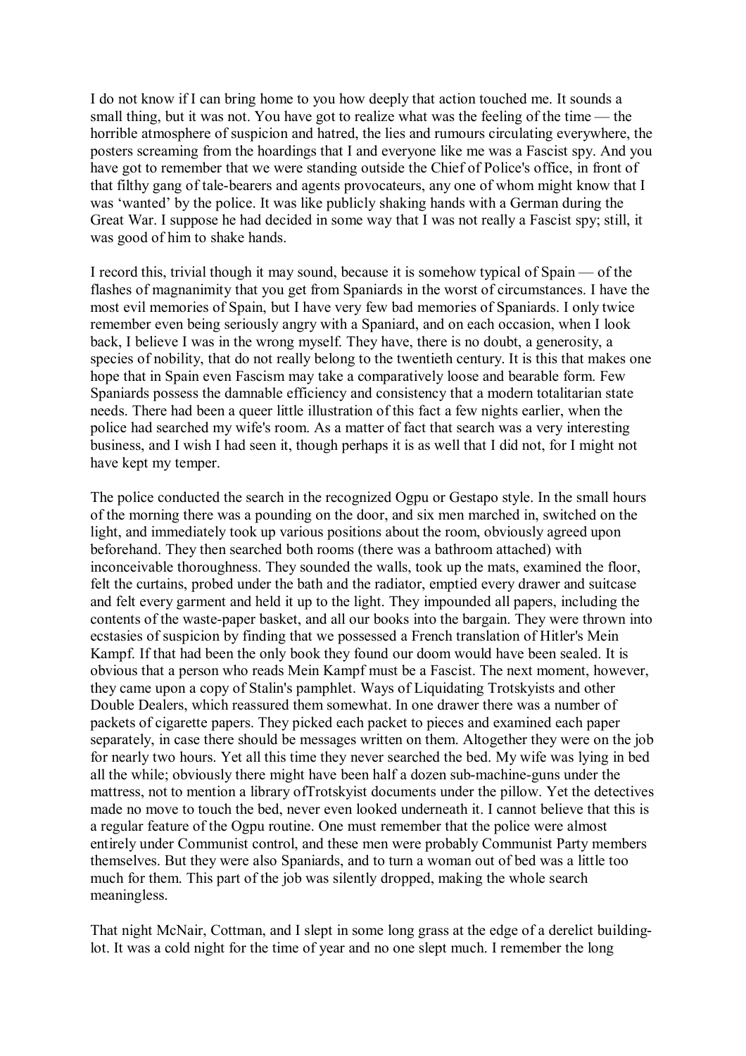I do not know if I can bring home to you how deeply that action touched me. It sounds a small thing, but it was not. You have got to realize what was the feeling of the time — the horrible atmosphere of suspicion and hatred, the lies and rumours circulating everywhere, the posters screaming from the hoardings that I and everyone like me was a Fascist spy. And you have got to remember that we were standing outside the Chief of Police's office, in front of that filthy gang of tale-bearers and agents provocateurs, any one of whom might know that I was 'wanted' by the police. It was like publicly shaking hands with a German during the Great War. I suppose he had decided in some way that I was not really a Fascist spy; still, it was good of him to shake hands.

I record this, trivial though it may sound, because it is somehow typical of Spain — of the flashes of magnanimity that you get from Spaniards in the worst of circumstances. I have the most evil memories of Spain, but I have very few bad memories of Spaniards. I only twice remember even being seriously angry with a Spaniard, and on each occasion, when I look back, I believe I was in the wrong myself. They have, there is no doubt, a generosity, a species of nobility, that do not really belong to the twentieth century. It is this that makes one hope that in Spain even Fascism may take a comparatively loose and bearable form. Few Spaniards possess the damnable efficiency and consistency that a modern totalitarian state needs. There had been a queer little illustration of this fact a few nights earlier, when the police had searched my wife's room. As a matter of fact that search was a very interesting business, and I wish I had seen it, though perhaps it is as well that I did not, for I might not have kept my temper.

The police conducted the search in the recognized Ogpu or Gestapo style. In the small hours of the morning there was a pounding on the door, and six men marched in, switched on the light, and immediately took up various positions about the room, obviously agreed upon beforehand. They then searched both rooms (there was a bathroom attached) with inconceivable thoroughness. They sounded the walls, took up the mats, examined the floor, felt the curtains, probed under the bath and the radiator, emptied every drawer and suitcase and felt every garment and held it up to the light. They impounded all papers, including the contents of the waste-paper basket, and all our books into the bargain. They were thrown into ecstasies of suspicion by finding that we possessed a French translation of Hitler's Mein Kampf. If that had been the only book they found our doom would have been sealed. It is obvious that a person who reads Mein Kampf must be a Fascist. The next moment, however, they came upon a copy of Stalin's pamphlet. Ways of Liquidating Trotskyists and other Double Dealers, which reassured them somewhat. In one drawer there was a number of packets of cigarette papers. They picked each packet to pieces and examined each paper separately, in case there should be messages written on them. Altogether they were on the job for nearly two hours. Yet all this time they never searched the bed. My wife was lying in bed all the while; obviously there might have been half a dozen sub-machine-guns under the mattress, not to mention a library ofTrotskyist documents under the pillow. Yet the detectives made no move to touch the bed, never even looked underneath it. I cannot believe that this is a regular feature of the Ogpu routine. One must remember that the police were almost entirely under Communist control, and these men were probably Communist Party members themselves. But they were also Spaniards, and to turn a woman out of bed was a little too much for them. This part of the job was silently dropped, making the whole search meaningless.

That night McNair, Cottman, and I slept in some long grass at the edge of a derelict building-lot. It was a cold night for the time of year and no one slept much. I remember the long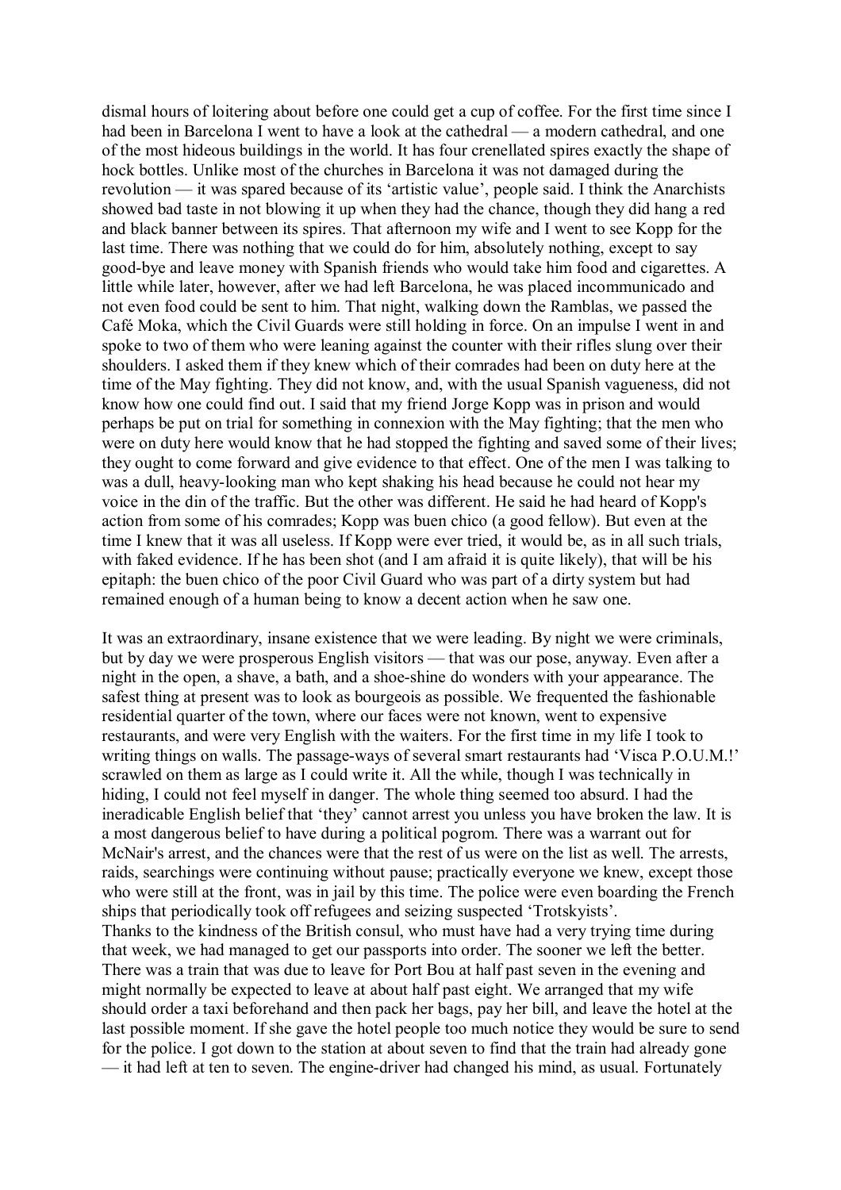dismal hours of loitering about before one could get a cup of coffee. For the first time since I had been in Barcelona I went to have a look at the cathedral — a modern cathedral, and one of the most hideous buildings in the world. It has four crenellated spires exactly the shape of hock bottles. Unlike most of the churches in Barcelona it was not damaged during the revolution — it was spared because of its 'artistic value', people said. I think the Anarchists showed bad taste in not blowing it up when they had the chance, though they did hang a red and black banner between its spires. That afternoon my wife and I went to see Kopp for the last time. There was nothing that we could do for him, absolutely nothing, except to say good-bye and leave money with Spanish friends who would take him food and cigarettes. A little while later, however, after we had left Barcelona, he was placed incommunicado and not even food could be sent to him. That night, walking down the Ramblas, we passed the Café Moka, which the Civil Guards were still holding in force. On an impulse I went in and spoke to two of them who were leaning against the counter with their rifles slung over their shoulders. I asked them if they knew which of their comrades had been on duty here at the time of the May fighting. They did not know, and, with the usual Spanish vagueness, did not know how one could find out. I said that my friend Jorge Kopp was in prison and would perhaps be put on trial for something in connexion with the May fighting; that the men who were on duty here would know that he had stopped the fighting and saved some of their lives; they ought to come forward and give evidence to that effect. One of the men I was talking to was a dull, heavy-looking man who kept shaking his head because he could not hear my voice in the din of the traffic. But the other was different. He said he had heard of Kopp's action from some of his comrades; Kopp was buen chico (a good fellow). But even at the time I knew that it was all useless. If Kopp were ever tried, it would be, as in all such trials, with faked evidence. If he has been shot (and I am afraid it is quite likely), that will be his epitaph: the buen chico of the poor Civil Guard who was part of a dirty system but had remained enough of a human being to know a decent action when he saw one.

It was an extraordinary, insane existence that we were leading. By night we were criminals, but by day we were prosperous English visitors — that was our pose, anyway. Even after a night in the open, a shave, a bath, and a shoe-shine do wonders with your appearance. The safest thing at present was to look as bourgeois as possible. We frequented the fashionable residential quarter of the town, where our faces were not known, went to expensive restaurants, and were very English with the waiters. For the first time in my life I took to writing things on walls. The passage-ways of several smart restaurants had 'Visca P.O.U.M.!' scrawled on them as large as I could write it. All the while, though I was technically in hiding, I could not feel myself in danger. The whole thing seemed too absurd. I had the ineradicable English belief that 'they' cannot arrest you unless you have broken the law. It is a most dangerous belief to have during a political pogrom. There was a warrant out for McNair's arrest, and the chances were that the rest of us were on the list as well. The arrests, raids, searchings were continuing without pause; practically everyone we knew, except those who were still at the front, was in jail by this time. The police were even boarding the French ships that periodically took off refugees and seizing suspected 'Trotskyists'.

Thanks to the kindness of the British consul, who must have had a very trying time during that week, we had managed to get our passports into order. The sooner we left the better. There was a train that was due to leave for Port Bou at half past seven in the evening and might normally be expected to leave at about half past eight. We arranged that my wife should order a taxi beforehand and then pack her bags, pay her bill, and leave the hotel at the last possible moment. If she gave the hotel people too much notice they would be sure to send for the police. I got down to the station at about seven to find that the train had already gone — it had left at ten to seven. The engine-driver had changed his mind, as usual. Fortunately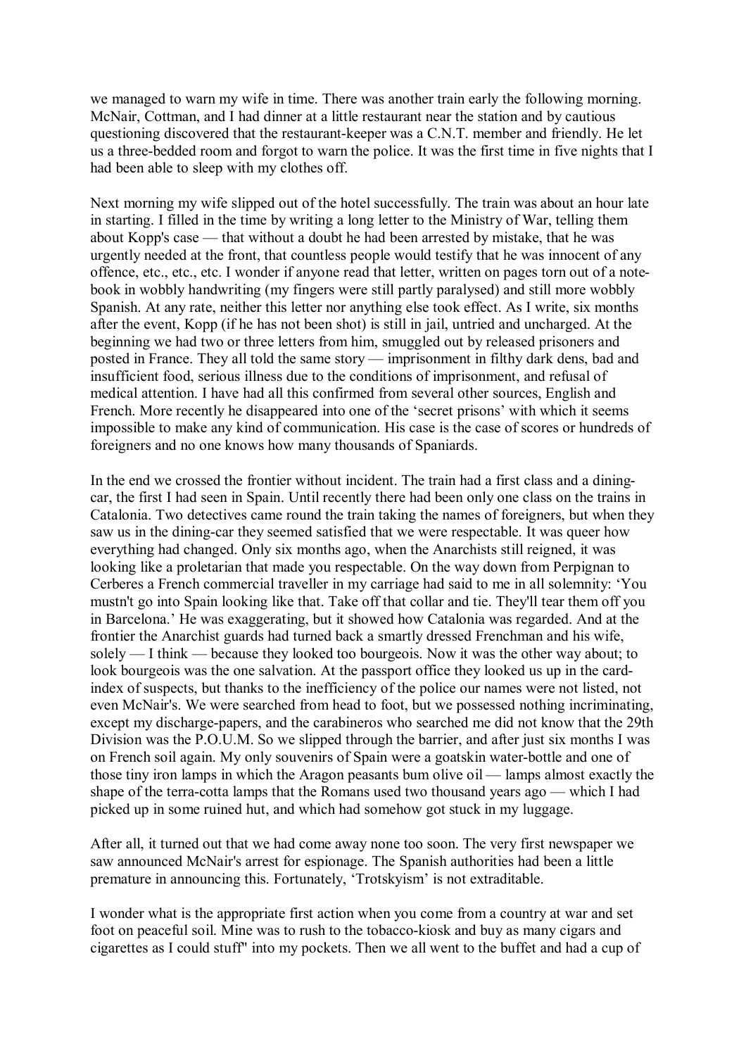we managed to warn my wife in time. There was another train early the following morning. McNair, Cottman, and I had dinner at a little restaurant near the station and by cautious questioning discovered that the restaurant-keeper was a C.N.T. member and friendly. He let us a three-bedded room and forgot to warn the police. It was the first time in five nights that I had been able to sleep with my clothes off.

Next morning my wife slipped out of the hotel successfully. The train was about an hour late in starting. I filled in the time by writing a long letter to the Ministry of War, telling them about Kopp's case — that without a doubt he had been arrested by mistake, that he was urgently needed at the front, that countless people would testify that he was innocent of any offence, etc., etc., etc. I wonder if anyone read that letter, written on pages torn out of a note-book in wobbly handwriting (my fingers were still partly paralysed) and still more wobbly Spanish. At any rate, neither this letter nor anything else took effect. As I write, six months after the event, Kopp (if he has not been shot) is still in jail, untried and uncharged. At the beginning we had two or three letters from him, smuggled out by released prisoners and posted in France. They all told the same story — imprisonment in filthy dark dens, bad and insufficient food, serious illness due to the conditions of imprisonment, and refusal of medical attention. I have had all this confirmed from several other sources, English and French. More recently he disappeared into one of the 'secret prisons' with which it seems impossible to make any kind of communication. His case is the case of scores or hundreds of foreigners and no one knows how many thousands of Spaniards.

In the end we crossed the frontier without incident. The train had a first class and a dining-car, the first I had seen in Spain. Until recently there had been only one class on the trains in Catalonia. Two detectives came round the train taking the names of foreigners, but when they saw us in the dining-car they seemed satisfied that we were respectable. It was queer how everything had changed. Only six months ago, when the Anarchists still reigned, it was looking like a proletarian that made you respectable. On the way down from Perpignan to Cerberes a French commercial traveller in my carriage had said to me in all solemnity: 'You mustn't go into Spain looking like that. Take off that collar and tie. They'll tear them off you in Barcelona.' He was exaggerating, but it showed how Catalonia was regarded. And at the frontier the Anarchist guards had turned back a smartly dressed Frenchman and his wife, solely — I think — because they looked too bourgeois. Now it was the other way about; to look bourgeois was the one salvation. At the passport office they looked us up in the card-index of suspects, but thanks to the inefficiency of the police our names were not listed, not even McNair's. We were searched from head to foot, but we possessed nothing incriminating, except my discharge-papers, and the carabineros who searched me did not know that the 29th Division was the P.O.U.M. So we slipped through the barrier, and after just six months I was on French soil again. My only souvenirs of Spain were a goatskin water-bottle and one of those tiny iron lamps in which the Aragon peasants bum olive oil — lamps almost exactly the shape of the terra-cotta lamps that the Romans used two thousand years ago — which I had picked up in some ruined hut, and which had somehow got stuck in my luggage.

After all, it turned out that we had come away none too soon. The very first newspaper we saw announced McNair's arrest for espionage. The Spanish authorities had been a little premature in announcing this. Fortunately, 'Trotskyism' is not extraditable.

I wonder what is the appropriate first action when you come from a country at war and set foot on peaceful soil. Mine was to rush to the tobacco-kiosk and buy as many cigars and cigarettes as I could stuff" into my pockets. Then we all went to the buffet and had a cup of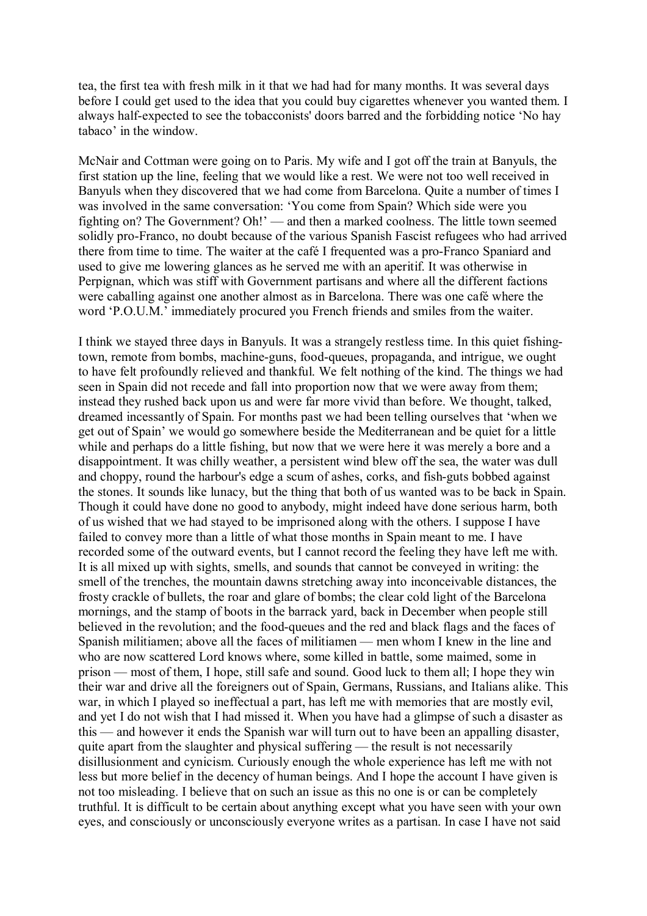tea, the first tea with fresh milk in it that we had had for many months. It was several days before I could get used to the idea that you could buy cigarettes whenever you wanted them. I always half-expected to see the tobacconists' doors barred and the forbidding notice 'No hay tabaco' in the window.

McNair and Cottman were going on to Paris. My wife and I got off the train at Banyuls, the first station up the line, feeling that we would like a rest. We were not too well received in Banyuls when they discovered that we had come from Barcelona. Quite a number of times I was involved in the same conversation: 'You come from Spain? Which side were you fighting on? The Government? Oh!' — and then a marked coolness. The little town seemed solidly pro-Franco, no doubt because of the various Spanish Fascist refugees who had arrived there from time to time. The waiter at the café I frequented was a pro-Franco Spaniard and used to give me lowering glances as he served me with an aperitif. It was otherwise in Perpignan, which was stiff with Government partisans and where all the different factions were caballing against one another almost as in Barcelona. There was one café where the word 'P.O.U.M.' immediately procured you French friends and smiles from the waiter.

I think we stayed three days in Banyuls. It was a strangely restless time. In this quiet fishing-town, remote from bombs, machine-guns, food-queues, propaganda, and intrigue, we ought to have felt profoundly relieved and thankful. We felt nothing of the kind. The things we had seen in Spain did not recede and fall into proportion now that we were away from them; instead they rushed back upon us and were far more vivid than before. We thought, talked, dreamed incessantly of Spain. For months past we had been telling ourselves that 'when we get out of Spain' we would go somewhere beside the Mediterranean and be quiet for a little while and perhaps do a little fishing, but now that we were here it was merely a bore and a disappointment. It was chilly weather, a persistent wind blew off the sea, the water was dull and choppy, round the harbour's edge a scum of ashes, corks, and fish-guts bobbed against the stones. It sounds like lunacy, but the thing that both of us wanted was to be back in Spain. Though it could have done no good to anybody, might indeed have done serious harm, both of us wished that we had stayed to be imprisoned along with the others. I suppose I have failed to convey more than a little of what those months in Spain meant to me. I have recorded some of the outward events, but I cannot record the feeling they have left me with. It is all mixed up with sights, smells, and sounds that cannot be conveyed in writing: the smell of the trenches, the mountain dawns stretching away into inconceivable distances, the frosty crackle of bullets, the roar and glare of bombs; the clear cold light of the Barcelona mornings, and the stamp of boots in the barrack yard, back in December when people still believed in the revolution; and the food-queues and the red and black flags and the faces of Spanish militiamen; above all the faces of militiamen — men whom I knew in the line and who are now scattered Lord knows where, some killed in battle, some maimed, some in prison — most of them, I hope, still safe and sound. Good luck to them all; I hope they win their war and drive all the foreigners out of Spain, Germans, Russians, and Italians alike. This war, in which I played so ineffectual a part, has left me with memories that are mostly evil, and yet I do not wish that I had missed it. When you have had a glimpse of such a disaster as this — and however it ends the Spanish war will turn out to have been an appalling disaster, quite apart from the slaughter and physical suffering — the result is not necessarily disillusionment and cynicism. Curiously enough the whole experience has left me with not less but more belief in the decency of human beings. And I hope the account I have given is not too misleading. I believe that on such an issue as this no one is or can be completely truthful. It is difficult to be certain about anything except what you have seen with your own eyes, and consciously or unconsciously everyone writes as a partisan. In case I have not said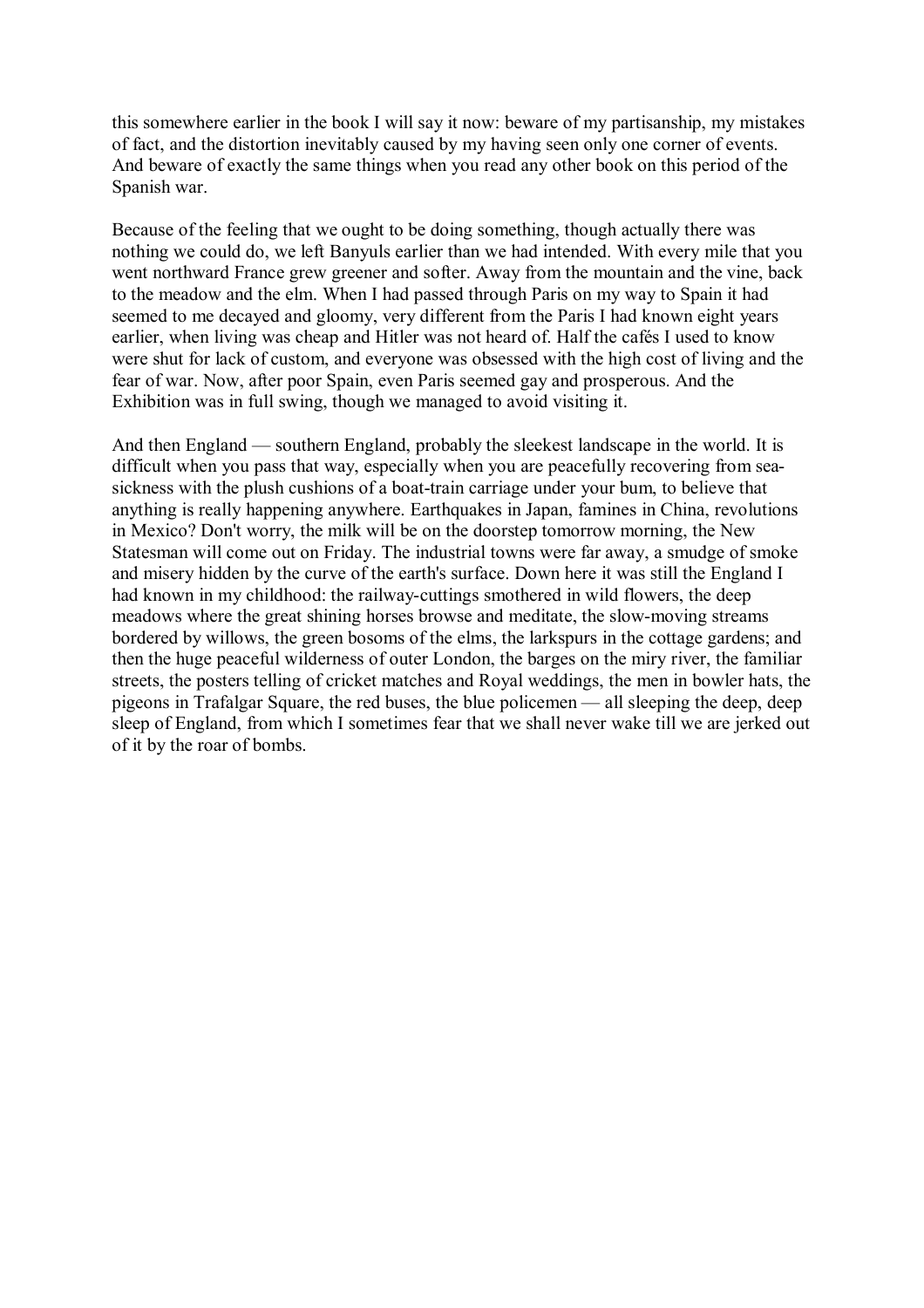this somewhere earlier in the book I will say it now: beware of my partisanship, my mistakes of fact, and the distortion inevitably caused by my having seen only one corner of events. And beware of exactly the same things when you read any other book on this period of the Spanish war.

Because of the feeling that we ought to be doing something, though actually there was nothing we could do, we left Banyuls earlier than we had intended. With every mile that you went northward France grew greener and softer. Away from the mountain and the vine, back to the meadow and the elm. When I had passed through Paris on my way to Spain it had seemed to me decayed and gloomy, very different from the Paris I had known eight years earlier, when living was cheap and Hitler was not heard of. Half the cafés I used to know were shut for lack of custom, and everyone was obsessed with the high cost of living and the fear of war. Now, after poor Spain, even Paris seemed gay and prosperous. And the Exhibition was in full swing, though we managed to avoid visiting it.

And then England — southern England, probably the sleekest landscape in the world. It is difficult when you pass that way, especially when you are peacefully recovering from sea-sickness with the plush cushions of a boat-train carriage under your bum, to believe that anything is really happening anywhere. Earthquakes in Japan, famines in China, revolutions in Mexico? Don't worry, the milk will be on the doorstep tomorrow morning, the New Statesman will come out on Friday. The industrial towns were far away, a smudge of smoke and misery hidden by the curve of the earth's surface. Down here it was still the England I had known in my childhood: the railway-cuttings smothered in wild flowers, the deep meadows where the great shining horses browse and meditate, the slow-moving streams bordered by willows, the green bosoms of the elms, the larkspurs in the cottage gardens; and then the huge peaceful wilderness of outer London, the barges on the miry river, the familiar streets, the posters telling of cricket matches and Royal weddings, the men in bowler hats, the pigeons in Trafalgar Square, the red buses, the blue policemen — all sleeping the deep, deep sleep of England, from which I sometimes fear that we shall never wake till we are jerked out of it by the roar of bombs.